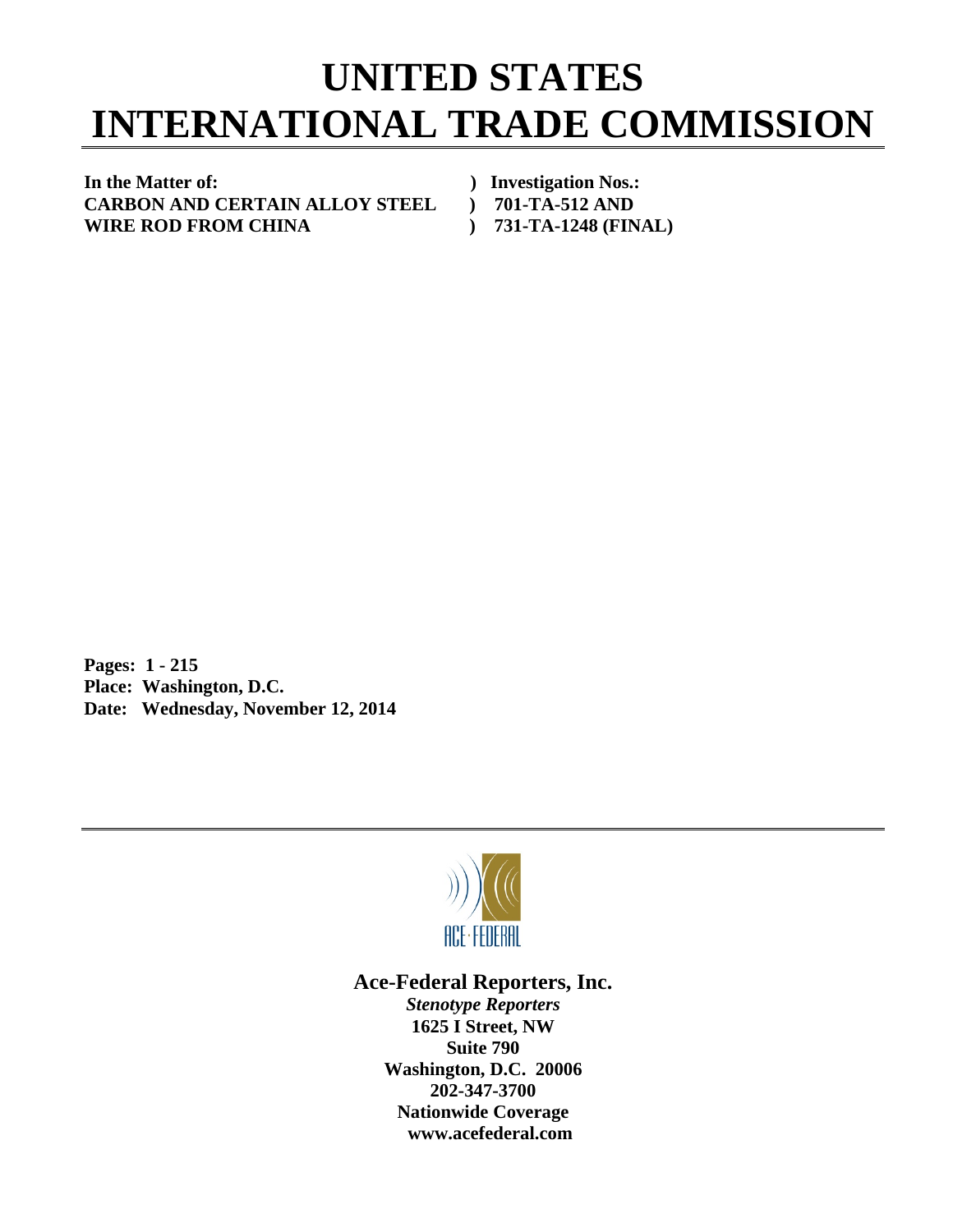# UNITED STATES INTERNATIONAL TRADE COMMISSION

| | |
|---|---|
| **In the Matter of:** | **) Investigation Nos.:** |
| **CARBON AND CERTAIN ALLOY STEEL** | **) 701-TA-512 AND** |
| **WIRE ROD FROM CHINA** | **) 731-TA-1248 (FINAL)** |

**Pages: 1 - 215**
**Place: Washington, D.C.**
**Date: Wednesday, November 12, 2014**

ACE·FEDERAL

**Ace-Federal Reporters, Inc.**
***Stenotype Reporters***
**1625 I Street, NW**
**Suite 790**
**Washington, D.C. 20006**
**202-347-3700**
**Nationwide Coverage**
**www.acefederal.com**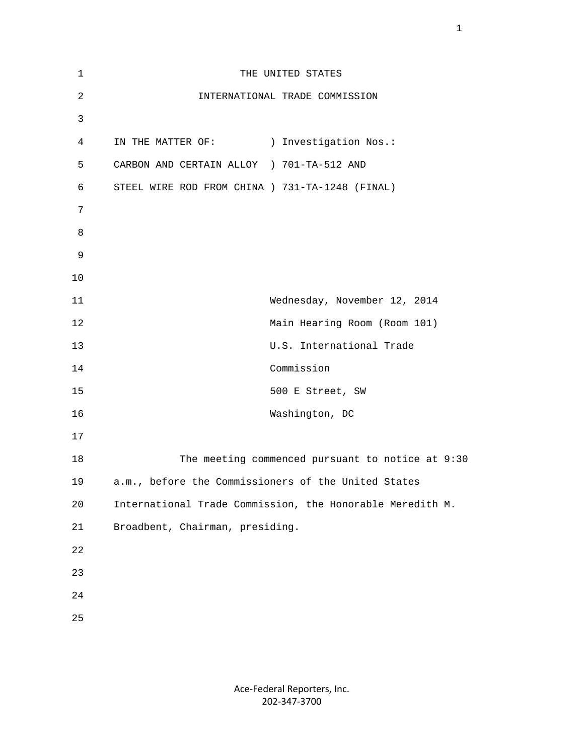THE UNITED STATES

INTERNATIONAL TRADE COMMISSION

IN THE MATTER OF: ) Investigation Nos.:

CARBON AND CERTAIN ALLOY ) 701-TA-512 AND

STEEL WIRE ROD FROM CHINA ) 731-TA-1248 (FINAL)

Wednesday, November 12, 2014

Main Hearing Room (Room 101)

U.S. International Trade Commission

500 E Street, SW

Washington, DC

The meeting commenced pursuant to notice at 9:30 a.m., before the Commissioners of the United States International Trade Commission, the Honorable Meredith M. Broadbent, Chairman, presiding.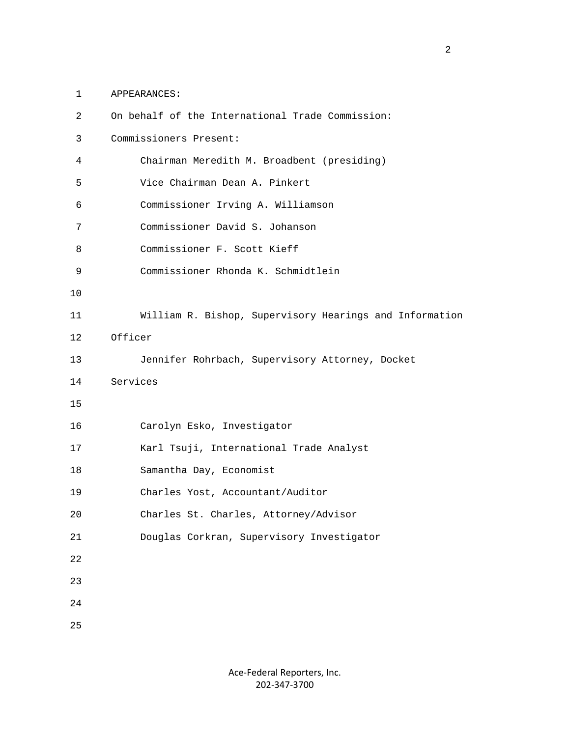APPEARANCES:

On behalf of the International Trade Commission:

Commissioners Present:

Chairman Meredith M. Broadbent (presiding)

Vice Chairman Dean A. Pinkert

Commissioner Irving A. Williamson

Commissioner David S. Johanson

Commissioner F. Scott Kieff

Commissioner Rhonda K. Schmidtlein

William R. Bishop, Supervisory Hearings and Information Officer

Jennifer Rohrbach, Supervisory Attorney, Docket Services

Carolyn Esko, Investigator

Karl Tsuji, International Trade Analyst

Samantha Day, Economist

Charles Yost, Accountant/Auditor

Charles St. Charles, Attorney/Advisor

Douglas Corkran, Supervisory Investigator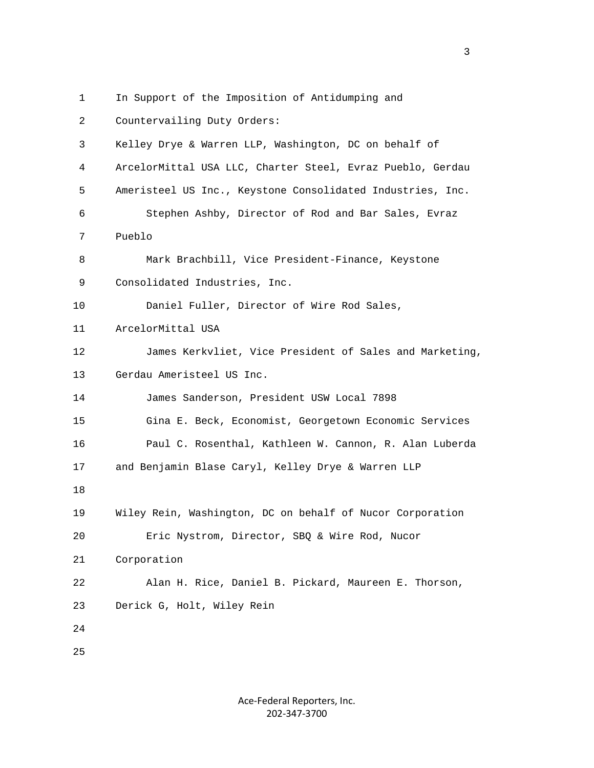In Support of the Imposition of Antidumping and Countervailing Duty Orders:

Kelley Drye & Warren LLP, Washington, DC on behalf of ArcelorMittal USA LLC, Charter Steel, Evraz Pueblo, Gerdau Ameristeel US Inc., Keystone Consolidated Industries, Inc.

Stephen Ashby, Director of Rod and Bar Sales, Evraz Pueblo

Mark Brachbill, Vice President-Finance, Keystone Consolidated Industries, Inc.

Daniel Fuller, Director of Wire Rod Sales, ArcelorMittal USA

James Kerkvliet, Vice President of Sales and Marketing, Gerdau Ameristeel US Inc.

James Sanderson, President USW Local 7898

Gina E. Beck, Economist, Georgetown Economic Services

Paul C. Rosenthal, Kathleen W. Cannon, R. Alan Luberda and Benjamin Blase Caryl, Kelley Drye & Warren LLP

Wiley Rein, Washington, DC on behalf of Nucor Corporation

Eric Nystrom, Director, SBQ & Wire Rod, Nucor Corporation

Alan H. Rice, Daniel B. Pickard, Maureen E. Thorson, Derick G, Holt, Wiley Rein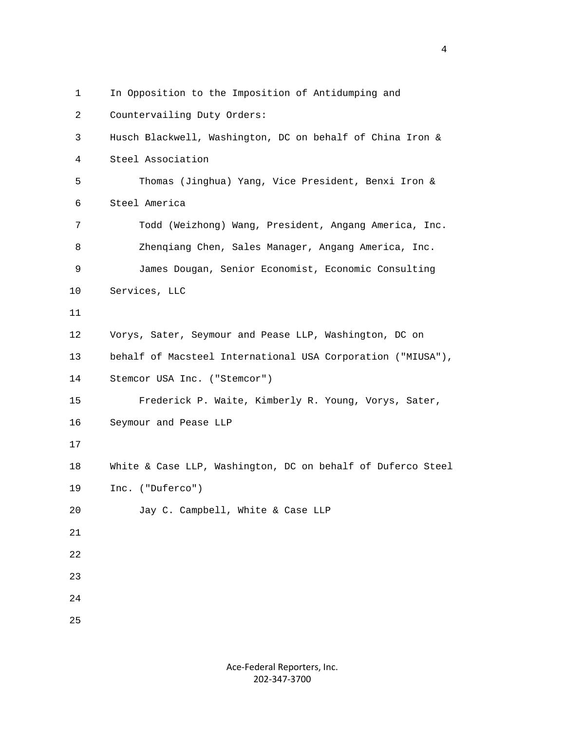In Opposition to the Imposition of Antidumping and Countervailing Duty Orders:

Husch Blackwell, Washington, DC on behalf of China Iron & Steel Association

Thomas (Jinghua) Yang, Vice President, Benxi Iron & Steel America

Todd (Weizhong) Wang, President, Angang America, Inc.

Zhenqiang Chen, Sales Manager, Angang America, Inc.

James Dougan, Senior Economist, Economic Consulting Services, LLC

Vorys, Sater, Seymour and Pease LLP, Washington, DC on behalf of Macsteel International USA Corporation ("MIUSA"), Stemcor USA Inc. ("Stemcor")

Frederick P. Waite, Kimberly R. Young, Vorys, Sater, Seymour and Pease LLP

White & Case LLP, Washington, DC on behalf of Duferco Steel Inc. ("Duferco")

Jay C. Campbell, White & Case LLP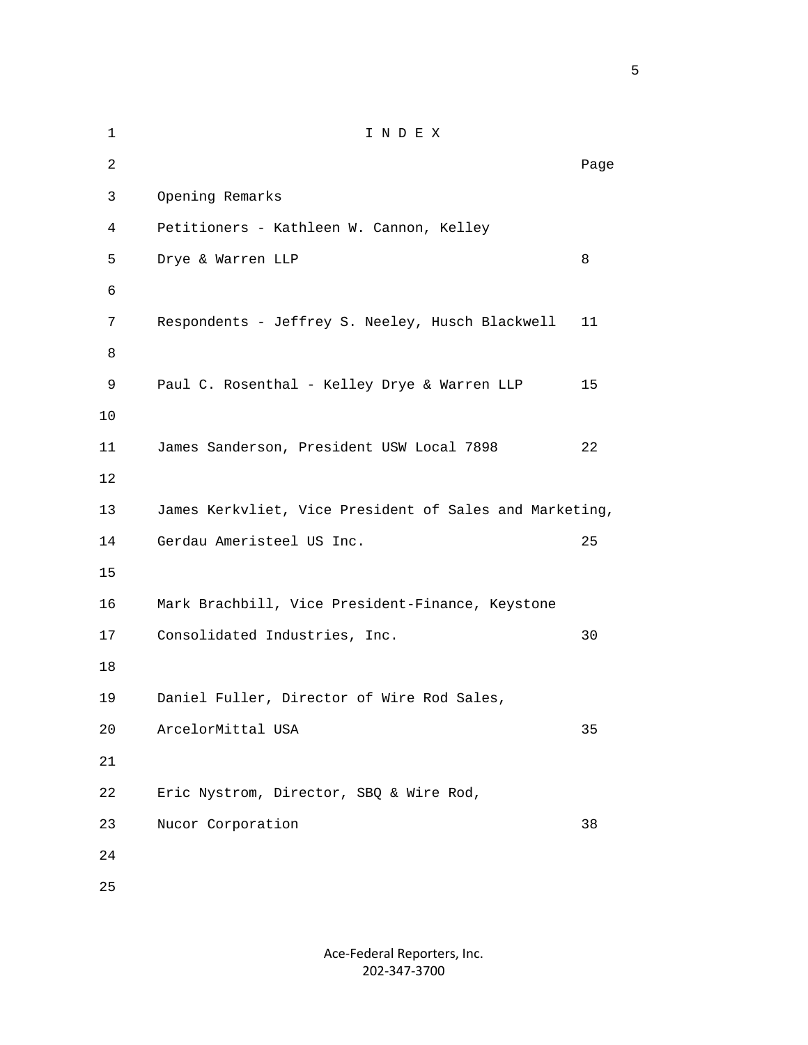# I N D E X

| | Page |
|---|---|
| Opening Remarks | |
| Petitioners - Kathleen W. Cannon, Kelley Drye & Warren LLP | 8 |
| Respondents - Jeffrey S. Neeley, Husch Blackwell | 11 |
| Paul C. Rosenthal - Kelley Drye & Warren LLP | 15 |
| James Sanderson, President USW Local 7898 | 22 |
| James Kerkvliet, Vice President of Sales and Marketing, Gerdau Ameristeel US Inc. | 25 |
| Mark Brachbill, Vice President-Finance, Keystone Consolidated Industries, Inc. | 30 |
| Daniel Fuller, Director of Wire Rod Sales, ArcelorMittal USA | 35 |
| Eric Nystrom, Director, SBQ & Wire Rod, Nucor Corporation | 38 |

Ace-Federal Reporters, Inc.
202-347-3700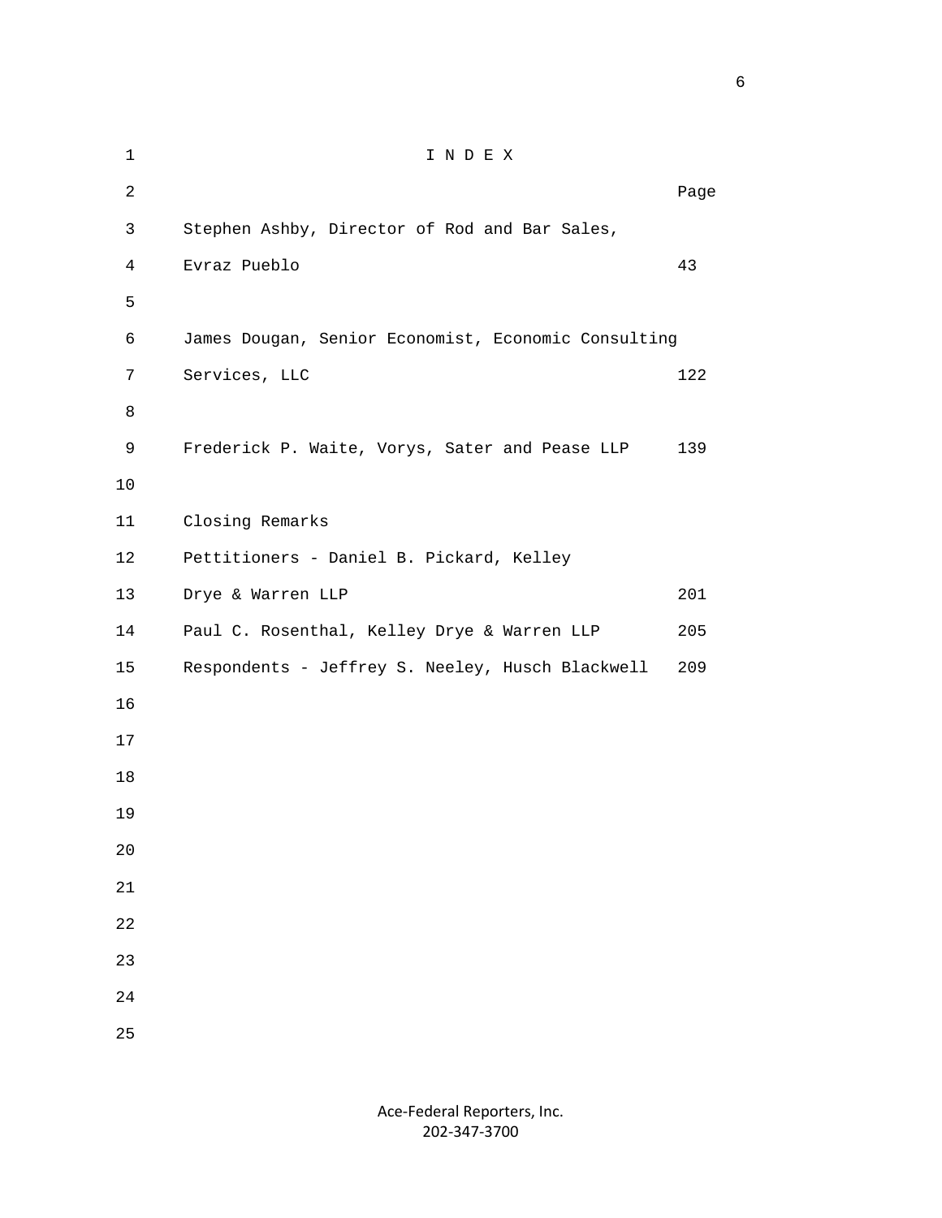# I N D E X

| | Page |
|---|---|
| Stephen Ashby, Director of Rod and Bar Sales, Evraz Pueblo | 43 |
| James Dougan, Senior Economist, Economic Consulting Services, LLC | 122 |
| Frederick P. Waite, Vorys, Sater and Pease LLP | 139 |
| **Closing Remarks** | |
| Pettitioners - Daniel B. Pickard, Kelley Drye & Warren LLP | 201 |
| Paul C. Rosenthal, Kelley Drye & Warren LLP | 205 |
| Respondents - Jeffrey S. Neeley, Husch Blackwell | 209 |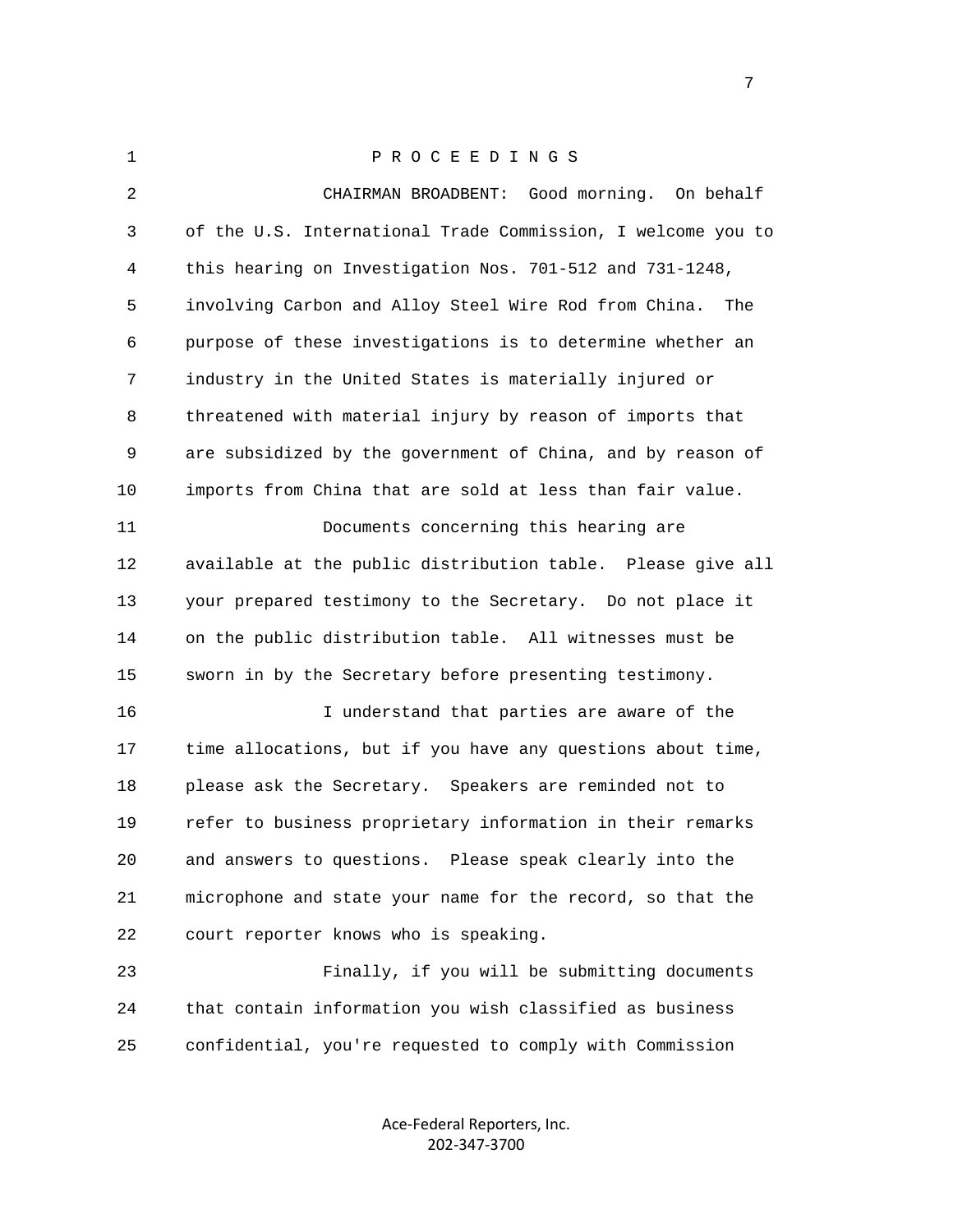P R O C E E D I N G S

CHAIRMAN BROADBENT: Good morning. On behalf of the U.S. International Trade Commission, I welcome you to this hearing on Investigation Nos. 701-512 and 731-1248, involving Carbon and Alloy Steel Wire Rod from China. The purpose of these investigations is to determine whether an industry in the United States is materially injured or threatened with material injury by reason of imports that are subsidized by the government of China, and by reason of imports from China that are sold at less than fair value.

Documents concerning this hearing are available at the public distribution table. Please give all your prepared testimony to the Secretary. Do not place it on the public distribution table. All witnesses must be sworn in by the Secretary before presenting testimony.

I understand that parties are aware of the time allocations, but if you have any questions about time, please ask the Secretary. Speakers are reminded not to refer to business proprietary information in their remarks and answers to questions. Please speak clearly into the microphone and state your name for the record, so that the court reporter knows who is speaking.

Finally, if you will be submitting documents that contain information you wish classified as business confidential, you're requested to comply with Commission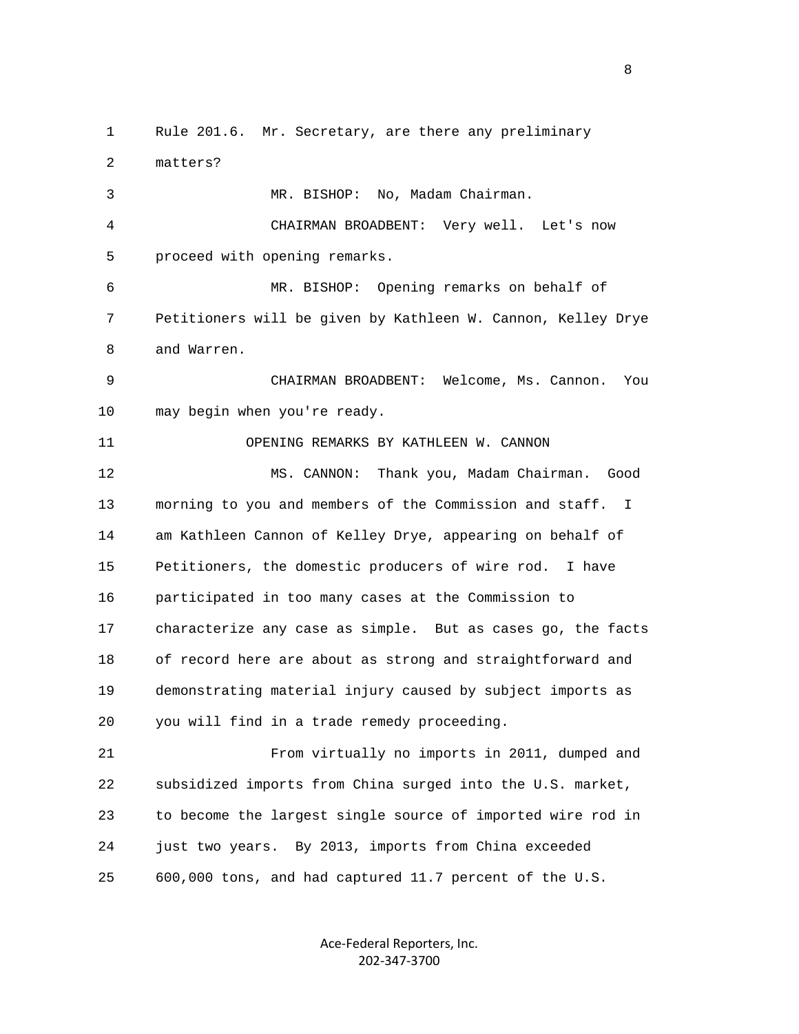Rule 201.6. Mr. Secretary, are there any preliminary matters?

MR. BISHOP: No, Madam Chairman.

CHAIRMAN BROADBENT: Very well. Let's now proceed with opening remarks.

MR. BISHOP: Opening remarks on behalf of Petitioners will be given by Kathleen W. Cannon, Kelley Drye and Warren.

CHAIRMAN BROADBENT: Welcome, Ms. Cannon. You may begin when you're ready.

OPENING REMARKS BY KATHLEEN W. CANNON

MS. CANNON: Thank you, Madam Chairman. Good morning to you and members of the Commission and staff. I am Kathleen Cannon of Kelley Drye, appearing on behalf of Petitioners, the domestic producers of wire rod. I have participated in too many cases at the Commission to characterize any case as simple. But as cases go, the facts of record here are about as strong and straightforward and demonstrating material injury caused by subject imports as you will find in a trade remedy proceeding.

From virtually no imports in 2011, dumped and subsidized imports from China surged into the U.S. market, to become the largest single source of imported wire rod in just two years. By 2013, imports from China exceeded 600,000 tons, and had captured 11.7 percent of the U.S.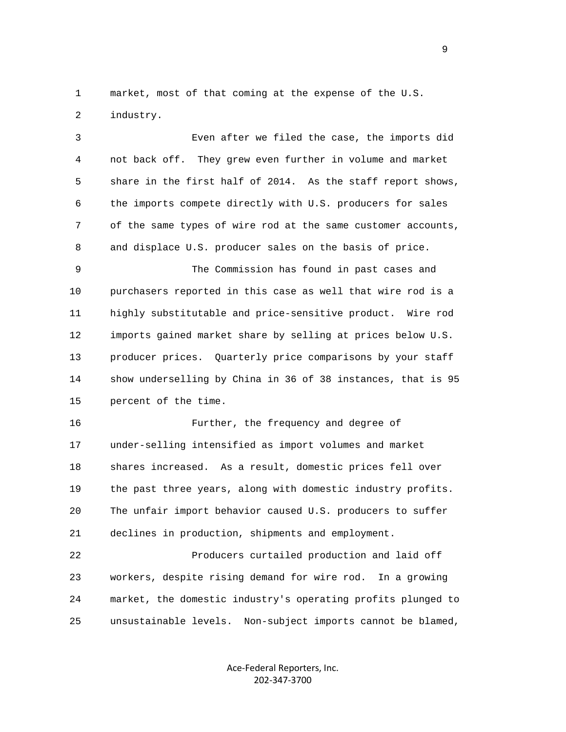market, most of that coming at the expense of the U.S. industry.

Even after we filed the case, the imports did not back off. They grew even further in volume and market share in the first half of 2014. As the staff report shows, the imports compete directly with U.S. producers for sales of the same types of wire rod at the same customer accounts, and displace U.S. producer sales on the basis of price.

The Commission has found in past cases and purchasers reported in this case as well that wire rod is a highly substitutable and price-sensitive product. Wire rod imports gained market share by selling at prices below U.S. producer prices. Quarterly price comparisons by your staff show underselling by China in 36 of 38 instances, that is 95 percent of the time.

Further, the frequency and degree of under-selling intensified as import volumes and market shares increased. As a result, domestic prices fell over the past three years, along with domestic industry profits. The unfair import behavior caused U.S. producers to suffer declines in production, shipments and employment.

Producers curtailed production and laid off workers, despite rising demand for wire rod. In a growing market, the domestic industry's operating profits plunged to unsustainable levels. Non-subject imports cannot be blamed,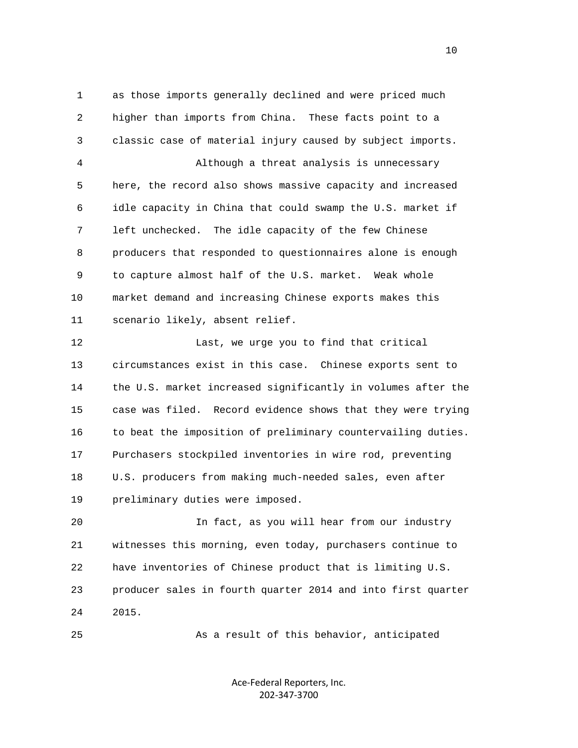as those imports generally declined and were priced much higher than imports from China. These facts point to a classic case of material injury caused by subject imports.

Although a threat analysis is unnecessary here, the record also shows massive capacity and increased idle capacity in China that could swamp the U.S. market if left unchecked. The idle capacity of the few Chinese producers that responded to questionnaires alone is enough to capture almost half of the U.S. market. Weak whole market demand and increasing Chinese exports makes this scenario likely, absent relief.

Last, we urge you to find that critical circumstances exist in this case. Chinese exports sent to the U.S. market increased significantly in volumes after the case was filed. Record evidence shows that they were trying to beat the imposition of preliminary countervailing duties. Purchasers stockpiled inventories in wire rod, preventing U.S. producers from making much-needed sales, even after preliminary duties were imposed.

In fact, as you will hear from our industry witnesses this morning, even today, purchasers continue to have inventories of Chinese product that is limiting U.S. producer sales in fourth quarter 2014 and into first quarter 2015.

As a result of this behavior, anticipated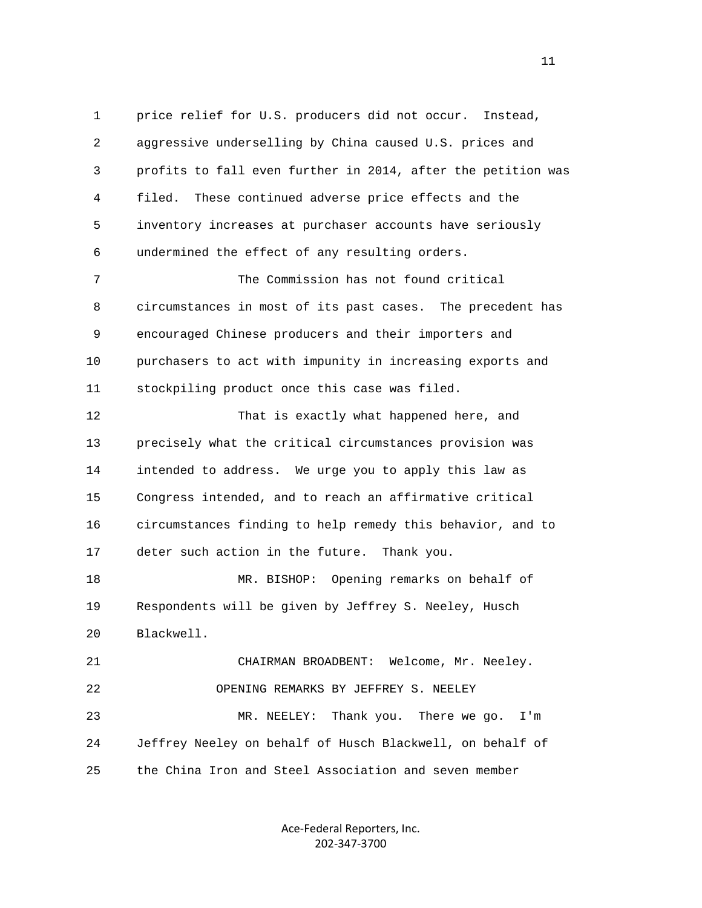price relief for U.S. producers did not occur. Instead, aggressive underselling by China caused U.S. prices and profits to fall even further in 2014, after the petition was filed. These continued adverse price effects and the inventory increases at purchaser accounts have seriously undermined the effect of any resulting orders.

The Commission has not found critical circumstances in most of its past cases. The precedent has encouraged Chinese producers and their importers and purchasers to act with impunity in increasing exports and stockpiling product once this case was filed.

That is exactly what happened here, and precisely what the critical circumstances provision was intended to address. We urge you to apply this law as Congress intended, and to reach an affirmative critical circumstances finding to help remedy this behavior, and to deter such action in the future. Thank you.

MR. BISHOP: Opening remarks on behalf of Respondents will be given by Jeffrey S. Neeley, Husch Blackwell.

CHAIRMAN BROADBENT: Welcome, Mr. Neeley.

OPENING REMARKS BY JEFFREY S. NEELEY

MR. NEELEY: Thank you. There we go. I'm Jeffrey Neeley on behalf of Husch Blackwell, on behalf of the China Iron and Steel Association and seven member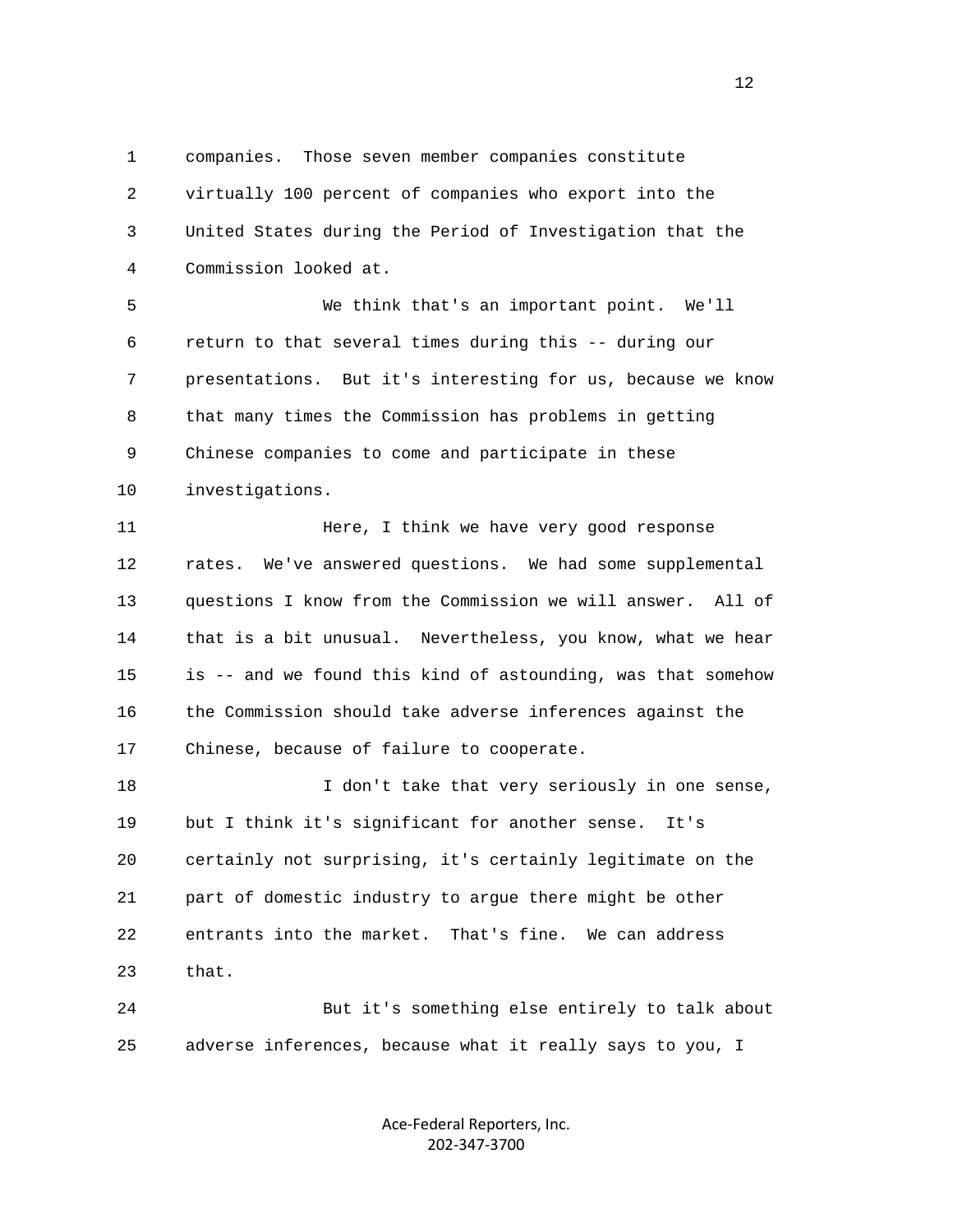1 companies. Those seven member companies constitute
2 virtually 100 percent of companies who export into the
3 United States during the Period of Investigation that the
4 Commission looked at.

5 We think that's an important point. We'll
6 return to that several times during this -- during our
7 presentations. But it's interesting for us, because we know
8 that many times the Commission has problems in getting
9 Chinese companies to come and participate in these
10 investigations.

11 Here, I think we have very good response
12 rates. We've answered questions. We had some supplemental
13 questions I know from the Commission we will answer. All of
14 that is a bit unusual. Nevertheless, you know, what we hear
15 is -- and we found this kind of astounding, was that somehow
16 the Commission should take adverse inferences against the
17 Chinese, because of failure to cooperate.

18 I don't take that very seriously in one sense,
19 but I think it's significant for another sense. It's
20 certainly not surprising, it's certainly legitimate on the
21 part of domestic industry to argue there might be other
22 entrants into the market. That's fine. We can address
23 that.

24 But it's something else entirely to talk about
25 adverse inferences, because what it really says to you, I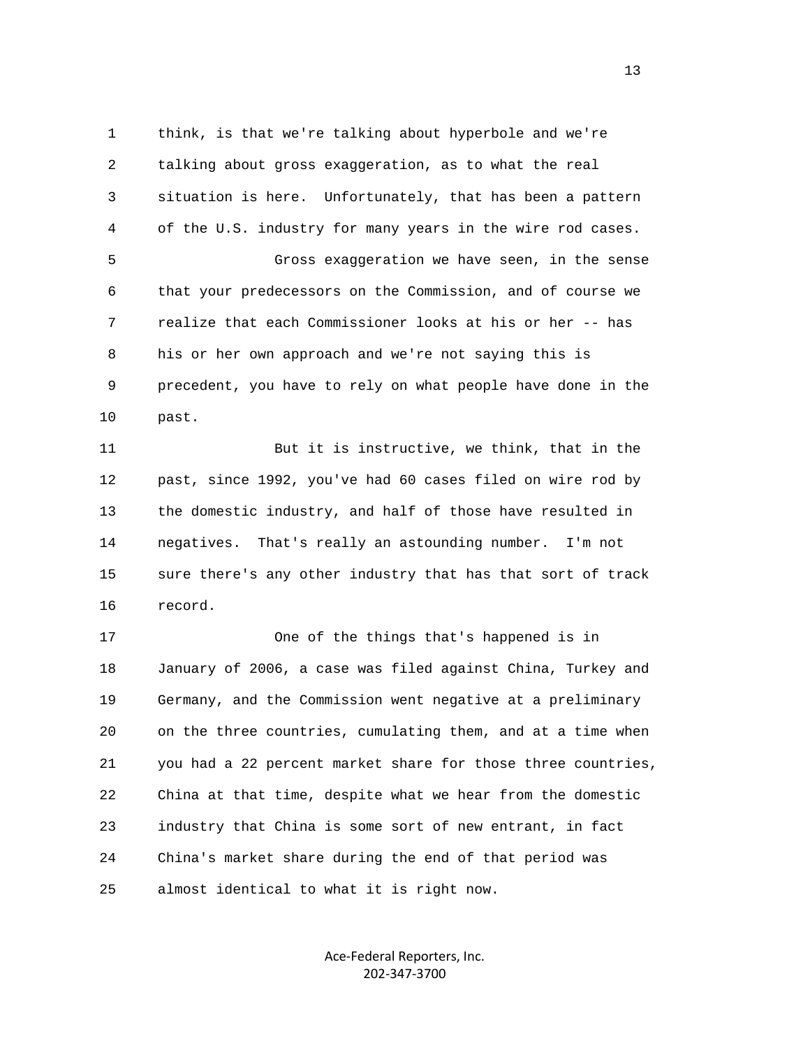think, is that we're talking about hyperbole and we're talking about gross exaggeration, as to what the real situation is here. Unfortunately, that has been a pattern of the U.S. industry for many years in the wire rod cases.

Gross exaggeration we have seen, in the sense that your predecessors on the Commission, and of course we realize that each Commissioner looks at his or her -- has his or her own approach and we're not saying this is precedent, you have to rely on what people have done in the past.

But it is instructive, we think, that in the past, since 1992, you've had 60 cases filed on wire rod by the domestic industry, and half of those have resulted in negatives. That's really an astounding number. I'm not sure there's any other industry that has that sort of track record.

One of the things that's happened is in January of 2006, a case was filed against China, Turkey and Germany, and the Commission went negative at a preliminary on the three countries, cumulating them, and at a time when you had a 22 percent market share for those three countries, China at that time, despite what we hear from the domestic industry that China is some sort of new entrant, in fact China's market share during the end of that period was almost identical to what it is right now.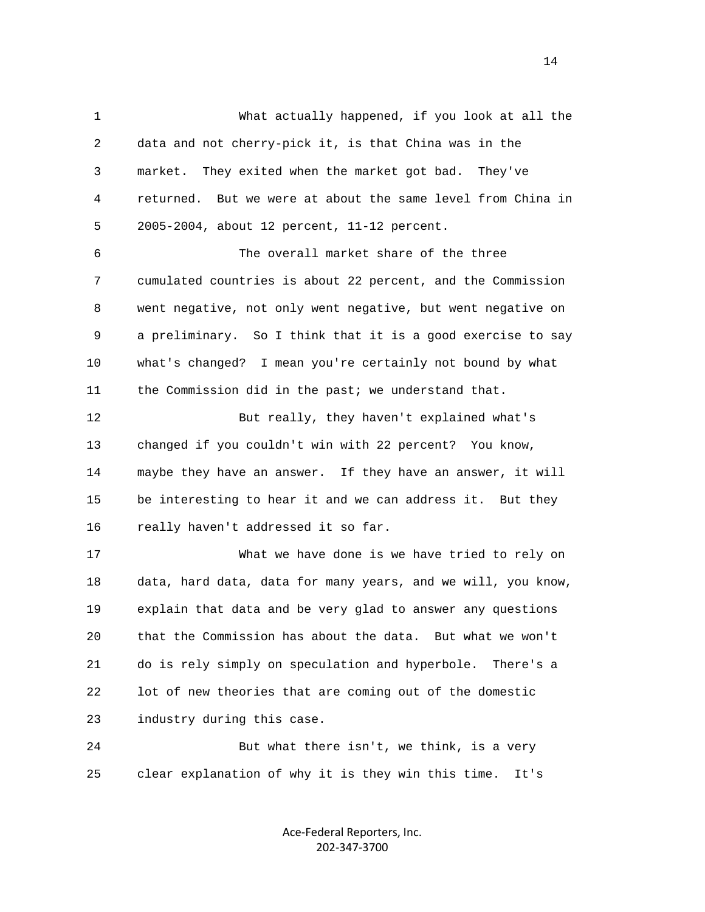What actually happened, if you look at all the data and not cherry-pick it, is that China was in the market. They exited when the market got bad. They've returned. But we were at about the same level from China in 2005-2004, about 12 percent, 11-12 percent.

The overall market share of the three cumulated countries is about 22 percent, and the Commission went negative, not only went negative, but went negative on a preliminary. So I think that it is a good exercise to say what's changed? I mean you're certainly not bound by what the Commission did in the past; we understand that.

But really, they haven't explained what's changed if you couldn't win with 22 percent? You know, maybe they have an answer. If they have an answer, it will be interesting to hear it and we can address it. But they really haven't addressed it so far.

What we have done is we have tried to rely on data, hard data, data for many years, and we will, you know, explain that data and be very glad to answer any questions that the Commission has about the data. But what we won't do is rely simply on speculation and hyperbole. There's a lot of new theories that are coming out of the domestic industry during this case.

But what there isn't, we think, is a very clear explanation of why it is they win this time. It's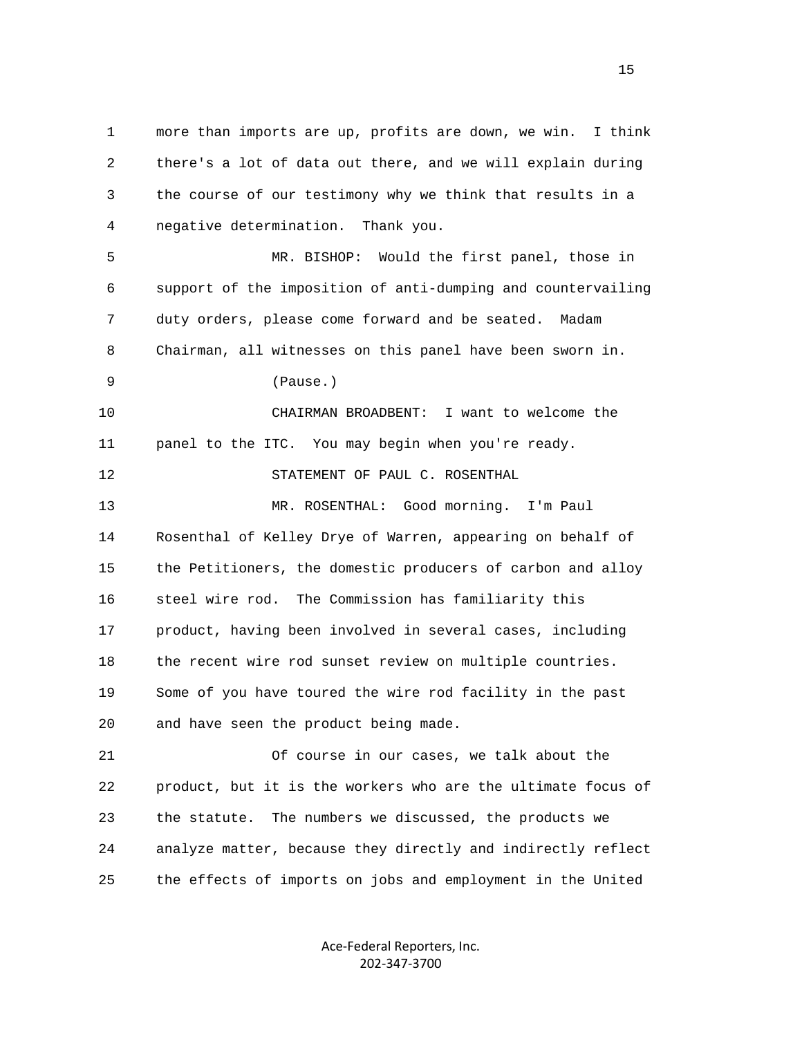more than imports are up, profits are down, we win. I think there's a lot of data out there, and we will explain during the course of our testimony why we think that results in a negative determination. Thank you.

MR. BISHOP: Would the first panel, those in support of the imposition of anti-dumping and countervailing duty orders, please come forward and be seated. Madam Chairman, all witnesses on this panel have been sworn in.

(Pause.)

CHAIRMAN BROADBENT: I want to welcome the panel to the ITC. You may begin when you're ready.

STATEMENT OF PAUL C. ROSENTHAL

MR. ROSENTHAL: Good morning. I'm Paul Rosenthal of Kelley Drye of Warren, appearing on behalf of the Petitioners, the domestic producers of carbon and alloy steel wire rod. The Commission has familiarity this product, having been involved in several cases, including the recent wire rod sunset review on multiple countries. Some of you have toured the wire rod facility in the past and have seen the product being made.

Of course in our cases, we talk about the product, but it is the workers who are the ultimate focus of the statute. The numbers we discussed, the products we analyze matter, because they directly and indirectly reflect the effects of imports on jobs and employment in the United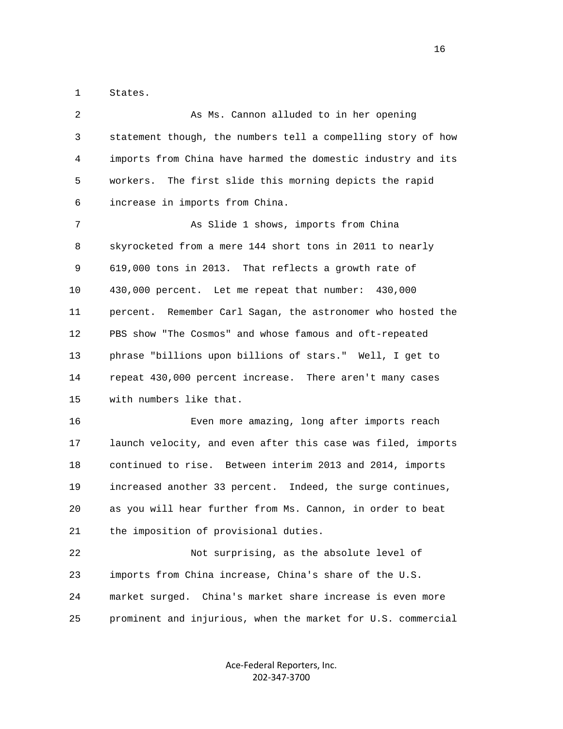States.

As Ms. Cannon alluded to in her opening statement though, the numbers tell a compelling story of how imports from China have harmed the domestic industry and its workers. The first slide this morning depicts the rapid increase in imports from China.

As Slide 1 shows, imports from China skyrocketed from a mere 144 short tons in 2011 to nearly 619,000 tons in 2013. That reflects a growth rate of 430,000 percent. Let me repeat that number: 430,000 percent. Remember Carl Sagan, the astronomer who hosted the PBS show "The Cosmos" and whose famous and oft-repeated phrase "billions upon billions of stars." Well, I get to repeat 430,000 percent increase. There aren't many cases with numbers like that.

Even more amazing, long after imports reach launch velocity, and even after this case was filed, imports continued to rise. Between interim 2013 and 2014, imports increased another 33 percent. Indeed, the surge continues, as you will hear further from Ms. Cannon, in order to beat the imposition of provisional duties.

Not surprising, as the absolute level of imports from China increase, China's share of the U.S. market surged. China's market share increase is even more prominent and injurious, when the market for U.S. commercial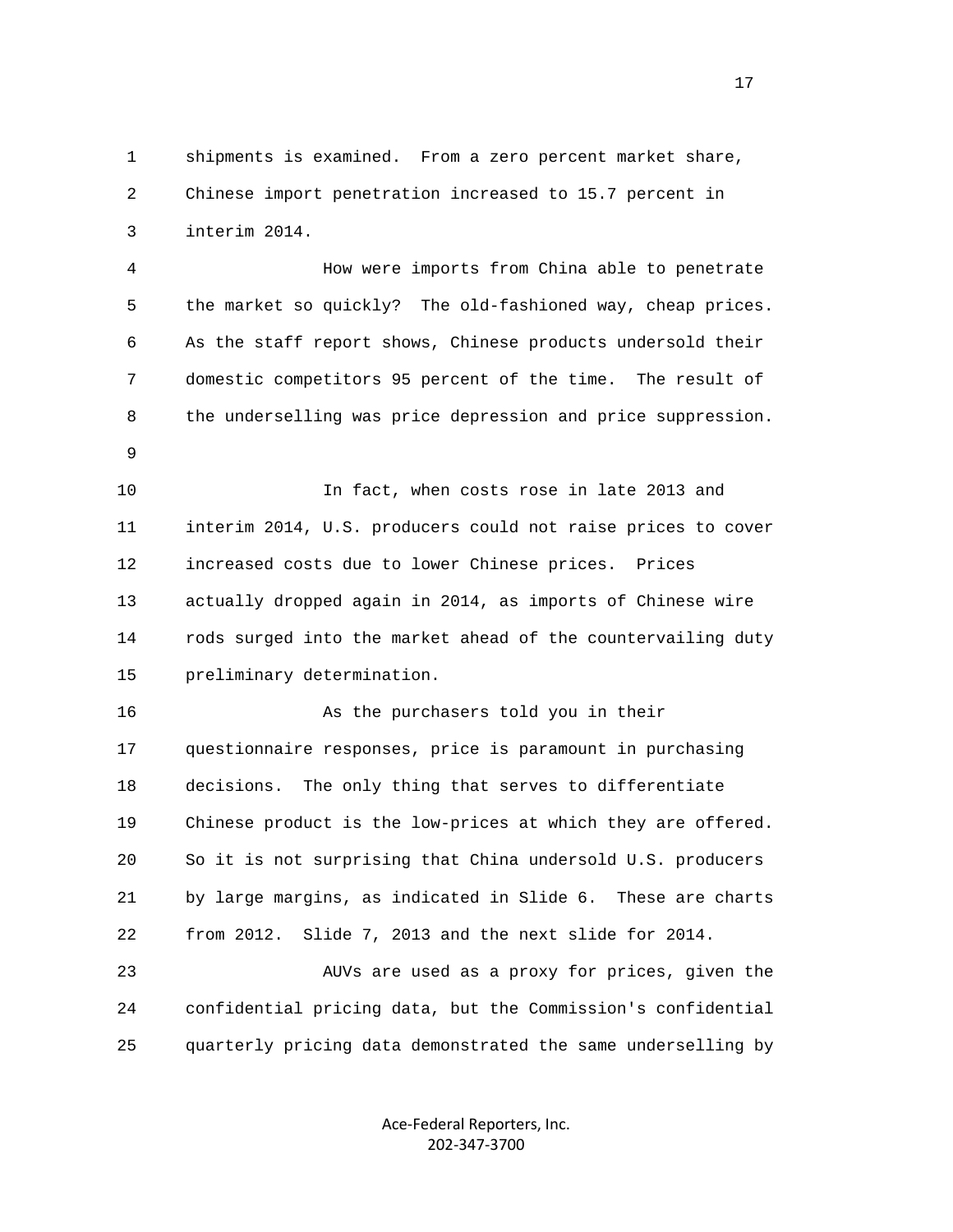shipments is examined. From a zero percent market share, Chinese import penetration increased to 15.7 percent in interim 2014.

How were imports from China able to penetrate the market so quickly? The old-fashioned way, cheap prices. As the staff report shows, Chinese products undersold their domestic competitors 95 percent of the time. The result of the underselling was price depression and price suppression.

In fact, when costs rose in late 2013 and interim 2014, U.S. producers could not raise prices to cover increased costs due to lower Chinese prices. Prices actually dropped again in 2014, as imports of Chinese wire rods surged into the market ahead of the countervailing duty preliminary determination.

As the purchasers told you in their questionnaire responses, price is paramount in purchasing decisions. The only thing that serves to differentiate Chinese product is the low-prices at which they are offered. So it is not surprising that China undersold U.S. producers by large margins, as indicated in Slide 6. These are charts from 2012. Slide 7, 2013 and the next slide for 2014.

AUVs are used as a proxy for prices, given the confidential pricing data, but the Commission's confidential quarterly pricing data demonstrated the same underselling by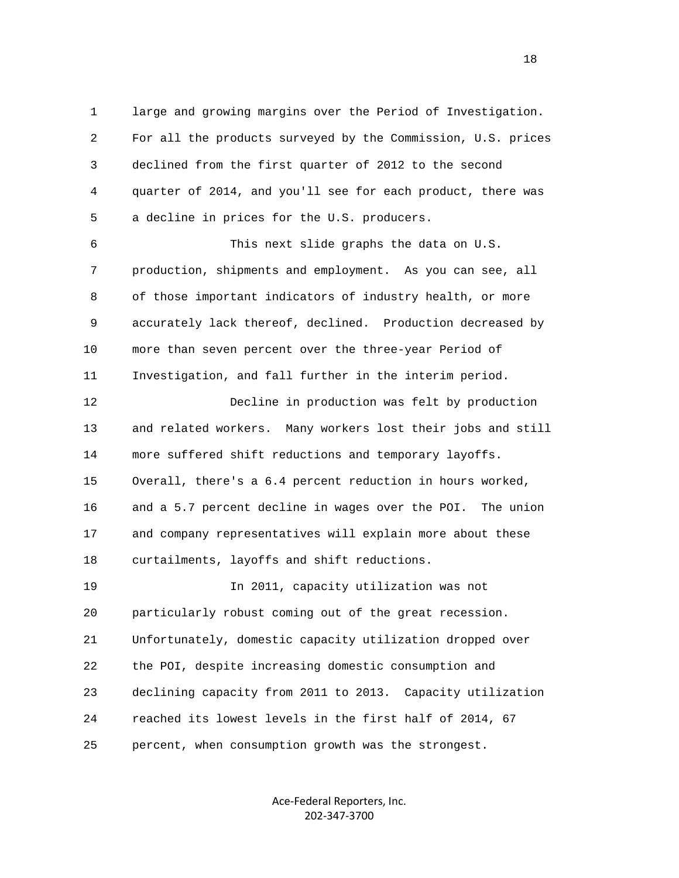large and growing margins over the Period of Investigation. For all the products surveyed by the Commission, U.S. prices declined from the first quarter of 2012 to the second quarter of 2014, and you'll see for each product, there was a decline in prices for the U.S. producers.

This next slide graphs the data on U.S. production, shipments and employment. As you can see, all of those important indicators of industry health, or more accurately lack thereof, declined. Production decreased by more than seven percent over the three-year Period of Investigation, and fall further in the interim period.

Decline in production was felt by production and related workers. Many workers lost their jobs and still more suffered shift reductions and temporary layoffs. Overall, there's a 6.4 percent reduction in hours worked, and a 5.7 percent decline in wages over the POI. The union and company representatives will explain more about these curtailments, layoffs and shift reductions.

In 2011, capacity utilization was not particularly robust coming out of the great recession. Unfortunately, domestic capacity utilization dropped over the POI, despite increasing domestic consumption and declining capacity from 2011 to 2013. Capacity utilization reached its lowest levels in the first half of 2014, 67 percent, when consumption growth was the strongest.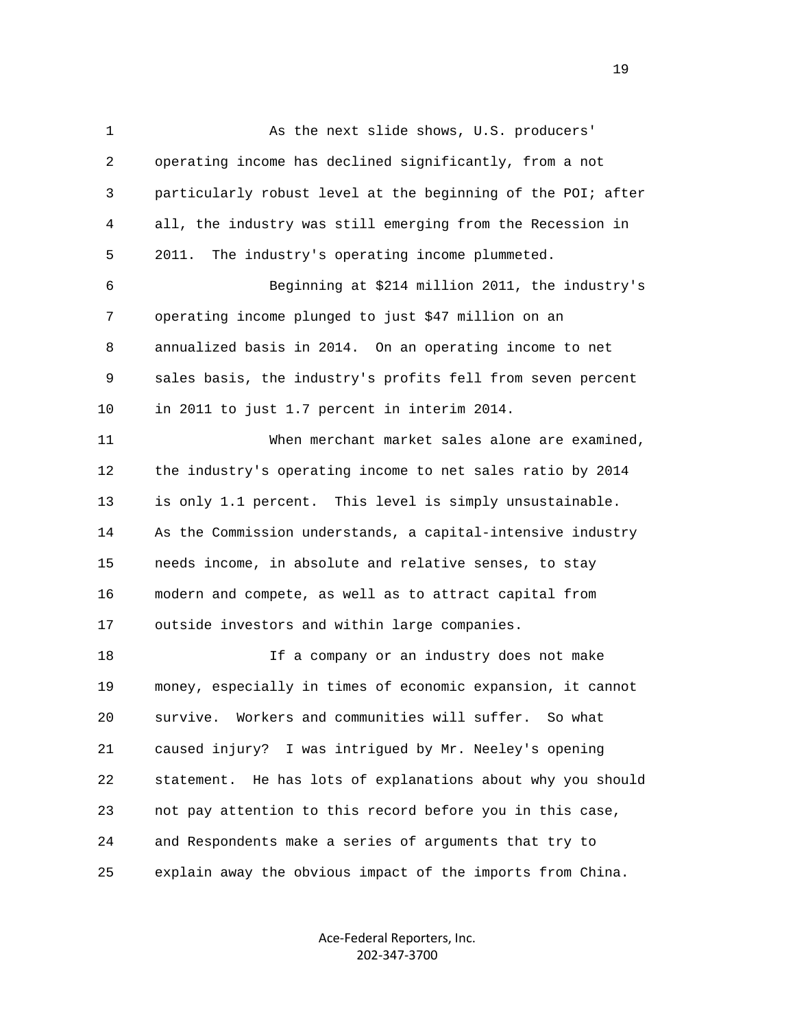As the next slide shows, U.S. producers' operating income has declined significantly, from a not particularly robust level at the beginning of the POI; after all, the industry was still emerging from the Recession in 2011. The industry's operating income plummeted.

Beginning at $214 million 2011, the industry's operating income plunged to just $47 million on an annualized basis in 2014. On an operating income to net sales basis, the industry's profits fell from seven percent in 2011 to just 1.7 percent in interim 2014.

When merchant market sales alone are examined, the industry's operating income to net sales ratio by 2014 is only 1.1 percent. This level is simply unsustainable. As the Commission understands, a capital-intensive industry needs income, in absolute and relative senses, to stay modern and compete, as well as to attract capital from outside investors and within large companies.

If a company or an industry does not make money, especially in times of economic expansion, it cannot survive. Workers and communities will suffer. So what caused injury? I was intrigued by Mr. Neeley's opening statement. He has lots of explanations about why you should not pay attention to this record before you in this case, and Respondents make a series of arguments that try to explain away the obvious impact of the imports from China.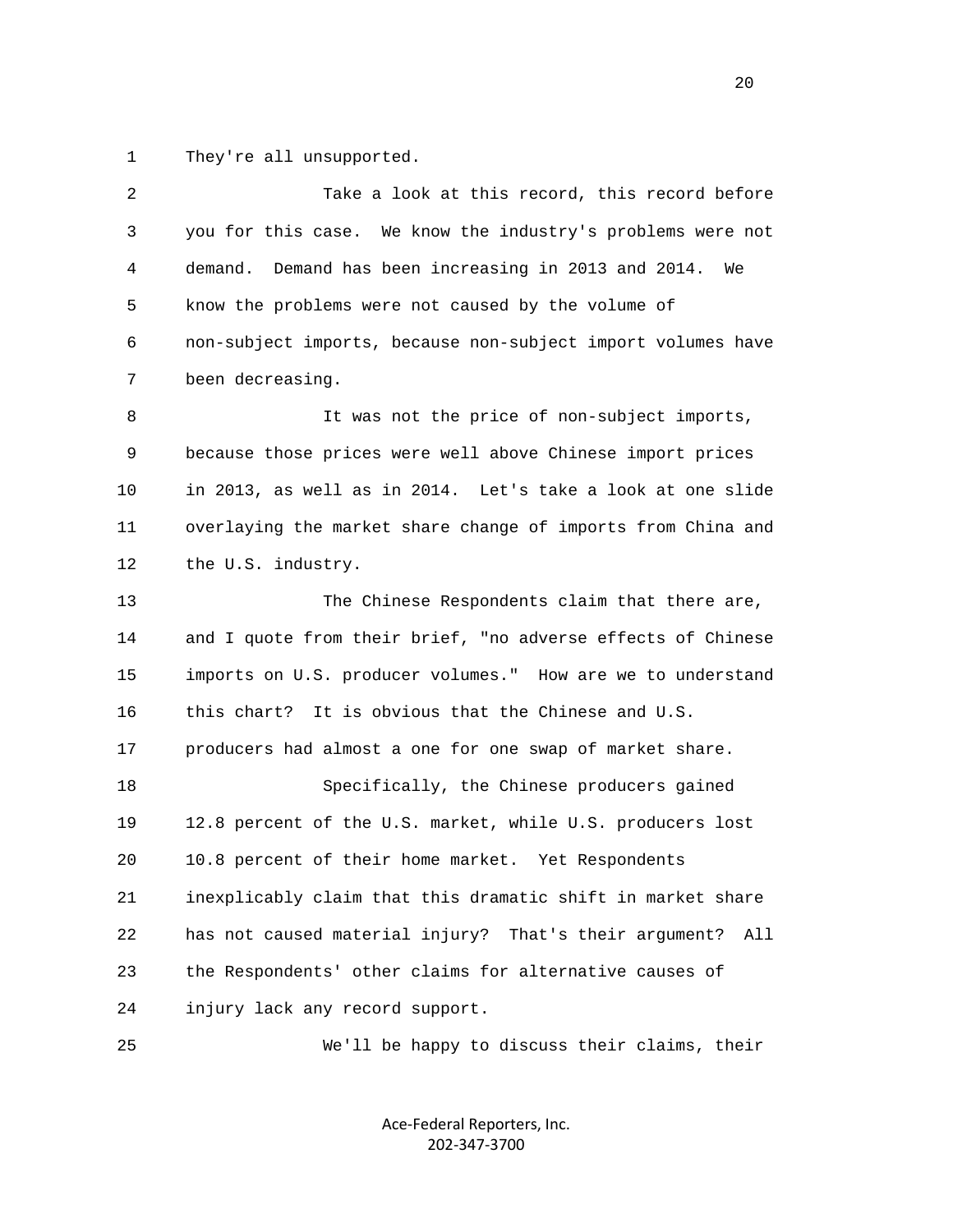They're all unsupported.

Take a look at this record, this record before you for this case. We know the industry's problems were not demand. Demand has been increasing in 2013 and 2014. We know the problems were not caused by the volume of non-subject imports, because non-subject import volumes have been decreasing.

It was not the price of non-subject imports, because those prices were well above Chinese import prices in 2013, as well as in 2014. Let's take a look at one slide overlaying the market share change of imports from China and the U.S. industry.

The Chinese Respondents claim that there are, and I quote from their brief, "no adverse effects of Chinese imports on U.S. producer volumes." How are we to understand this chart? It is obvious that the Chinese and U.S. producers had almost a one for one swap of market share.

Specifically, the Chinese producers gained 12.8 percent of the U.S. market, while U.S. producers lost 10.8 percent of their home market. Yet Respondents inexplicably claim that this dramatic shift in market share has not caused material injury? That's their argument? All the Respondents' other claims for alternative causes of injury lack any record support.

We'll be happy to discuss their claims, their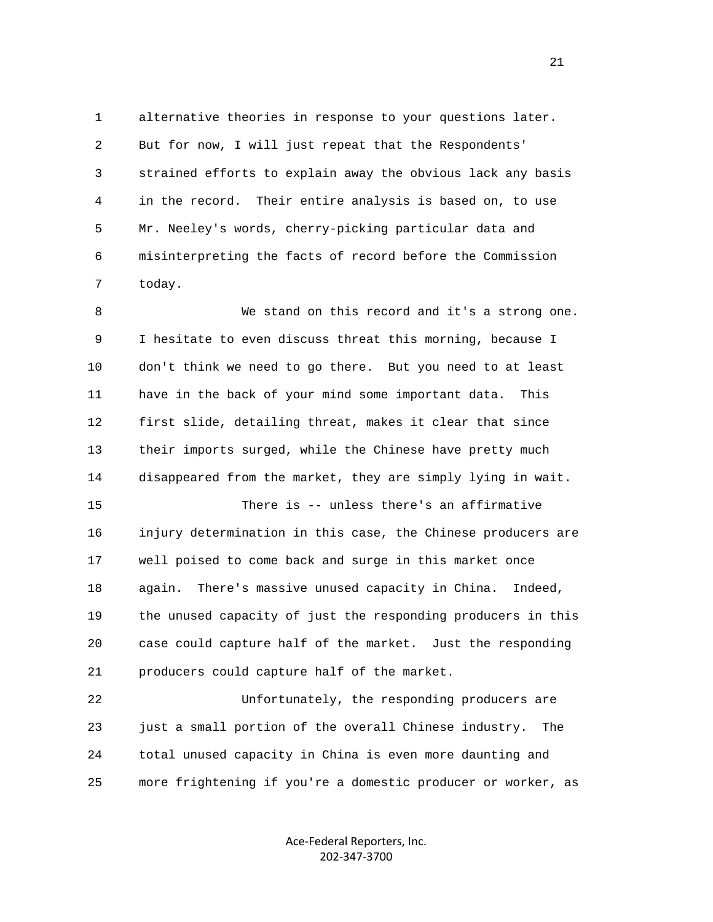alternative theories in response to your questions later. But for now, I will just repeat that the Respondents' strained efforts to explain away the obvious lack any basis in the record. Their entire analysis is based on, to use Mr. Neeley's words, cherry-picking particular data and misinterpreting the facts of record before the Commission today.

We stand on this record and it's a strong one. I hesitate to even discuss threat this morning, because I don't think we need to go there. But you need to at least have in the back of your mind some important data. This first slide, detailing threat, makes it clear that since their imports surged, while the Chinese have pretty much disappeared from the market, they are simply lying in wait.

There is -- unless there's an affirmative injury determination in this case, the Chinese producers are well poised to come back and surge in this market once again. There's massive unused capacity in China. Indeed, the unused capacity of just the responding producers in this case could capture half of the market. Just the responding producers could capture half of the market.

Unfortunately, the responding producers are just a small portion of the overall Chinese industry. The total unused capacity in China is even more daunting and more frightening if you're a domestic producer or worker, as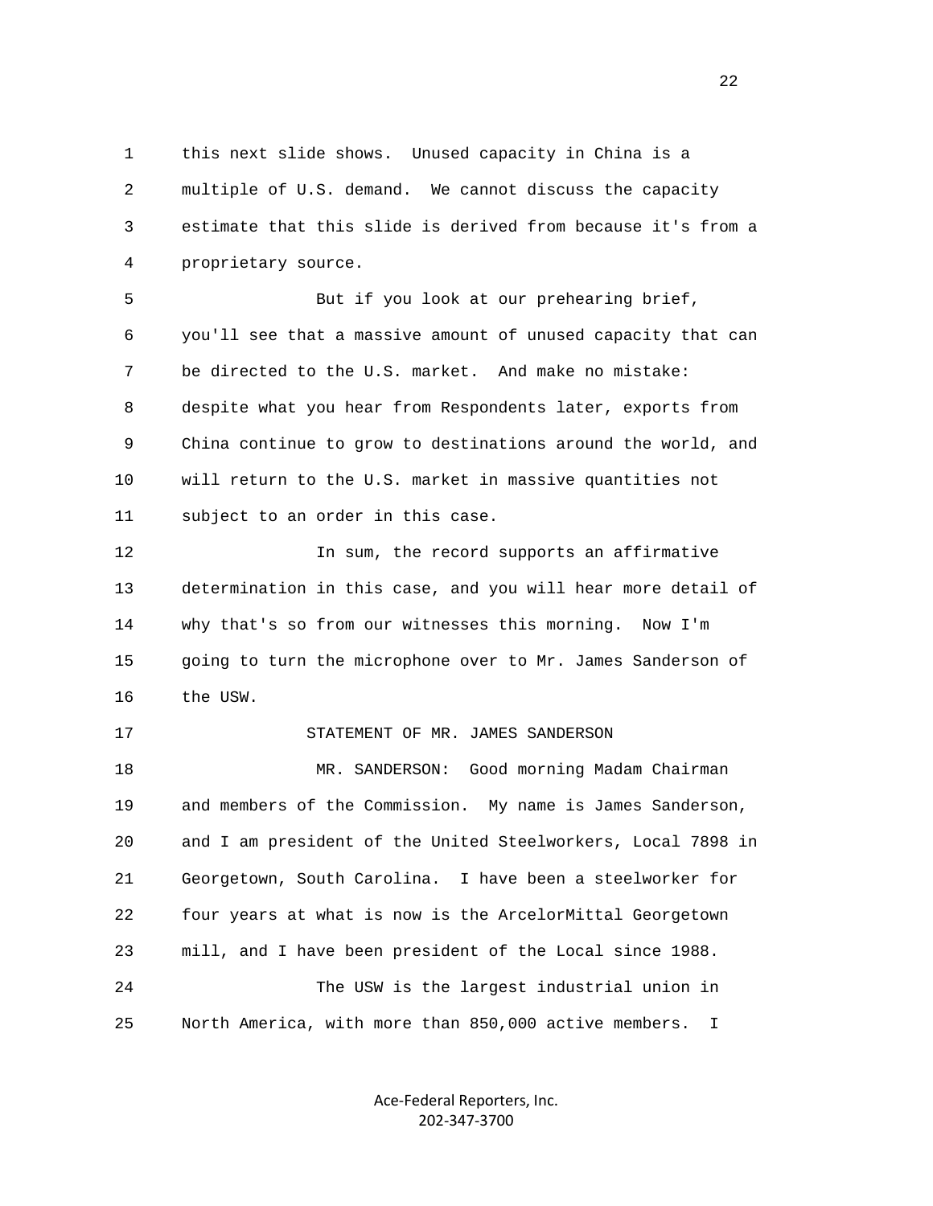this next slide shows. Unused capacity in China is a multiple of U.S. demand. We cannot discuss the capacity estimate that this slide is derived from because it's from a proprietary source.

But if you look at our prehearing brief, you'll see that a massive amount of unused capacity that can be directed to the U.S. market. And make no mistake: despite what you hear from Respondents later, exports from China continue to grow to destinations around the world, and will return to the U.S. market in massive quantities not subject to an order in this case.

In sum, the record supports an affirmative determination in this case, and you will hear more detail of why that's so from our witnesses this morning. Now I'm going to turn the microphone over to Mr. James Sanderson of the USW.

STATEMENT OF MR. JAMES SANDERSON

MR. SANDERSON: Good morning Madam Chairman and members of the Commission. My name is James Sanderson, and I am president of the United Steelworkers, Local 7898 in Georgetown, South Carolina. I have been a steelworker for four years at what is now is the ArcelorMittal Georgetown mill, and I have been president of the Local since 1988.

The USW is the largest industrial union in North America, with more than 850,000 active members. I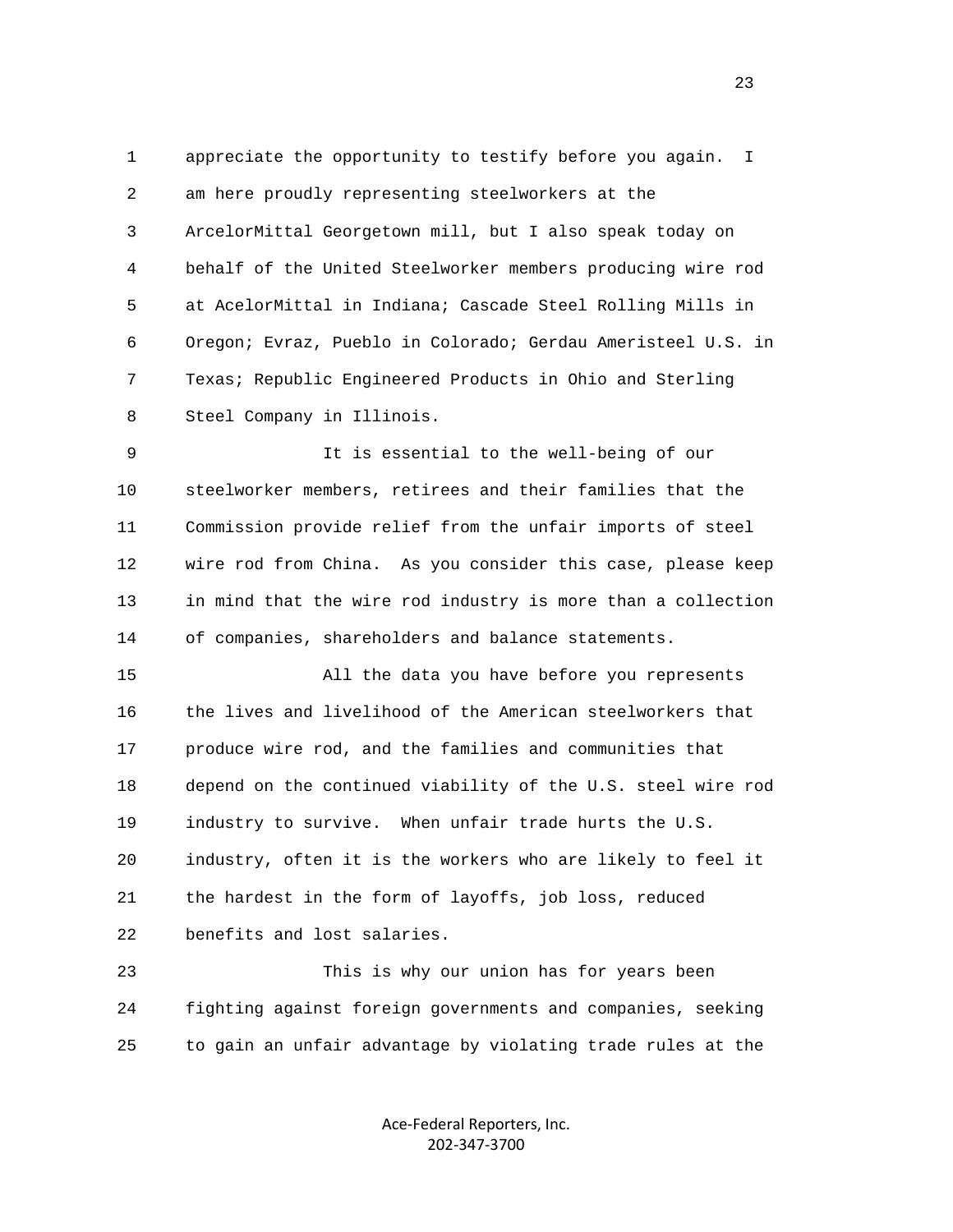appreciate the opportunity to testify before you again. I am here proudly representing steelworkers at the ArcelorMittal Georgetown mill, but I also speak today on behalf of the United Steelworker members producing wire rod at AcelorMittal in Indiana; Cascade Steel Rolling Mills in Oregon; Evraz, Pueblo in Colorado; Gerdau Ameristeel U.S. in Texas; Republic Engineered Products in Ohio and Sterling Steel Company in Illinois.

It is essential to the well-being of our steelworker members, retirees and their families that the Commission provide relief from the unfair imports of steel wire rod from China. As you consider this case, please keep in mind that the wire rod industry is more than a collection of companies, shareholders and balance statements.

All the data you have before you represents the lives and livelihood of the American steelworkers that produce wire rod, and the families and communities that depend on the continued viability of the U.S. steel wire rod industry to survive. When unfair trade hurts the U.S. industry, often it is the workers who are likely to feel it the hardest in the form of layoffs, job loss, reduced benefits and lost salaries.

This is why our union has for years been fighting against foreign governments and companies, seeking to gain an unfair advantage by violating trade rules at the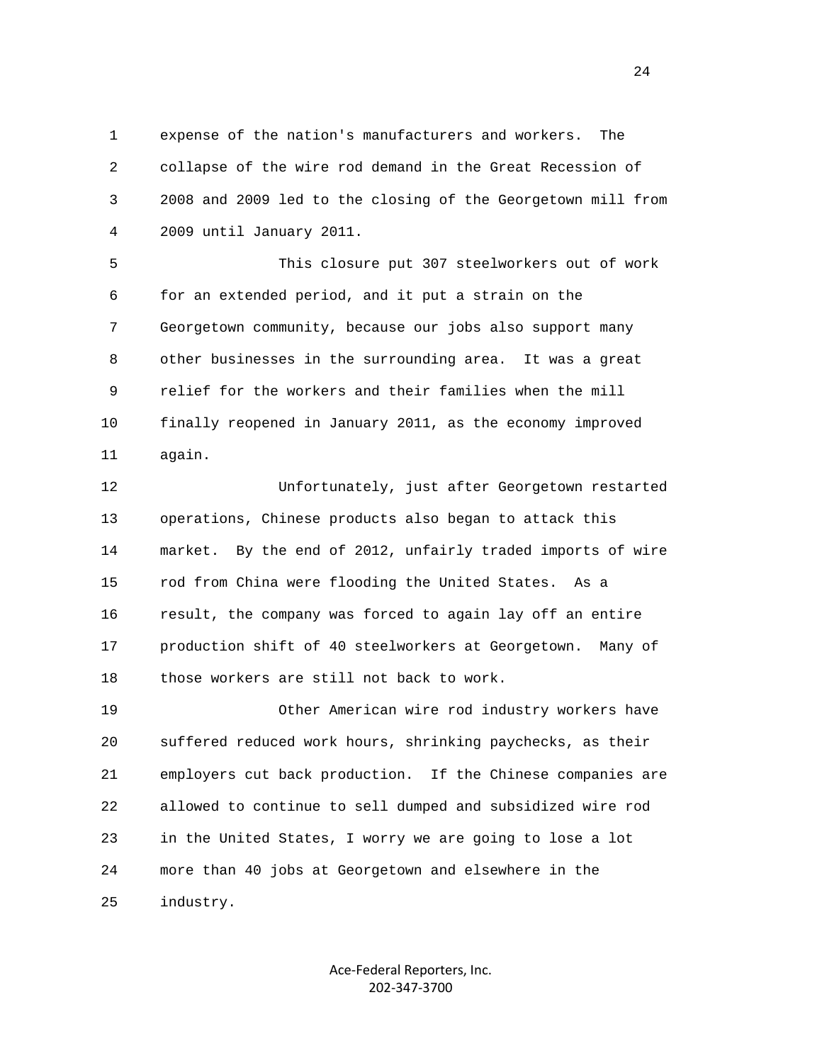expense of the nation's manufacturers and workers. The collapse of the wire rod demand in the Great Recession of 2008 and 2009 led to the closing of the Georgetown mill from 2009 until January 2011.

This closure put 307 steelworkers out of work for an extended period, and it put a strain on the Georgetown community, because our jobs also support many other businesses in the surrounding area. It was a great relief for the workers and their families when the mill finally reopened in January 2011, as the economy improved again.

Unfortunately, just after Georgetown restarted operations, Chinese products also began to attack this market. By the end of 2012, unfairly traded imports of wire rod from China were flooding the United States. As a result, the company was forced to again lay off an entire production shift of 40 steelworkers at Georgetown. Many of those workers are still not back to work.

Other American wire rod industry workers have suffered reduced work hours, shrinking paychecks, as their employers cut back production. If the Chinese companies are allowed to continue to sell dumped and subsidized wire rod in the United States, I worry we are going to lose a lot more than 40 jobs at Georgetown and elsewhere in the industry.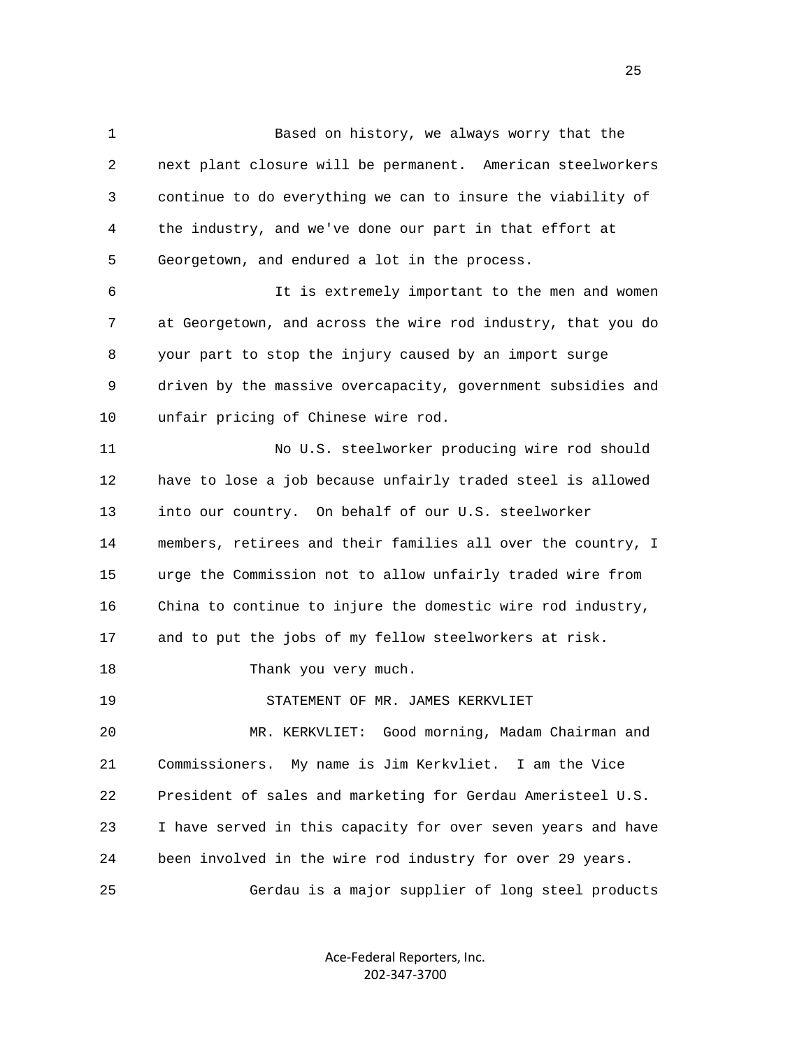Based on history, we always worry that the next plant closure will be permanent. American steelworkers continue to do everything we can to insure the viability of the industry, and we've done our part in that effort at Georgetown, and endured a lot in the process.

It is extremely important to the men and women at Georgetown, and across the wire rod industry, that you do your part to stop the injury caused by an import surge driven by the massive overcapacity, government subsidies and unfair pricing of Chinese wire rod.

No U.S. steelworker producing wire rod should have to lose a job because unfairly traded steel is allowed into our country. On behalf of our U.S. steelworker members, retirees and their families all over the country, I urge the Commission not to allow unfairly traded wire from China to continue to injure the domestic wire rod industry, and to put the jobs of my fellow steelworkers at risk.

Thank you very much.

STATEMENT OF MR. JAMES KERKVLIET

MR. KERKVLIET: Good morning, Madam Chairman and Commissioners. My name is Jim Kerkvliet. I am the Vice President of sales and marketing for Gerdau Ameristeel U.S. I have served in this capacity for over seven years and have been involved in the wire rod industry for over 29 years.

Gerdau is a major supplier of long steel products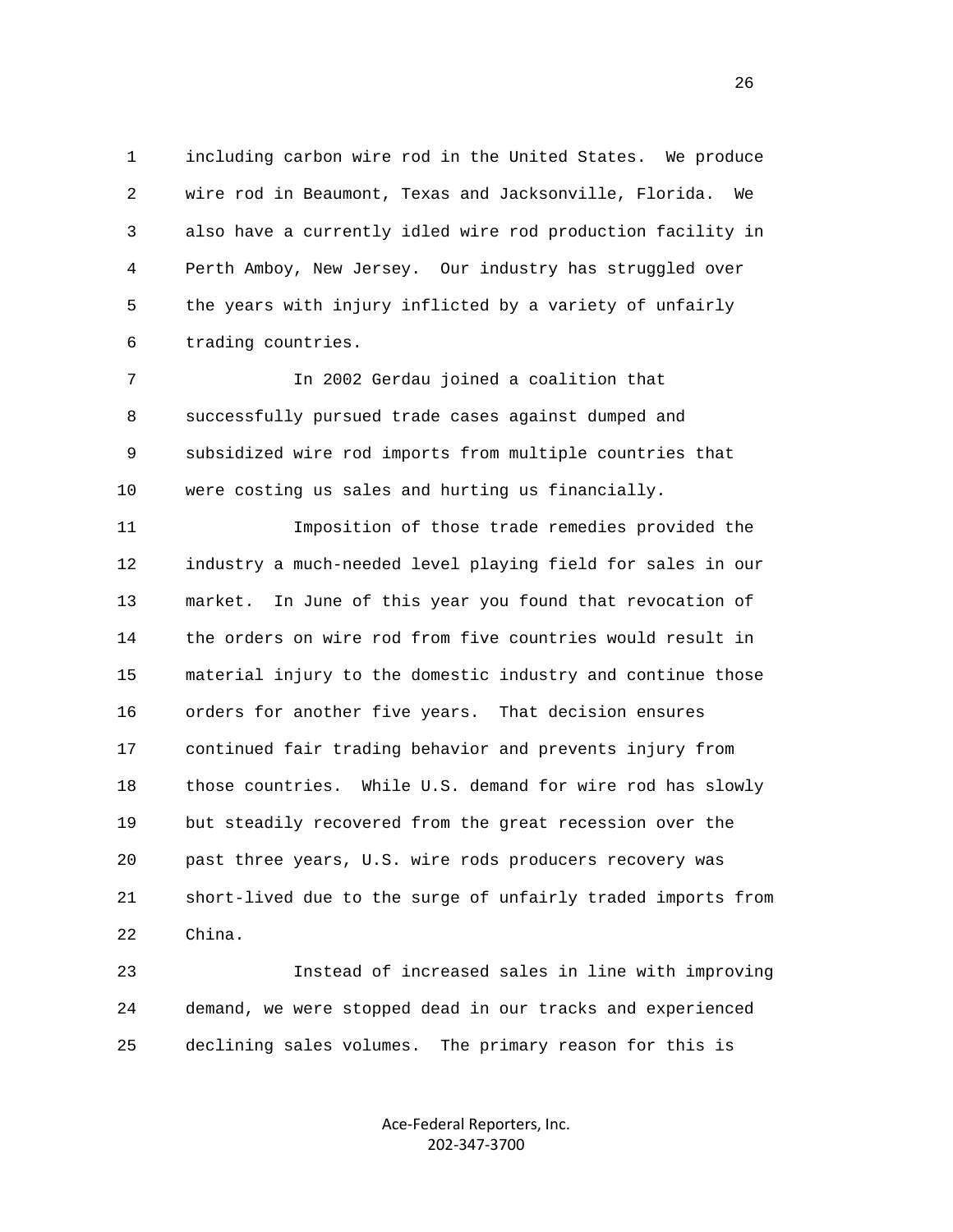including carbon wire rod in the United States. We produce wire rod in Beaumont, Texas and Jacksonville, Florida. We also have a currently idled wire rod production facility in Perth Amboy, New Jersey. Our industry has struggled over the years with injury inflicted by a variety of unfairly trading countries.

In 2002 Gerdau joined a coalition that successfully pursued trade cases against dumped and subsidized wire rod imports from multiple countries that were costing us sales and hurting us financially.

Imposition of those trade remedies provided the industry a much-needed level playing field for sales in our market. In June of this year you found that revocation of the orders on wire rod from five countries would result in material injury to the domestic industry and continue those orders for another five years. That decision ensures continued fair trading behavior and prevents injury from those countries. While U.S. demand for wire rod has slowly but steadily recovered from the great recession over the past three years, U.S. wire rods producers recovery was short-lived due to the surge of unfairly traded imports from China.

Instead of increased sales in line with improving demand, we were stopped dead in our tracks and experienced declining sales volumes. The primary reason for this is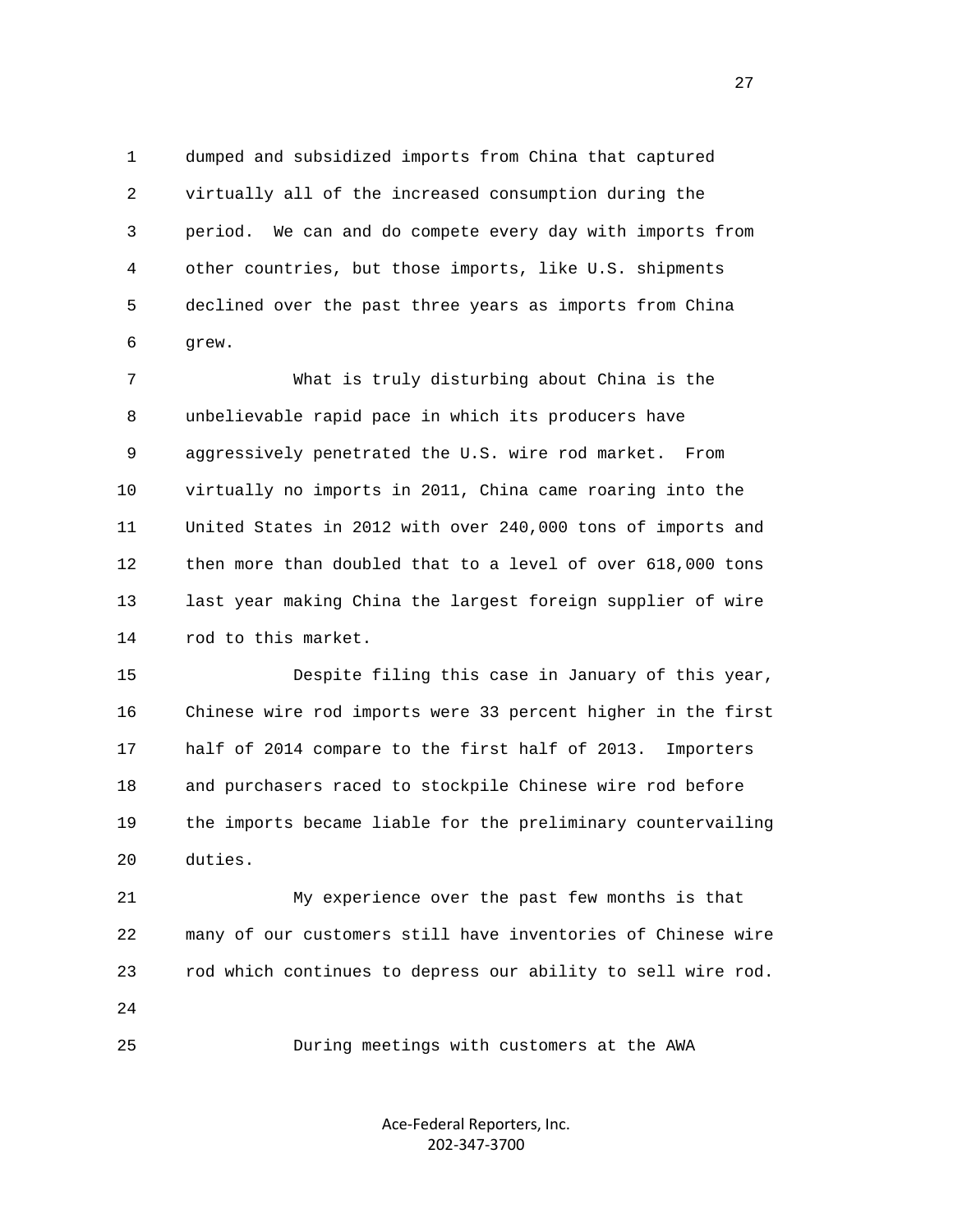dumped and subsidized imports from China that captured virtually all of the increased consumption during the period. We can and do compete every day with imports from other countries, but those imports, like U.S. shipments declined over the past three years as imports from China grew.

What is truly disturbing about China is the unbelievable rapid pace in which its producers have aggressively penetrated the U.S. wire rod market. From virtually no imports in 2011, China came roaring into the United States in 2012 with over 240,000 tons of imports and then more than doubled that to a level of over 618,000 tons last year making China the largest foreign supplier of wire rod to this market.

Despite filing this case in January of this year, Chinese wire rod imports were 33 percent higher in the first half of 2014 compare to the first half of 2013. Importers and purchasers raced to stockpile Chinese wire rod before the imports became liable for the preliminary countervailing duties.

My experience over the past few months is that many of our customers still have inventories of Chinese wire rod which continues to depress our ability to sell wire rod.

During meetings with customers at the AWA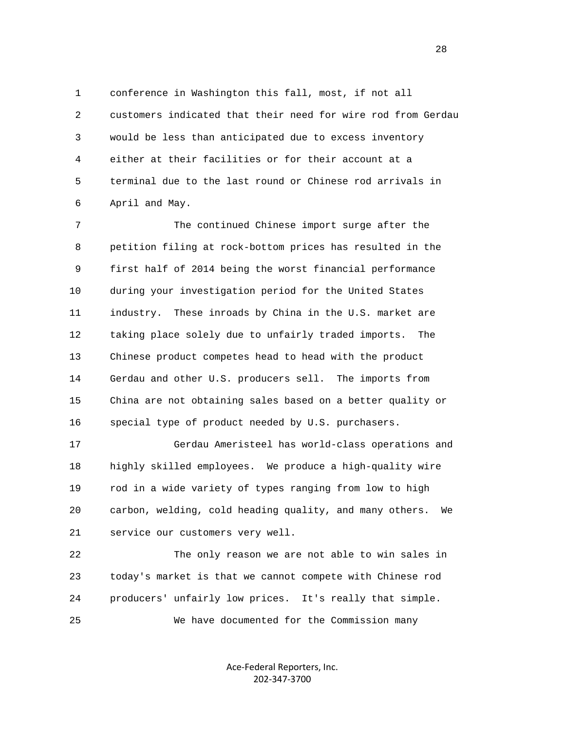conference in Washington this fall, most, if not all customers indicated that their need for wire rod from Gerdau would be less than anticipated due to excess inventory either at their facilities or for their account at a terminal due to the last round or Chinese rod arrivals in April and May.

The continued Chinese import surge after the petition filing at rock-bottom prices has resulted in the first half of 2014 being the worst financial performance during your investigation period for the United States industry. These inroads by China in the U.S. market are taking place solely due to unfairly traded imports. The Chinese product competes head to head with the product Gerdau and other U.S. producers sell. The imports from China are not obtaining sales based on a better quality or special type of product needed by U.S. purchasers.

Gerdau Ameristeel has world-class operations and highly skilled employees. We produce a high-quality wire rod in a wide variety of types ranging from low to high carbon, welding, cold heading quality, and many others. We service our customers very well.

The only reason we are not able to win sales in today's market is that we cannot compete with Chinese rod producers' unfairly low prices. It's really that simple.

We have documented for the Commission many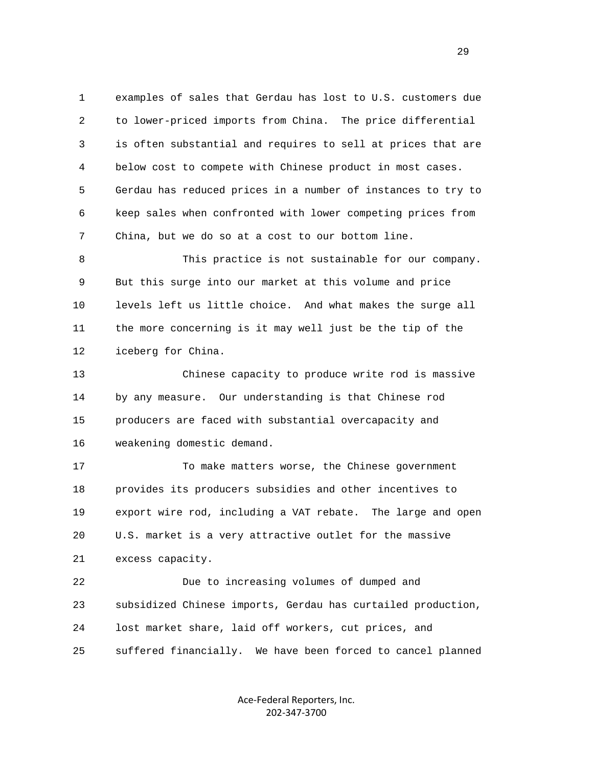examples of sales that Gerdau has lost to U.S. customers due to lower-priced imports from China. The price differential is often substantial and requires to sell at prices that are below cost to compete with Chinese product in most cases. Gerdau has reduced prices in a number of instances to try to keep sales when confronted with lower competing prices from China, but we do so at a cost to our bottom line.

This practice is not sustainable for our company. But this surge into our market at this volume and price levels left us little choice. And what makes the surge all the more concerning is it may well just be the tip of the iceberg for China.

Chinese capacity to produce write rod is massive by any measure. Our understanding is that Chinese rod producers are faced with substantial overcapacity and weakening domestic demand.

To make matters worse, the Chinese government provides its producers subsidies and other incentives to export wire rod, including a VAT rebate. The large and open U.S. market is a very attractive outlet for the massive excess capacity.

Due to increasing volumes of dumped and subsidized Chinese imports, Gerdau has curtailed production, lost market share, laid off workers, cut prices, and suffered financially. We have been forced to cancel planned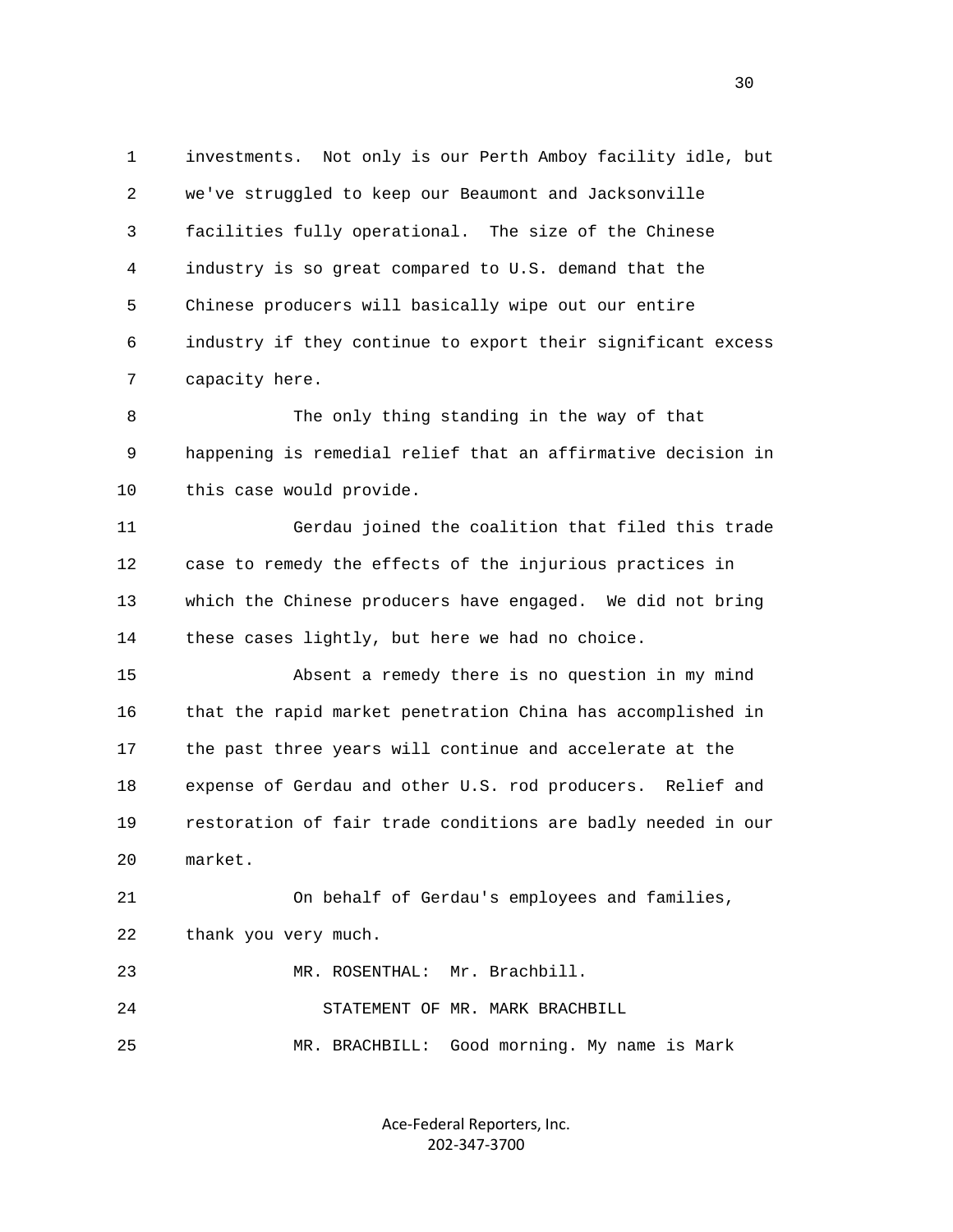investments. Not only is our Perth Amboy facility idle, but we've struggled to keep our Beaumont and Jacksonville facilities fully operational. The size of the Chinese industry is so great compared to U.S. demand that the Chinese producers will basically wipe out our entire industry if they continue to export their significant excess capacity here.

The only thing standing in the way of that happening is remedial relief that an affirmative decision in this case would provide.

Gerdau joined the coalition that filed this trade case to remedy the effects of the injurious practices in which the Chinese producers have engaged. We did not bring these cases lightly, but here we had no choice.

Absent a remedy there is no question in my mind that the rapid market penetration China has accomplished in the past three years will continue and accelerate at the expense of Gerdau and other U.S. rod producers. Relief and restoration of fair trade conditions are badly needed in our market.

On behalf of Gerdau's employees and families, thank you very much.

MR. ROSENTHAL: Mr. Brachbill.

STATEMENT OF MR. MARK BRACHBILL

MR. BRACHBILL: Good morning. My name is Mark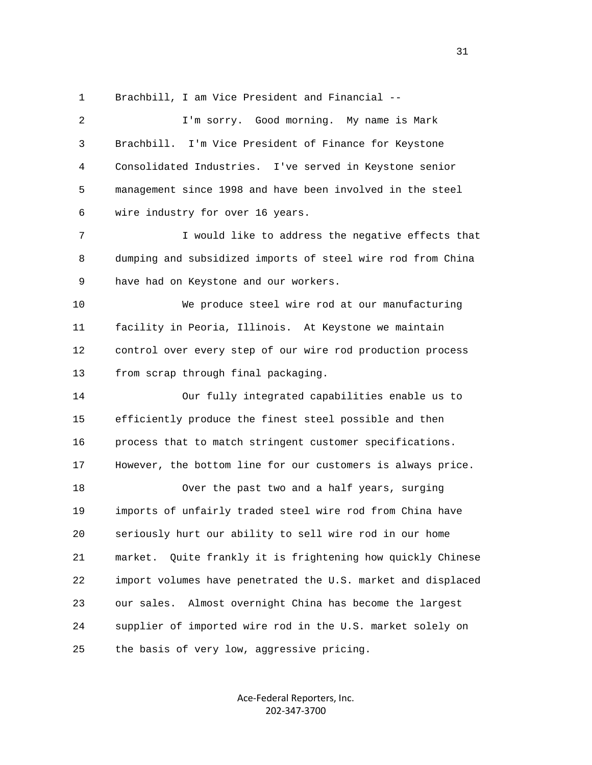Brachbill, I am Vice President and Financial --

I'm sorry. Good morning. My name is Mark Brachbill. I'm Vice President of Finance for Keystone Consolidated Industries. I've served in Keystone senior management since 1998 and have been involved in the steel wire industry for over 16 years.

I would like to address the negative effects that dumping and subsidized imports of steel wire rod from China have had on Keystone and our workers.

We produce steel wire rod at our manufacturing facility in Peoria, Illinois. At Keystone we maintain control over every step of our wire rod production process from scrap through final packaging.

Our fully integrated capabilities enable us to efficiently produce the finest steel possible and then process that to match stringent customer specifications. However, the bottom line for our customers is always price.

Over the past two and a half years, surging imports of unfairly traded steel wire rod from China have seriously hurt our ability to sell wire rod in our home market. Quite frankly it is frightening how quickly Chinese import volumes have penetrated the U.S. market and displaced our sales. Almost overnight China has become the largest supplier of imported wire rod in the U.S. market solely on the basis of very low, aggressive pricing.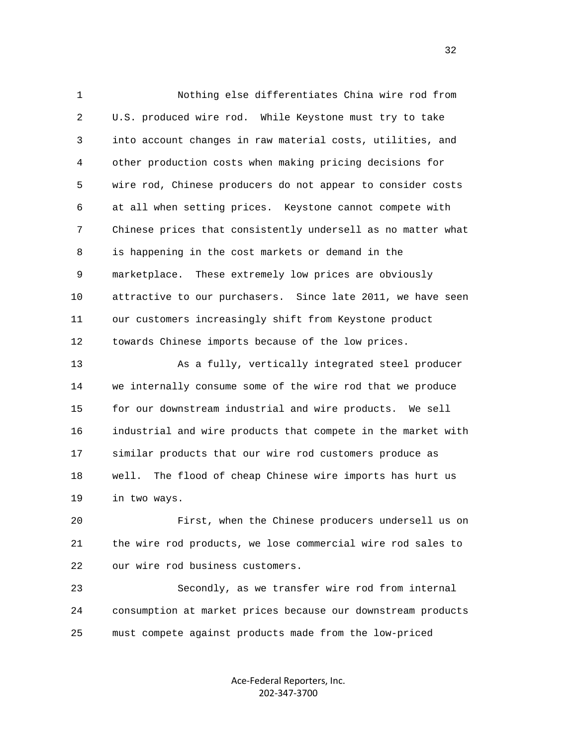Nothing else differentiates China wire rod from U.S. produced wire rod. While Keystone must try to take into account changes in raw material costs, utilities, and other production costs when making pricing decisions for wire rod, Chinese producers do not appear to consider costs at all when setting prices. Keystone cannot compete with Chinese prices that consistently undersell as no matter what is happening in the cost markets or demand in the marketplace. These extremely low prices are obviously attractive to our purchasers. Since late 2011, we have seen our customers increasingly shift from Keystone product towards Chinese imports because of the low prices.

As a fully, vertically integrated steel producer we internally consume some of the wire rod that we produce for our downstream industrial and wire products. We sell industrial and wire products that compete in the market with similar products that our wire rod customers produce as well. The flood of cheap Chinese wire imports has hurt us in two ways.

First, when the Chinese producers undersell us on the wire rod products, we lose commercial wire rod sales to our wire rod business customers.

Secondly, as we transfer wire rod from internal consumption at market prices because our downstream products must compete against products made from the low-priced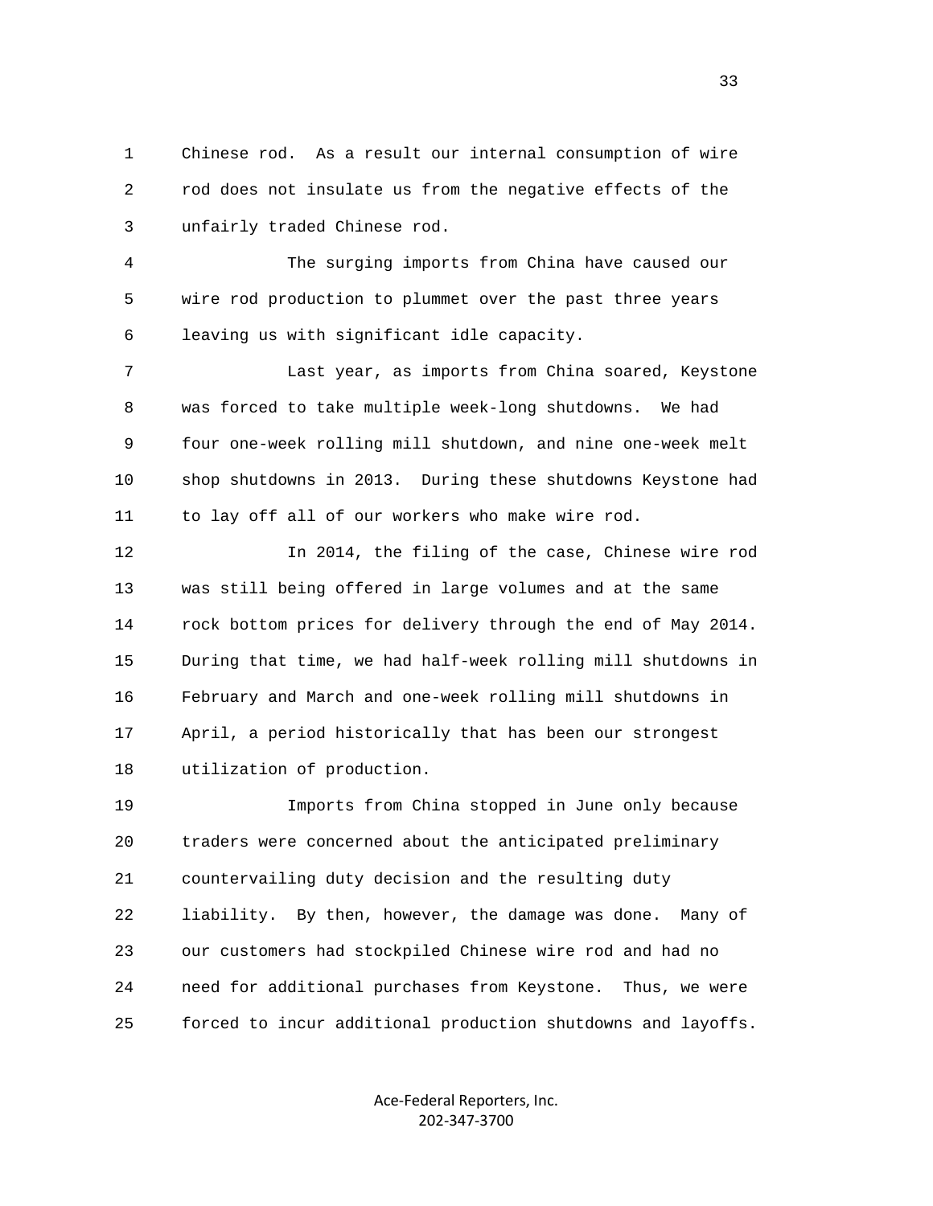Chinese rod. As a result our internal consumption of wire rod does not insulate us from the negative effects of the unfairly traded Chinese rod.

The surging imports from China have caused our wire rod production to plummet over the past three years leaving us with significant idle capacity.

Last year, as imports from China soared, Keystone was forced to take multiple week-long shutdowns. We had four one-week rolling mill shutdown, and nine one-week melt shop shutdowns in 2013. During these shutdowns Keystone had to lay off all of our workers who make wire rod.

In 2014, the filing of the case, Chinese wire rod was still being offered in large volumes and at the same rock bottom prices for delivery through the end of May 2014. During that time, we had half-week rolling mill shutdowns in February and March and one-week rolling mill shutdowns in April, a period historically that has been our strongest utilization of production.

Imports from China stopped in June only because traders were concerned about the anticipated preliminary countervailing duty decision and the resulting duty liability. By then, however, the damage was done. Many of our customers had stockpiled Chinese wire rod and had no need for additional purchases from Keystone. Thus, we were forced to incur additional production shutdowns and layoffs.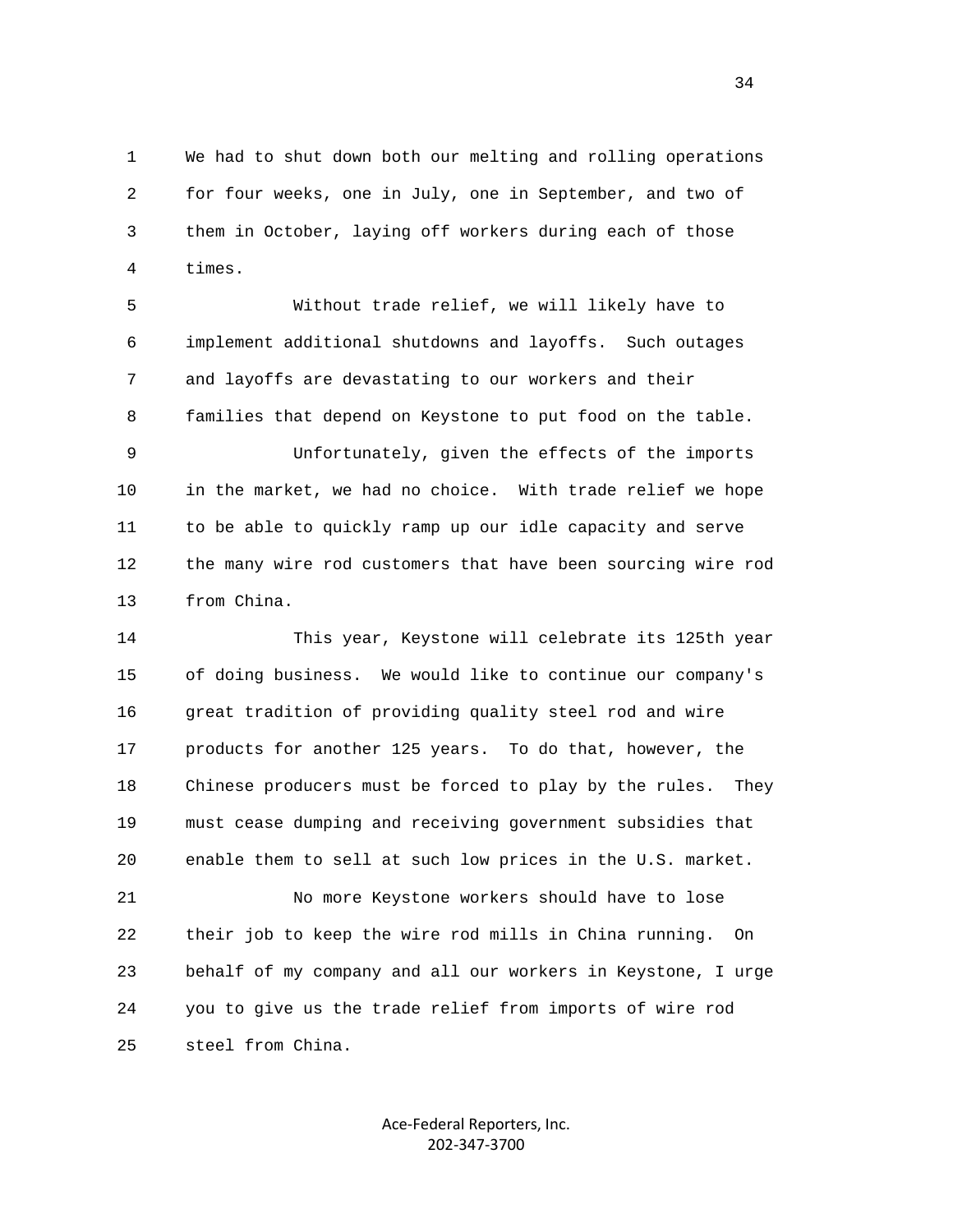We had to shut down both our melting and rolling operations for four weeks, one in July, one in September, and two of them in October, laying off workers during each of those times.

Without trade relief, we will likely have to implement additional shutdowns and layoffs. Such outages and layoffs are devastating to our workers and their families that depend on Keystone to put food on the table.

Unfortunately, given the effects of the imports in the market, we had no choice. With trade relief we hope to be able to quickly ramp up our idle capacity and serve the many wire rod customers that have been sourcing wire rod from China.

This year, Keystone will celebrate its 125th year of doing business. We would like to continue our company's great tradition of providing quality steel rod and wire products for another 125 years. To do that, however, the Chinese producers must be forced to play by the rules. They must cease dumping and receiving government subsidies that enable them to sell at such low prices in the U.S. market.

No more Keystone workers should have to lose their job to keep the wire rod mills in China running. On behalf of my company and all our workers in Keystone, I urge you to give us the trade relief from imports of wire rod steel from China.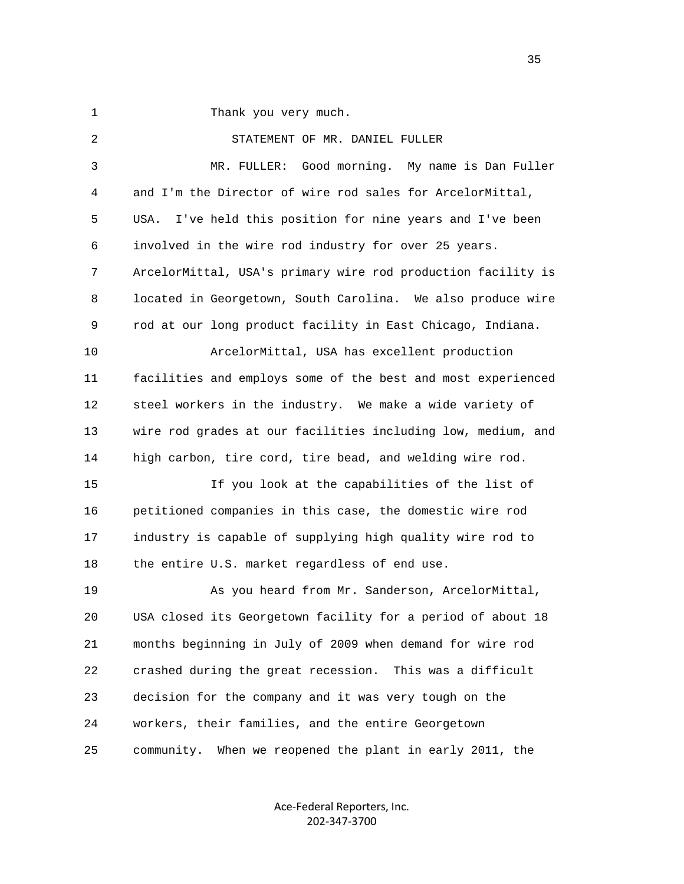Thank you very much.

STATEMENT OF MR. DANIEL FULLER

MR. FULLER: Good morning. My name is Dan Fuller and I'm the Director of wire rod sales for ArcelorMittal, USA. I've held this position for nine years and I've been involved in the wire rod industry for over 25 years. ArcelorMittal, USA's primary wire rod production facility is located in Georgetown, South Carolina. We also produce wire rod at our long product facility in East Chicago, Indiana.

ArcelorMittal, USA has excellent production facilities and employs some of the best and most experienced steel workers in the industry. We make a wide variety of wire rod grades at our facilities including low, medium, and high carbon, tire cord, tire bead, and welding wire rod.

If you look at the capabilities of the list of petitioned companies in this case, the domestic wire rod industry is capable of supplying high quality wire rod to the entire U.S. market regardless of end use.

As you heard from Mr. Sanderson, ArcelorMittal, USA closed its Georgetown facility for a period of about 18 months beginning in July of 2009 when demand for wire rod crashed during the great recession. This was a difficult decision for the company and it was very tough on the workers, their families, and the entire Georgetown community. When we reopened the plant in early 2011, the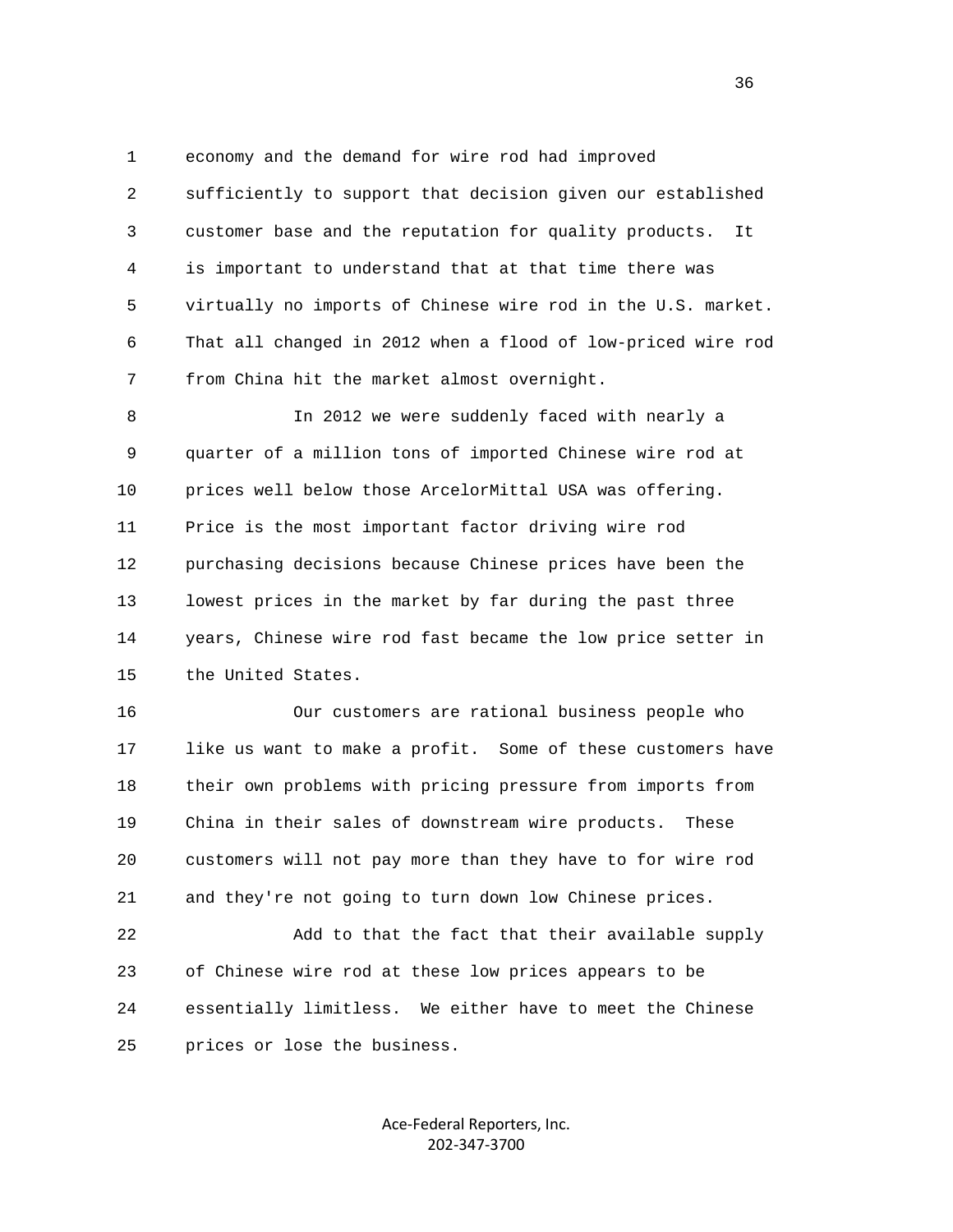economy and the demand for wire rod had improved sufficiently to support that decision given our established customer base and the reputation for quality products. It is important to understand that at that time there was virtually no imports of Chinese wire rod in the U.S. market. That all changed in 2012 when a flood of low-priced wire rod from China hit the market almost overnight.

In 2012 we were suddenly faced with nearly a quarter of a million tons of imported Chinese wire rod at prices well below those ArcelorMittal USA was offering. Price is the most important factor driving wire rod purchasing decisions because Chinese prices have been the lowest prices in the market by far during the past three years, Chinese wire rod fast became the low price setter in the United States.

Our customers are rational business people who like us want to make a profit. Some of these customers have their own problems with pricing pressure from imports from China in their sales of downstream wire products. These customers will not pay more than they have to for wire rod and they're not going to turn down low Chinese prices.

Add to that the fact that their available supply of Chinese wire rod at these low prices appears to be essentially limitless. We either have to meet the Chinese prices or lose the business.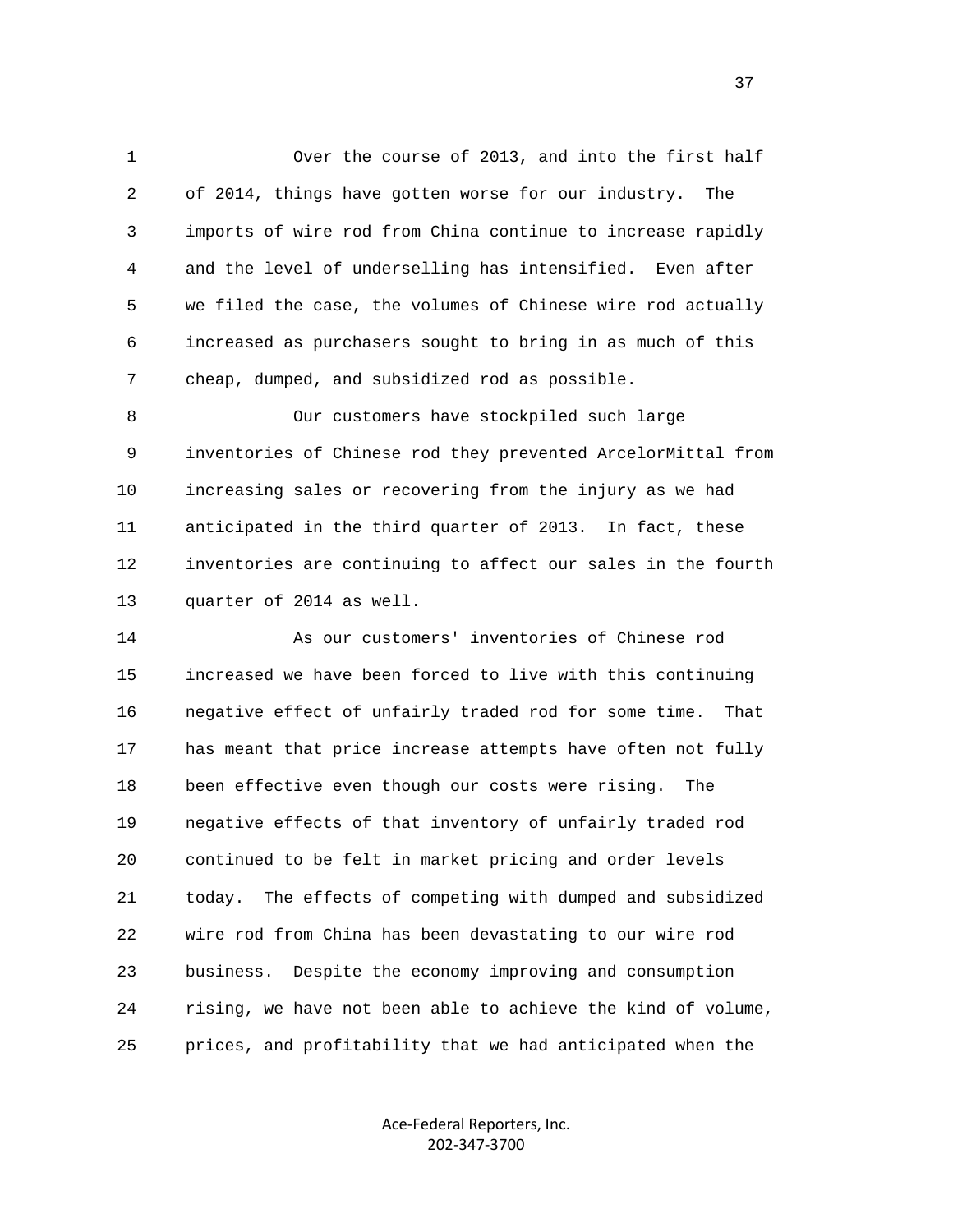Over the course of 2013, and into the first half of 2014, things have gotten worse for our industry. The imports of wire rod from China continue to increase rapidly and the level of underselling has intensified. Even after we filed the case, the volumes of Chinese wire rod actually increased as purchasers sought to bring in as much of this cheap, dumped, and subsidized rod as possible.

Our customers have stockpiled such large inventories of Chinese rod they prevented ArcelorMittal from increasing sales or recovering from the injury as we had anticipated in the third quarter of 2013. In fact, these inventories are continuing to affect our sales in the fourth quarter of 2014 as well.

As our customers' inventories of Chinese rod increased we have been forced to live with this continuing negative effect of unfairly traded rod for some time. That has meant that price increase attempts have often not fully been effective even though our costs were rising. The negative effects of that inventory of unfairly traded rod continued to be felt in market pricing and order levels today. The effects of competing with dumped and subsidized wire rod from China has been devastating to our wire rod business. Despite the economy improving and consumption rising, we have not been able to achieve the kind of volume, prices, and profitability that we had anticipated when the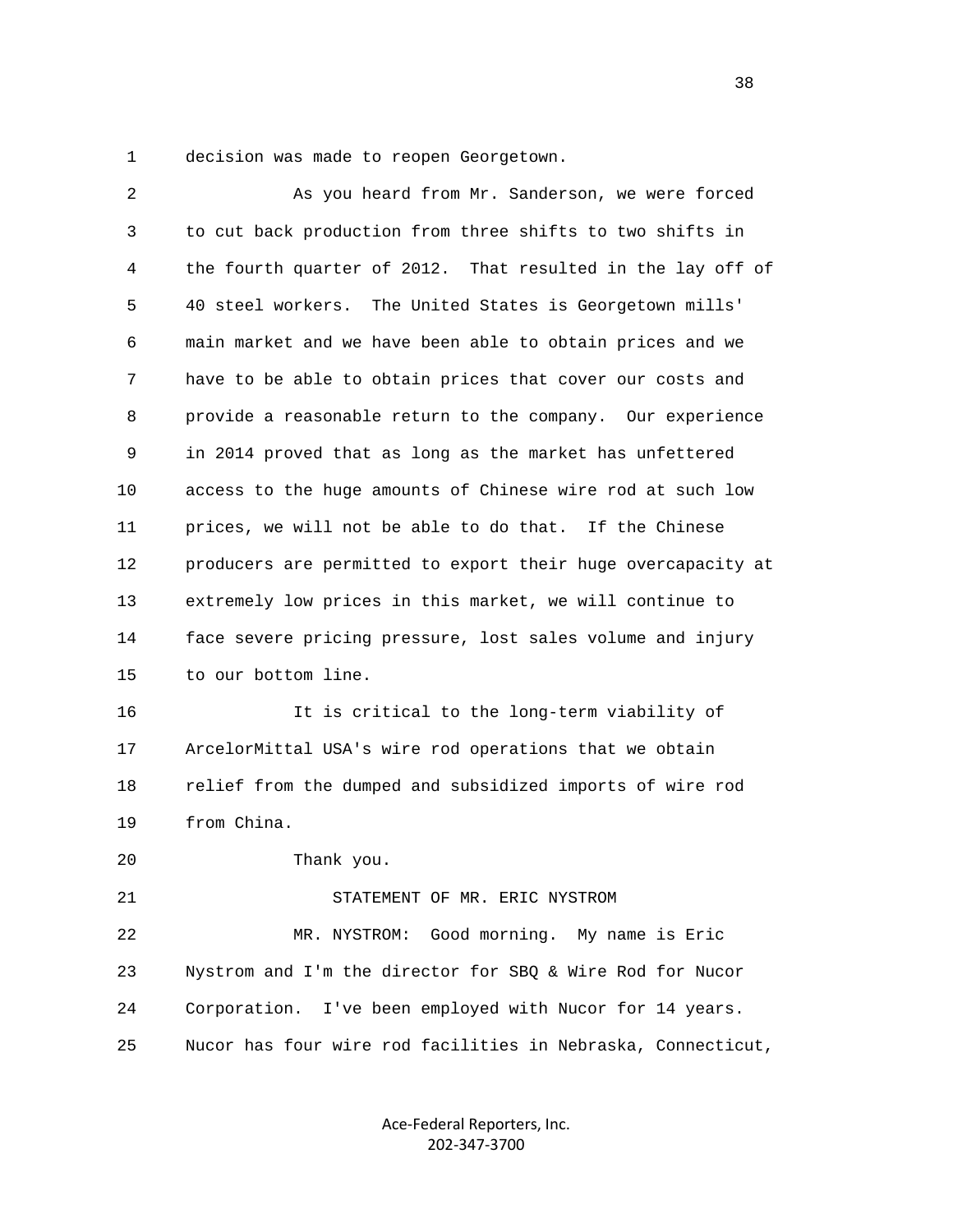decision was made to reopen Georgetown.

As you heard from Mr. Sanderson, we were forced to cut back production from three shifts to two shifts in the fourth quarter of 2012. That resulted in the lay off of 40 steel workers. The United States is Georgetown mills' main market and we have been able to obtain prices and we have to be able to obtain prices that cover our costs and provide a reasonable return to the company. Our experience in 2014 proved that as long as the market has unfettered access to the huge amounts of Chinese wire rod at such low prices, we will not be able to do that. If the Chinese producers are permitted to export their huge overcapacity at extremely low prices in this market, we will continue to face severe pricing pressure, lost sales volume and injury to our bottom line.

It is critical to the long-term viability of ArcelorMittal USA's wire rod operations that we obtain relief from the dumped and subsidized imports of wire rod from China.

Thank you.

STATEMENT OF MR. ERIC NYSTROM

MR. NYSTROM: Good morning. My name is Eric Nystrom and I'm the director for SBQ & Wire Rod for Nucor Corporation. I've been employed with Nucor for 14 years. Nucor has four wire rod facilities in Nebraska, Connecticut,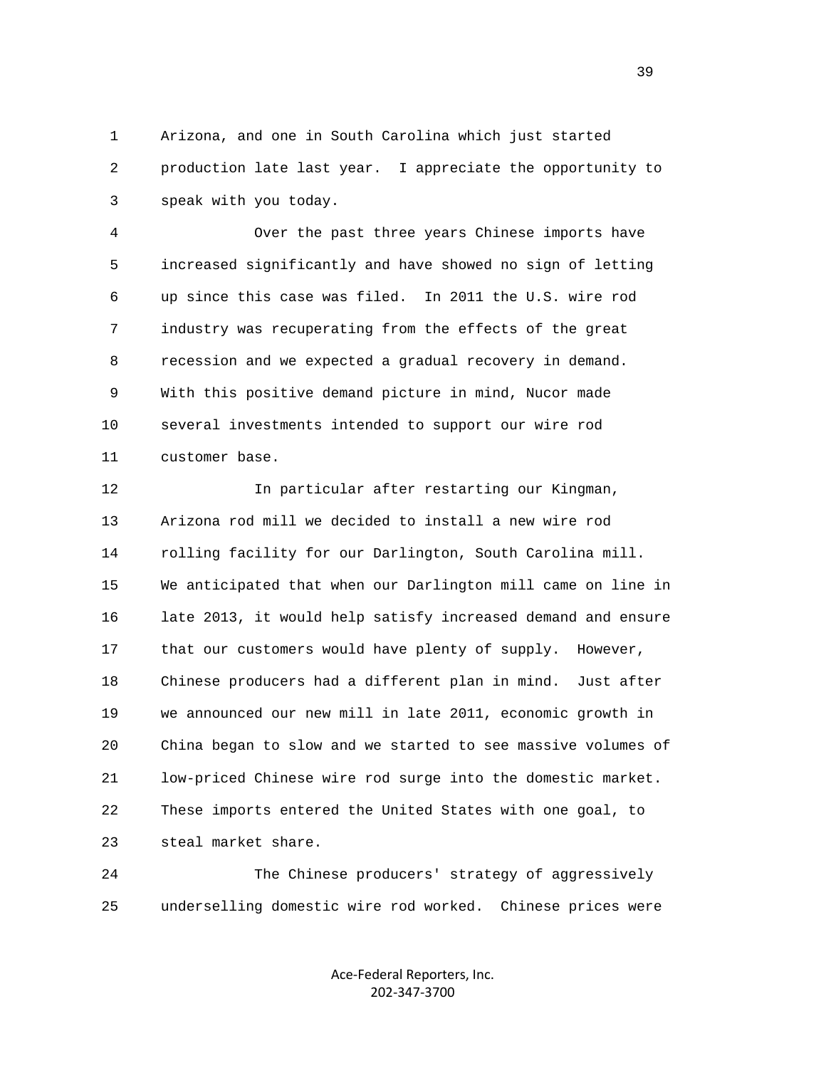1 Arizona, and one in South Carolina which just started
2 production late last year. I appreciate the opportunity to
3 speak with you today.

4 Over the past three years Chinese imports have
5 increased significantly and have showed no sign of letting
6 up since this case was filed. In 2011 the U.S. wire rod
7 industry was recuperating from the effects of the great
8 recession and we expected a gradual recovery in demand.
9 With this positive demand picture in mind, Nucor made
10 several investments intended to support our wire rod
11 customer base.

12 In particular after restarting our Kingman,
13 Arizona rod mill we decided to install a new wire rod
14 rolling facility for our Darlington, South Carolina mill.
15 We anticipated that when our Darlington mill came on line in
16 late 2013, it would help satisfy increased demand and ensure
17 that our customers would have plenty of supply. However,
18 Chinese producers had a different plan in mind. Just after
19 we announced our new mill in late 2011, economic growth in
20 China began to slow and we started to see massive volumes of
21 low-priced Chinese wire rod surge into the domestic market.
22 These imports entered the United States with one goal, to
23 steal market share.

24 The Chinese producers' strategy of aggressively
25 underselling domestic wire rod worked. Chinese prices were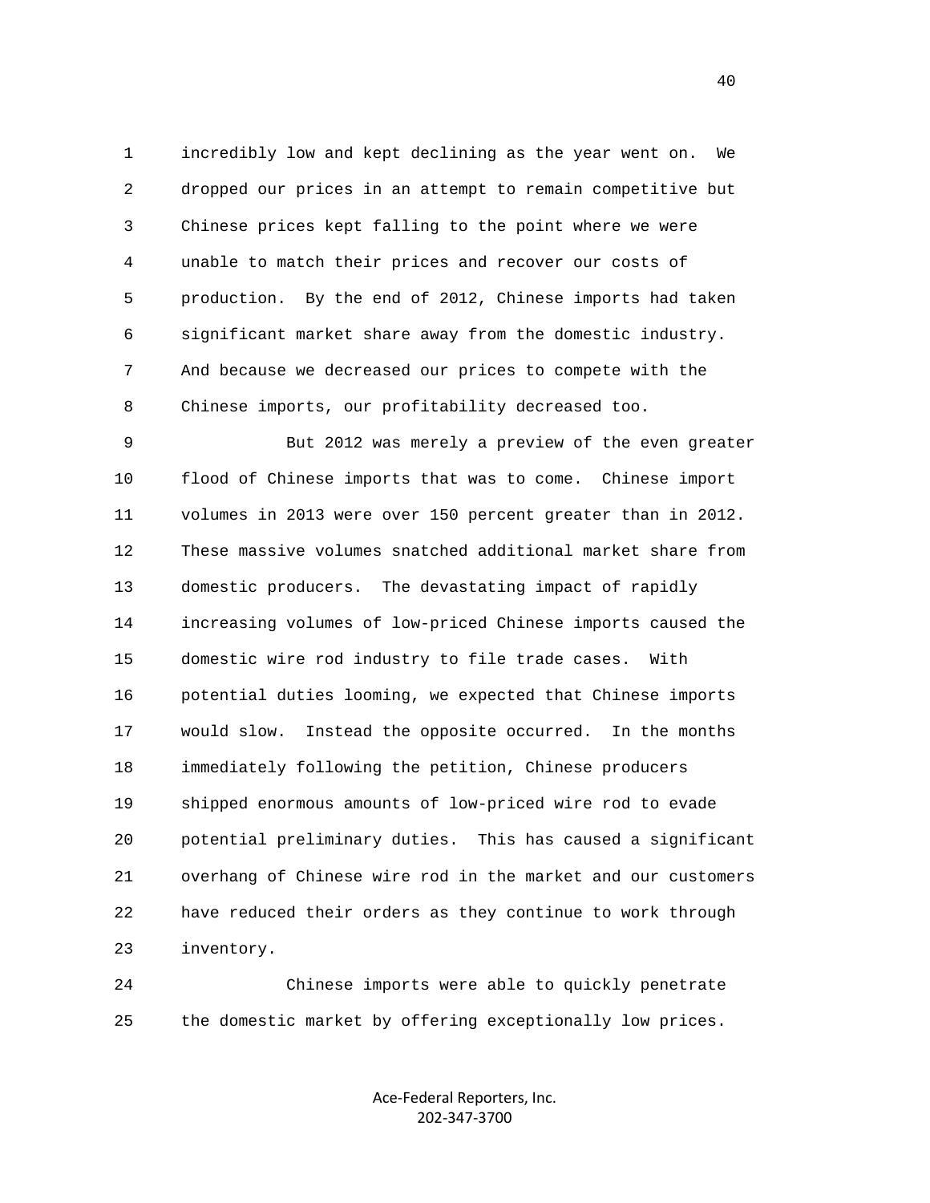incredibly low and kept declining as the year went on. We dropped our prices in an attempt to remain competitive but Chinese prices kept falling to the point where we were unable to match their prices and recover our costs of production. By the end of 2012, Chinese imports had taken significant market share away from the domestic industry. And because we decreased our prices to compete with the Chinese imports, our profitability decreased too.

But 2012 was merely a preview of the even greater flood of Chinese imports that was to come. Chinese import volumes in 2013 were over 150 percent greater than in 2012. These massive volumes snatched additional market share from domestic producers. The devastating impact of rapidly increasing volumes of low-priced Chinese imports caused the domestic wire rod industry to file trade cases. With potential duties looming, we expected that Chinese imports would slow. Instead the opposite occurred. In the months immediately following the petition, Chinese producers shipped enormous amounts of low-priced wire rod to evade potential preliminary duties. This has caused a significant overhang of Chinese wire rod in the market and our customers have reduced their orders as they continue to work through inventory.

Chinese imports were able to quickly penetrate the domestic market by offering exceptionally low prices.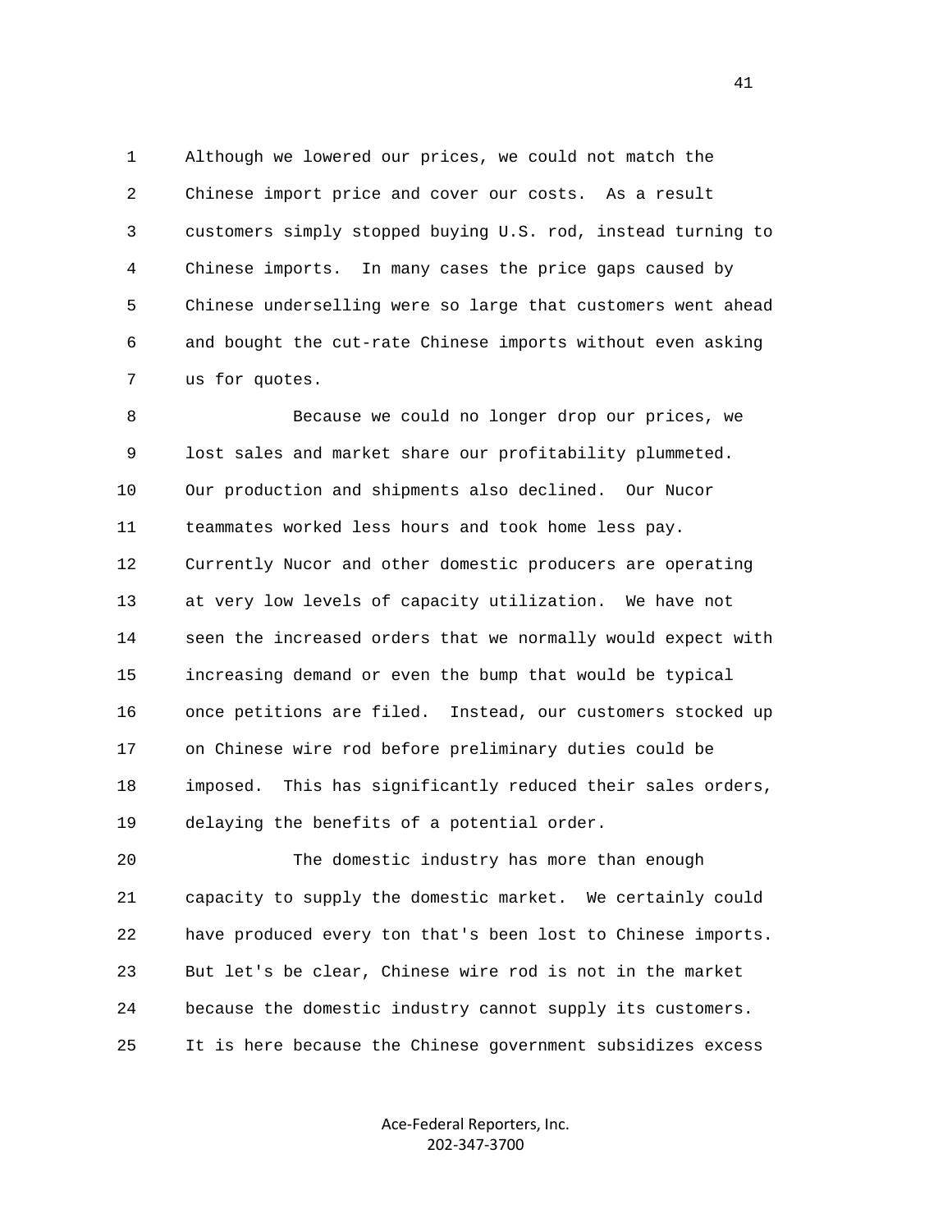Although we lowered our prices, we could not match the Chinese import price and cover our costs. As a result customers simply stopped buying U.S. rod, instead turning to Chinese imports. In many cases the price gaps caused by Chinese underselling were so large that customers went ahead and bought the cut-rate Chinese imports without even asking us for quotes.

Because we could no longer drop our prices, we lost sales and market share our profitability plummeted. Our production and shipments also declined. Our Nucor teammates worked less hours and took home less pay. Currently Nucor and other domestic producers are operating at very low levels of capacity utilization. We have not seen the increased orders that we normally would expect with increasing demand or even the bump that would be typical once petitions are filed. Instead, our customers stocked up on Chinese wire rod before preliminary duties could be imposed. This has significantly reduced their sales orders, delaying the benefits of a potential order.

The domestic industry has more than enough capacity to supply the domestic market. We certainly could have produced every ton that's been lost to Chinese imports. But let's be clear, Chinese wire rod is not in the market because the domestic industry cannot supply its customers. It is here because the Chinese government subsidizes excess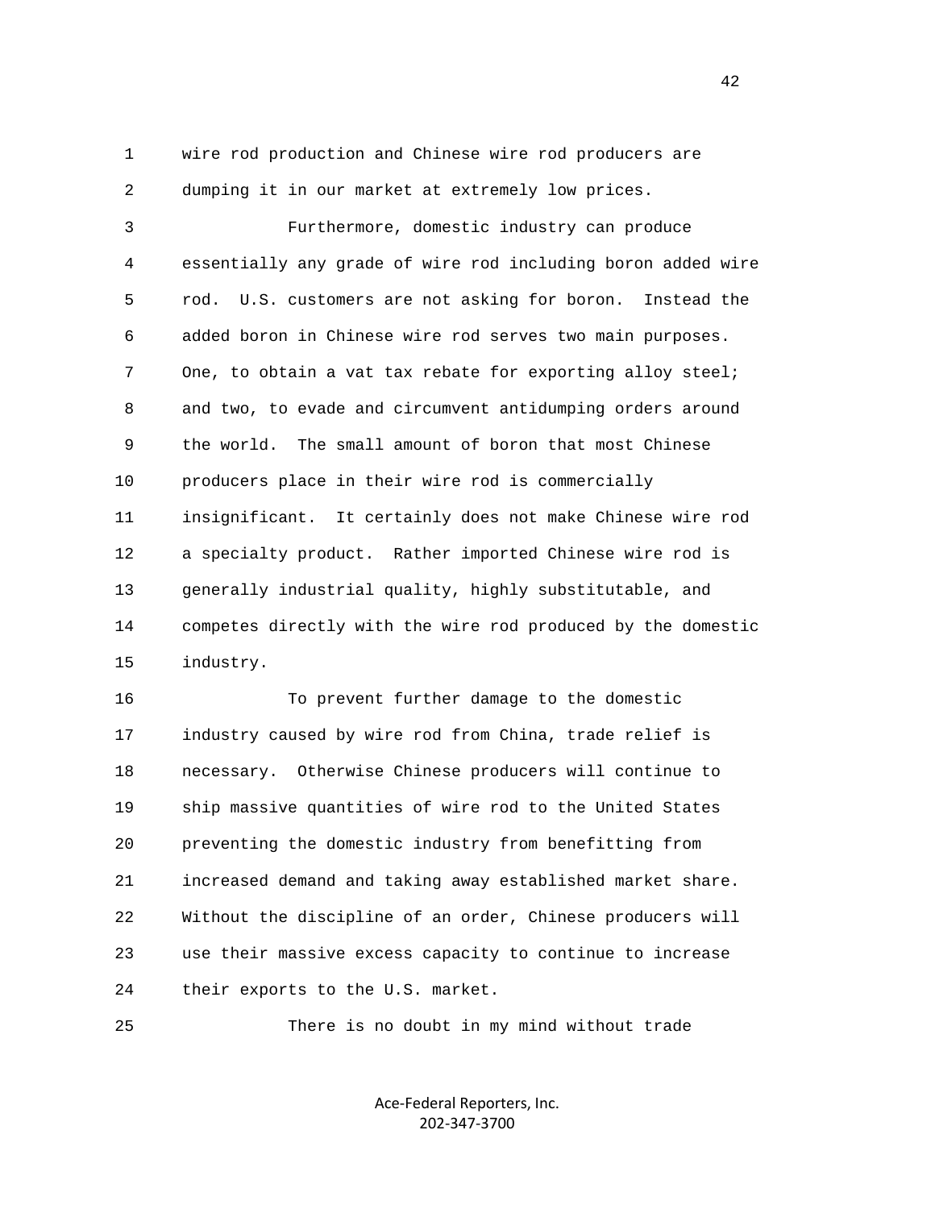wire rod production and Chinese wire rod producers are dumping it in our market at extremely low prices.

Furthermore, domestic industry can produce essentially any grade of wire rod including boron added wire rod. U.S. customers are not asking for boron. Instead the added boron in Chinese wire rod serves two main purposes. One, to obtain a vat tax rebate for exporting alloy steel; and two, to evade and circumvent antidumping orders around the world. The small amount of boron that most Chinese producers place in their wire rod is commercially insignificant. It certainly does not make Chinese wire rod a specialty product. Rather imported Chinese wire rod is generally industrial quality, highly substitutable, and competes directly with the wire rod produced by the domestic industry.

To prevent further damage to the domestic industry caused by wire rod from China, trade relief is necessary. Otherwise Chinese producers will continue to ship massive quantities of wire rod to the United States preventing the domestic industry from benefitting from increased demand and taking away established market share. Without the discipline of an order, Chinese producers will use their massive excess capacity to continue to increase their exports to the U.S. market.

There is no doubt in my mind without trade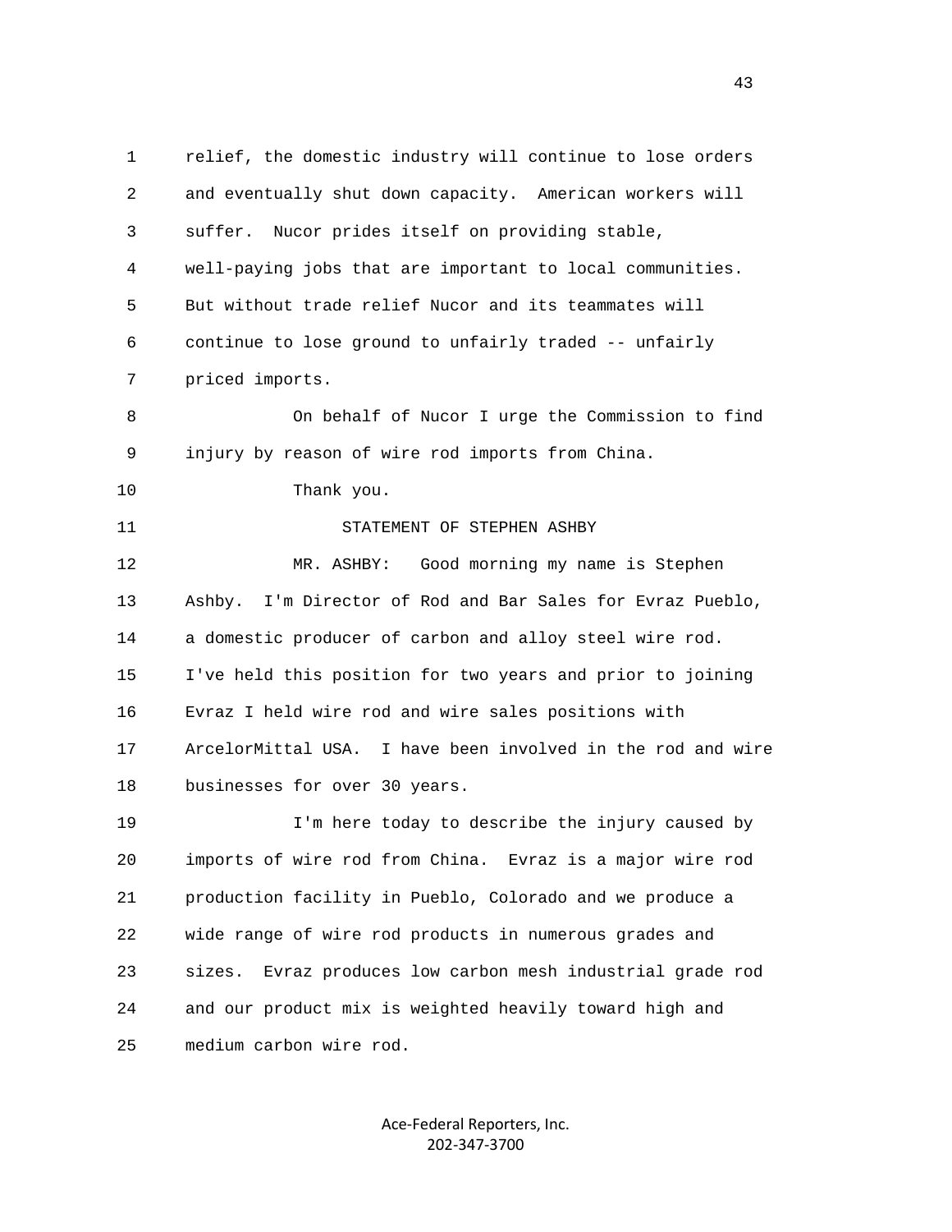relief, the domestic industry will continue to lose orders and eventually shut down capacity. American workers will suffer. Nucor prides itself on providing stable, well-paying jobs that are important to local communities. But without trade relief Nucor and its teammates will continue to lose ground to unfairly traded -- unfairly priced imports.

On behalf of Nucor I urge the Commission to find injury by reason of wire rod imports from China.

Thank you.

STATEMENT OF STEPHEN ASHBY

MR. ASHBY: Good morning my name is Stephen Ashby. I'm Director of Rod and Bar Sales for Evraz Pueblo, a domestic producer of carbon and alloy steel wire rod. I've held this position for two years and prior to joining Evraz I held wire rod and wire sales positions with ArcelorMittal USA. I have been involved in the rod and wire businesses for over 30 years.

I'm here today to describe the injury caused by imports of wire rod from China. Evraz is a major wire rod production facility in Pueblo, Colorado and we produce a wide range of wire rod products in numerous grades and sizes. Evraz produces low carbon mesh industrial grade rod and our product mix is weighted heavily toward high and medium carbon wire rod.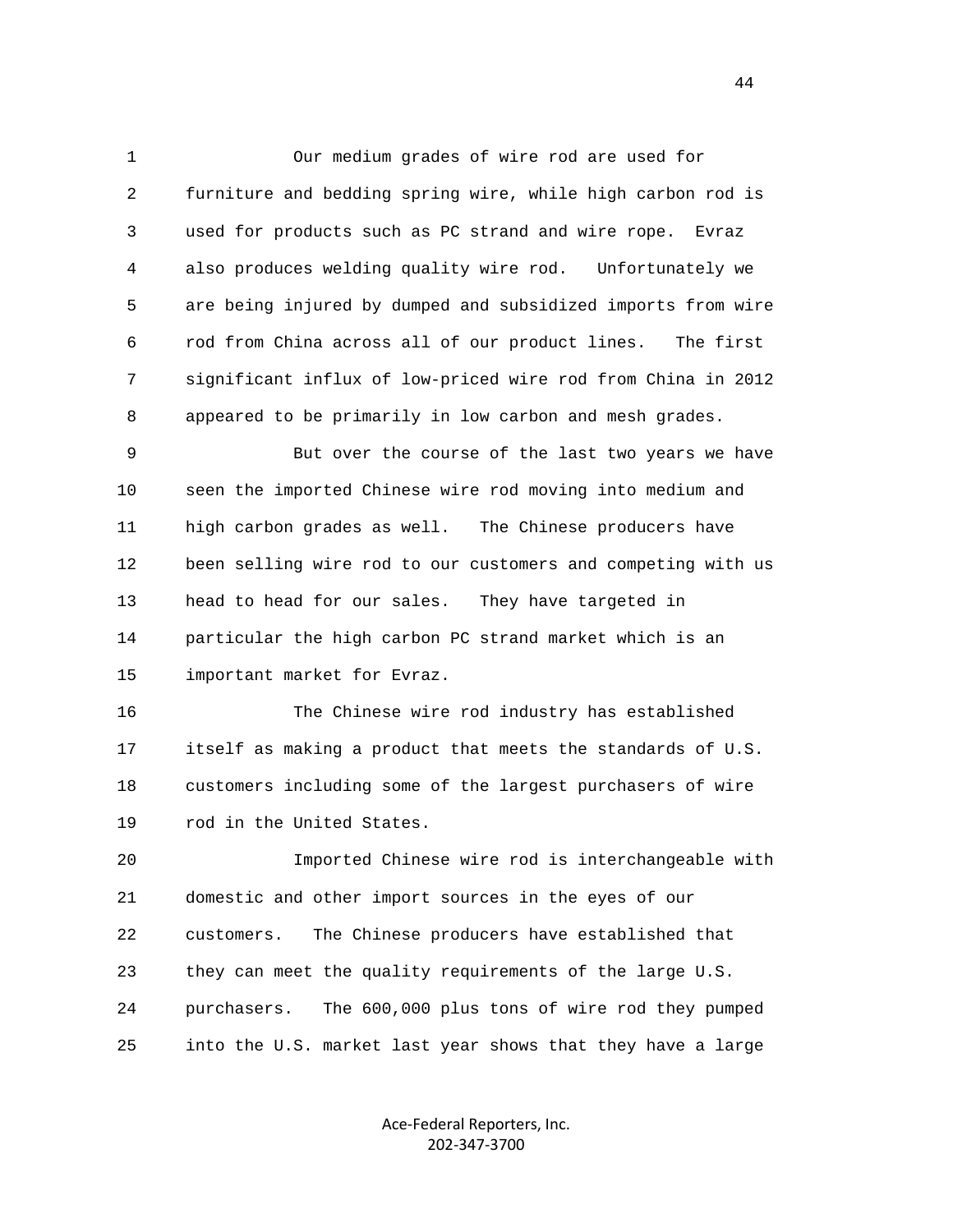Our medium grades of wire rod are used for furniture and bedding spring wire, while high carbon rod is used for products such as PC strand and wire rope. Evraz also produces welding quality wire rod. Unfortunately we are being injured by dumped and subsidized imports from wire rod from China across all of our product lines. The first significant influx of low-priced wire rod from China in 2012 appeared to be primarily in low carbon and mesh grades.

But over the course of the last two years we have seen the imported Chinese wire rod moving into medium and high carbon grades as well. The Chinese producers have been selling wire rod to our customers and competing with us head to head for our sales. They have targeted in particular the high carbon PC strand market which is an important market for Evraz.

The Chinese wire rod industry has established itself as making a product that meets the standards of U.S. customers including some of the largest purchasers of wire rod in the United States.

Imported Chinese wire rod is interchangeable with domestic and other import sources in the eyes of our customers. The Chinese producers have established that they can meet the quality requirements of the large U.S. purchasers. The 600,000 plus tons of wire rod they pumped into the U.S. market last year shows that they have a large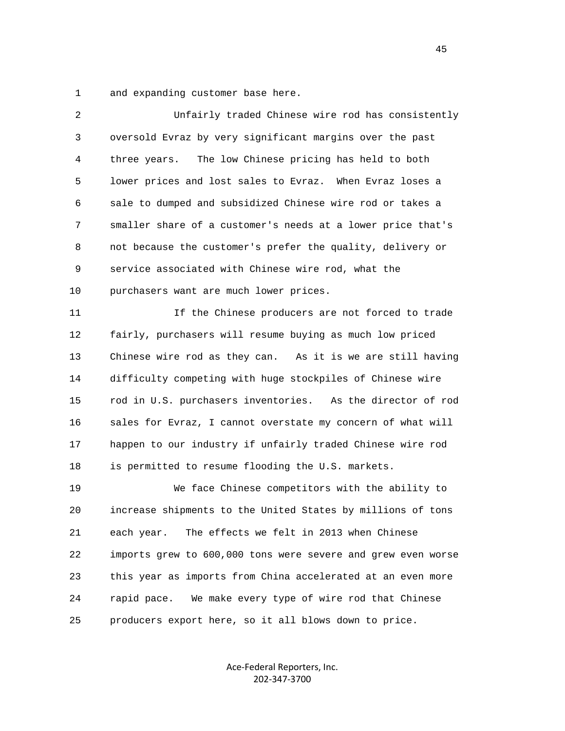and expanding customer base here.

Unfairly traded Chinese wire rod has consistently oversold Evraz by very significant margins over the past three years. The low Chinese pricing has held to both lower prices and lost sales to Evraz. When Evraz loses a sale to dumped and subsidized Chinese wire rod or takes a smaller share of a customer's needs at a lower price that's not because the customer's prefer the quality, delivery or service associated with Chinese wire rod, what the purchasers want are much lower prices.

If the Chinese producers are not forced to trade fairly, purchasers will resume buying as much low priced Chinese wire rod as they can. As it is we are still having difficulty competing with huge stockpiles of Chinese wire rod in U.S. purchasers inventories. As the director of rod sales for Evraz, I cannot overstate my concern of what will happen to our industry if unfairly traded Chinese wire rod is permitted to resume flooding the U.S. markets.

We face Chinese competitors with the ability to increase shipments to the United States by millions of tons each year. The effects we felt in 2013 when Chinese imports grew to 600,000 tons were severe and grew even worse this year as imports from China accelerated at an even more rapid pace. We make every type of wire rod that Chinese producers export here, so it all blows down to price.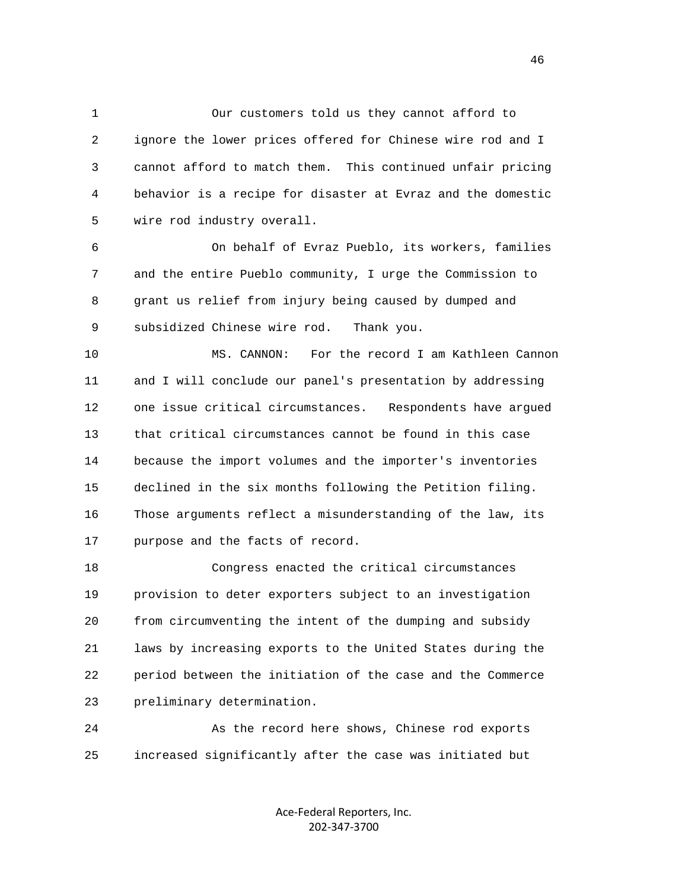Our customers told us they cannot afford to ignore the lower prices offered for Chinese wire rod and I cannot afford to match them. This continued unfair pricing behavior is a recipe for disaster at Evraz and the domestic wire rod industry overall.

On behalf of Evraz Pueblo, its workers, families and the entire Pueblo community, I urge the Commission to grant us relief from injury being caused by dumped and subsidized Chinese wire rod. Thank you.

MS. CANNON: For the record I am Kathleen Cannon and I will conclude our panel's presentation by addressing one issue critical circumstances. Respondents have argued that critical circumstances cannot be found in this case because the import volumes and the importer's inventories declined in the six months following the Petition filing. Those arguments reflect a misunderstanding of the law, its purpose and the facts of record.

Congress enacted the critical circumstances provision to deter exporters subject to an investigation from circumventing the intent of the dumping and subsidy laws by increasing exports to the United States during the period between the initiation of the case and the Commerce preliminary determination.

As the record here shows, Chinese rod exports increased significantly after the case was initiated but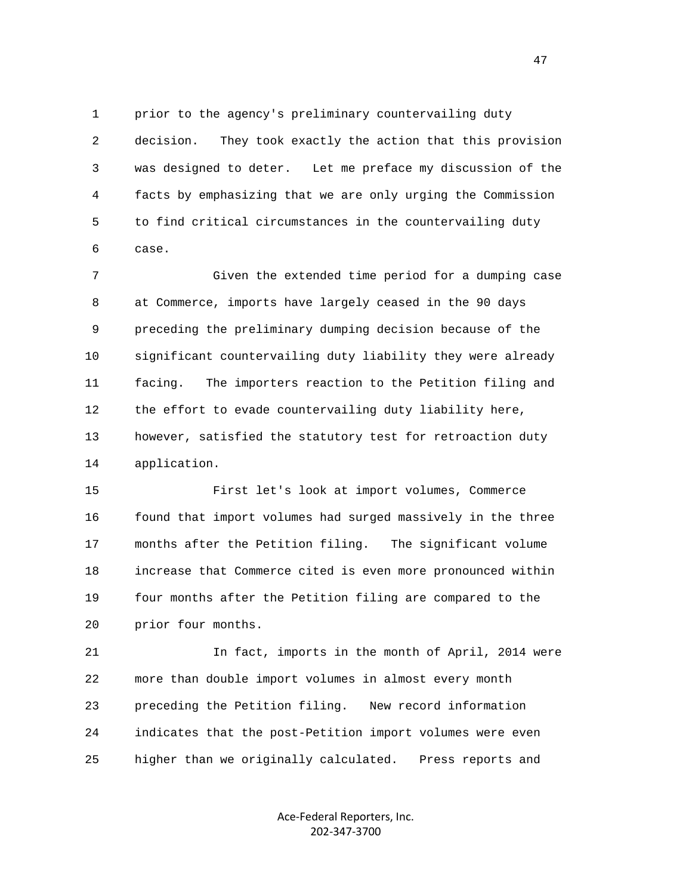prior to the agency's preliminary countervailing duty decision. They took exactly the action that this provision was designed to deter. Let me preface my discussion of the facts by emphasizing that we are only urging the Commission to find critical circumstances in the countervailing duty case.

Given the extended time period for a dumping case at Commerce, imports have largely ceased in the 90 days preceding the preliminary dumping decision because of the significant countervailing duty liability they were already facing. The importers reaction to the Petition filing and the effort to evade countervailing duty liability here, however, satisfied the statutory test for retroaction duty application.

First let's look at import volumes, Commerce found that import volumes had surged massively in the three months after the Petition filing. The significant volume increase that Commerce cited is even more pronounced within four months after the Petition filing are compared to the prior four months.

In fact, imports in the month of April, 2014 were more than double import volumes in almost every month preceding the Petition filing. New record information indicates that the post-Petition import volumes were even higher than we originally calculated. Press reports and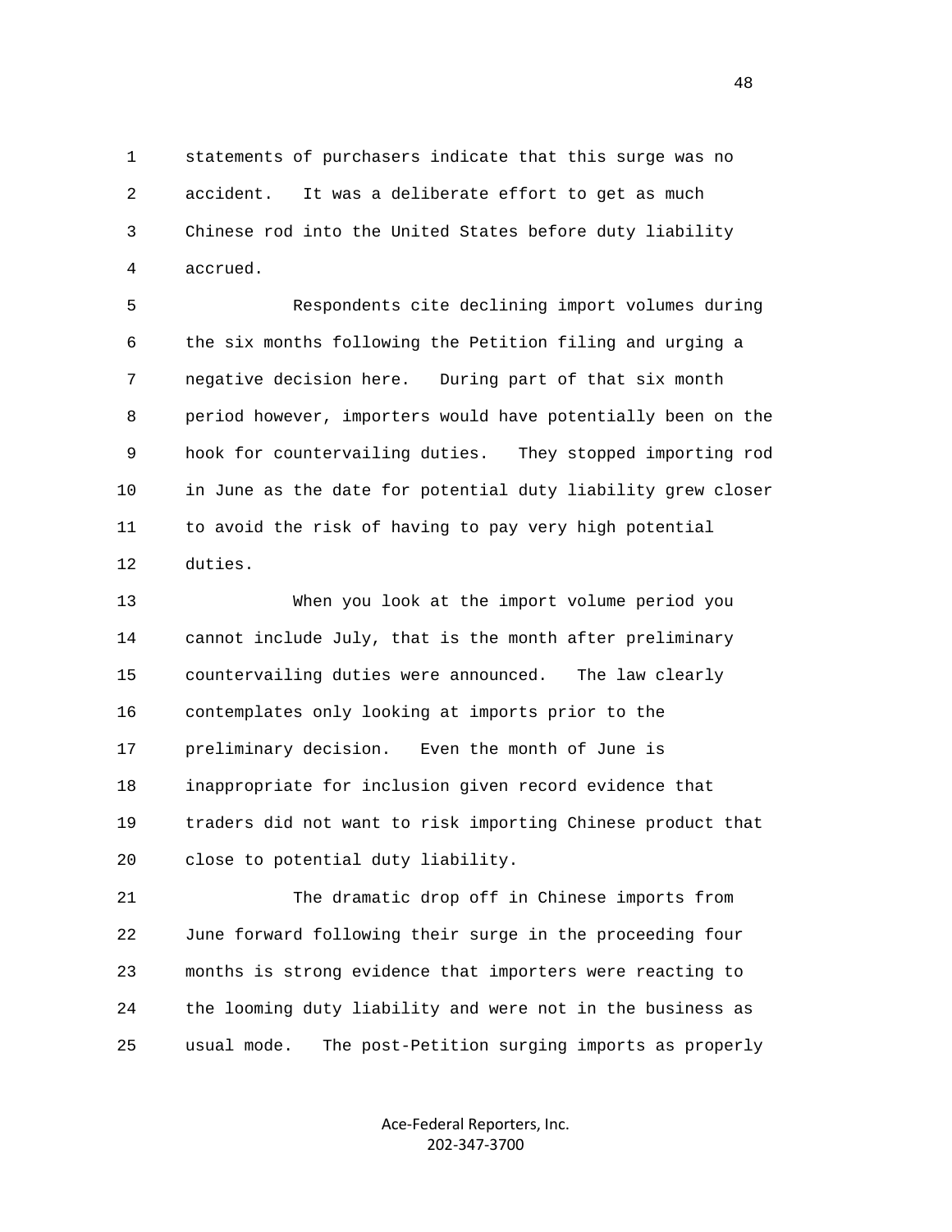statements of purchasers indicate that this surge was no accident. It was a deliberate effort to get as much Chinese rod into the United States before duty liability accrued.

Respondents cite declining import volumes during the six months following the Petition filing and urging a negative decision here. During part of that six month period however, importers would have potentially been on the hook for countervailing duties. They stopped importing rod in June as the date for potential duty liability grew closer to avoid the risk of having to pay very high potential duties.

When you look at the import volume period you cannot include July, that is the month after preliminary countervailing duties were announced. The law clearly contemplates only looking at imports prior to the preliminary decision. Even the month of June is inappropriate for inclusion given record evidence that traders did not want to risk importing Chinese product that close to potential duty liability.

The dramatic drop off in Chinese imports from June forward following their surge in the proceeding four months is strong evidence that importers were reacting to the looming duty liability and were not in the business as usual mode. The post-Petition surging imports as properly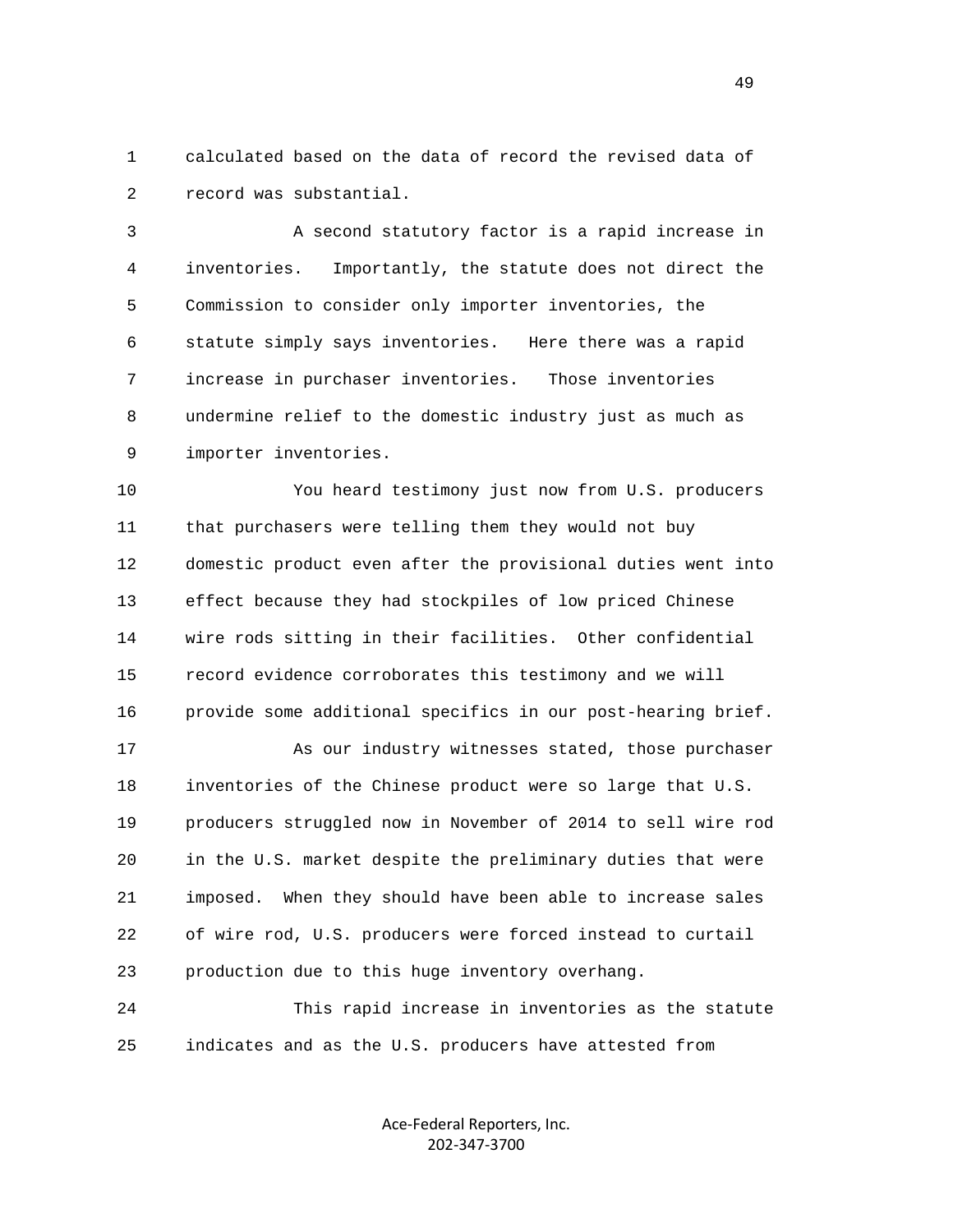calculated based on the data of record the revised data of record was substantial.

A second statutory factor is a rapid increase in inventories. Importantly, the statute does not direct the Commission to consider only importer inventories, the statute simply says inventories. Here there was a rapid increase in purchaser inventories. Those inventories undermine relief to the domestic industry just as much as importer inventories.

You heard testimony just now from U.S. producers that purchasers were telling them they would not buy domestic product even after the provisional duties went into effect because they had stockpiles of low priced Chinese wire rods sitting in their facilities. Other confidential record evidence corroborates this testimony and we will provide some additional specifics in our post-hearing brief.

As our industry witnesses stated, those purchaser inventories of the Chinese product were so large that U.S. producers struggled now in November of 2014 to sell wire rod in the U.S. market despite the preliminary duties that were imposed. When they should have been able to increase sales of wire rod, U.S. producers were forced instead to curtail production due to this huge inventory overhang.

This rapid increase in inventories as the statute indicates and as the U.S. producers have attested from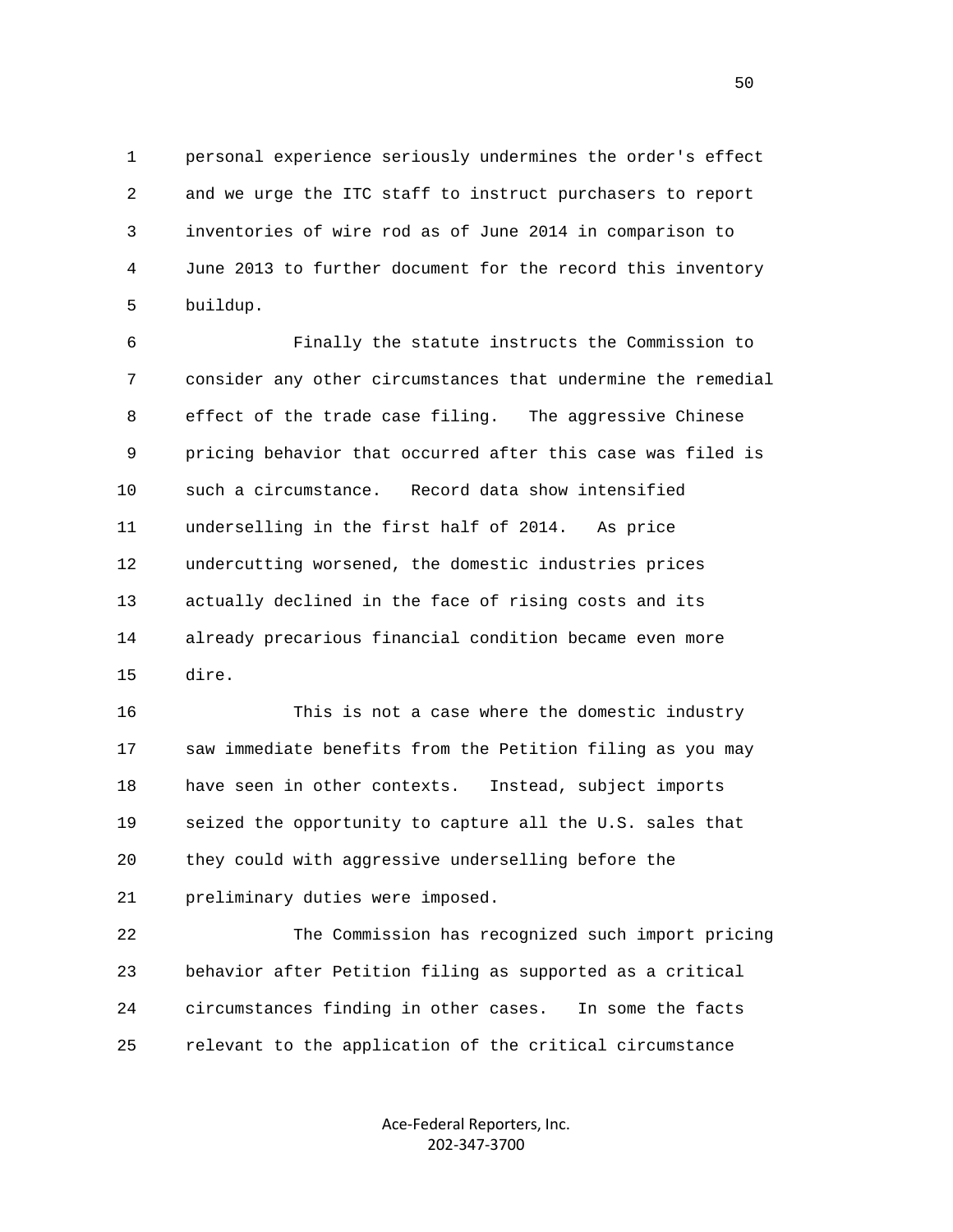personal experience seriously undermines the order's effect and we urge the ITC staff to instruct purchasers to report inventories of wire rod as of June 2014 in comparison to June 2013 to further document for the record this inventory buildup.

Finally the statute instructs the Commission to consider any other circumstances that undermine the remedial effect of the trade case filing. The aggressive Chinese pricing behavior that occurred after this case was filed is such a circumstance. Record data show intensified underselling in the first half of 2014. As price undercutting worsened, the domestic industries prices actually declined in the face of rising costs and its already precarious financial condition became even more dire.

This is not a case where the domestic industry saw immediate benefits from the Petition filing as you may have seen in other contexts. Instead, subject imports seized the opportunity to capture all the U.S. sales that they could with aggressive underselling before the preliminary duties were imposed.

The Commission has recognized such import pricing behavior after Petition filing as supported as a critical circumstances finding in other cases. In some the facts relevant to the application of the critical circumstance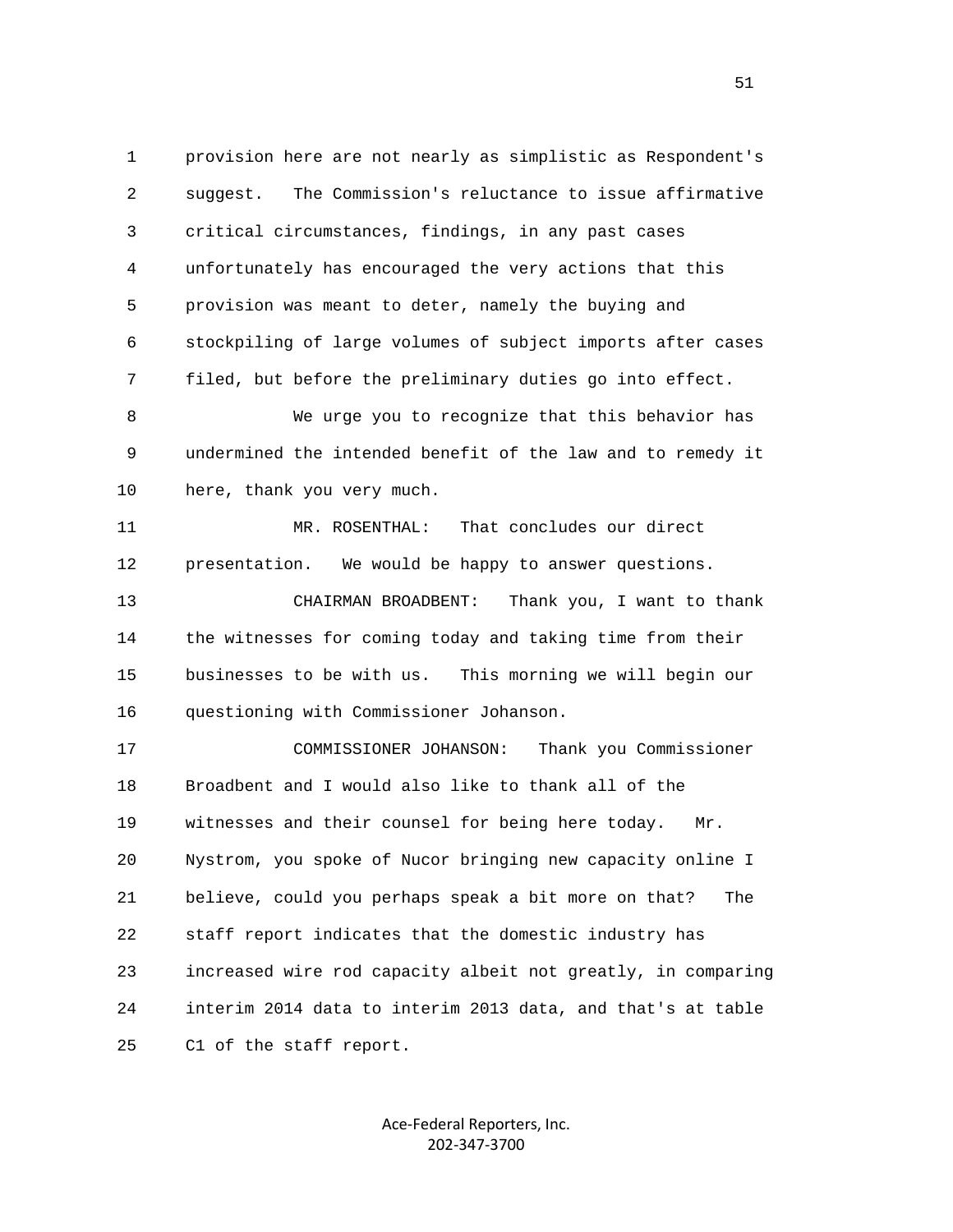1 provision here are not nearly as simplistic as Respondent's
2 suggest. The Commission's reluctance to issue affirmative
3 critical circumstances, findings, in any past cases
4 unfortunately has encouraged the very actions that this
5 provision was meant to deter, namely the buying and
6 stockpiling of large volumes of subject imports after cases
7 filed, but before the preliminary duties go into effect.
8 We urge you to recognize that this behavior has
9 undermined the intended benefit of the law and to remedy it
10 here, thank you very much.
11 MR. ROSENTHAL: That concludes our direct
12 presentation. We would be happy to answer questions.
13 CHAIRMAN BROADBENT: Thank you, I want to thank
14 the witnesses for coming today and taking time from their
15 businesses to be with us. This morning we will begin our
16 questioning with Commissioner Johanson.
17 COMMISSIONER JOHANSON: Thank you Commissioner
18 Broadbent and I would also like to thank all of the
19 witnesses and their counsel for being here today. Mr.
20 Nystrom, you spoke of Nucor bringing new capacity online I
21 believe, could you perhaps speak a bit more on that? The
22 staff report indicates that the domestic industry has
23 increased wire rod capacity albeit not greatly, in comparing
24 interim 2014 data to interim 2013 data, and that's at table
25 C1 of the staff report.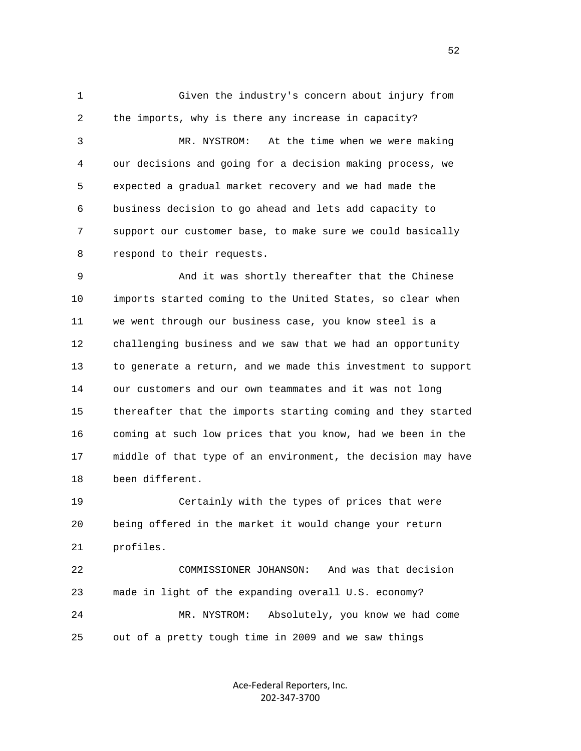Given the industry's concern about injury from the imports, why is there any increase in capacity?

MR. NYSTROM: At the time when we were making our decisions and going for a decision making process, we expected a gradual market recovery and we had made the business decision to go ahead and lets add capacity to support our customer base, to make sure we could basically respond to their requests.

And it was shortly thereafter that the Chinese imports started coming to the United States, so clear when we went through our business case, you know steel is a challenging business and we saw that we had an opportunity to generate a return, and we made this investment to support our customers and our own teammates and it was not long thereafter that the imports starting coming and they started coming at such low prices that you know, had we been in the middle of that type of an environment, the decision may have been different.

Certainly with the types of prices that were being offered in the market it would change your return profiles.

COMMISSIONER JOHANSON: And was that decision made in light of the expanding overall U.S. economy?

MR. NYSTROM: Absolutely, you know we had come out of a pretty tough time in 2009 and we saw things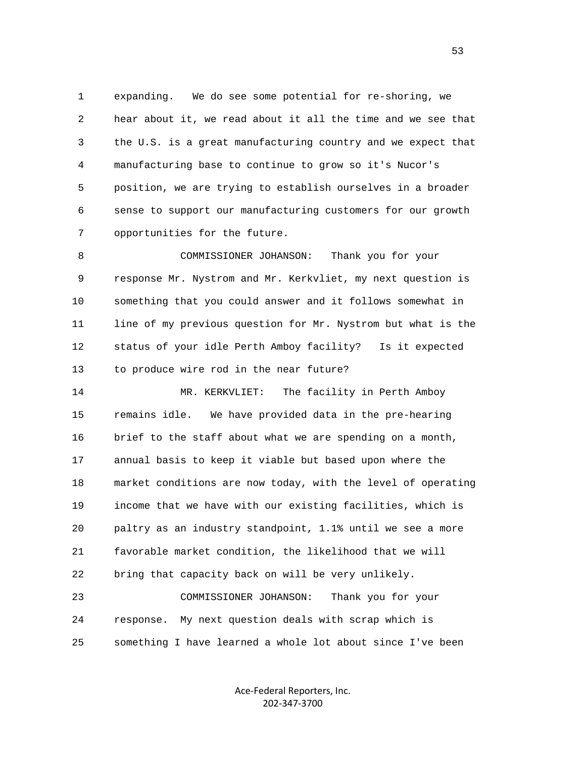expanding. We do see some potential for re-shoring, we hear about it, we read about it all the time and we see that the U.S. is a great manufacturing country and we expect that manufacturing base to continue to grow so it's Nucor's position, we are trying to establish ourselves in a broader sense to support our manufacturing customers for our growth opportunities for the future.

COMMISSIONER JOHANSON: Thank you for your response Mr. Nystrom and Mr. Kerkvliet, my next question is something that you could answer and it follows somewhat in line of my previous question for Mr. Nystrom but what is the status of your idle Perth Amboy facility? Is it expected to produce wire rod in the near future?

MR. KERKVLIET: The facility in Perth Amboy remains idle. We have provided data in the pre-hearing brief to the staff about what we are spending on a month, annual basis to keep it viable but based upon where the market conditions are now today, with the level of operating income that we have with our existing facilities, which is paltry as an industry standpoint, 1.1% until we see a more favorable market condition, the likelihood that we will bring that capacity back on will be very unlikely.

COMMISSIONER JOHANSON: Thank you for your response. My next question deals with scrap which is something I have learned a whole lot about since I've been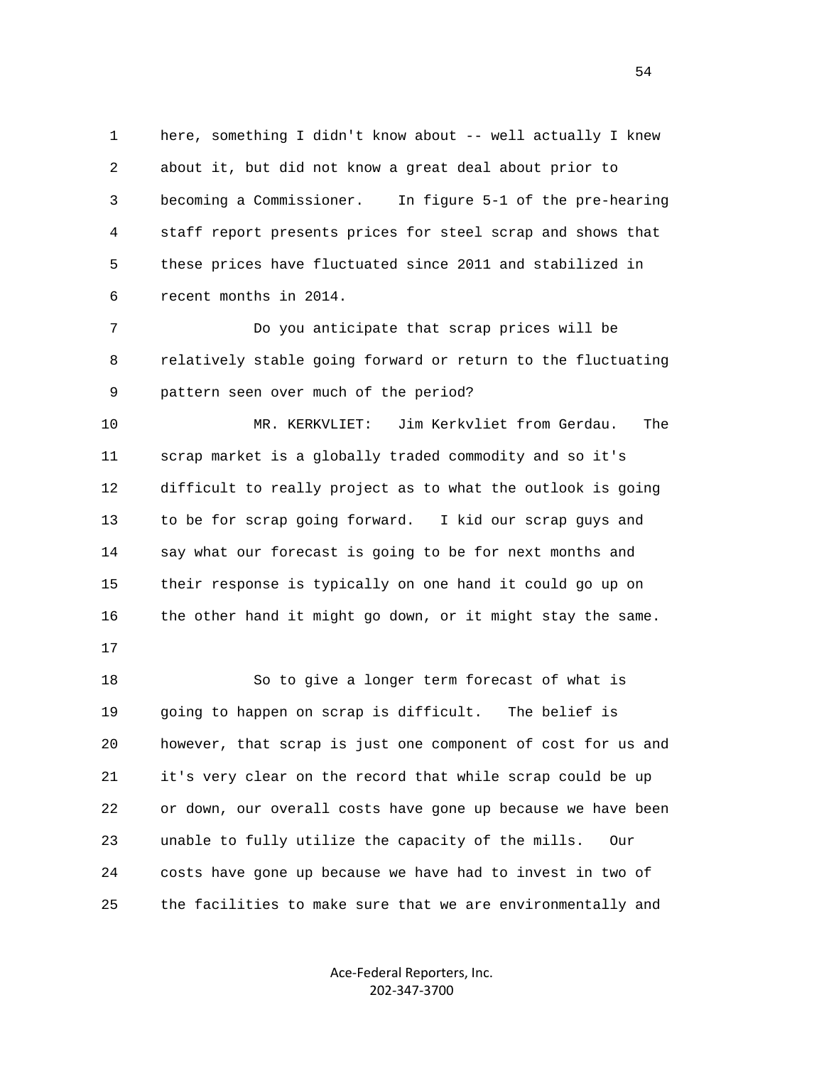here, something I didn't know about -- well actually I knew about it, but did not know a great deal about prior to becoming a Commissioner. In figure 5-1 of the pre-hearing staff report presents prices for steel scrap and shows that these prices have fluctuated since 2011 and stabilized in recent months in 2014.

Do you anticipate that scrap prices will be relatively stable going forward or return to the fluctuating pattern seen over much of the period?

MR. KERKVLIET: Jim Kerkvliet from Gerdau. The scrap market is a globally traded commodity and so it's difficult to really project as to what the outlook is going to be for scrap going forward. I kid our scrap guys and say what our forecast is going to be for next months and their response is typically on one hand it could go up on the other hand it might go down, or it might stay the same.

So to give a longer term forecast of what is going to happen on scrap is difficult. The belief is however, that scrap is just one component of cost for us and it's very clear on the record that while scrap could be up or down, our overall costs have gone up because we have been unable to fully utilize the capacity of the mills. Our costs have gone up because we have had to invest in two of the facilities to make sure that we are environmentally and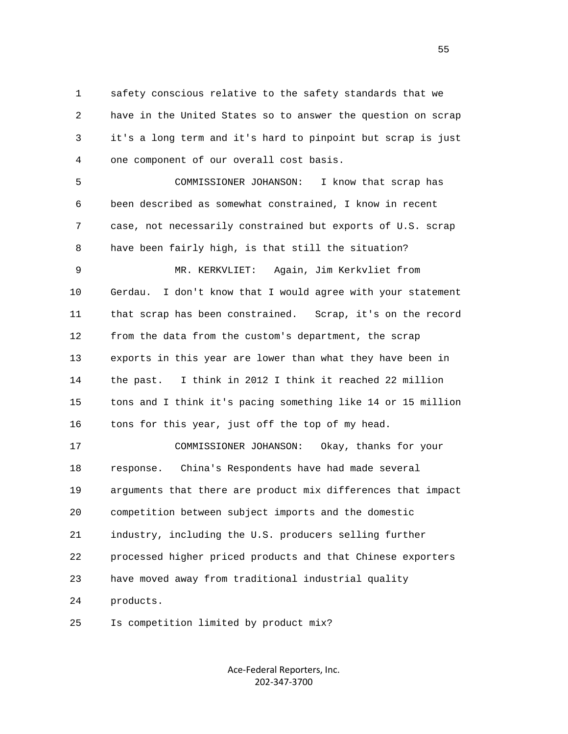safety conscious relative to the safety standards that we have in the United States so to answer the question on scrap it's a long term and it's hard to pinpoint but scrap is just one component of our overall cost basis.

COMMISSIONER JOHANSON: I know that scrap has been described as somewhat constrained, I know in recent case, not necessarily constrained but exports of U.S. scrap have been fairly high, is that still the situation?

MR. KERKVLIET: Again, Jim Kerkvliet from Gerdau. I don't know that I would agree with your statement that scrap has been constrained. Scrap, it's on the record from the data from the custom's department, the scrap exports in this year are lower than what they have been in the past. I think in 2012 I think it reached 22 million tons and I think it's pacing something like 14 or 15 million tons for this year, just off the top of my head.

COMMISSIONER JOHANSON: Okay, thanks for your response. China's Respondents have had made several arguments that there are product mix differences that impact competition between subject imports and the domestic industry, including the U.S. producers selling further processed higher priced products and that Chinese exporters have moved away from traditional industrial quality products.

Is competition limited by product mix?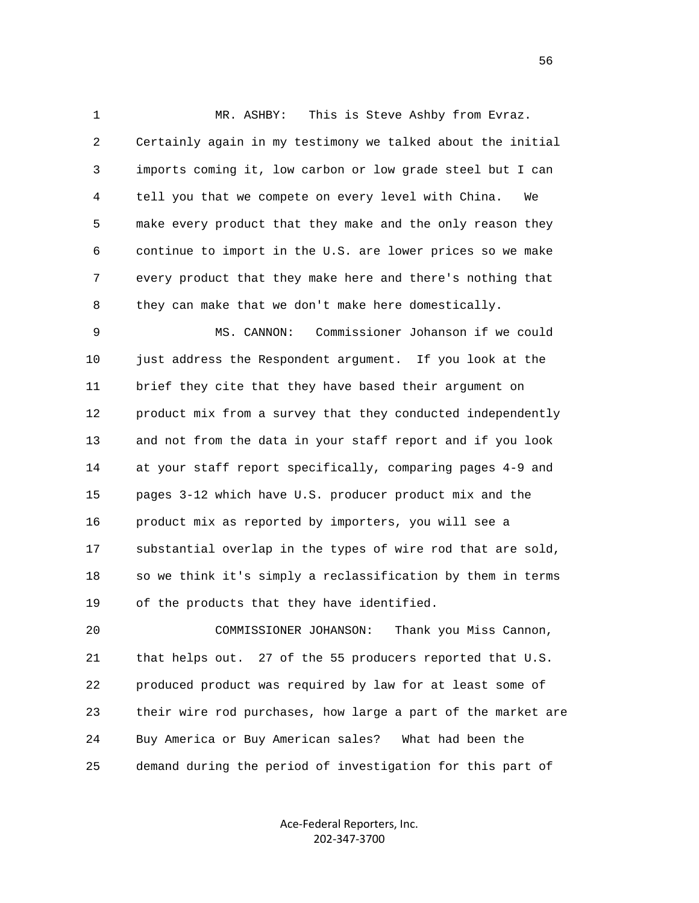MR. ASHBY: This is Steve Ashby from Evraz. Certainly again in my testimony we talked about the initial imports coming it, low carbon or low grade steel but I can tell you that we compete on every level with China. We make every product that they make and the only reason they continue to import in the U.S. are lower prices so we make every product that they make here and there's nothing that they can make that we don't make here domestically.

MS. CANNON: Commissioner Johanson if we could just address the Respondent argument. If you look at the brief they cite that they have based their argument on product mix from a survey that they conducted independently and not from the data in your staff report and if you look at your staff report specifically, comparing pages 4-9 and pages 3-12 which have U.S. producer product mix and the product mix as reported by importers, you will see a substantial overlap in the types of wire rod that are sold, so we think it's simply a reclassification by them in terms of the products that they have identified.

COMMISSIONER JOHANSON: Thank you Miss Cannon, that helps out. 27 of the 55 producers reported that U.S. produced product was required by law for at least some of their wire rod purchases, how large a part of the market are Buy America or Buy American sales? What had been the demand during the period of investigation for this part of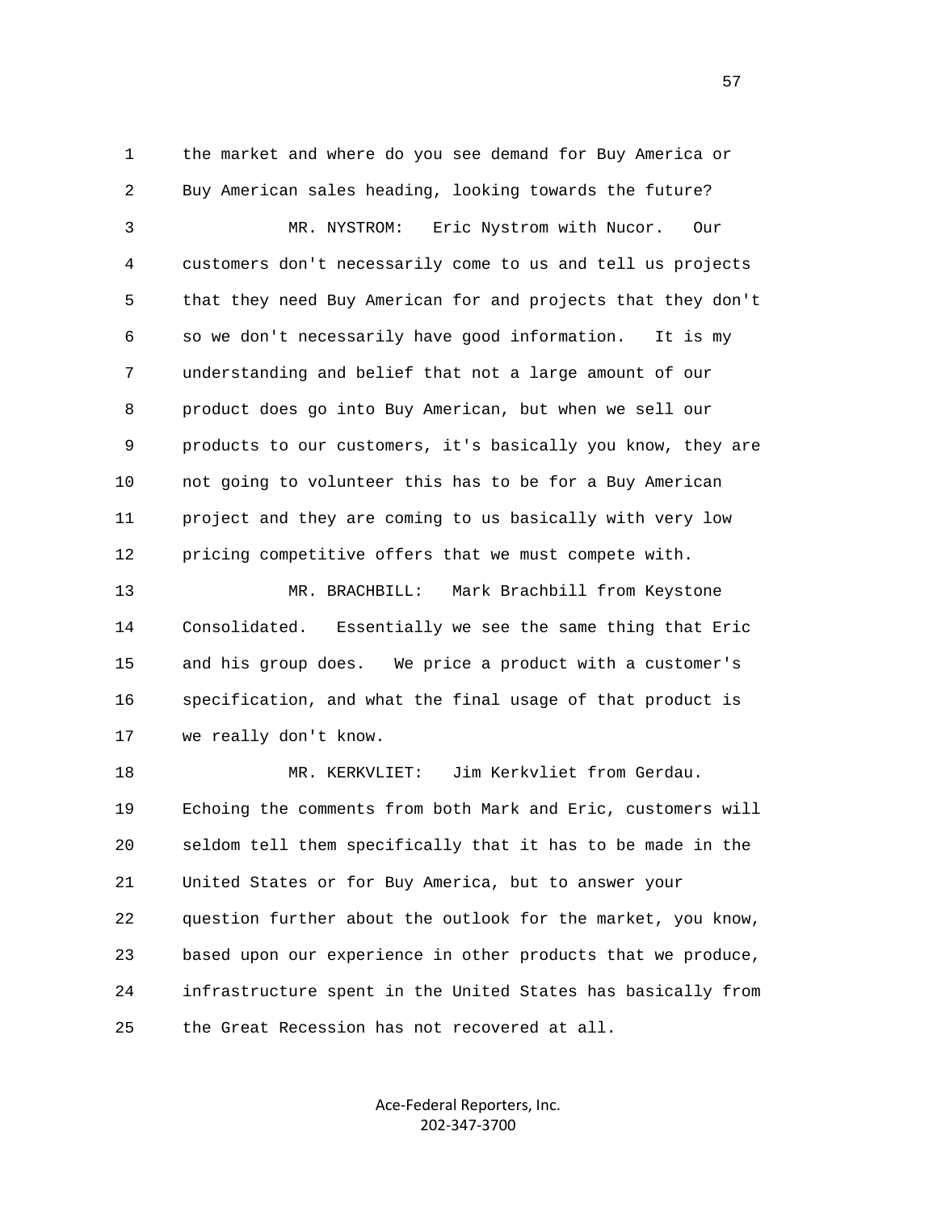the market and where do you see demand for Buy America or Buy American sales heading, looking towards the future?

MR. NYSTROM: Eric Nystrom with Nucor. Our customers don't necessarily come to us and tell us projects that they need Buy American for and projects that they don't so we don't necessarily have good information. It is my understanding and belief that not a large amount of our product does go into Buy American, but when we sell our products to our customers, it's basically you know, they are not going to volunteer this has to be for a Buy American project and they are coming to us basically with very low pricing competitive offers that we must compete with.

MR. BRACHBILL: Mark Brachbill from Keystone Consolidated. Essentially we see the same thing that Eric and his group does. We price a product with a customer's specification, and what the final usage of that product is we really don't know.

MR. KERKVLIET: Jim Kerkvliet from Gerdau. Echoing the comments from both Mark and Eric, customers will seldom tell them specifically that it has to be made in the United States or for Buy America, but to answer your question further about the outlook for the market, you know, based upon our experience in other products that we produce, infrastructure spent in the United States has basically from the Great Recession has not recovered at all.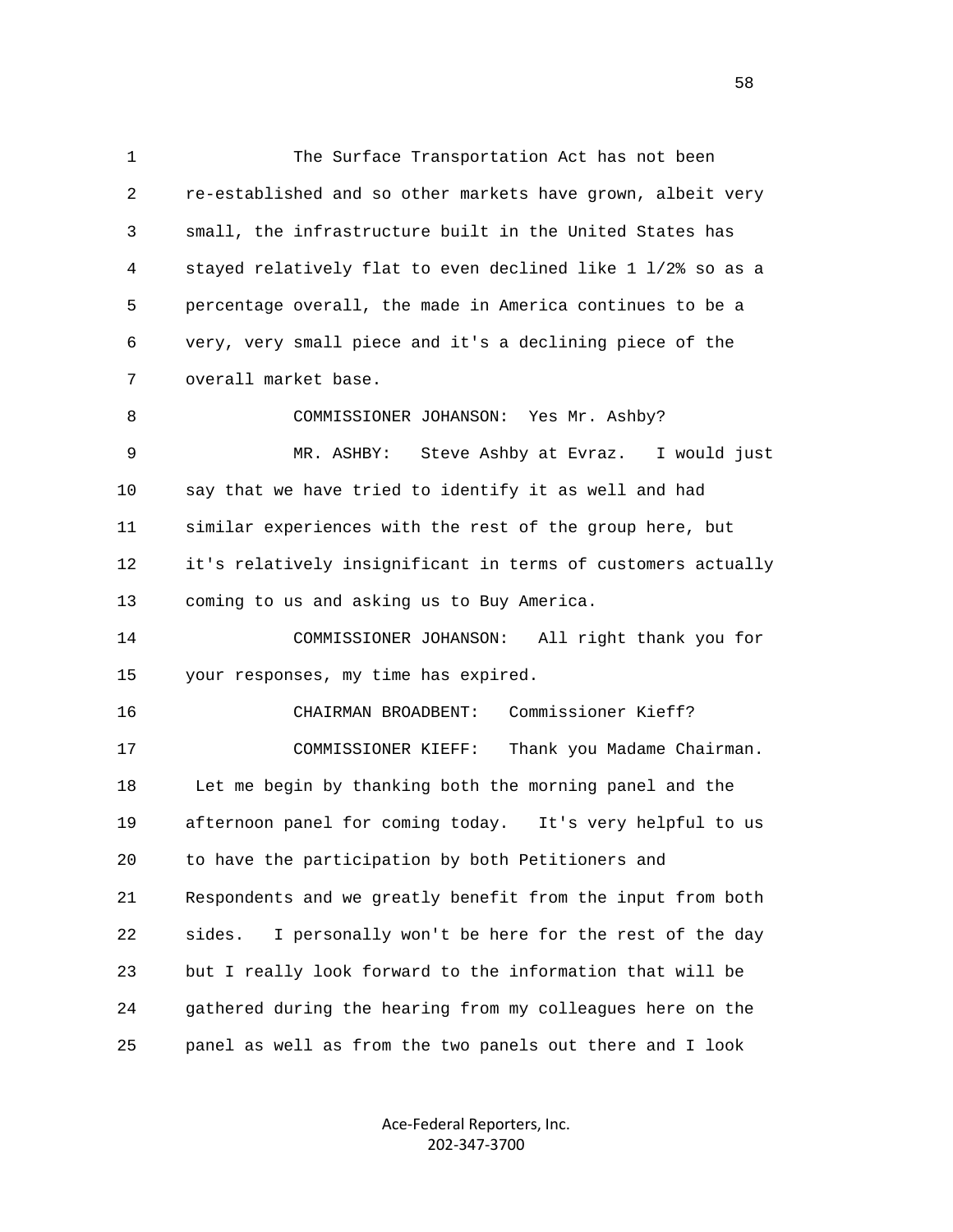1 The Surface Transportation Act has not been
2 re-established and so other markets have grown, albeit very
3 small, the infrastructure built in the United States has
4 stayed relatively flat to even declined like 1 1/2% so as a
5 percentage overall, the made in America continues to be a
6 very, very small piece and it's a declining piece of the
7 overall market base.

8 COMMISSIONER JOHANSON: Yes Mr. Ashby?

9 MR. ASHBY: Steve Ashby at Evraz. I would just
10 say that we have tried to identify it as well and had
11 similar experiences with the rest of the group here, but
12 it's relatively insignificant in terms of customers actually
13 coming to us and asking us to Buy America.

14 COMMISSIONER JOHANSON: All right thank you for
15 your responses, my time has expired.

16 CHAIRMAN BROADBENT: Commissioner Kieff?

17 COMMISSIONER KIEFF: Thank you Madame Chairman.
18 Let me begin by thanking both the morning panel and the
19 afternoon panel for coming today. It's very helpful to us
20 to have the participation by both Petitioners and
21 Respondents and we greatly benefit from the input from both
22 sides. I personally won't be here for the rest of the day
23 but I really look forward to the information that will be
24 gathered during the hearing from my colleagues here on the
25 panel as well as from the two panels out there and I look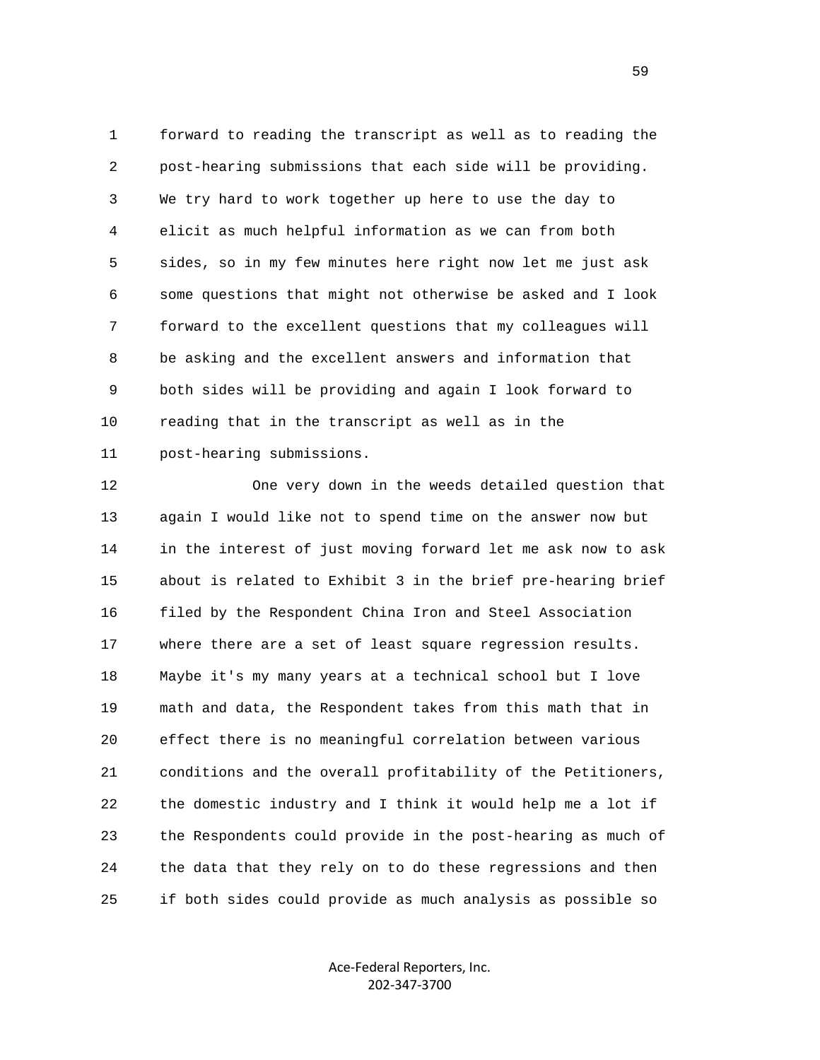1 forward to reading the transcript as well as to reading the
2 post-hearing submissions that each side will be providing.
3 We try hard to work together up here to use the day to
4 elicit as much helpful information as we can from both
5 sides, so in my few minutes here right now let me just ask
6 some questions that might not otherwise be asked and I look
7 forward to the excellent questions that my colleagues will
8 be asking and the excellent answers and information that
9 both sides will be providing and again I look forward to
10 reading that in the transcript as well as in the
11 post-hearing submissions.

12 One very down in the weeds detailed question that
13 again I would like not to spend time on the answer now but
14 in the interest of just moving forward let me ask now to ask
15 about is related to Exhibit 3 in the brief pre-hearing brief
16 filed by the Respondent China Iron and Steel Association
17 where there are a set of least square regression results.
18 Maybe it's my many years at a technical school but I love
19 math and data, the Respondent takes from this math that in
20 effect there is no meaningful correlation between various
21 conditions and the overall profitability of the Petitioners,
22 the domestic industry and I think it would help me a lot if
23 the Respondents could provide in the post-hearing as much of
24 the data that they rely on to do these regressions and then
25 if both sides could provide as much analysis as possible so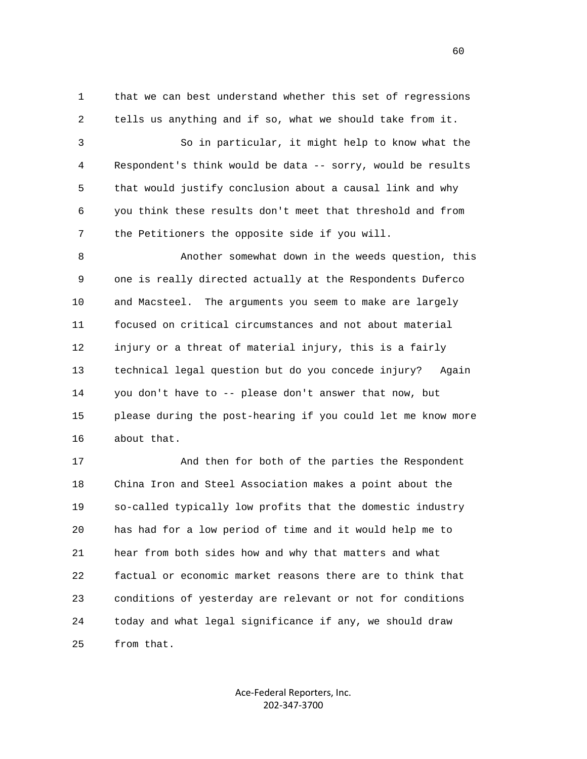that we can best understand whether this set of regressions tells us anything and if so, what we should take from it.

So in particular, it might help to know what the Respondent's think would be data -- sorry, would be results that would justify conclusion about a causal link and why you think these results don't meet that threshold and from the Petitioners the opposite side if you will.

Another somewhat down in the weeds question, this one is really directed actually at the Respondents Duferco and Macsteel. The arguments you seem to make are largely focused on critical circumstances and not about material injury or a threat of material injury, this is a fairly technical legal question but do you concede injury? Again you don't have to -- please don't answer that now, but please during the post-hearing if you could let me know more about that.

And then for both of the parties the Respondent China Iron and Steel Association makes a point about the so-called typically low profits that the domestic industry has had for a low period of time and it would help me to hear from both sides how and why that matters and what factual or economic market reasons there are to think that conditions of yesterday are relevant or not for conditions today and what legal significance if any, we should draw from that.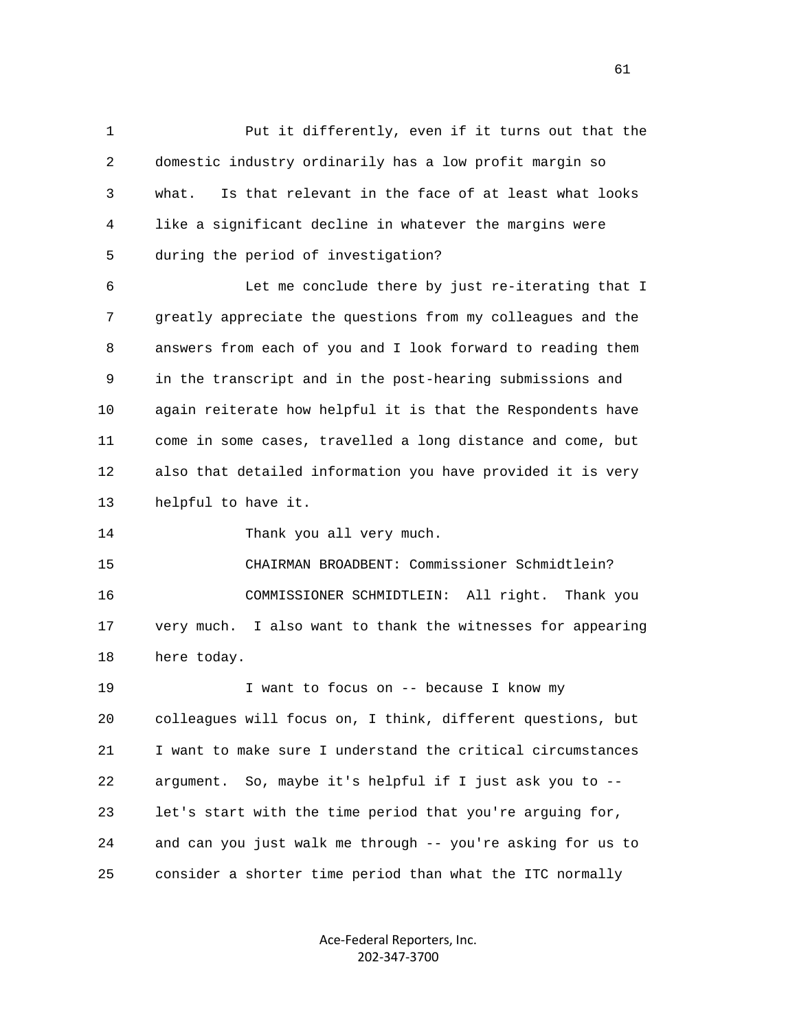Put it differently, even if it turns out that the domestic industry ordinarily has a low profit margin so what. Is that relevant in the face of at least what looks like a significant decline in whatever the margins were during the period of investigation?

Let me conclude there by just re-iterating that I greatly appreciate the questions from my colleagues and the answers from each of you and I look forward to reading them in the transcript and in the post-hearing submissions and again reiterate how helpful it is that the Respondents have come in some cases, travelled a long distance and come, but also that detailed information you have provided it is very helpful to have it.

Thank you all very much.

CHAIRMAN BROADBENT: Commissioner Schmidtlein?

COMMISSIONER SCHMIDTLEIN: All right. Thank you very much. I also want to thank the witnesses for appearing here today.

I want to focus on -- because I know my colleagues will focus on, I think, different questions, but I want to make sure I understand the critical circumstances argument. So, maybe it's helpful if I just ask you to -- let's start with the time period that you're arguing for, and can you just walk me through -- you're asking for us to consider a shorter time period than what the ITC normally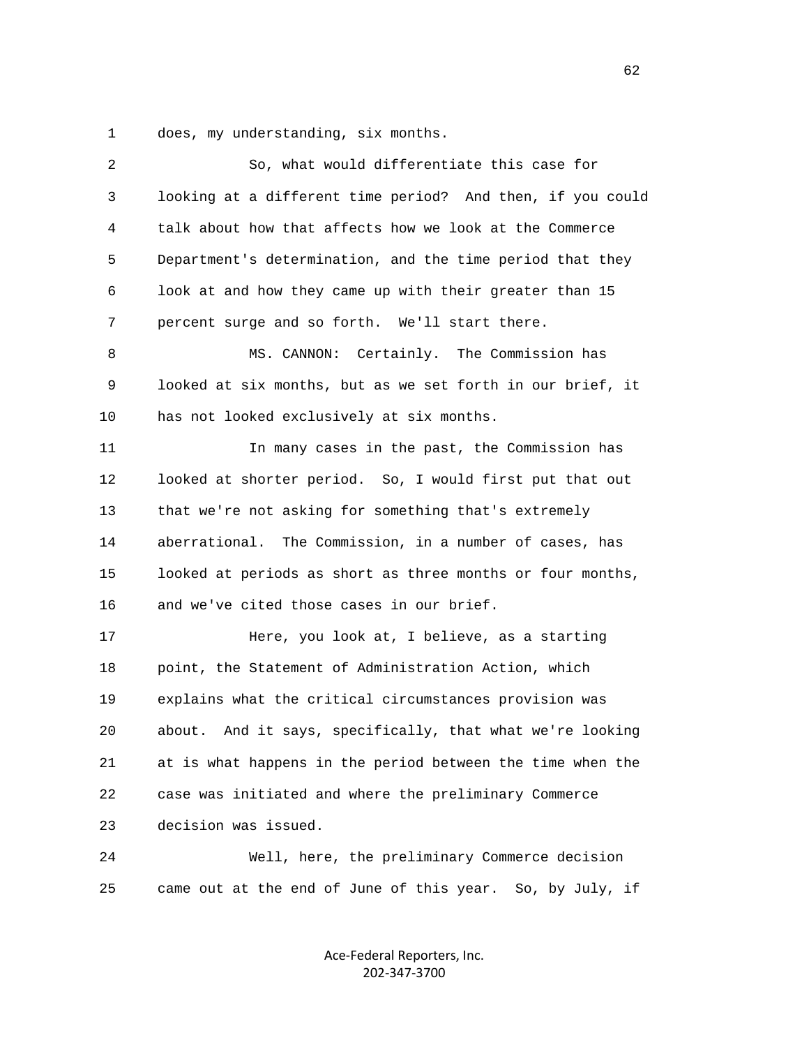does, my understanding, six months.

So, what would differentiate this case for looking at a different time period? And then, if you could talk about how that affects how we look at the Commerce Department's determination, and the time period that they look at and how they came up with their greater than 15 percent surge and so forth. We'll start there.

MS. CANNON: Certainly. The Commission has looked at six months, but as we set forth in our brief, it has not looked exclusively at six months.

In many cases in the past, the Commission has looked at shorter period. So, I would first put that out that we're not asking for something that's extremely aberrational. The Commission, in a number of cases, has looked at periods as short as three months or four months, and we've cited those cases in our brief.

Here, you look at, I believe, as a starting point, the Statement of Administration Action, which explains what the critical circumstances provision was about. And it says, specifically, that what we're looking at is what happens in the period between the time when the case was initiated and where the preliminary Commerce decision was issued.

Well, here, the preliminary Commerce decision came out at the end of June of this year. So, by July, if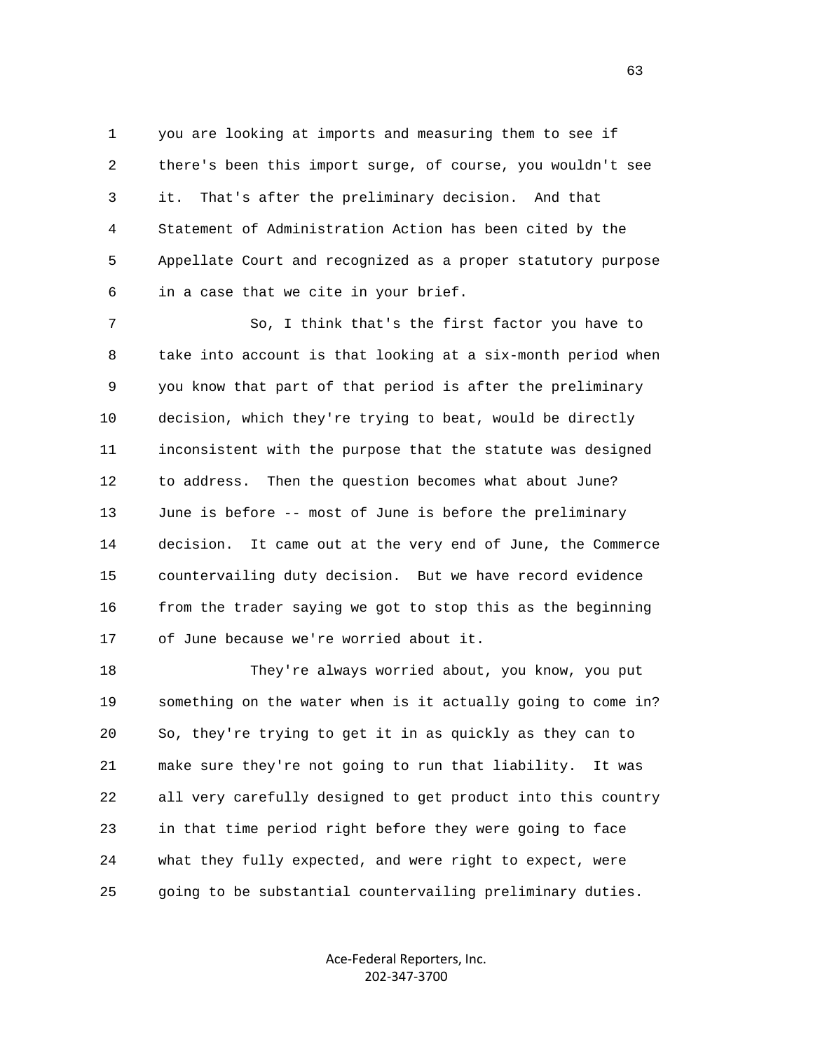you are looking at imports and measuring them to see if there's been this import surge, of course, you wouldn't see it. That's after the preliminary decision. And that Statement of Administration Action has been cited by the Appellate Court and recognized as a proper statutory purpose in a case that we cite in your brief.

So, I think that's the first factor you have to take into account is that looking at a six-month period when you know that part of that period is after the preliminary decision, which they're trying to beat, would be directly inconsistent with the purpose that the statute was designed to address. Then the question becomes what about June? June is before -- most of June is before the preliminary decision. It came out at the very end of June, the Commerce countervailing duty decision. But we have record evidence from the trader saying we got to stop this as the beginning of June because we're worried about it.

They're always worried about, you know, you put something on the water when is it actually going to come in? So, they're trying to get it in as quickly as they can to make sure they're not going to run that liability. It was all very carefully designed to get product into this country in that time period right before they were going to face what they fully expected, and were right to expect, were going to be substantial countervailing preliminary duties.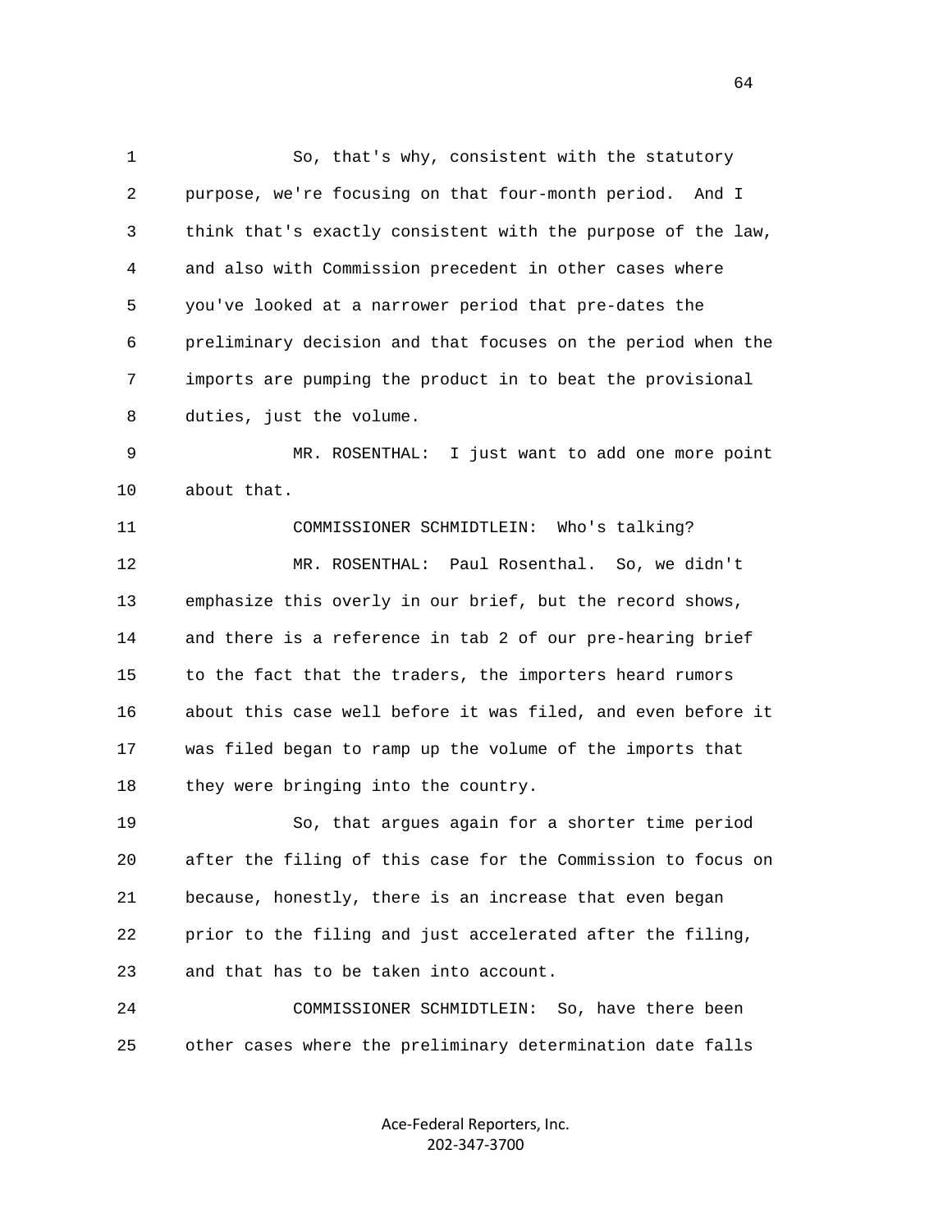So, that's why, consistent with the statutory purpose, we're focusing on that four-month period. And I think that's exactly consistent with the purpose of the law, and also with Commission precedent in other cases where you've looked at a narrower period that pre-dates the preliminary decision and that focuses on the period when the imports are pumping the product in to beat the provisional duties, just the volume.

MR. ROSENTHAL: I just want to add one more point about that.

COMMISSIONER SCHMIDTLEIN: Who's talking?

MR. ROSENTHAL: Paul Rosenthal. So, we didn't emphasize this overly in our brief, but the record shows, and there is a reference in tab 2 of our pre-hearing brief to the fact that the traders, the importers heard rumors about this case well before it was filed, and even before it was filed began to ramp up the volume of the imports that they were bringing into the country.

So, that argues again for a shorter time period after the filing of this case for the Commission to focus on because, honestly, there is an increase that even began prior to the filing and just accelerated after the filing, and that has to be taken into account.

COMMISSIONER SCHMIDTLEIN: So, have there been other cases where the preliminary determination date falls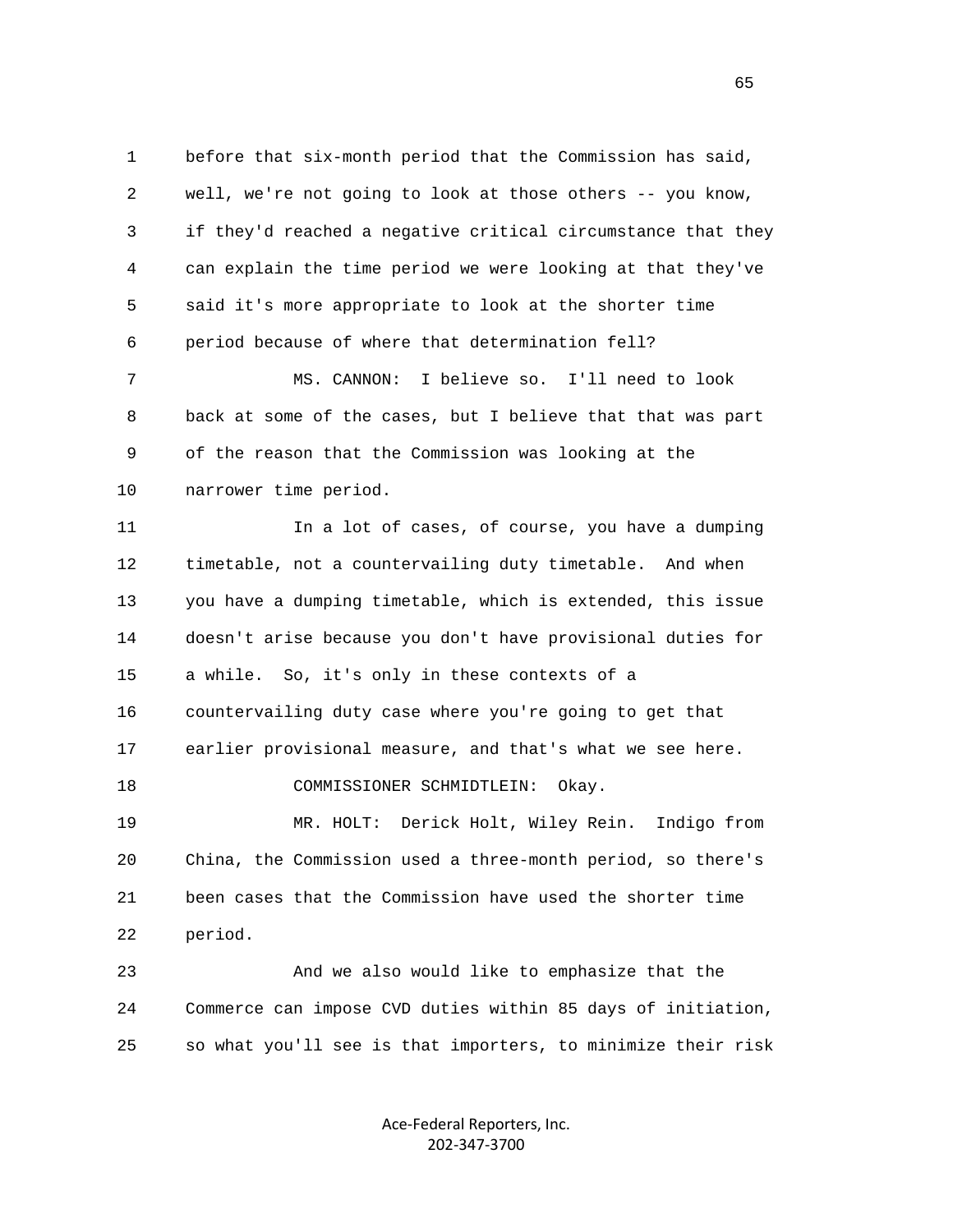before that six-month period that the Commission has said, well, we're not going to look at those others -- you know, if they'd reached a negative critical circumstance that they can explain the time period we were looking at that they've said it's more appropriate to look at the shorter time period because of where that determination fell?

MS. CANNON: I believe so. I'll need to look back at some of the cases, but I believe that that was part of the reason that the Commission was looking at the narrower time period.

In a lot of cases, of course, you have a dumping timetable, not a countervailing duty timetable. And when you have a dumping timetable, which is extended, this issue doesn't arise because you don't have provisional duties for a while. So, it's only in these contexts of a countervailing duty case where you're going to get that earlier provisional measure, and that's what we see here.

COMMISSIONER SCHMIDTLEIN: Okay.

MR. HOLT: Derick Holt, Wiley Rein. Indigo from China, the Commission used a three-month period, so there's been cases that the Commission have used the shorter time period.

And we also would like to emphasize that the Commerce can impose CVD duties within 85 days of initiation, so what you'll see is that importers, to minimize their risk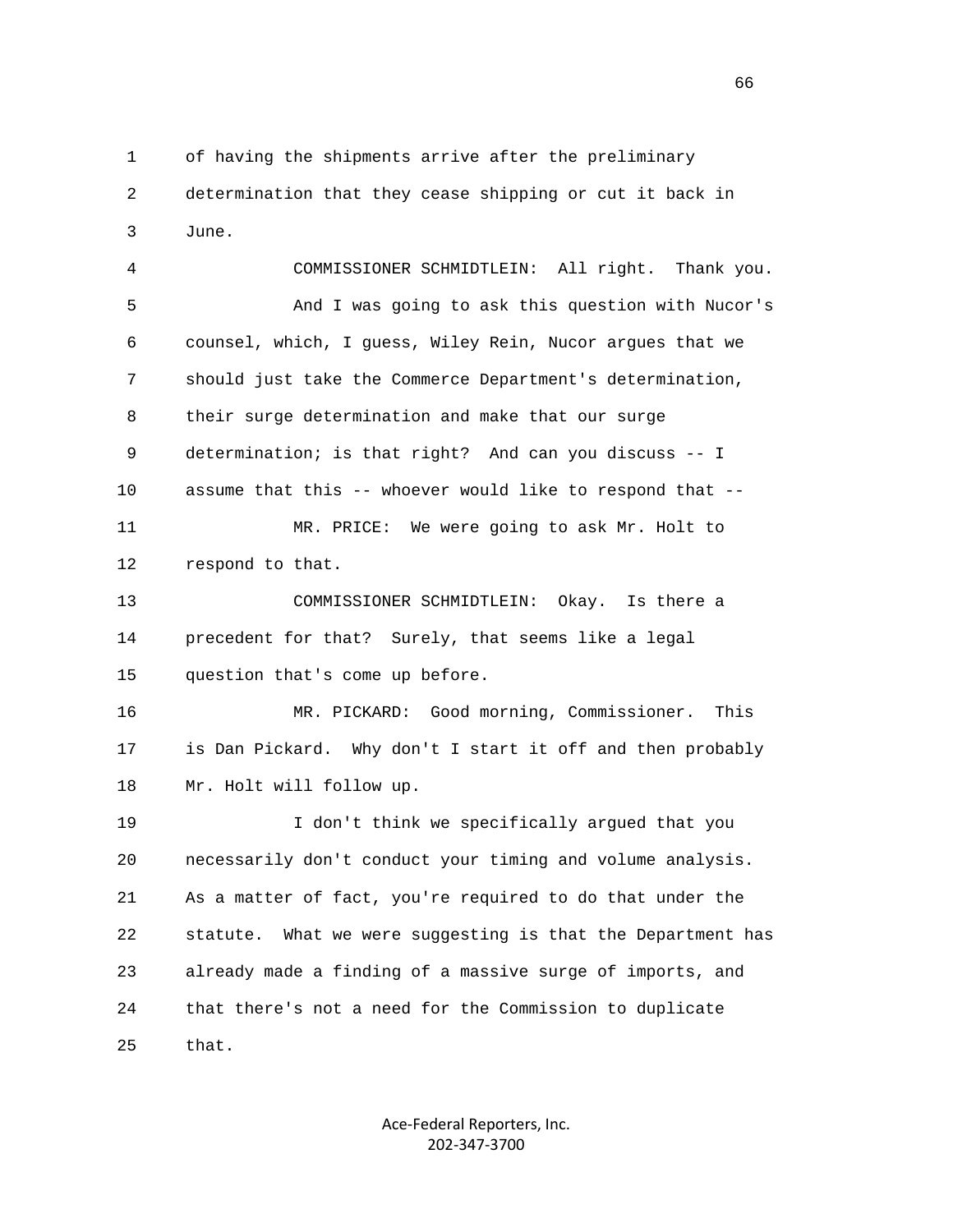of having the shipments arrive after the preliminary determination that they cease shipping or cut it back in June.

COMMISSIONER SCHMIDTLEIN: All right. Thank you.

And I was going to ask this question with Nucor's counsel, which, I guess, Wiley Rein, Nucor argues that we should just take the Commerce Department's determination, their surge determination and make that our surge determination; is that right? And can you discuss -- I assume that this -- whoever would like to respond that --

MR. PRICE: We were going to ask Mr. Holt to respond to that.

COMMISSIONER SCHMIDTLEIN: Okay. Is there a precedent for that? Surely, that seems like a legal question that's come up before.

MR. PICKARD: Good morning, Commissioner. This is Dan Pickard. Why don't I start it off and then probably Mr. Holt will follow up.

I don't think we specifically argued that you necessarily don't conduct your timing and volume analysis. As a matter of fact, you're required to do that under the statute. What we were suggesting is that the Department has already made a finding of a massive surge of imports, and that there's not a need for the Commission to duplicate that.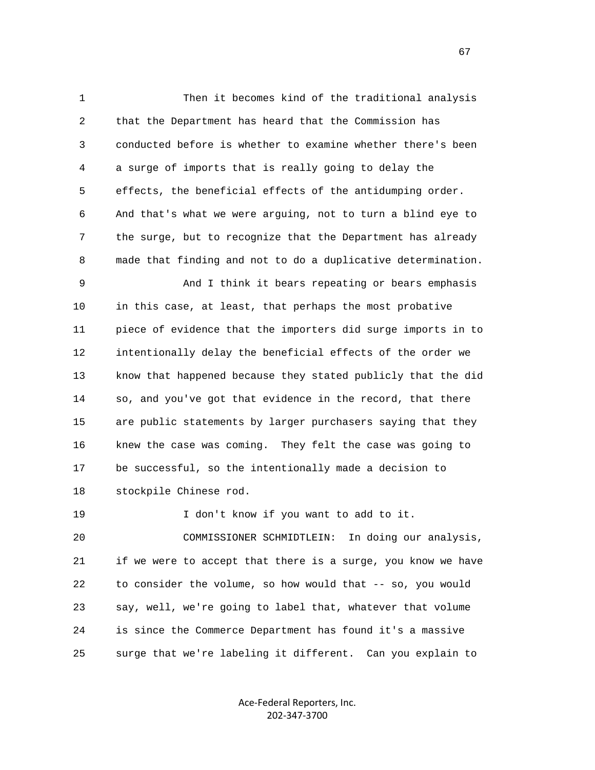Then it becomes kind of the traditional analysis that the Department has heard that the Commission has conducted before is whether to examine whether there's been a surge of imports that is really going to delay the effects, the beneficial effects of the antidumping order. And that's what we were arguing, not to turn a blind eye to the surge, but to recognize that the Department has already made that finding and not to do a duplicative determination.

And I think it bears repeating or bears emphasis in this case, at least, that perhaps the most probative piece of evidence that the importers did surge imports in to intentionally delay the beneficial effects of the order we know that happened because they stated publicly that the did so, and you've got that evidence in the record, that there are public statements by larger purchasers saying that they knew the case was coming. They felt the case was going to be successful, so the intentionally made a decision to stockpile Chinese rod.

I don't know if you want to add to it.

COMMISSIONER SCHMIDTLEIN: In doing our analysis, if we were to accept that there is a surge, you know we have to consider the volume, so how would that -- so, you would say, well, we're going to label that, whatever that volume is since the Commerce Department has found it's a massive surge that we're labeling it different. Can you explain to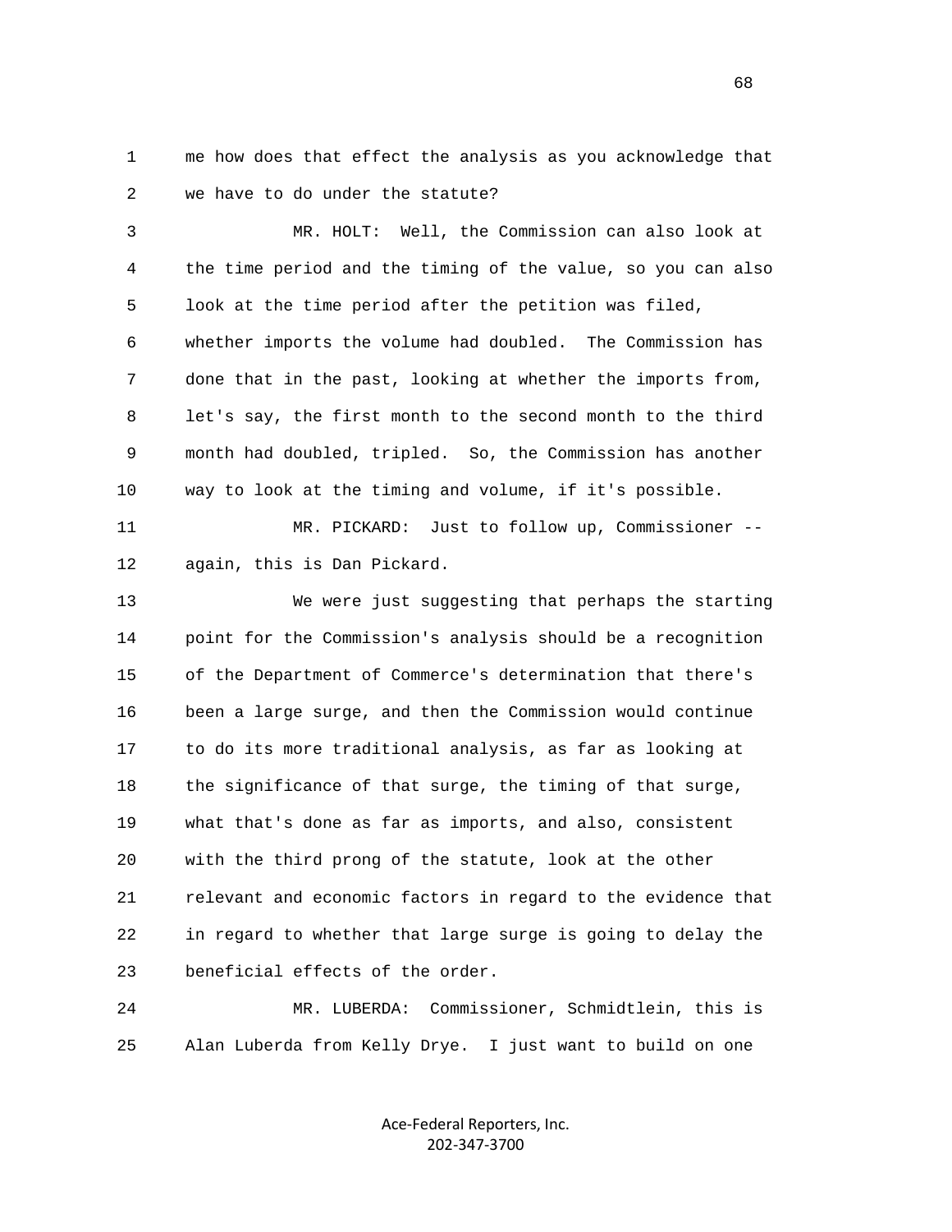1 me how does that effect the analysis as you acknowledge that
2 we have to do under the statute?

3 MR. HOLT: Well, the Commission can also look at
4 the time period and the timing of the value, so you can also
5 look at the time period after the petition was filed,
6 whether imports the volume had doubled. The Commission has
7 done that in the past, looking at whether the imports from,
8 let's say, the first month to the second month to the third
9 month had doubled, tripled. So, the Commission has another
10 way to look at the timing and volume, if it's possible.

11 MR. PICKARD: Just to follow up, Commissioner --
12 again, this is Dan Pickard.

13 We were just suggesting that perhaps the starting
14 point for the Commission's analysis should be a recognition
15 of the Department of Commerce's determination that there's
16 been a large surge, and then the Commission would continue
17 to do its more traditional analysis, as far as looking at
18 the significance of that surge, the timing of that surge,
19 what that's done as far as imports, and also, consistent
20 with the third prong of the statute, look at the other
21 relevant and economic factors in regard to the evidence that
22 in regard to whether that large surge is going to delay the
23 beneficial effects of the order.

24 MR. LUBERDA: Commissioner, Schmidtlein, this is
25 Alan Luberda from Kelly Drye. I just want to build on one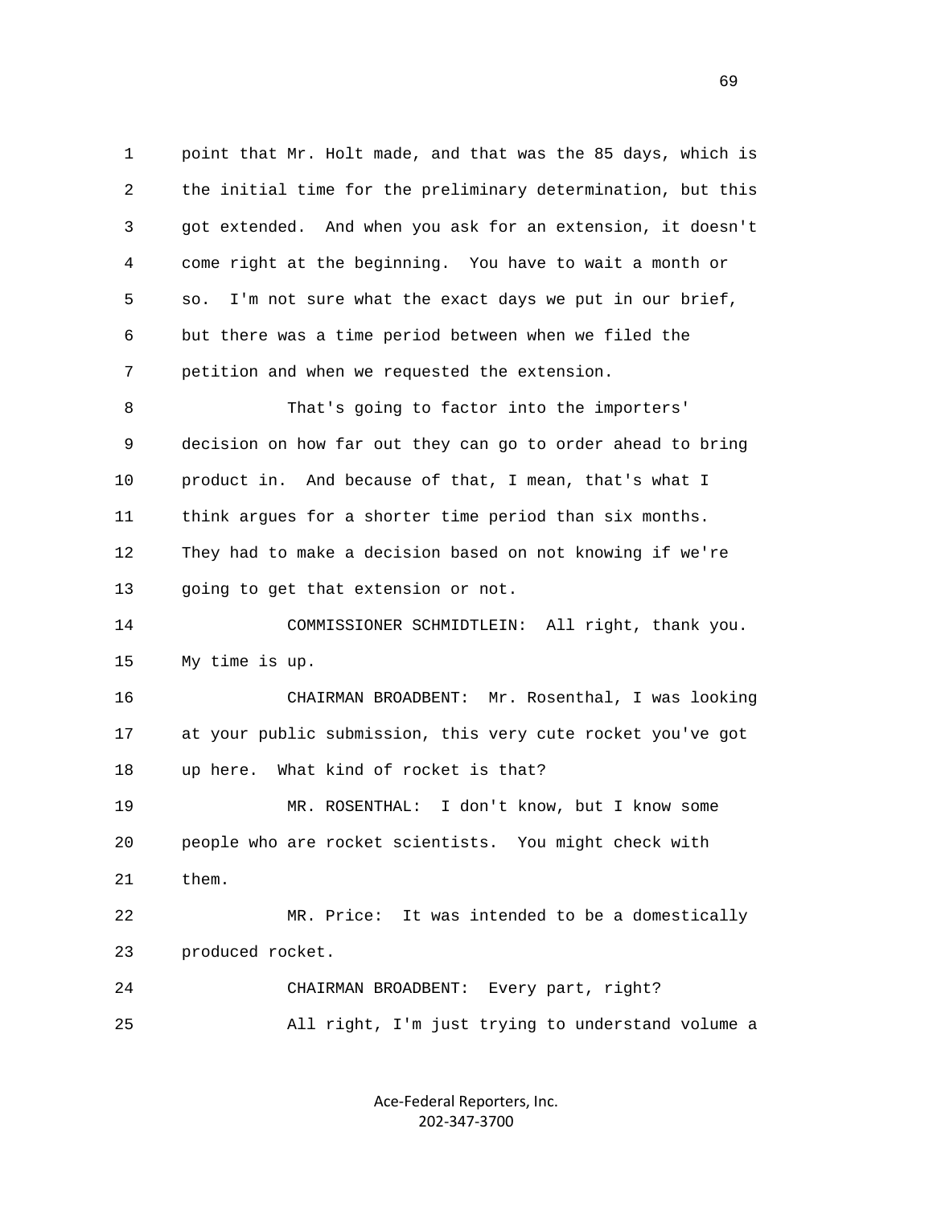point that Mr. Holt made, and that was the 85 days, which is the initial time for the preliminary determination, but this got extended. And when you ask for an extension, it doesn't come right at the beginning. You have to wait a month or so. I'm not sure what the exact days we put in our brief, but there was a time period between when we filed the petition and when we requested the extension.

That's going to factor into the importers' decision on how far out they can go to order ahead to bring product in. And because of that, I mean, that's what I think argues for a shorter time period than six months. They had to make a decision based on not knowing if we're going to get that extension or not.

COMMISSIONER SCHMIDTLEIN: All right, thank you. My time is up.

CHAIRMAN BROADBENT: Mr. Rosenthal, I was looking at your public submission, this very cute rocket you've got up here. What kind of rocket is that?

MR. ROSENTHAL: I don't know, but I know some people who are rocket scientists. You might check with them.

MR. Price: It was intended to be a domestically produced rocket.

CHAIRMAN BROADBENT: Every part, right?

All right, I'm just trying to understand volume a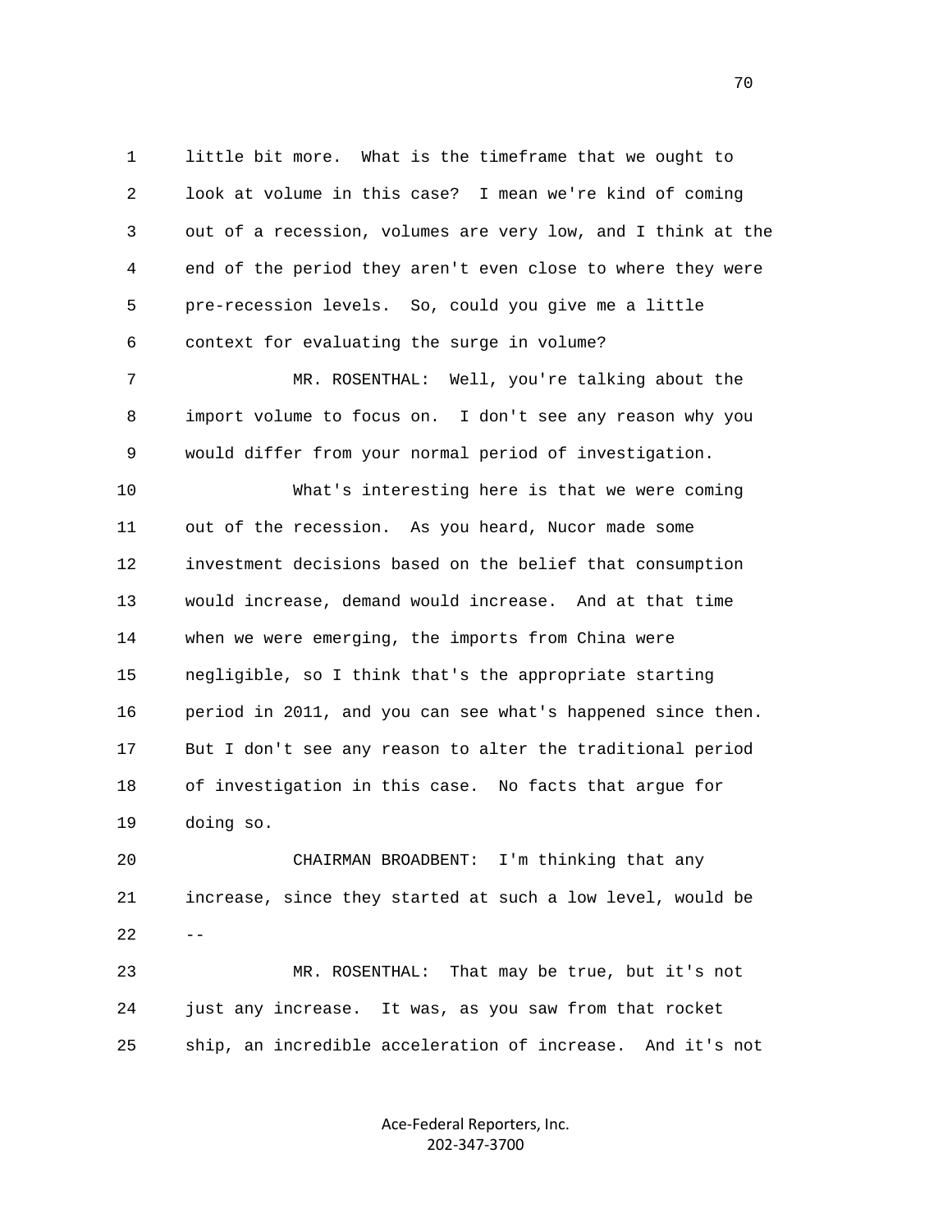1 little bit more. What is the timeframe that we ought to
2 look at volume in this case? I mean we're kind of coming
3 out of a recession, volumes are very low, and I think at the
4 end of the period they aren't even close to where they were
5 pre-recession levels. So, could you give me a little
6 context for evaluating the surge in volume?

7 MR. ROSENTHAL: Well, you're talking about the
8 import volume to focus on. I don't see any reason why you
9 would differ from your normal period of investigation.

10 What's interesting here is that we were coming
11 out of the recession. As you heard, Nucor made some
12 investment decisions based on the belief that consumption
13 would increase, demand would increase. And at that time
14 when we were emerging, the imports from China were
15 negligible, so I think that's the appropriate starting
16 period in 2011, and you can see what's happened since then.
17 But I don't see any reason to alter the traditional period
18 of investigation in this case. No facts that argue for
19 doing so.

20 CHAIRMAN BROADBENT: I'm thinking that any
21 increase, since they started at such a low level, would be
22 --

23 MR. ROSENTHAL: That may be true, but it's not
24 just any increase. It was, as you saw from that rocket
25 ship, an incredible acceleration of increase. And it's not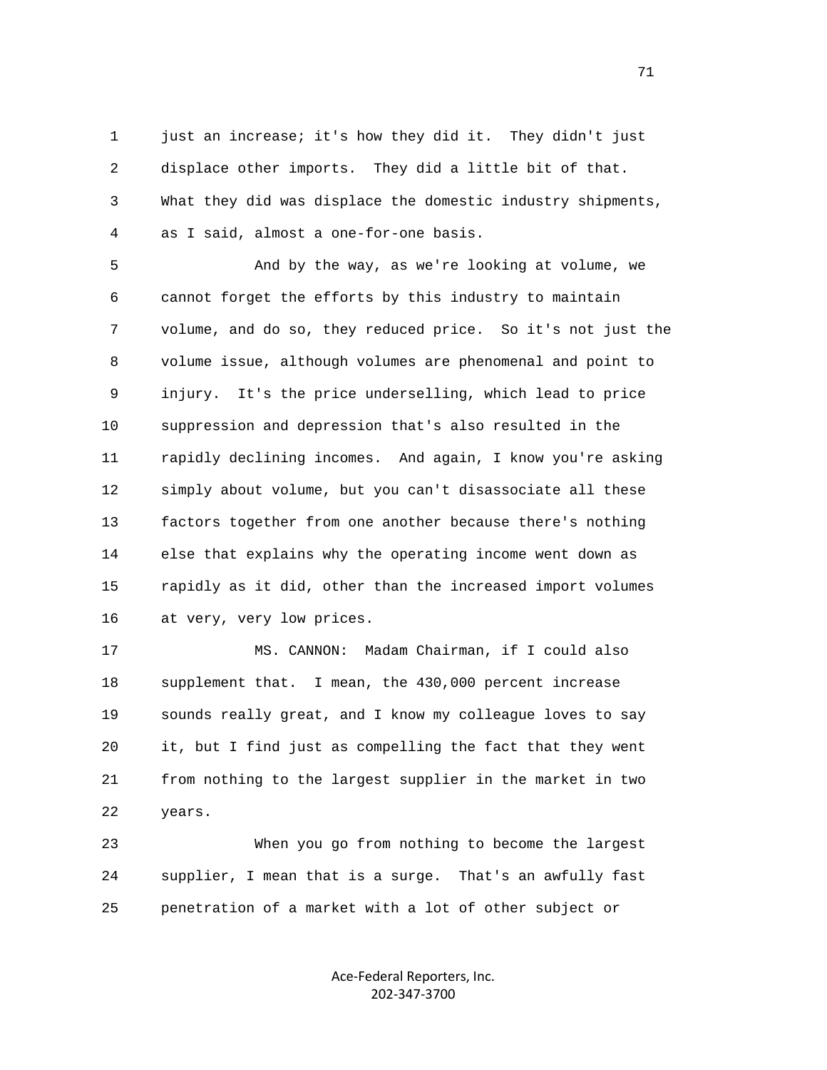just an increase; it's how they did it. They didn't just displace other imports. They did a little bit of that. What they did was displace the domestic industry shipments, as I said, almost a one-for-one basis.

And by the way, as we're looking at volume, we cannot forget the efforts by this industry to maintain volume, and do so, they reduced price. So it's not just the volume issue, although volumes are phenomenal and point to injury. It's the price underselling, which lead to price suppression and depression that's also resulted in the rapidly declining incomes. And again, I know you're asking simply about volume, but you can't disassociate all these factors together from one another because there's nothing else that explains why the operating income went down as rapidly as it did, other than the increased import volumes at very, very low prices.

MS. CANNON: Madam Chairman, if I could also supplement that. I mean, the 430,000 percent increase sounds really great, and I know my colleague loves to say it, but I find just as compelling the fact that they went from nothing to the largest supplier in the market in two years.

When you go from nothing to become the largest supplier, I mean that is a surge. That's an awfully fast penetration of a market with a lot of other subject or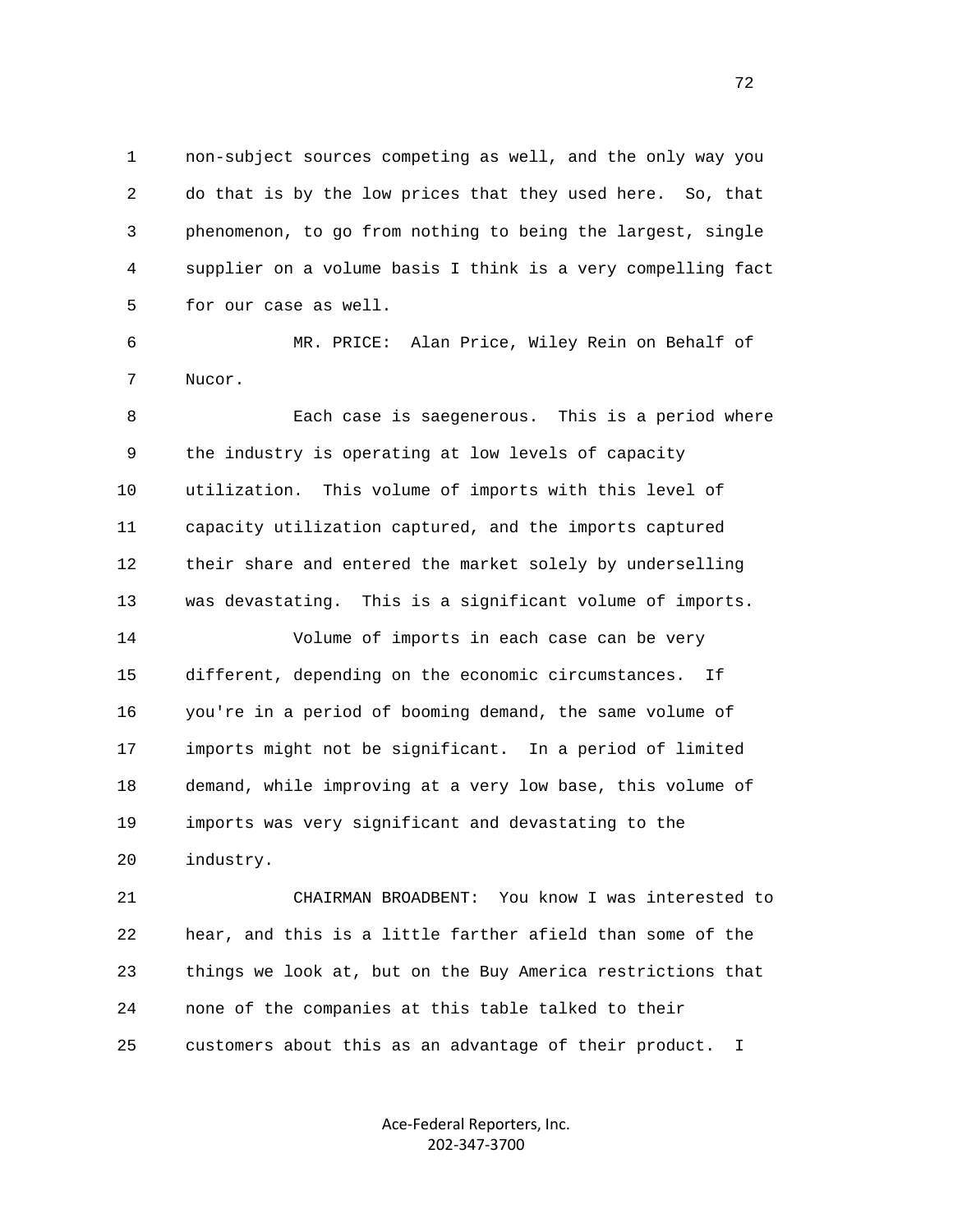1 non-subject sources competing as well, and the only way you
2 do that is by the low prices that they used here. So, that
3 phenomenon, to go from nothing to being the largest, single
4 supplier on a volume basis I think is a very compelling fact
5 for our case as well.

6 MR. PRICE: Alan Price, Wiley Rein on Behalf of
7 Nucor.

8 Each case is saegenerous. This is a period where
9 the industry is operating at low levels of capacity
10 utilization. This volume of imports with this level of
11 capacity utilization captured, and the imports captured
12 their share and entered the market solely by underselling
13 was devastating. This is a significant volume of imports.

14 Volume of imports in each case can be very
15 different, depending on the economic circumstances. If
16 you're in a period of booming demand, the same volume of
17 imports might not be significant. In a period of limited
18 demand, while improving at a very low base, this volume of
19 imports was very significant and devastating to the
20 industry.

21 CHAIRMAN BROADBENT: You know I was interested to
22 hear, and this is a little farther afield than some of the
23 things we look at, but on the Buy America restrictions that
24 none of the companies at this table talked to their
25 customers about this as an advantage of their product. I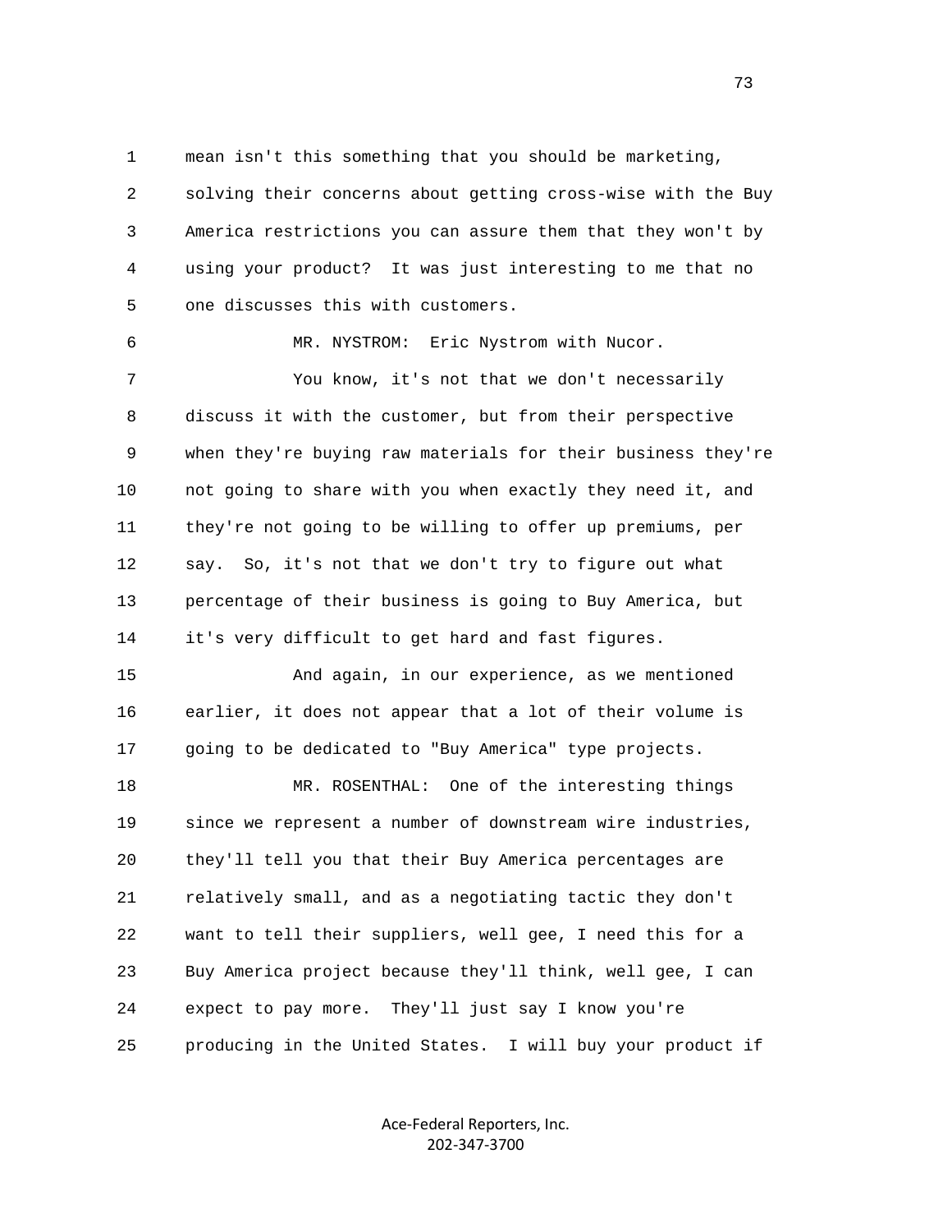mean isn't this something that you should be marketing, solving their concerns about getting cross-wise with the Buy America restrictions you can assure them that they won't by using your product? It was just interesting to me that no one discusses this with customers.

MR. NYSTROM: Eric Nystrom with Nucor.

You know, it's not that we don't necessarily discuss it with the customer, but from their perspective when they're buying raw materials for their business they're not going to share with you when exactly they need it, and they're not going to be willing to offer up premiums, per say. So, it's not that we don't try to figure out what percentage of their business is going to Buy America, but it's very difficult to get hard and fast figures.

And again, in our experience, as we mentioned earlier, it does not appear that a lot of their volume is going to be dedicated to "Buy America" type projects.

MR. ROSENTHAL: One of the interesting things since we represent a number of downstream wire industries, they'll tell you that their Buy America percentages are relatively small, and as a negotiating tactic they don't want to tell their suppliers, well gee, I need this for a Buy America project because they'll think, well gee, I can expect to pay more. They'll just say I know you're producing in the United States. I will buy your product if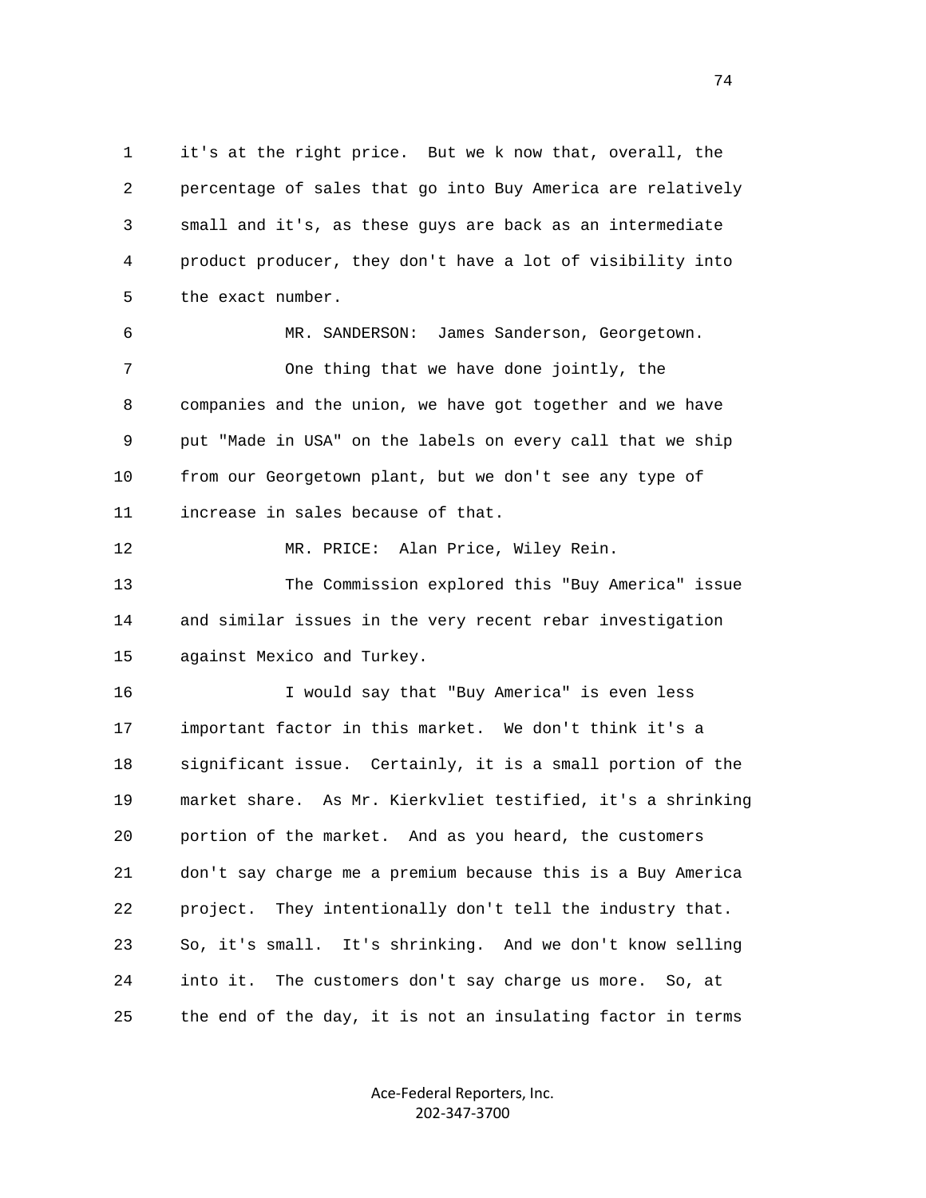it's at the right price. But we k now that, overall, the percentage of sales that go into Buy America are relatively small and it's, as these guys are back as an intermediate product producer, they don't have a lot of visibility into the exact number.

MR. SANDERSON: James Sanderson, Georgetown.

One thing that we have done jointly, the companies and the union, we have got together and we have put "Made in USA" on the labels on every call that we ship from our Georgetown plant, but we don't see any type of increase in sales because of that.

MR. PRICE: Alan Price, Wiley Rein.

The Commission explored this "Buy America" issue and similar issues in the very recent rebar investigation against Mexico and Turkey.

I would say that "Buy America" is even less important factor in this market. We don't think it's a significant issue. Certainly, it is a small portion of the market share. As Mr. Kierkvliet testified, it's a shrinking portion of the market. And as you heard, the customers don't say charge me a premium because this is a Buy America project. They intentionally don't tell the industry that. So, it's small. It's shrinking. And we don't know selling into it. The customers don't say charge us more. So, at the end of the day, it is not an insulating factor in terms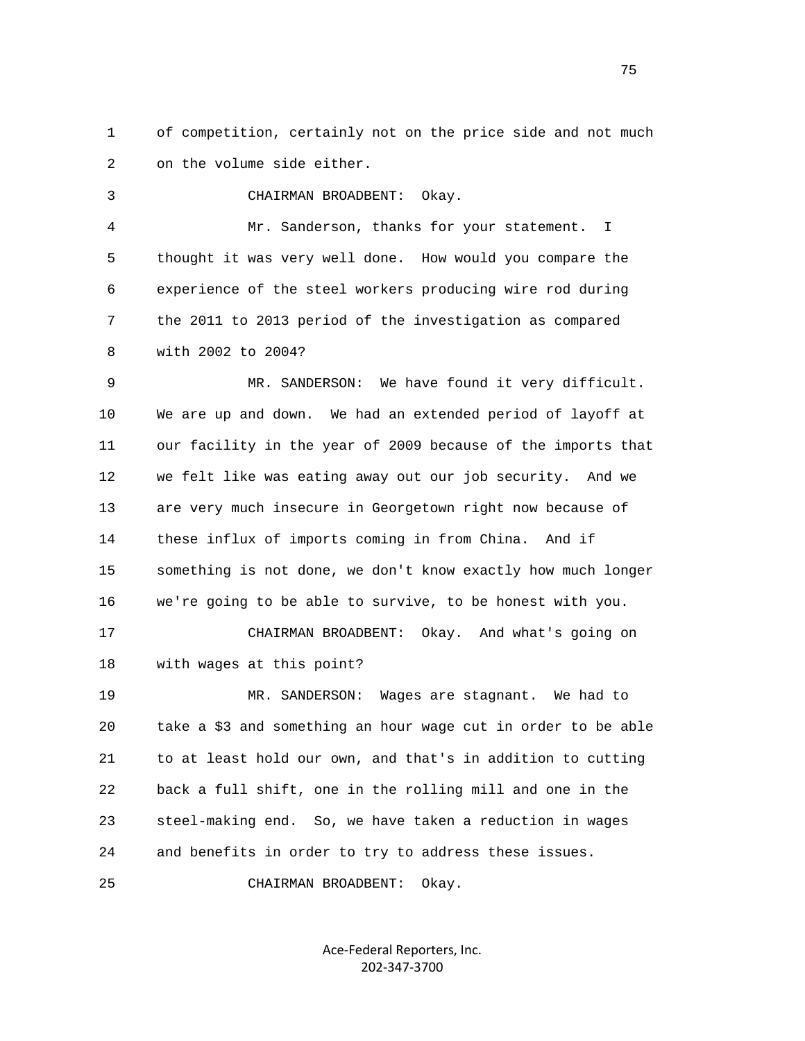of competition, certainly not on the price side and not much on the volume side either.

CHAIRMAN BROADBENT: Okay.

Mr. Sanderson, thanks for your statement. I thought it was very well done. How would you compare the experience of the steel workers producing wire rod during the 2011 to 2013 period of the investigation as compared with 2002 to 2004?

MR. SANDERSON: We have found it very difficult. We are up and down. We had an extended period of layoff at our facility in the year of 2009 because of the imports that we felt like was eating away out our job security. And we are very much insecure in Georgetown right now because of these influx of imports coming in from China. And if something is not done, we don't know exactly how much longer we're going to be able to survive, to be honest with you.

CHAIRMAN BROADBENT: Okay. And what's going on with wages at this point?

MR. SANDERSON: Wages are stagnant. We had to take a $3 and something an hour wage cut in order to be able to at least hold our own, and that's in addition to cutting back a full shift, one in the rolling mill and one in the steel-making end. So, we have taken a reduction in wages and benefits in order to try to address these issues.

CHAIRMAN BROADBENT: Okay.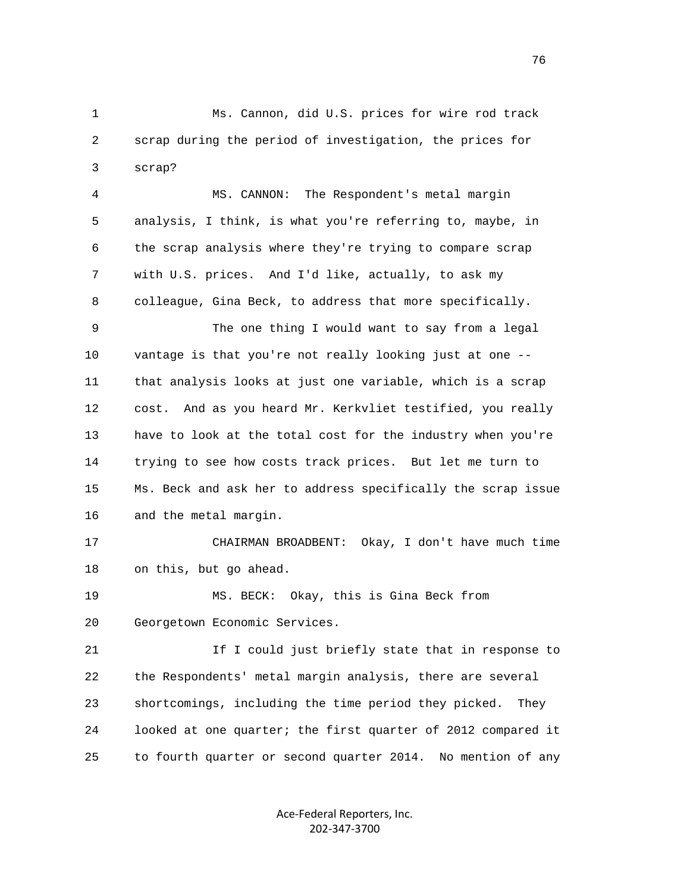1 Ms. Cannon, did U.S. prices for wire rod track
2 scrap during the period of investigation, the prices for
3 scrap?
4 MS. CANNON: The Respondent's metal margin
5 analysis, I think, is what you're referring to, maybe, in
6 the scrap analysis where they're trying to compare scrap
7 with U.S. prices. And I'd like, actually, to ask my
8 colleague, Gina Beck, to address that more specifically.
9 The one thing I would want to say from a legal
10 vantage is that you're not really looking just at one --
11 that analysis looks at just one variable, which is a scrap
12 cost. And as you heard Mr. Kerkvliet testified, you really
13 have to look at the total cost for the industry when you're
14 trying to see how costs track prices. But let me turn to
15 Ms. Beck and ask her to address specifically the scrap issue
16 and the metal margin.
17 CHAIRMAN BROADBENT: Okay, I don't have much time
18 on this, but go ahead.
19 MS. BECK: Okay, this is Gina Beck from
20 Georgetown Economic Services.
21 If I could just briefly state that in response to
22 the Respondents' metal margin analysis, there are several
23 shortcomings, including the time period they picked. They
24 looked at one quarter; the first quarter of 2012 compared it
25 to fourth quarter or second quarter 2014. No mention of any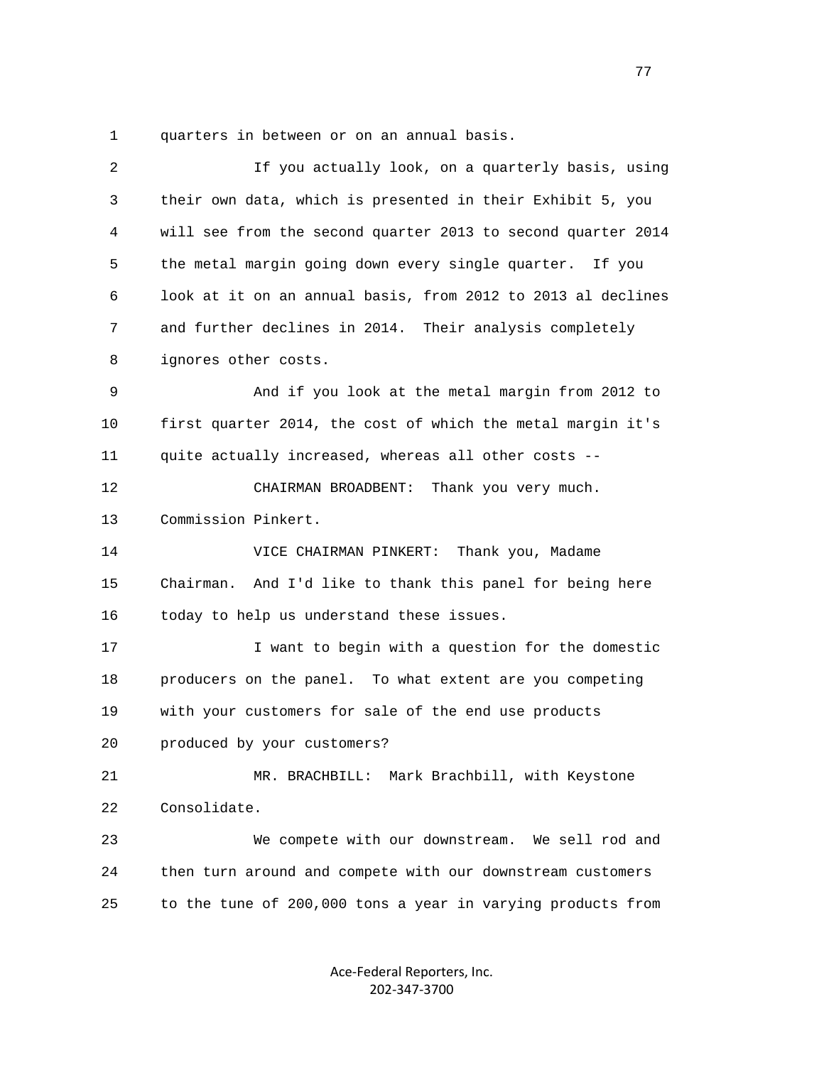quarters in between or on an annual basis.

If you actually look, on a quarterly basis, using their own data, which is presented in their Exhibit 5, you will see from the second quarter 2013 to second quarter 2014 the metal margin going down every single quarter. If you look at it on an annual basis, from 2012 to 2013 al declines and further declines in 2014. Their analysis completely ignores other costs.

And if you look at the metal margin from 2012 to first quarter 2014, the cost of which the metal margin it's quite actually increased, whereas all other costs --

CHAIRMAN BROADBENT: Thank you very much. Commission Pinkert.

VICE CHAIRMAN PINKERT: Thank you, Madame Chairman. And I'd like to thank this panel for being here today to help us understand these issues.

I want to begin with a question for the domestic producers on the panel. To what extent are you competing with your customers for sale of the end use products produced by your customers?

MR. BRACHBILL: Mark Brachbill, with Keystone Consolidate.

We compete with our downstream. We sell rod and then turn around and compete with our downstream customers to the tune of 200,000 tons a year in varying products from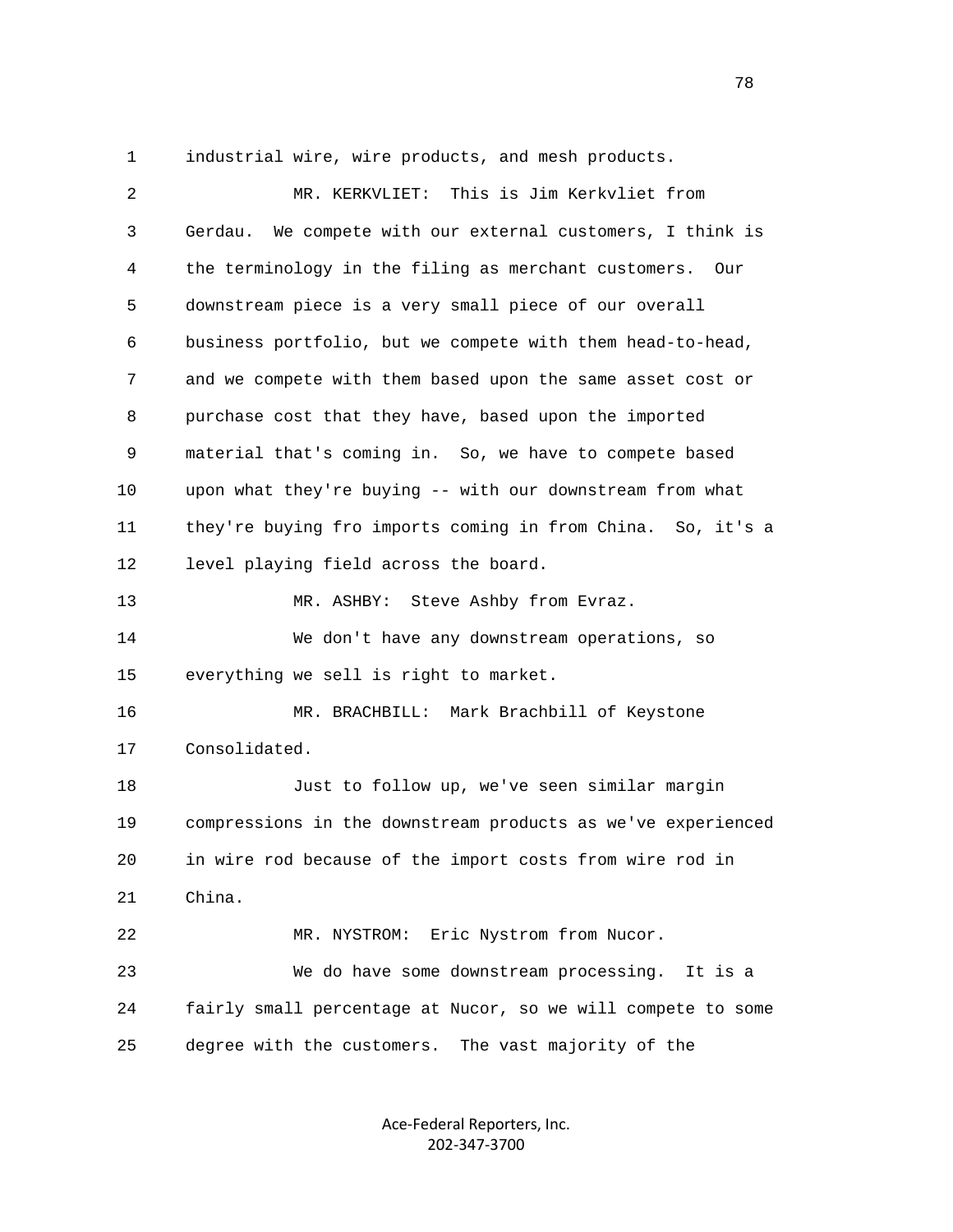industrial wire, wire products, and mesh products.

MR. KERKVLIET: This is Jim Kerkvliet from Gerdau. We compete with our external customers, I think is the terminology in the filing as merchant customers. Our downstream piece is a very small piece of our overall business portfolio, but we compete with them head-to-head, and we compete with them based upon the same asset cost or purchase cost that they have, based upon the imported material that's coming in. So, we have to compete based upon what they're buying -- with our downstream from what they're buying fro imports coming in from China. So, it's a level playing field across the board.

MR. ASHBY: Steve Ashby from Evraz.

We don't have any downstream operations, so everything we sell is right to market.

MR. BRACHBILL: Mark Brachbill of Keystone Consolidated.

Just to follow up, we've seen similar margin compressions in the downstream products as we've experienced in wire rod because of the import costs from wire rod in China.

MR. NYSTROM: Eric Nystrom from Nucor.

We do have some downstream processing. It is a fairly small percentage at Nucor, so we will compete to some degree with the customers. The vast majority of the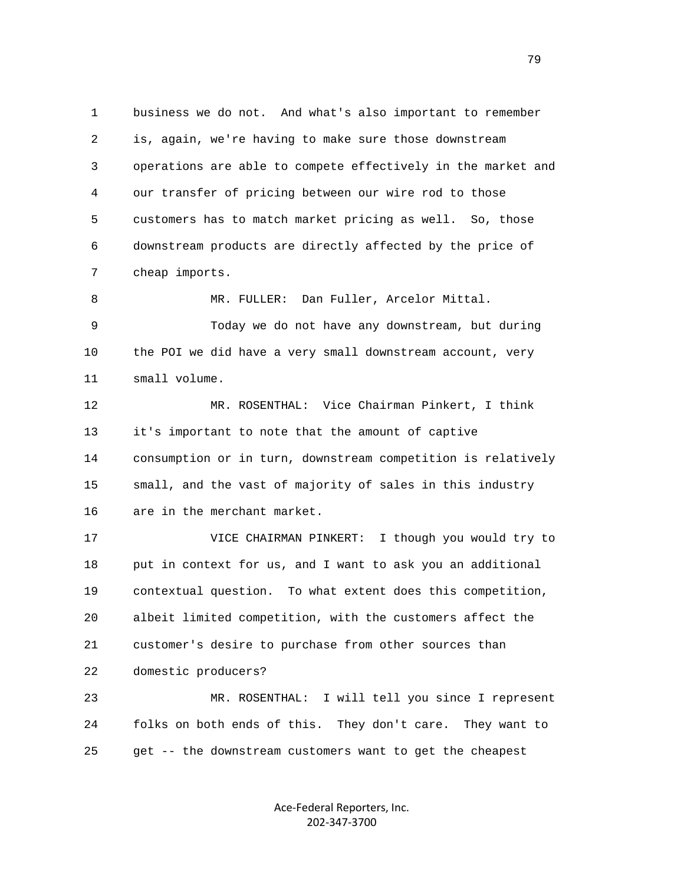business we do not. And what's also important to remember is, again, we're having to make sure those downstream operations are able to compete effectively in the market and our transfer of pricing between our wire rod to those customers has to match market pricing as well. So, those downstream products are directly affected by the price of cheap imports.

MR. FULLER: Dan Fuller, Arcelor Mittal.

Today we do not have any downstream, but during the POI we did have a very small downstream account, very small volume.

MR. ROSENTHAL: Vice Chairman Pinkert, I think it's important to note that the amount of captive consumption or in turn, downstream competition is relatively small, and the vast of majority of sales in this industry are in the merchant market.

VICE CHAIRMAN PINKERT: I though you would try to put in context for us, and I want to ask you an additional contextual question. To what extent does this competition, albeit limited competition, with the customers affect the customer's desire to purchase from other sources than domestic producers?

MR. ROSENTHAL: I will tell you since I represent folks on both ends of this. They don't care. They want to get -- the downstream customers want to get the cheapest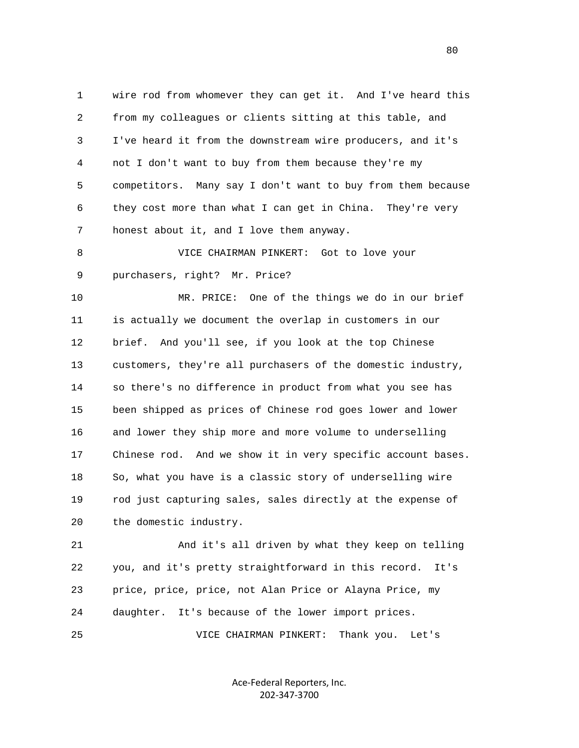wire rod from whomever they can get it. And I've heard this from my colleagues or clients sitting at this table, and I've heard it from the downstream wire producers, and it's not I don't want to buy from them because they're my competitors. Many say I don't want to buy from them because they cost more than what I can get in China. They're very honest about it, and I love them anyway.

VICE CHAIRMAN PINKERT: Got to love your purchasers, right? Mr. Price?

MR. PRICE: One of the things we do in our brief is actually we document the overlap in customers in our brief. And you'll see, if you look at the top Chinese customers, they're all purchasers of the domestic industry, so there's no difference in product from what you see has been shipped as prices of Chinese rod goes lower and lower and lower they ship more and more volume to underselling Chinese rod. And we show it in very specific account bases. So, what you have is a classic story of underselling wire rod just capturing sales, sales directly at the expense of the domestic industry.

And it's all driven by what they keep on telling you, and it's pretty straightforward in this record. It's price, price, price, not Alan Price or Alayna Price, my daughter. It's because of the lower import prices.

VICE CHAIRMAN PINKERT: Thank you. Let's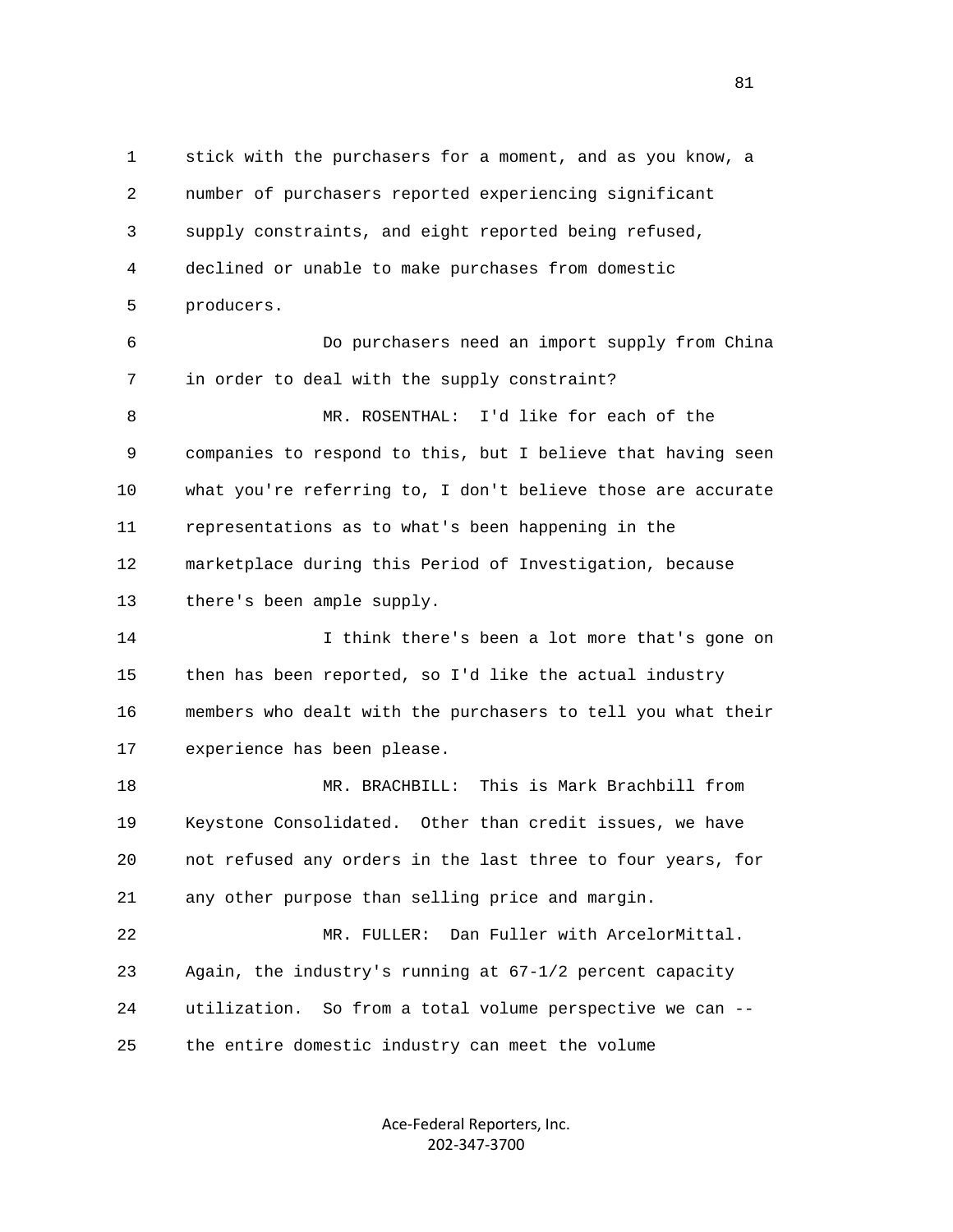stick with the purchasers for a moment, and as you know, a number of purchasers reported experiencing significant supply constraints, and eight reported being refused, declined or unable to make purchases from domestic producers.

Do purchasers need an import supply from China in order to deal with the supply constraint?

MR. ROSENTHAL: I'd like for each of the companies to respond to this, but I believe that having seen what you're referring to, I don't believe those are accurate representations as to what's been happening in the marketplace during this Period of Investigation, because there's been ample supply.

I think there's been a lot more that's gone on then has been reported, so I'd like the actual industry members who dealt with the purchasers to tell you what their experience has been please.

MR. BRACHBILL: This is Mark Brachbill from Keystone Consolidated. Other than credit issues, we have not refused any orders in the last three to four years, for any other purpose than selling price and margin.

MR. FULLER: Dan Fuller with ArcelorMittal. Again, the industry's running at 67-1/2 percent capacity utilization. So from a total volume perspective we can -- the entire domestic industry can meet the volume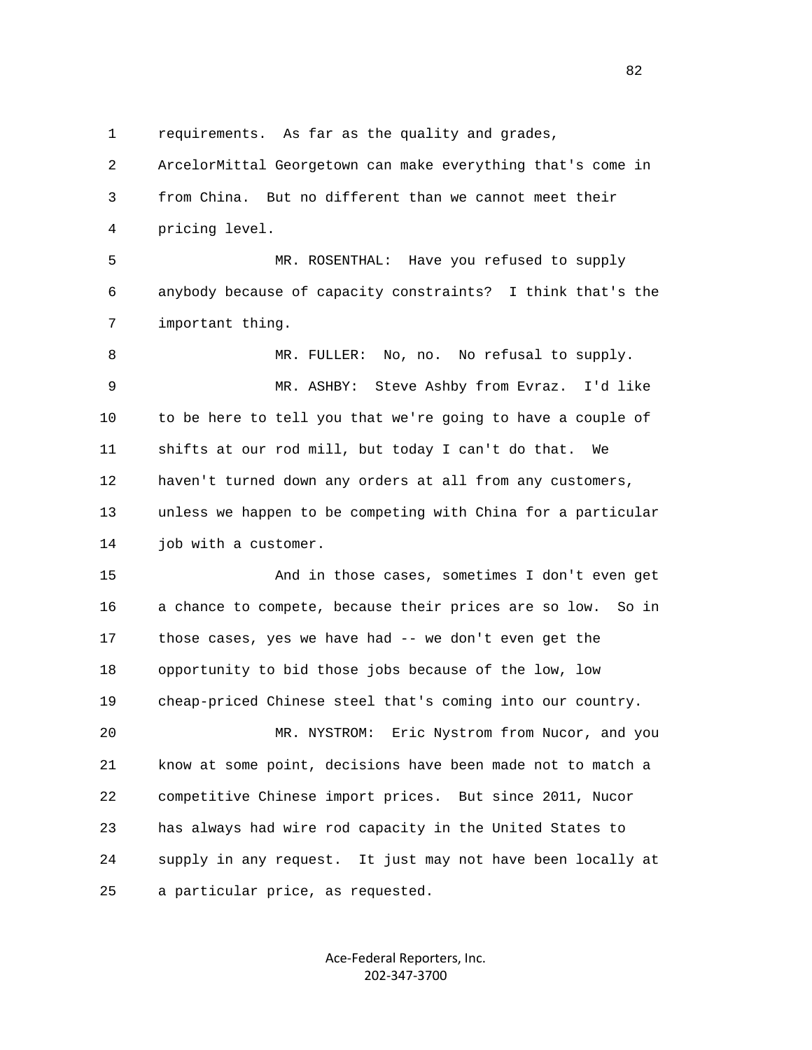requirements. As far as the quality and grades, ArcelorMittal Georgetown can make everything that's come in from China. But no different than we cannot meet their pricing level.

MR. ROSENTHAL: Have you refused to supply anybody because of capacity constraints? I think that's the important thing.

MR. FULLER: No, no. No refusal to supply.

MR. ASHBY: Steve Ashby from Evraz. I'd like to be here to tell you that we're going to have a couple of shifts at our rod mill, but today I can't do that. We haven't turned down any orders at all from any customers, unless we happen to be competing with China for a particular job with a customer.

And in those cases, sometimes I don't even get a chance to compete, because their prices are so low. So in those cases, yes we have had -- we don't even get the opportunity to bid those jobs because of the low, low cheap-priced Chinese steel that's coming into our country.

MR. NYSTROM: Eric Nystrom from Nucor, and you know at some point, decisions have been made not to match a competitive Chinese import prices. But since 2011, Nucor has always had wire rod capacity in the United States to supply in any request. It just may not have been locally at a particular price, as requested.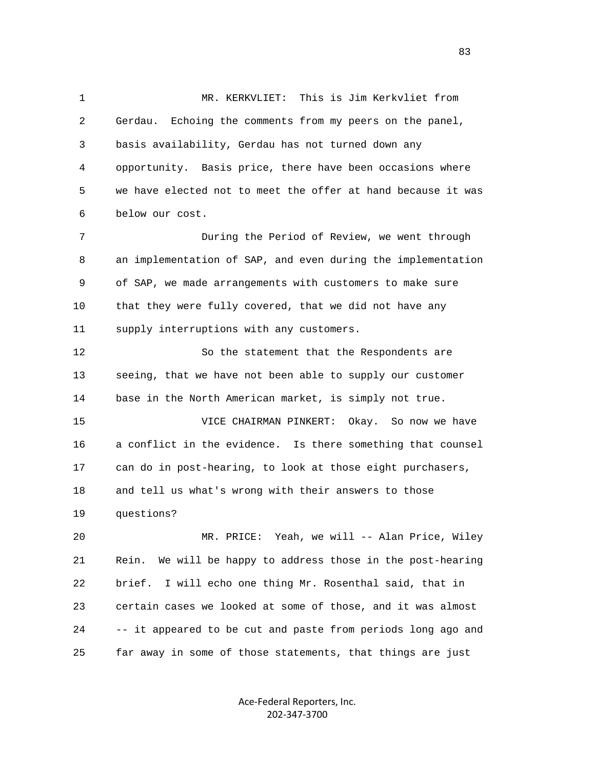MR. KERKVLIET: This is Jim Kerkvliet from Gerdau. Echoing the comments from my peers on the panel, basis availability, Gerdau has not turned down any opportunity. Basis price, there have been occasions where we have elected not to meet the offer at hand because it was below our cost.

During the Period of Review, we went through an implementation of SAP, and even during the implementation of SAP, we made arrangements with customers to make sure that they were fully covered, that we did not have any supply interruptions with any customers.

So the statement that the Respondents are seeing, that we have not been able to supply our customer base in the North American market, is simply not true.

VICE CHAIRMAN PINKERT: Okay. So now we have a conflict in the evidence. Is there something that counsel can do in post-hearing, to look at those eight purchasers, and tell us what's wrong with their answers to those questions?

MR. PRICE: Yeah, we will -- Alan Price, Wiley Rein. We will be happy to address those in the post-hearing brief. I will echo one thing Mr. Rosenthal said, that in certain cases we looked at some of those, and it was almost -- it appeared to be cut and paste from periods long ago and far away in some of those statements, that things are just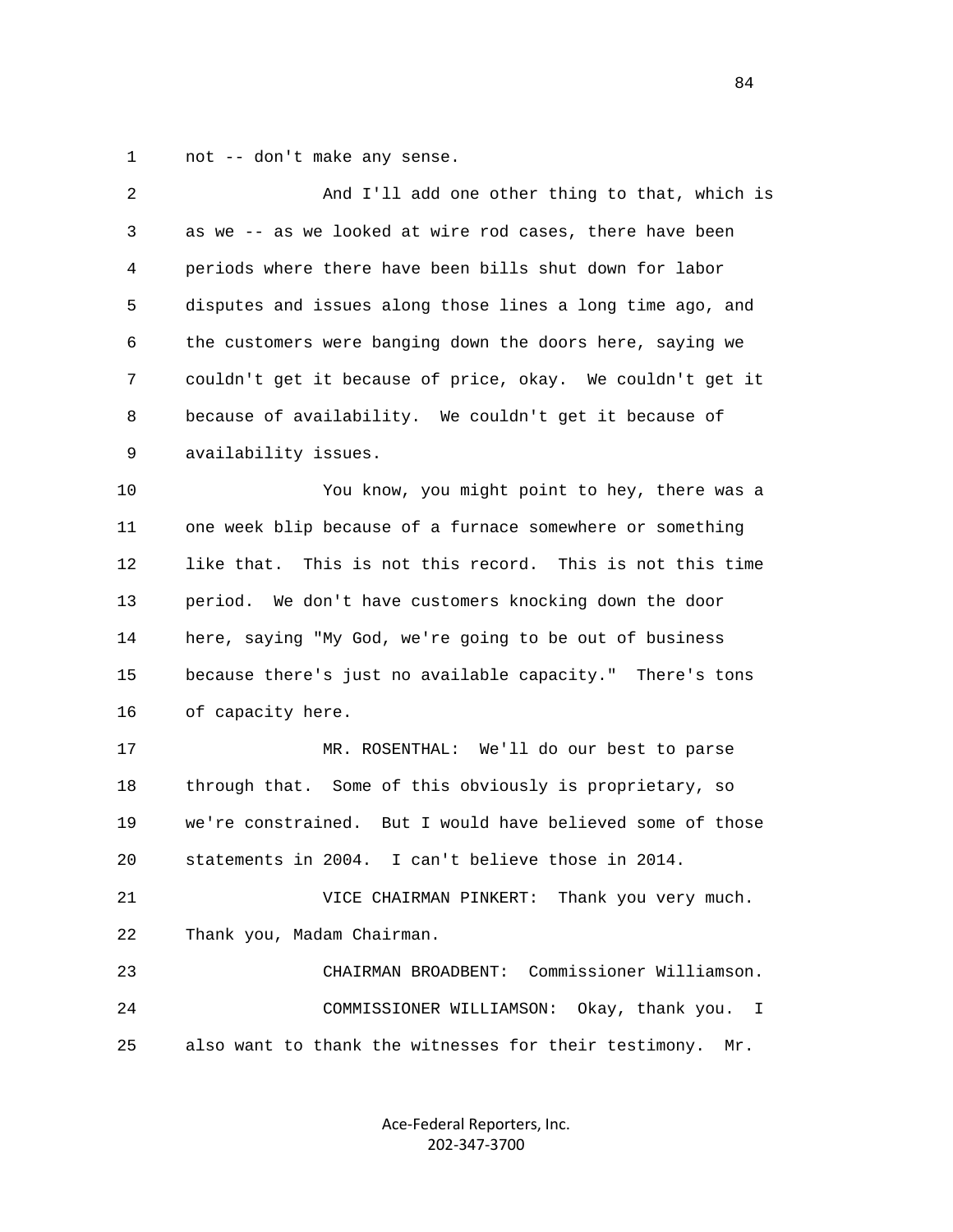not -- don't make any sense.

And I'll add one other thing to that, which is as we -- as we looked at wire rod cases, there have been periods where there have been bills shut down for labor disputes and issues along those lines a long time ago, and the customers were banging down the doors here, saying we couldn't get it because of price, okay. We couldn't get it because of availability. We couldn't get it because of availability issues.

You know, you might point to hey, there was a one week blip because of a furnace somewhere or something like that. This is not this record. This is not this time period. We don't have customers knocking down the door here, saying "My God, we're going to be out of business because there's just no available capacity." There's tons of capacity here.

MR. ROSENTHAL: We'll do our best to parse through that. Some of this obviously is proprietary, so we're constrained. But I would have believed some of those statements in 2004. I can't believe those in 2014.

VICE CHAIRMAN PINKERT: Thank you very much. Thank you, Madam Chairman.

CHAIRMAN BROADBENT: Commissioner Williamson.

COMMISSIONER WILLIAMSON: Okay, thank you. I also want to thank the witnesses for their testimony. Mr.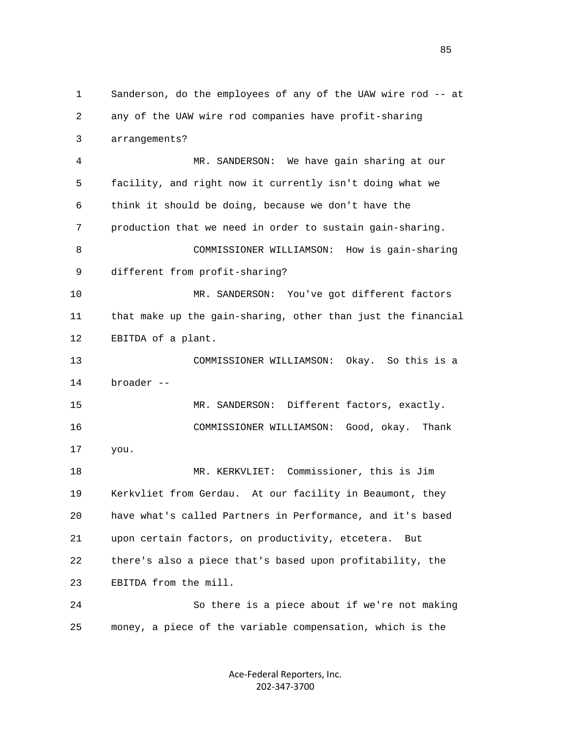Sanderson, do the employees of any of the UAW wire rod -- at any of the UAW wire rod companies have profit-sharing arrangements?

MR. SANDERSON: We have gain sharing at our facility, and right now it currently isn't doing what we think it should be doing, because we don't have the production that we need in order to sustain gain-sharing.

COMMISSIONER WILLIAMSON: How is gain-sharing different from profit-sharing?

MR. SANDERSON: You've got different factors that make up the gain-sharing, other than just the financial EBITDA of a plant.

COMMISSIONER WILLIAMSON: Okay. So this is a broader --

MR. SANDERSON: Different factors, exactly.

COMMISSIONER WILLIAMSON: Good, okay. Thank you.

MR. KERKVLIET: Commissioner, this is Jim Kerkvliet from Gerdau. At our facility in Beaumont, they have what's called Partners in Performance, and it's based upon certain factors, on productivity, etcetera. But there's also a piece that's based upon profitability, the EBITDA from the mill.

So there is a piece about if we're not making money, a piece of the variable compensation, which is the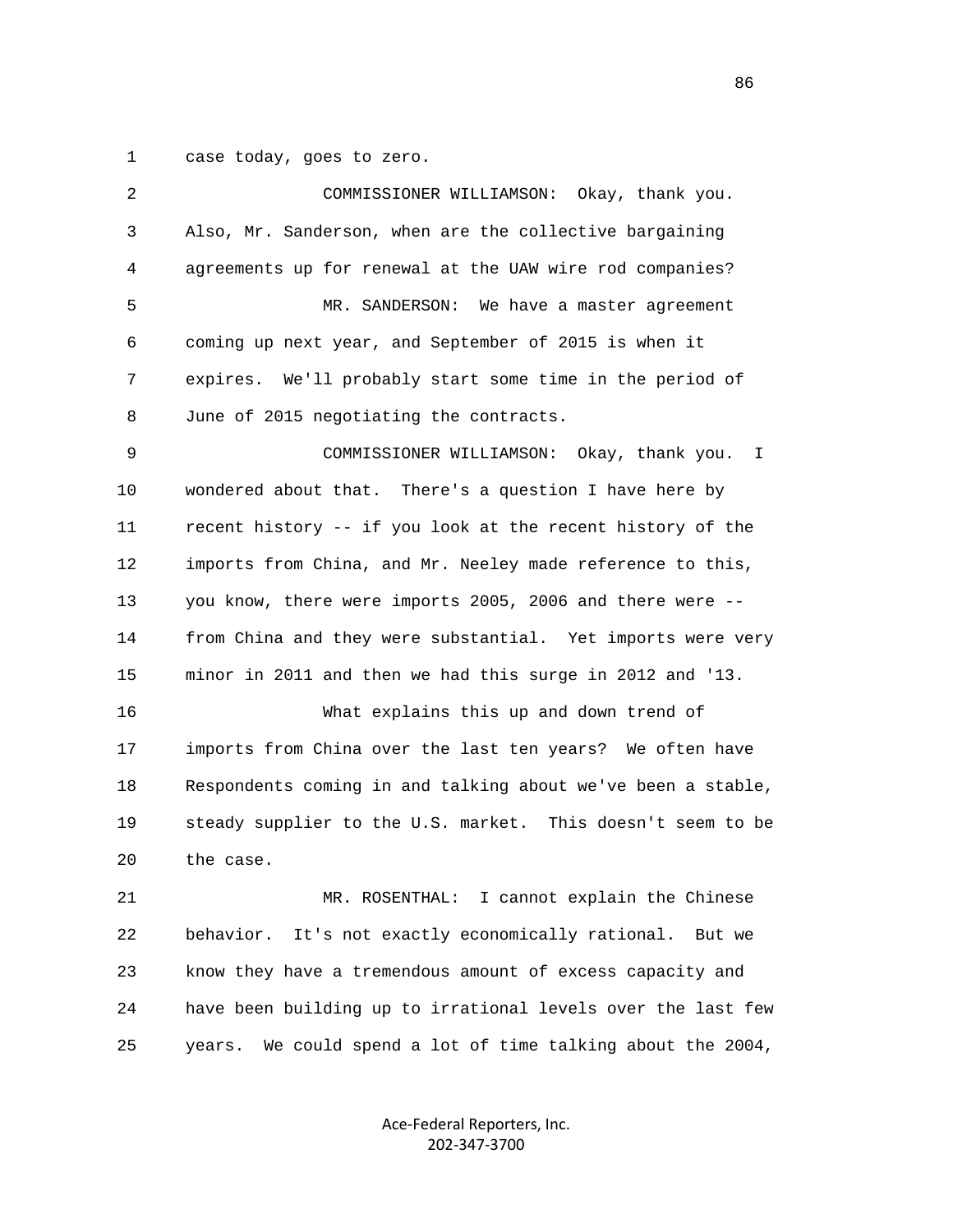case today, goes to zero.

COMMISSIONER WILLIAMSON: Okay, thank you. Also, Mr. Sanderson, when are the collective bargaining agreements up for renewal at the UAW wire rod companies?

MR. SANDERSON: We have a master agreement coming up next year, and September of 2015 is when it expires. We'll probably start some time in the period of June of 2015 negotiating the contracts.

COMMISSIONER WILLIAMSON: Okay, thank you. I wondered about that. There's a question I have here by recent history -- if you look at the recent history of the imports from China, and Mr. Neeley made reference to this, you know, there were imports 2005, 2006 and there were -- from China and they were substantial. Yet imports were very minor in 2011 and then we had this surge in 2012 and '13.

What explains this up and down trend of imports from China over the last ten years? We often have Respondents coming in and talking about we've been a stable, steady supplier to the U.S. market. This doesn't seem to be the case.

MR. ROSENTHAL: I cannot explain the Chinese behavior. It's not exactly economically rational. But we know they have a tremendous amount of excess capacity and have been building up to irrational levels over the last few years. We could spend a lot of time talking about the 2004,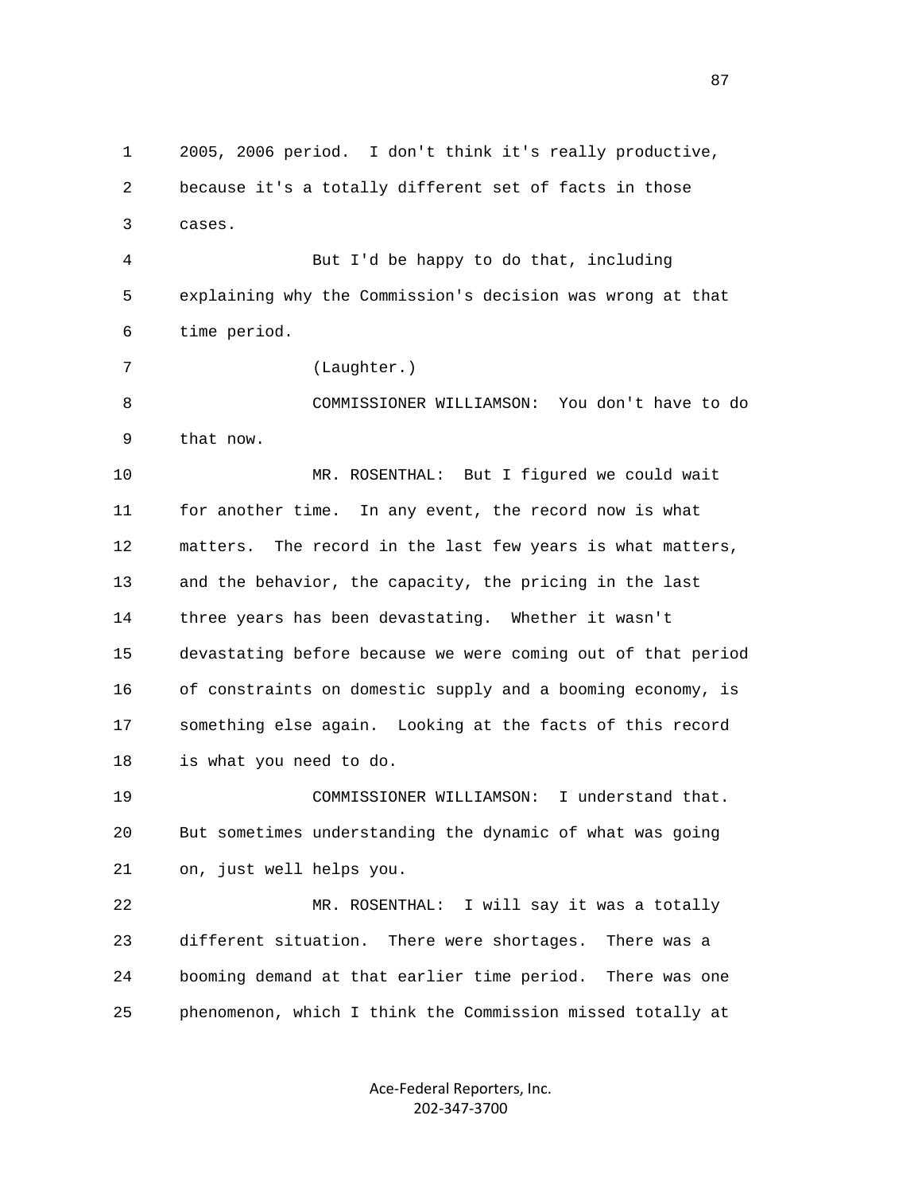2005, 2006 period. I don't think it's really productive, because it's a totally different set of facts in those cases.

But I'd be happy to do that, including explaining why the Commission's decision was wrong at that time period.

(Laughter.)

COMMISSIONER WILLIAMSON: You don't have to do that now.

MR. ROSENTHAL: But I figured we could wait for another time. In any event, the record now is what matters. The record in the last few years is what matters, and the behavior, the capacity, the pricing in the last three years has been devastating. Whether it wasn't devastating before because we were coming out of that period of constraints on domestic supply and a booming economy, is something else again. Looking at the facts of this record is what you need to do.

COMMISSIONER WILLIAMSON: I understand that. But sometimes understanding the dynamic of what was going on, just well helps you.

MR. ROSENTHAL: I will say it was a totally different situation. There were shortages. There was a booming demand at that earlier time period. There was one phenomenon, which I think the Commission missed totally at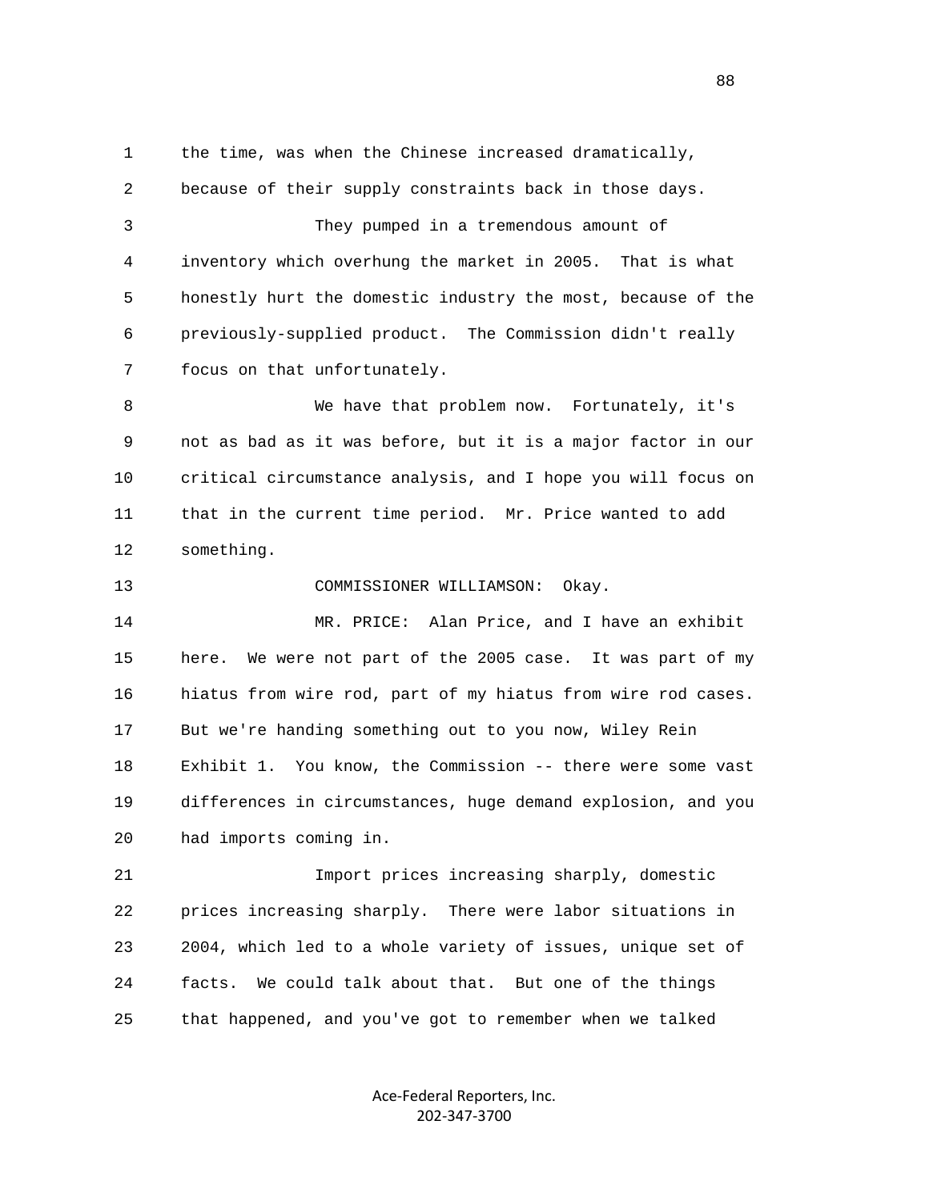the time, was when the Chinese increased dramatically, because of their supply constraints back in those days.

They pumped in a tremendous amount of inventory which overhung the market in 2005. That is what honestly hurt the domestic industry the most, because of the previously-supplied product. The Commission didn't really focus on that unfortunately.

We have that problem now. Fortunately, it's not as bad as it was before, but it is a major factor in our critical circumstance analysis, and I hope you will focus on that in the current time period. Mr. Price wanted to add something.

COMMISSIONER WILLIAMSON: Okay.

MR. PRICE: Alan Price, and I have an exhibit here. We were not part of the 2005 case. It was part of my hiatus from wire rod, part of my hiatus from wire rod cases. But we're handing something out to you now, Wiley Rein Exhibit 1. You know, the Commission -- there were some vast differences in circumstances, huge demand explosion, and you had imports coming in.

Import prices increasing sharply, domestic prices increasing sharply. There were labor situations in 2004, which led to a whole variety of issues, unique set of facts. We could talk about that. But one of the things that happened, and you've got to remember when we talked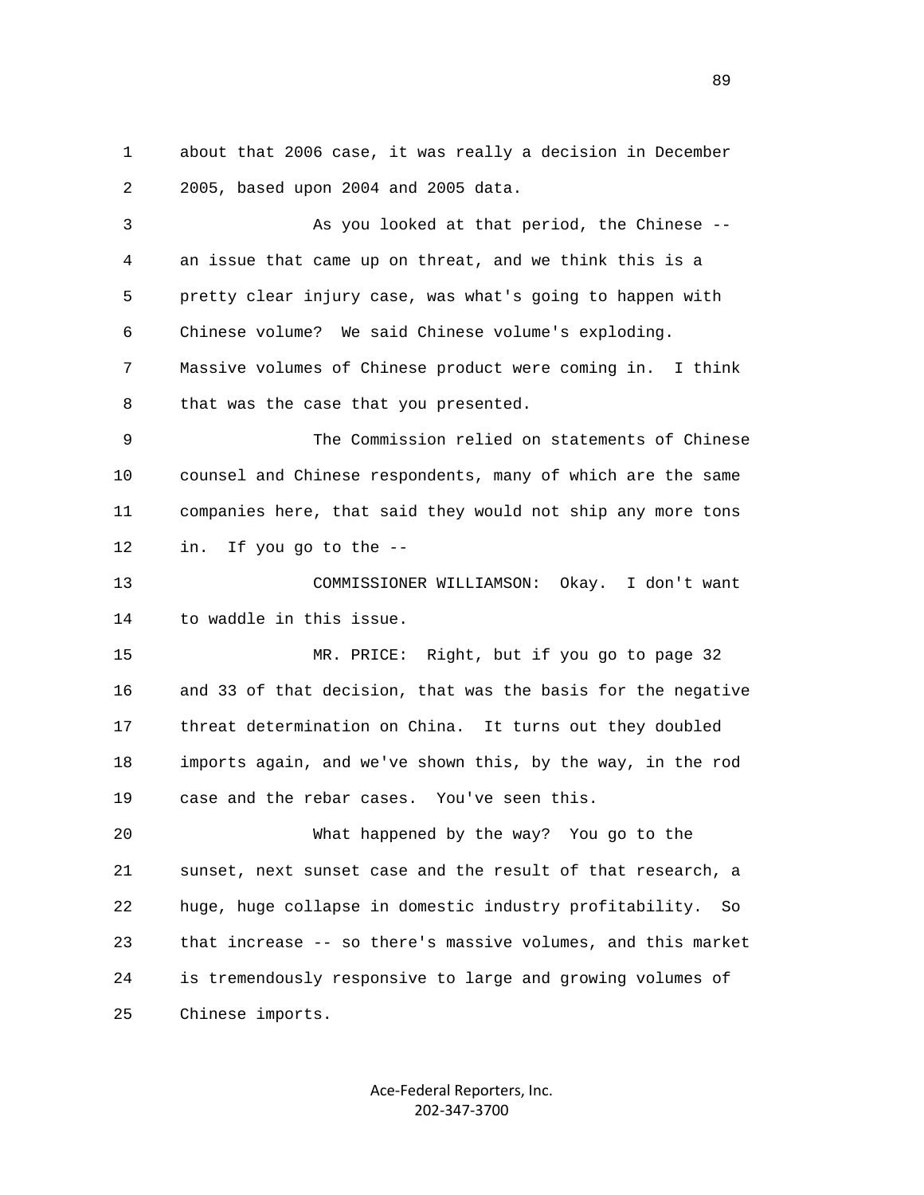about that 2006 case, it was really a decision in December 2005, based upon 2004 and 2005 data.

As you looked at that period, the Chinese -- an issue that came up on threat, and we think this is a pretty clear injury case, was what's going to happen with Chinese volume? We said Chinese volume's exploding. Massive volumes of Chinese product were coming in. I think that was the case that you presented.

The Commission relied on statements of Chinese counsel and Chinese respondents, many of which are the same companies here, that said they would not ship any more tons in. If you go to the --

COMMISSIONER WILLIAMSON: Okay. I don't want to waddle in this issue.

MR. PRICE: Right, but if you go to page 32 and 33 of that decision, that was the basis for the negative threat determination on China. It turns out they doubled imports again, and we've shown this, by the way, in the rod case and the rebar cases. You've seen this.

What happened by the way? You go to the sunset, next sunset case and the result of that research, a huge, huge collapse in domestic industry profitability. So that increase -- so there's massive volumes, and this market is tremendously responsive to large and growing volumes of Chinese imports.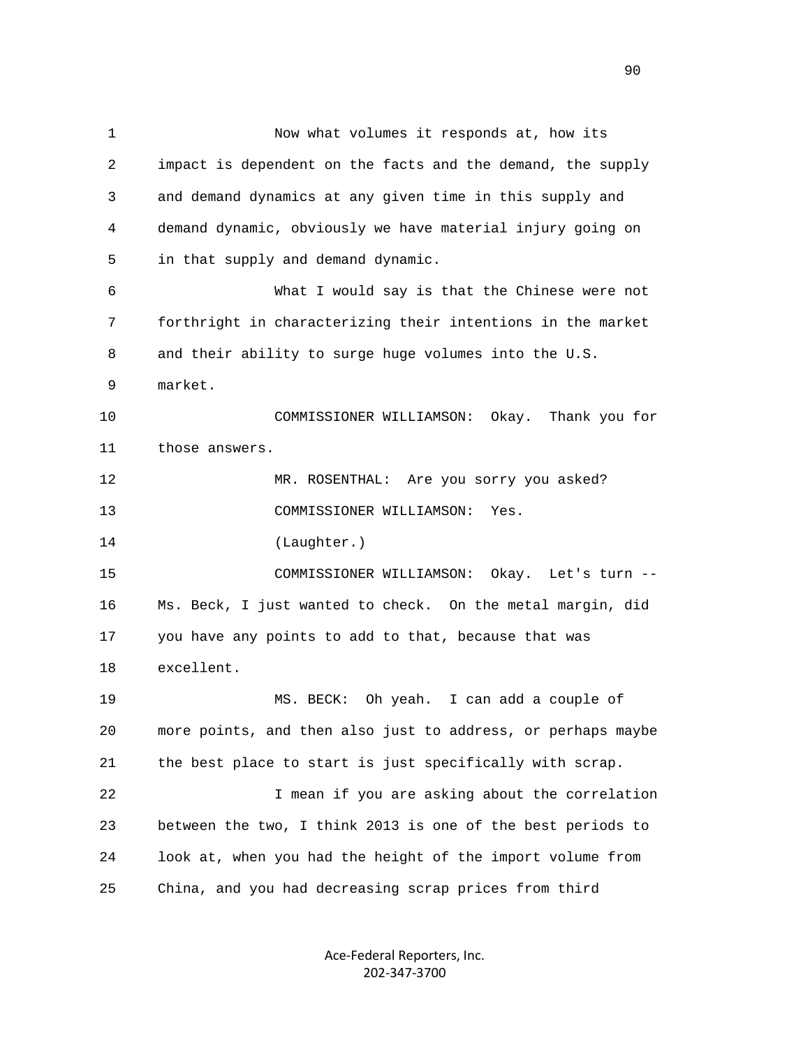Now what volumes it responds at, how its impact is dependent on the facts and the demand, the supply and demand dynamics at any given time in this supply and demand dynamic, obviously we have material injury going on in that supply and demand dynamic.

What I would say is that the Chinese were not forthright in characterizing their intentions in the market and their ability to surge huge volumes into the U.S. market.

COMMISSIONER WILLIAMSON: Okay. Thank you for those answers.

MR. ROSENTHAL: Are you sorry you asked?

COMMISSIONER WILLIAMSON: Yes.

(Laughter.)

COMMISSIONER WILLIAMSON: Okay. Let's turn -- Ms. Beck, I just wanted to check. On the metal margin, did you have any points to add to that, because that was excellent.

MS. BECK: Oh yeah. I can add a couple of more points, and then also just to address, or perhaps maybe the best place to start is just specifically with scrap.

I mean if you are asking about the correlation between the two, I think 2013 is one of the best periods to look at, when you had the height of the import volume from China, and you had decreasing scrap prices from third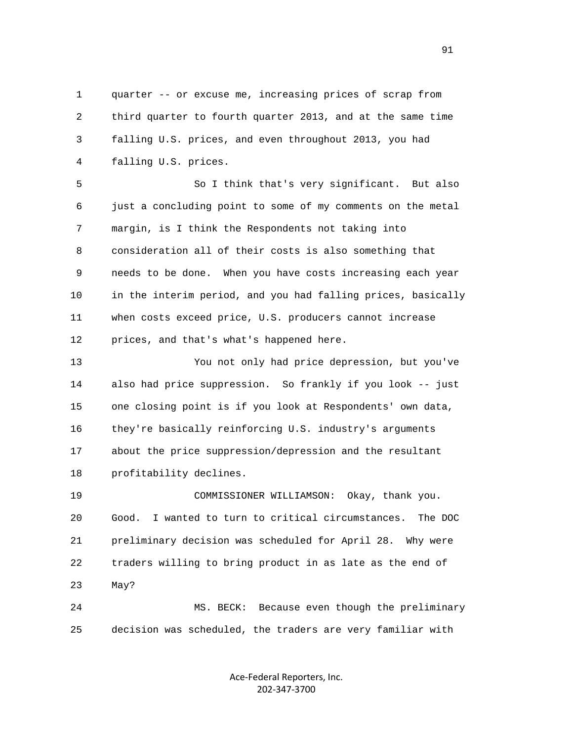quarter -- or excuse me, increasing prices of scrap from third quarter to fourth quarter 2013, and at the same time falling U.S. prices, and even throughout 2013, you had falling U.S. prices.

So I think that's very significant. But also just a concluding point to some of my comments on the metal margin, is I think the Respondents not taking into consideration all of their costs is also something that needs to be done. When you have costs increasing each year in the interim period, and you had falling prices, basically when costs exceed price, U.S. producers cannot increase prices, and that's what's happened here.

You not only had price depression, but you've also had price suppression. So frankly if you look -- just one closing point is if you look at Respondents' own data, they're basically reinforcing U.S. industry's arguments about the price suppression/depression and the resultant profitability declines.

COMMISSIONER WILLIAMSON: Okay, thank you. Good. I wanted to turn to critical circumstances. The DOC preliminary decision was scheduled for April 28. Why were traders willing to bring product in as late as the end of May?

MS. BECK: Because even though the preliminary decision was scheduled, the traders are very familiar with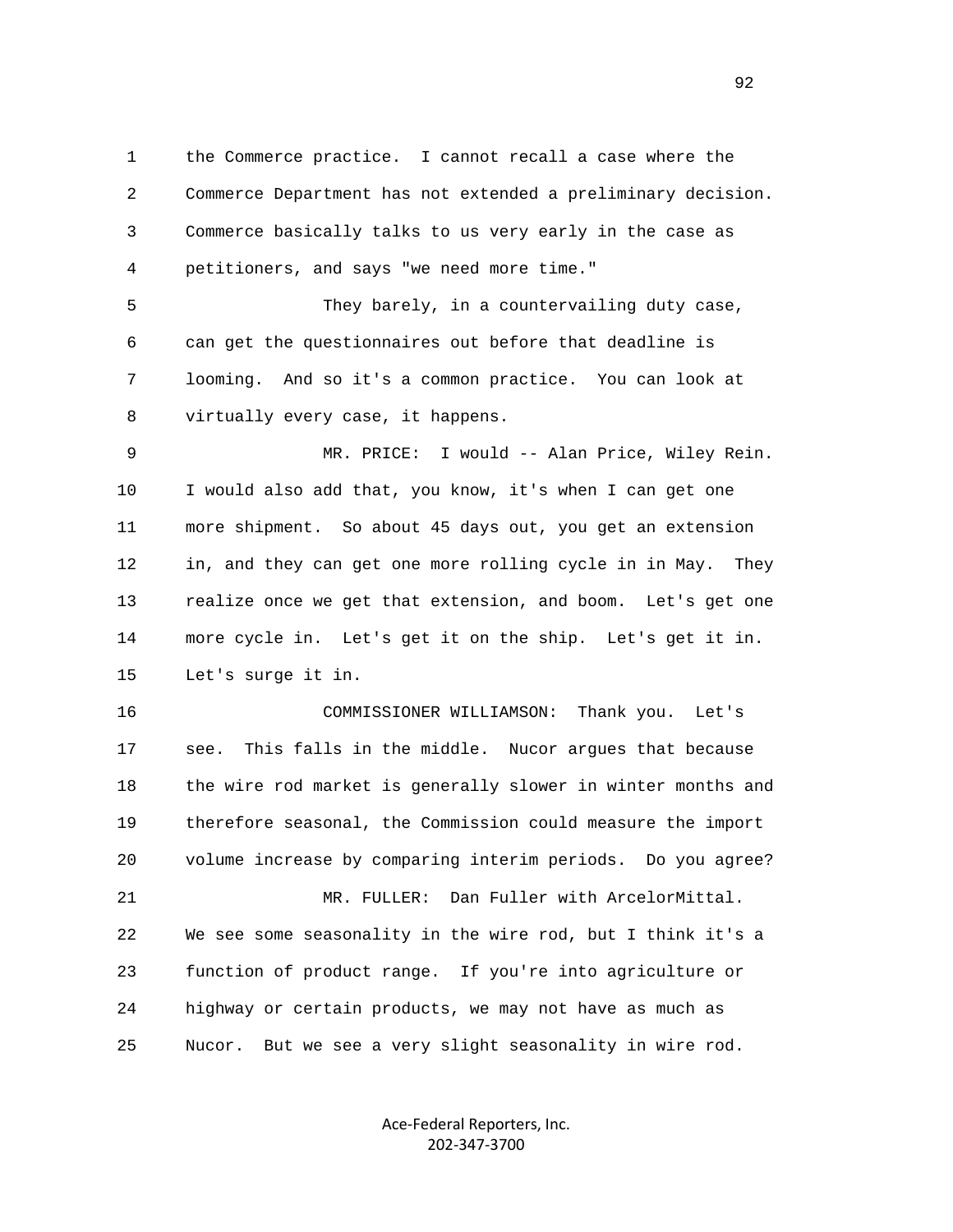1 the Commerce practice. I cannot recall a case where the
2 Commerce Department has not extended a preliminary decision.
3 Commerce basically talks to us very early in the case as
4 petitioners, and says "we need more time."

5 They barely, in a countervailing duty case,
6 can get the questionnaires out before that deadline is
7 looming. And so it's a common practice. You can look at
8 virtually every case, it happens.

9 MR. PRICE: I would -- Alan Price, Wiley Rein.
10 I would also add that, you know, it's when I can get one
11 more shipment. So about 45 days out, you get an extension
12 in, and they can get one more rolling cycle in in May. They
13 realize once we get that extension, and boom. Let's get one
14 more cycle in. Let's get it on the ship. Let's get it in.
15 Let's surge it in.

16 COMMISSIONER WILLIAMSON: Thank you. Let's
17 see. This falls in the middle. Nucor argues that because
18 the wire rod market is generally slower in winter months and
19 therefore seasonal, the Commission could measure the import
20 volume increase by comparing interim periods. Do you agree?

21 MR. FULLER: Dan Fuller with ArcelorMittal.
22 We see some seasonality in the wire rod, but I think it's a
23 function of product range. If you're into agriculture or
24 highway or certain products, we may not have as much as
25 Nucor. But we see a very slight seasonality in wire rod.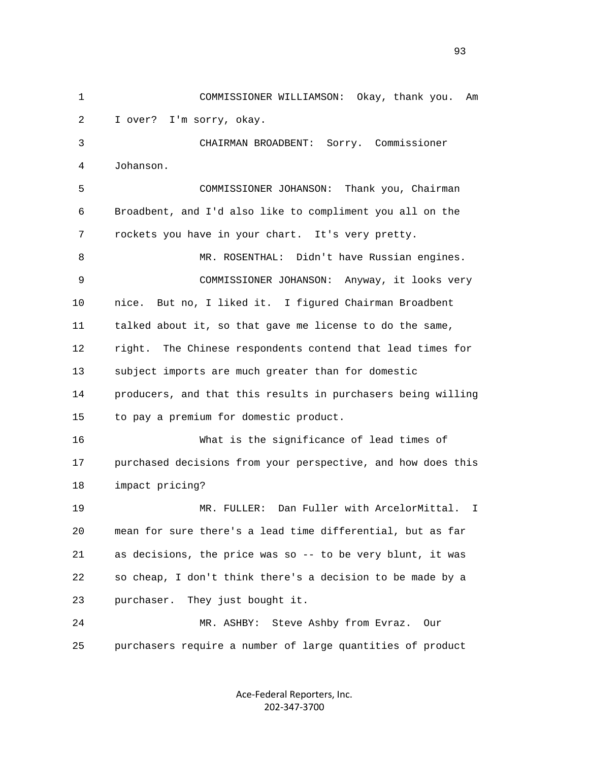COMMISSIONER WILLIAMSON: Okay, thank you. Am I over? I'm sorry, okay.

CHAIRMAN BROADBENT: Sorry. Commissioner Johanson.

COMMISSIONER JOHANSON: Thank you, Chairman Broadbent, and I'd also like to compliment you all on the rockets you have in your chart. It's very pretty.

MR. ROSENTHAL: Didn't have Russian engines.

COMMISSIONER JOHANSON: Anyway, it looks very nice. But no, I liked it. I figured Chairman Broadbent talked about it, so that gave me license to do the same, right. The Chinese respondents contend that lead times for subject imports are much greater than for domestic producers, and that this results in purchasers being willing to pay a premium for domestic product.

What is the significance of lead times of purchased decisions from your perspective, and how does this impact pricing?

MR. FULLER: Dan Fuller with ArcelorMittal. I mean for sure there's a lead time differential, but as far as decisions, the price was so -- to be very blunt, it was so cheap, I don't think there's a decision to be made by a purchaser. They just bought it.

MR. ASHBY: Steve Ashby from Evraz. Our purchasers require a number of large quantities of product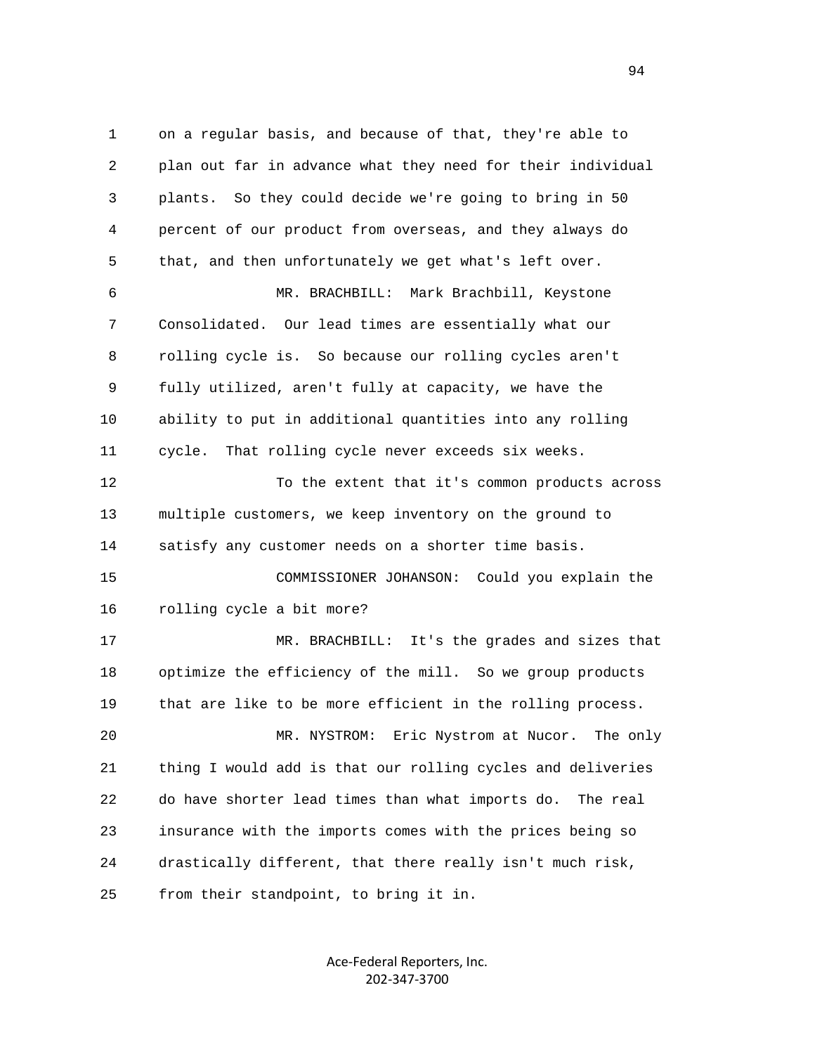on a regular basis, and because of that, they're able to plan out far in advance what they need for their individual plants. So they could decide we're going to bring in 50 percent of our product from overseas, and they always do that, and then unfortunately we get what's left over.

MR. BRACHBILL: Mark Brachbill, Keystone Consolidated. Our lead times are essentially what our rolling cycle is. So because our rolling cycles aren't fully utilized, aren't fully at capacity, we have the ability to put in additional quantities into any rolling cycle. That rolling cycle never exceeds six weeks.

To the extent that it's common products across multiple customers, we keep inventory on the ground to satisfy any customer needs on a shorter time basis.

COMMISSIONER JOHANSON: Could you explain the rolling cycle a bit more?

MR. BRACHBILL: It's the grades and sizes that optimize the efficiency of the mill. So we group products that are like to be more efficient in the rolling process.

MR. NYSTROM: Eric Nystrom at Nucor. The only thing I would add is that our rolling cycles and deliveries do have shorter lead times than what imports do. The real insurance with the imports comes with the prices being so drastically different, that there really isn't much risk, from their standpoint, to bring it in.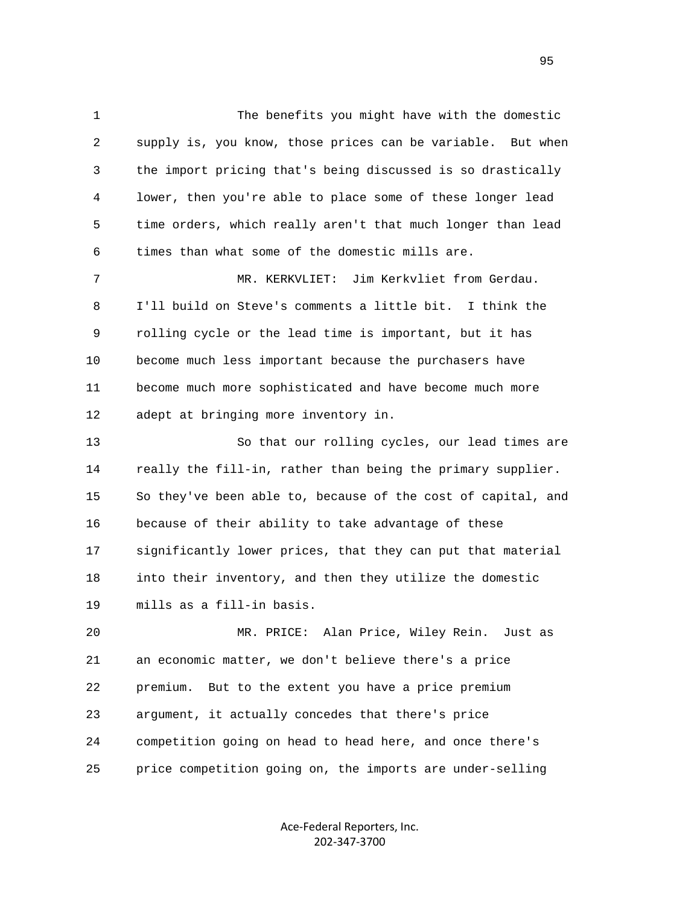The benefits you might have with the domestic supply is, you know, those prices can be variable. But when the import pricing that's being discussed is so drastically lower, then you're able to place some of these longer lead time orders, which really aren't that much longer than lead times than what some of the domestic mills are.

MR. KERKVLIET: Jim Kerkvliet from Gerdau. I'll build on Steve's comments a little bit. I think the rolling cycle or the lead time is important, but it has become much less important because the purchasers have become much more sophisticated and have become much more adept at bringing more inventory in.

So that our rolling cycles, our lead times are really the fill-in, rather than being the primary supplier. So they've been able to, because of the cost of capital, and because of their ability to take advantage of these significantly lower prices, that they can put that material into their inventory, and then they utilize the domestic mills as a fill-in basis.

MR. PRICE: Alan Price, Wiley Rein. Just as an economic matter, we don't believe there's a price premium. But to the extent you have a price premium argument, it actually concedes that there's price competition going on head to head here, and once there's price competition going on, the imports are under-selling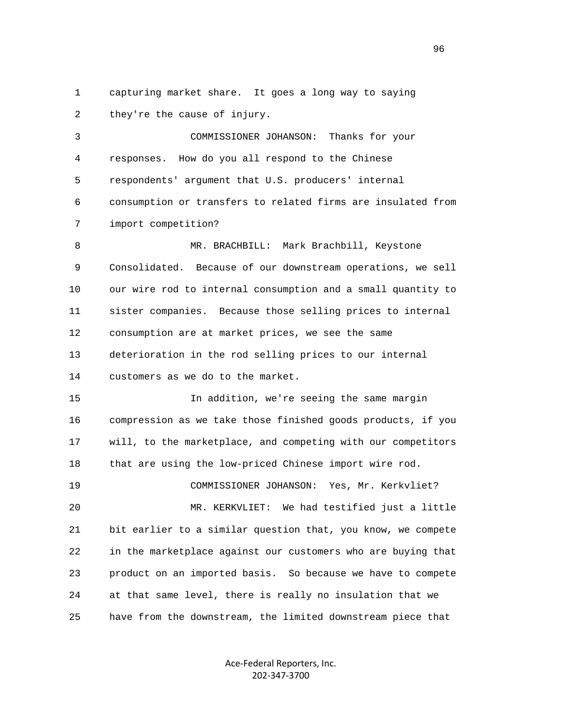1 capturing market share. It goes a long way to saying
2 they're the cause of injury.

3 COMMISSIONER JOHANSON: Thanks for your
4 responses. How do you all respond to the Chinese
5 respondents' argument that U.S. producers' internal
6 consumption or transfers to related firms are insulated from
7 import competition?

8 MR. BRACHBILL: Mark Brachbill, Keystone
9 Consolidated. Because of our downstream operations, we sell
10 our wire rod to internal consumption and a small quantity to
11 sister companies. Because those selling prices to internal
12 consumption are at market prices, we see the same
13 deterioration in the rod selling prices to our internal
14 customers as we do to the market.

15 In addition, we're seeing the same margin
16 compression as we take those finished goods products, if you
17 will, to the marketplace, and competing with our competitors
18 that are using the low-priced Chinese import wire rod.

19 COMMISSIONER JOHANSON: Yes, Mr. Kerkvliet?

20 MR. KERKVLIET: We had testified just a little
21 bit earlier to a similar question that, you know, we compete
22 in the marketplace against our customers who are buying that
23 product on an imported basis. So because we have to compete
24 at that same level, there is really no insulation that we
25 have from the downstream, the limited downstream piece that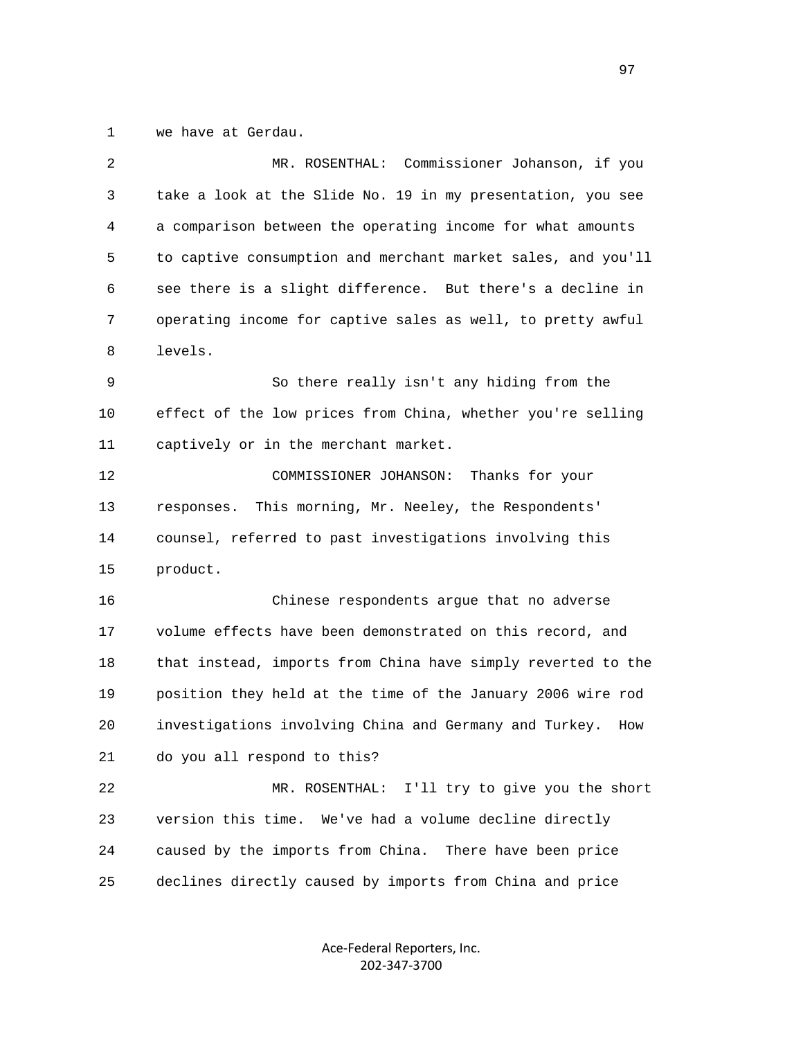1 we have at Gerdau.

2 MR. ROSENTHAL: Commissioner Johanson, if you

3 take a look at the Slide No. 19 in my presentation, you see

4 a comparison between the operating income for what amounts

5 to captive consumption and merchant market sales, and you'll

6 see there is a slight difference. But there's a decline in

7 operating income for captive sales as well, to pretty awful

8 levels.

9 So there really isn't any hiding from the

10 effect of the low prices from China, whether you're selling

11 captively or in the merchant market.

12 COMMISSIONER JOHANSON: Thanks for your

13 responses. This morning, Mr. Neeley, the Respondents'

14 counsel, referred to past investigations involving this

15 product.

16 Chinese respondents argue that no adverse

17 volume effects have been demonstrated on this record, and

18 that instead, imports from China have simply reverted to the

19 position they held at the time of the January 2006 wire rod

20 investigations involving China and Germany and Turkey. How

21 do you all respond to this?

22 MR. ROSENTHAL: I'll try to give you the short

23 version this time. We've had a volume decline directly

24 caused by the imports from China. There have been price

25 declines directly caused by imports from China and price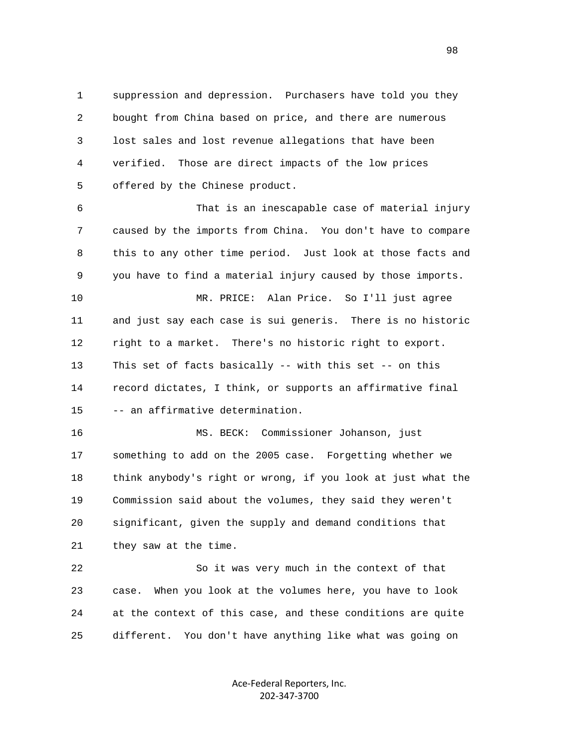suppression and depression. Purchasers have told you they bought from China based on price, and there are numerous lost sales and lost revenue allegations that have been verified. Those are direct impacts of the low prices offered by the Chinese product.

That is an inescapable case of material injury caused by the imports from China. You don't have to compare this to any other time period. Just look at those facts and you have to find a material injury caused by those imports.

MR. PRICE: Alan Price. So I'll just agree and just say each case is sui generis. There is no historic right to a market. There's no historic right to export. This set of facts basically -- with this set -- on this record dictates, I think, or supports an affirmative final -- an affirmative determination.

MS. BECK: Commissioner Johanson, just something to add on the 2005 case. Forgetting whether we think anybody's right or wrong, if you look at just what the Commission said about the volumes, they said they weren't significant, given the supply and demand conditions that they saw at the time.

So it was very much in the context of that case. When you look at the volumes here, you have to look at the context of this case, and these conditions are quite different. You don't have anything like what was going on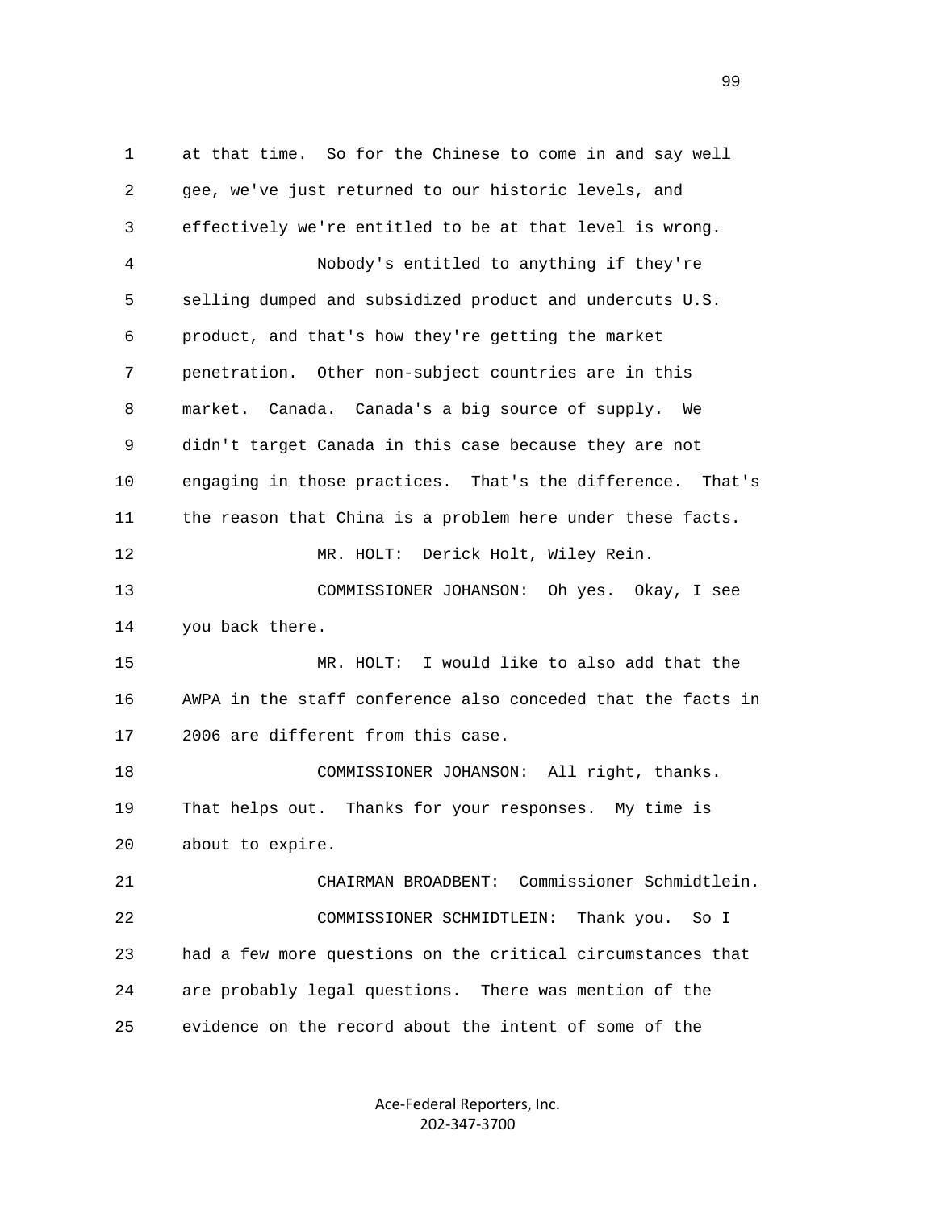at that time. So for the Chinese to come in and say well gee, we've just returned to our historic levels, and effectively we're entitled to be at that level is wrong.

Nobody's entitled to anything if they're selling dumped and subsidized product and undercuts U.S. product, and that's how they're getting the market penetration. Other non-subject countries are in this market. Canada. Canada's a big source of supply. We didn't target Canada in this case because they are not engaging in those practices. That's the difference. That's the reason that China is a problem here under these facts.

MR. HOLT: Derick Holt, Wiley Rein.

COMMISSIONER JOHANSON: Oh yes. Okay, I see you back there.

MR. HOLT: I would like to also add that the AWPA in the staff conference also conceded that the facts in 2006 are different from this case.

COMMISSIONER JOHANSON: All right, thanks. That helps out. Thanks for your responses. My time is about to expire.

CHAIRMAN BROADBENT: Commissioner Schmidtlein.

COMMISSIONER SCHMIDTLEIN: Thank you. So I had a few more questions on the critical circumstances that are probably legal questions. There was mention of the evidence on the record about the intent of some of the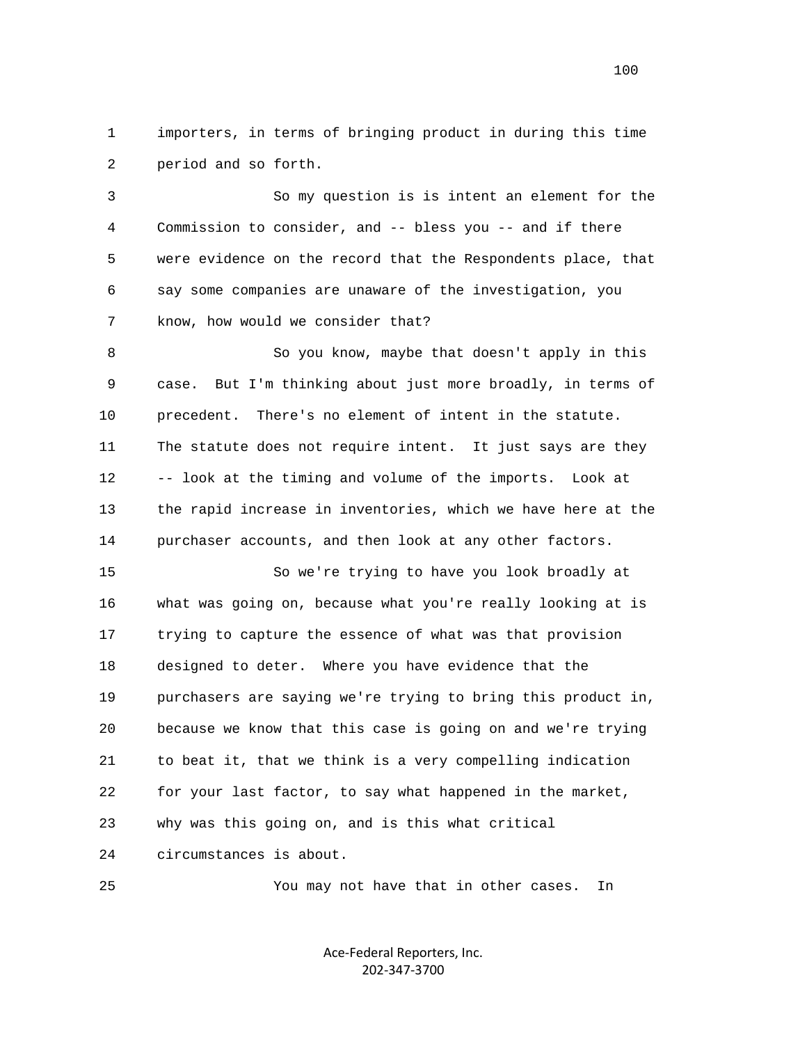importers, in terms of bringing product in during this time period and so forth.

So my question is is intent an element for the Commission to consider, and -- bless you -- and if there were evidence on the record that the Respondents place, that say some companies are unaware of the investigation, you know, how would we consider that?

So you know, maybe that doesn't apply in this case. But I'm thinking about just more broadly, in terms of precedent. There's no element of intent in the statute. The statute does not require intent. It just says are they -- look at the timing and volume of the imports. Look at the rapid increase in inventories, which we have here at the purchaser accounts, and then look at any other factors.

So we're trying to have you look broadly at what was going on, because what you're really looking at is trying to capture the essence of what was that provision designed to deter. Where you have evidence that the purchasers are saying we're trying to bring this product in, because we know that this case is going on and we're trying to beat it, that we think is a very compelling indication for your last factor, to say what happened in the market, why was this going on, and is this what critical circumstances is about.

You may not have that in other cases. In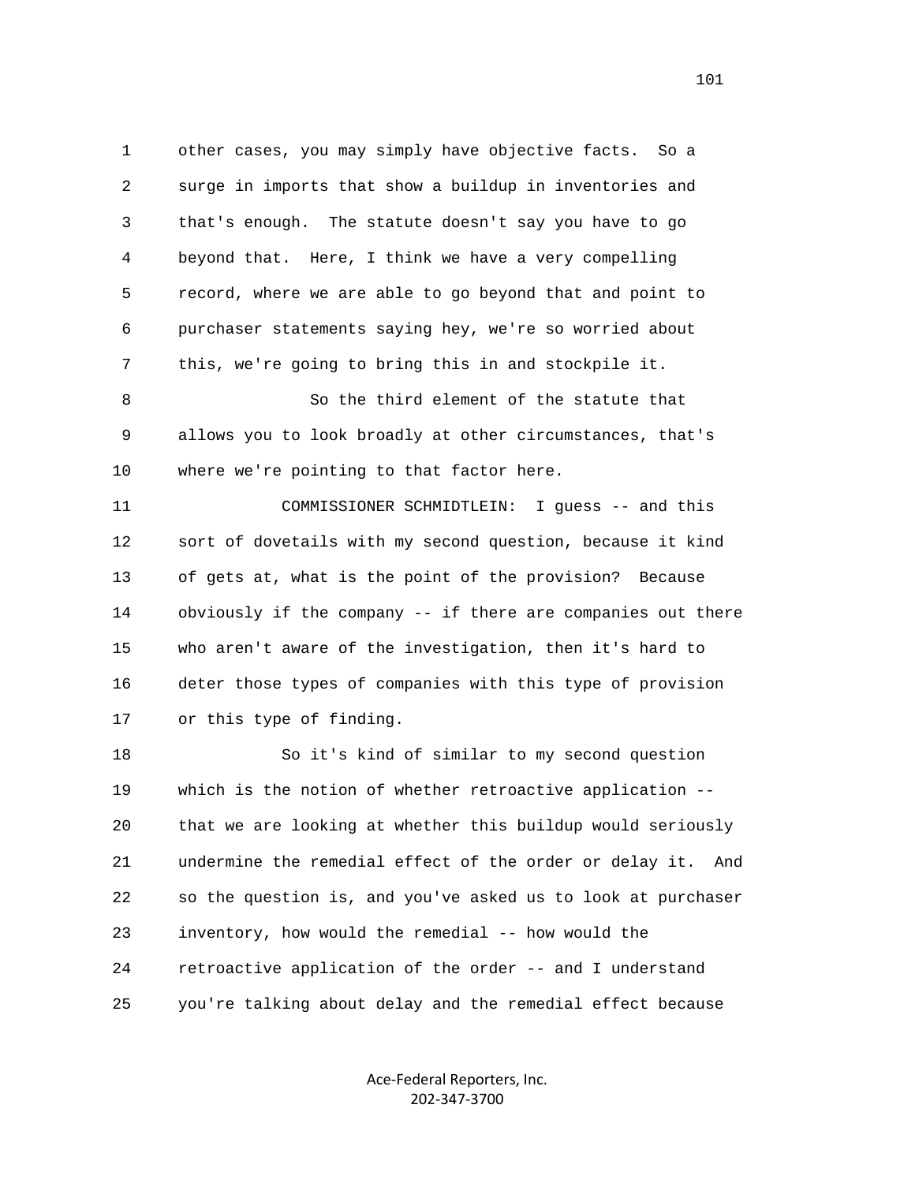other cases, you may simply have objective facts. So a surge in imports that show a buildup in inventories and that's enough. The statute doesn't say you have to go beyond that. Here, I think we have a very compelling record, where we are able to go beyond that and point to purchaser statements saying hey, we're so worried about this, we're going to bring this in and stockpile it.

So the third element of the statute that allows you to look broadly at other circumstances, that's where we're pointing to that factor here.

COMMISSIONER SCHMIDTLEIN: I guess -- and this sort of dovetails with my second question, because it kind of gets at, what is the point of the provision? Because obviously if the company -- if there are companies out there who aren't aware of the investigation, then it's hard to deter those types of companies with this type of provision or this type of finding.

So it's kind of similar to my second question which is the notion of whether retroactive application -- that we are looking at whether this buildup would seriously undermine the remedial effect of the order or delay it. And so the question is, and you've asked us to look at purchaser inventory, how would the remedial -- how would the retroactive application of the order -- and I understand you're talking about delay and the remedial effect because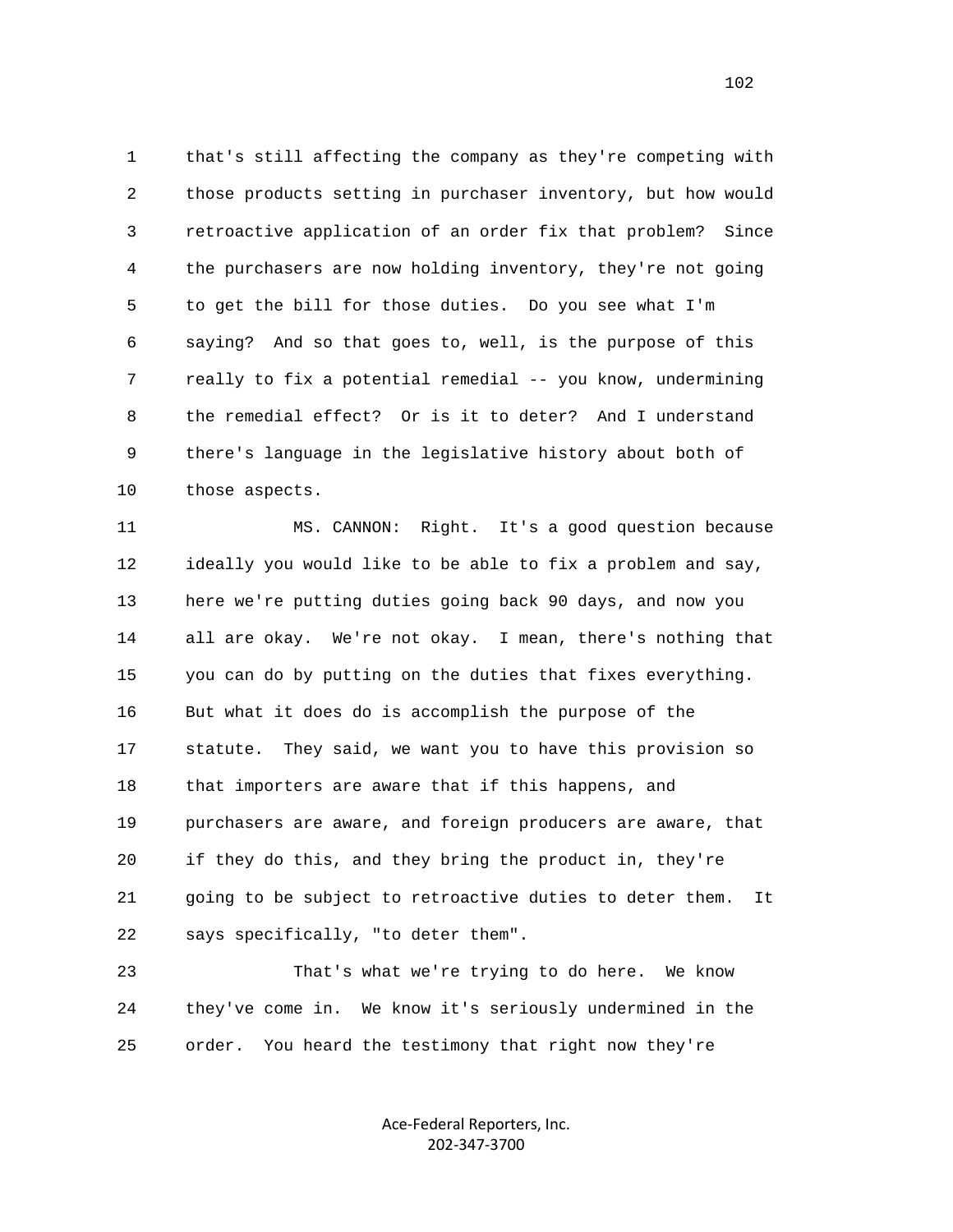that's still affecting the company as they're competing with those products setting in purchaser inventory, but how would retroactive application of an order fix that problem? Since the purchasers are now holding inventory, they're not going to get the bill for those duties. Do you see what I'm saying? And so that goes to, well, is the purpose of this really to fix a potential remedial -- you know, undermining the remedial effect? Or is it to deter? And I understand there's language in the legislative history about both of those aspects.

MS. CANNON: Right. It's a good question because ideally you would like to be able to fix a problem and say, here we're putting duties going back 90 days, and now you all are okay. We're not okay. I mean, there's nothing that you can do by putting on the duties that fixes everything. But what it does do is accomplish the purpose of the statute. They said, we want you to have this provision so that importers are aware that if this happens, and purchasers are aware, and foreign producers are aware, that if they do this, and they bring the product in, they're going to be subject to retroactive duties to deter them. It says specifically, "to deter them".

That's what we're trying to do here. We know they've come in. We know it's seriously undermined in the order. You heard the testimony that right now they're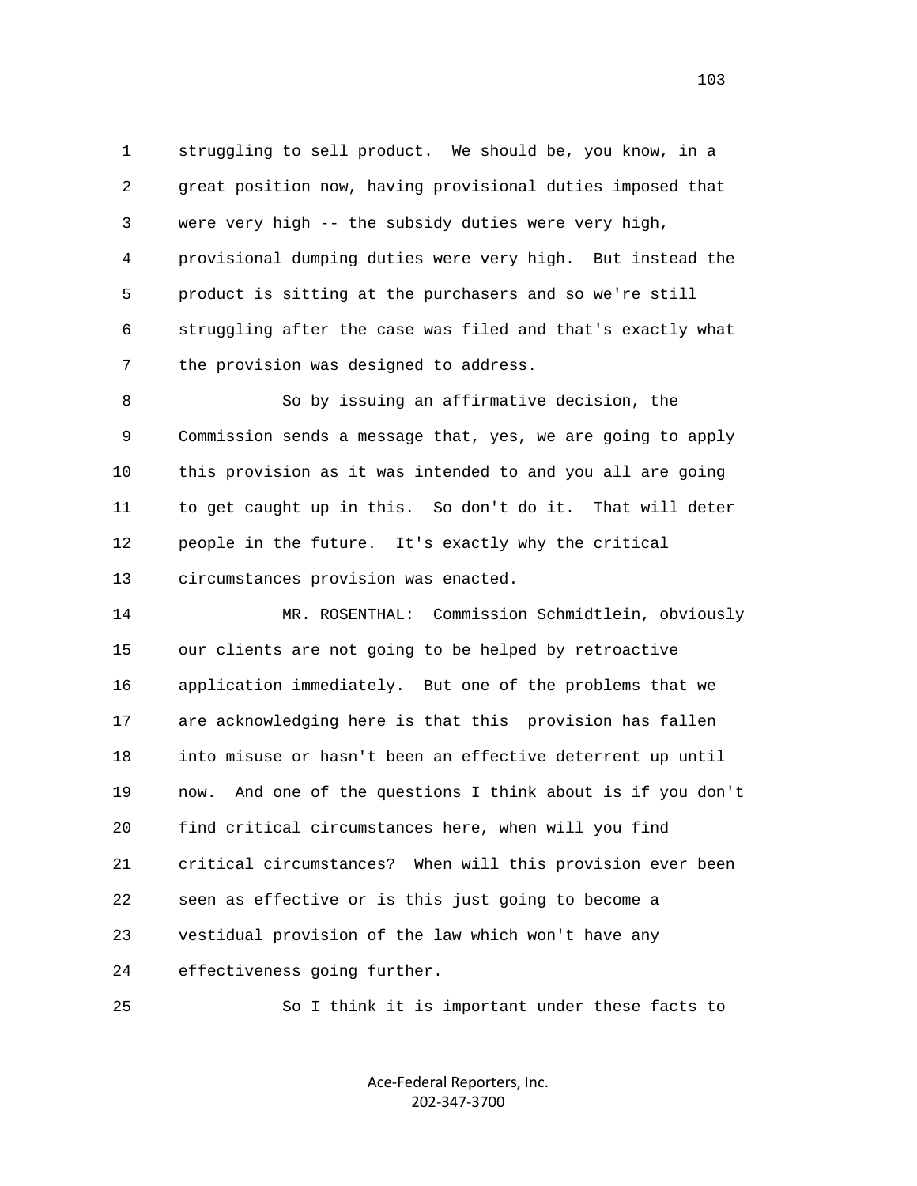1 struggling to sell product. We should be, you know, in a
2 great position now, having provisional duties imposed that
3 were very high -- the subsidy duties were very high,
4 provisional dumping duties were very high. But instead the
5 product is sitting at the purchasers and so we're still
6 struggling after the case was filed and that's exactly what
7 the provision was designed to address.

8 So by issuing an affirmative decision, the
9 Commission sends a message that, yes, we are going to apply
10 this provision as it was intended to and you all are going
11 to get caught up in this. So don't do it. That will deter
12 people in the future. It's exactly why the critical
13 circumstances provision was enacted.

14 MR. ROSENTHAL: Commission Schmidtlein, obviously
15 our clients are not going to be helped by retroactive
16 application immediately. But one of the problems that we
17 are acknowledging here is that this provision has fallen
18 into misuse or hasn't been an effective deterrent up until
19 now. And one of the questions I think about is if you don't
20 find critical circumstances here, when will you find
21 critical circumstances? When will this provision ever been
22 seen as effective or is this just going to become a
23 vestidual provision of the law which won't have any
24 effectiveness going further.

25 So I think it is important under these facts to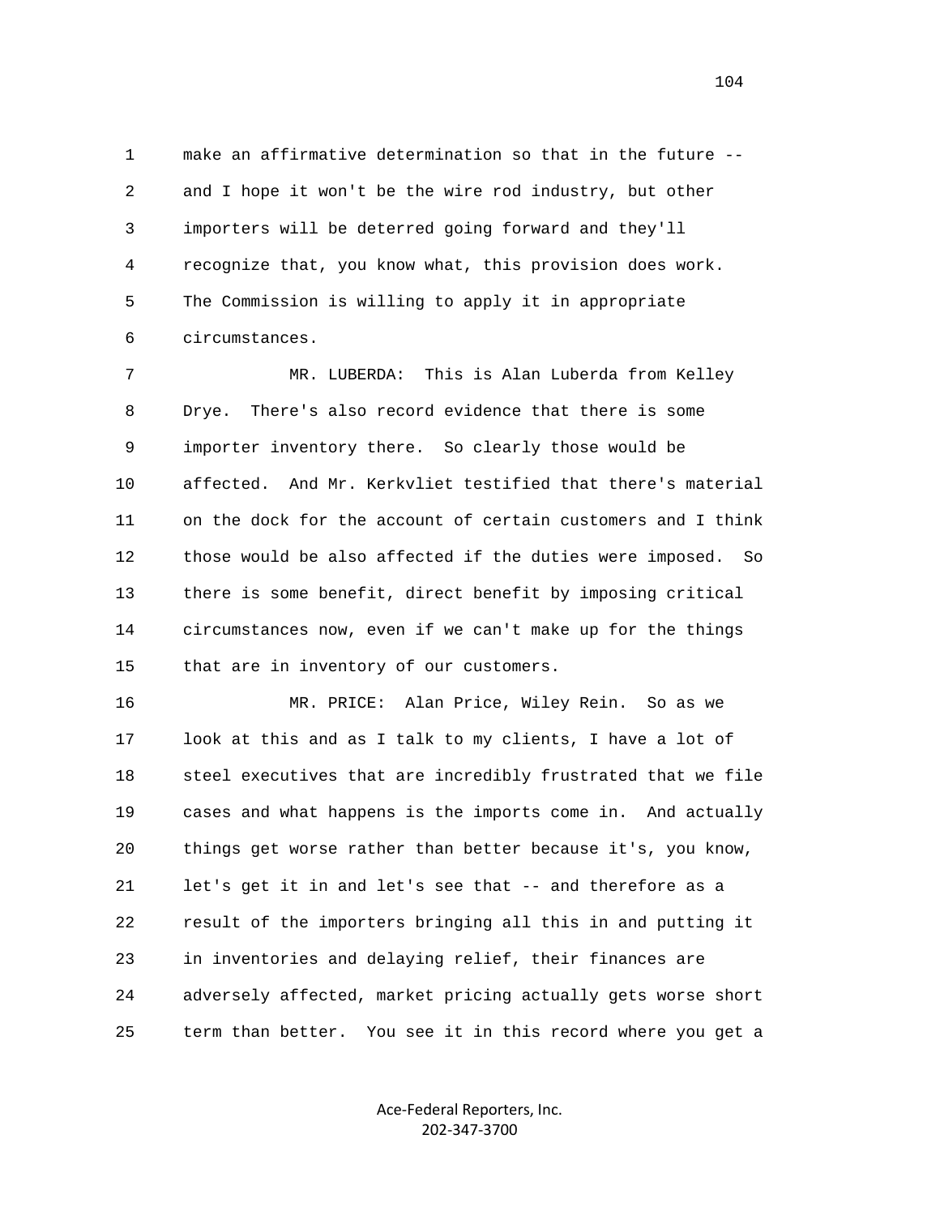make an affirmative determination so that in the future -- and I hope it won't be the wire rod industry, but other importers will be deterred going forward and they'll recognize that, you know what, this provision does work. The Commission is willing to apply it in appropriate circumstances.

MR. LUBERDA: This is Alan Luberda from Kelley Drye. There's also record evidence that there is some importer inventory there. So clearly those would be affected. And Mr. Kerkvliet testified that there's material on the dock for the account of certain customers and I think those would be also affected if the duties were imposed. So there is some benefit, direct benefit by imposing critical circumstances now, even if we can't make up for the things that are in inventory of our customers.

MR. PRICE: Alan Price, Wiley Rein. So as we look at this and as I talk to my clients, I have a lot of steel executives that are incredibly frustrated that we file cases and what happens is the imports come in. And actually things get worse rather than better because it's, you know, let's get it in and let's see that -- and therefore as a result of the importers bringing all this in and putting it in inventories and delaying relief, their finances are adversely affected, market pricing actually gets worse short term than better. You see it in this record where you get a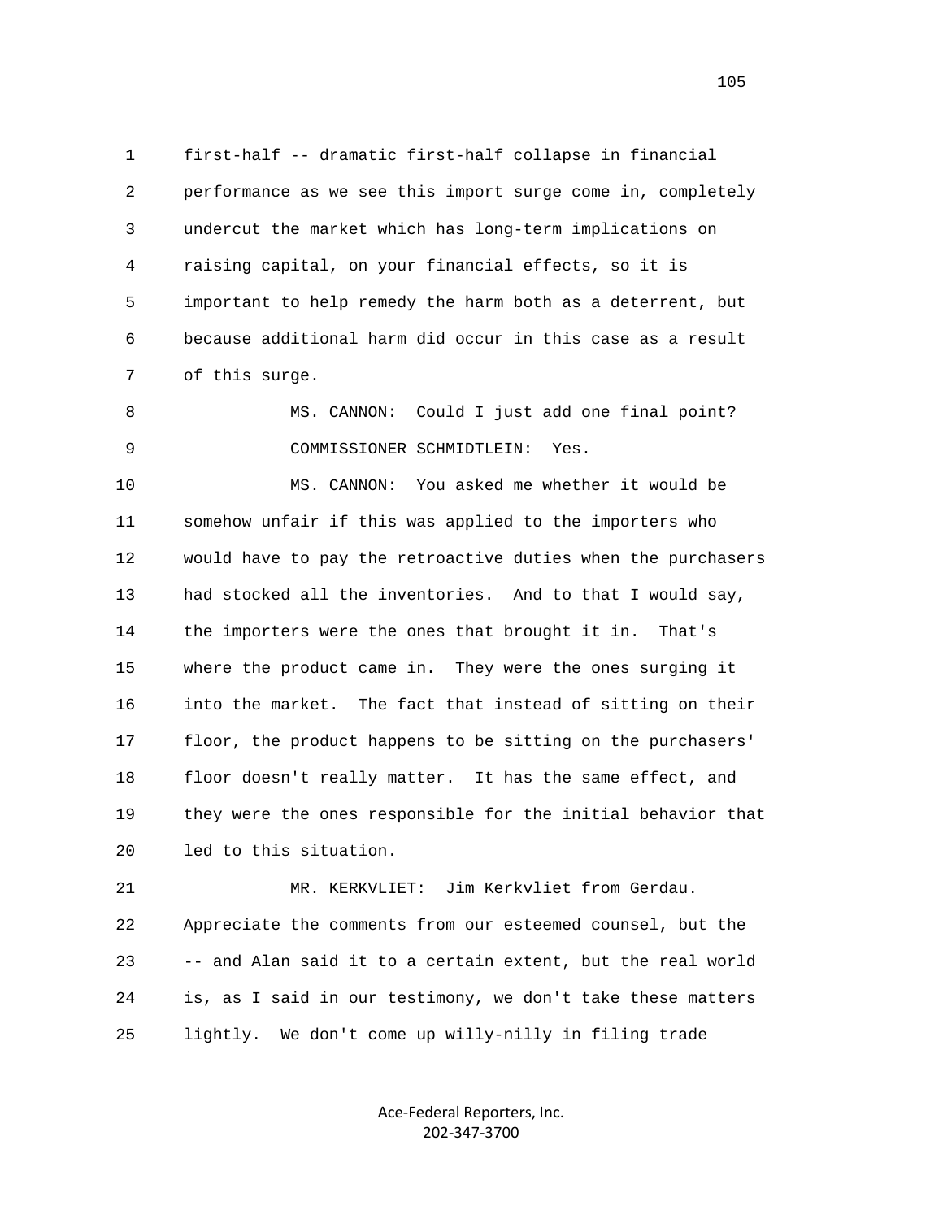1 first-half -- dramatic first-half collapse in financial
2 performance as we see this import surge come in, completely
3 undercut the market which has long-term implications on
4 raising capital, on your financial effects, so it is
5 important to help remedy the harm both as a deterrent, but
6 because additional harm did occur in this case as a result
7 of this surge.

8 MS. CANNON: Could I just add one final point?

9 COMMISSIONER SCHMIDTLEIN: Yes.

10 MS. CANNON: You asked me whether it would be
11 somehow unfair if this was applied to the importers who
12 would have to pay the retroactive duties when the purchasers
13 had stocked all the inventories. And to that I would say,
14 the importers were the ones that brought it in. That's
15 where the product came in. They were the ones surging it
16 into the market. The fact that instead of sitting on their
17 floor, the product happens to be sitting on the purchasers'
18 floor doesn't really matter. It has the same effect, and
19 they were the ones responsible for the initial behavior that
20 led to this situation.

21 MR. KERKVLIET: Jim Kerkvliet from Gerdau.
22 Appreciate the comments from our esteemed counsel, but the
23 -- and Alan said it to a certain extent, but the real world
24 is, as I said in our testimony, we don't take these matters
25 lightly. We don't come up willy-nilly in filing trade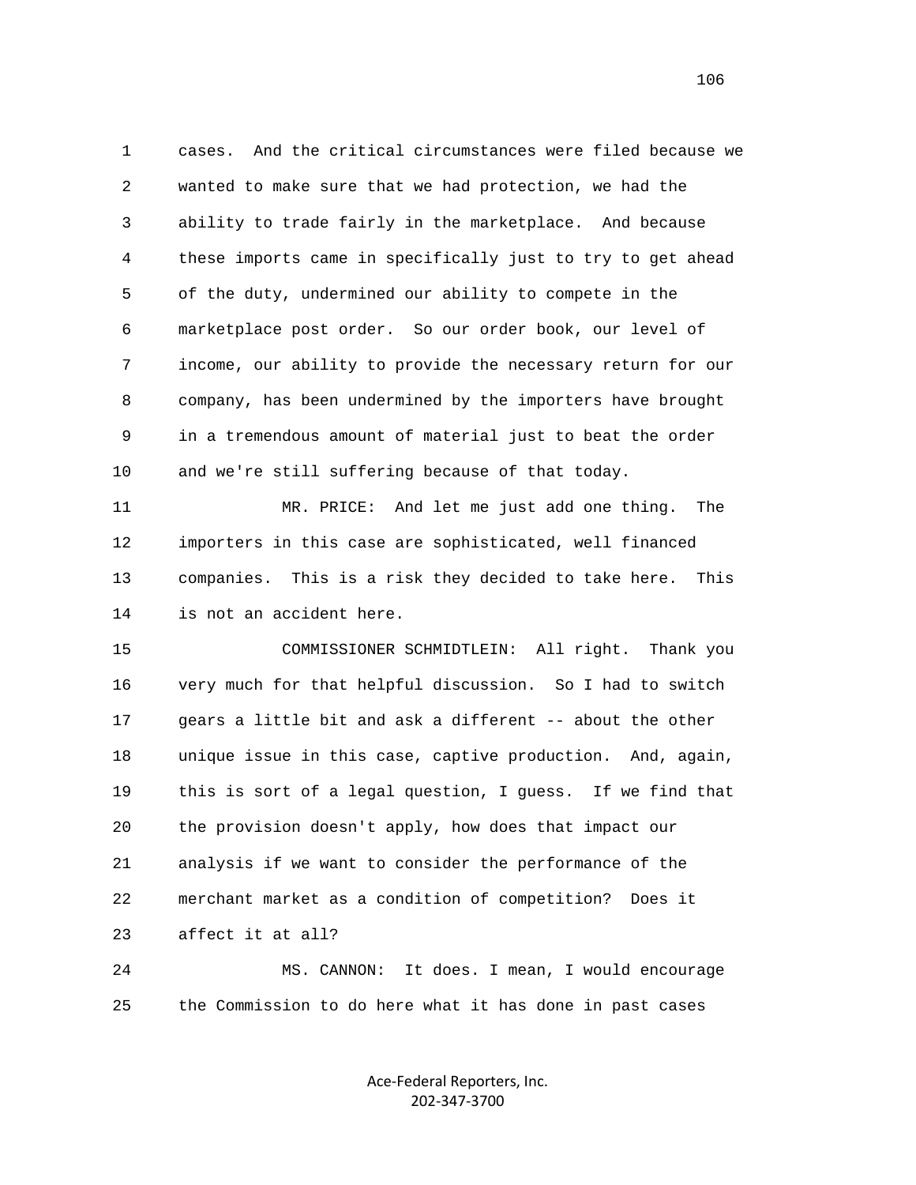1 cases. And the critical circumstances were filed because we
2 wanted to make sure that we had protection, we had the
3 ability to trade fairly in the marketplace. And because
4 these imports came in specifically just to try to get ahead
5 of the duty, undermined our ability to compete in the
6 marketplace post order. So our order book, our level of
7 income, our ability to provide the necessary return for our
8 company, has been undermined by the importers have brought
9 in a tremendous amount of material just to beat the order
10 and we're still suffering because of that today.

11 MR. PRICE: And let me just add one thing. The
12 importers in this case are sophisticated, well financed
13 companies. This is a risk they decided to take here. This
14 is not an accident here.

15 COMMISSIONER SCHMIDTLEIN: All right. Thank you
16 very much for that helpful discussion. So I had to switch
17 gears a little bit and ask a different -- about the other
18 unique issue in this case, captive production. And, again,
19 this is sort of a legal question, I guess. If we find that
20 the provision doesn't apply, how does that impact our
21 analysis if we want to consider the performance of the
22 merchant market as a condition of competition? Does it
23 affect it at all?

24 MS. CANNON: It does. I mean, I would encourage
25 the Commission to do here what it has done in past cases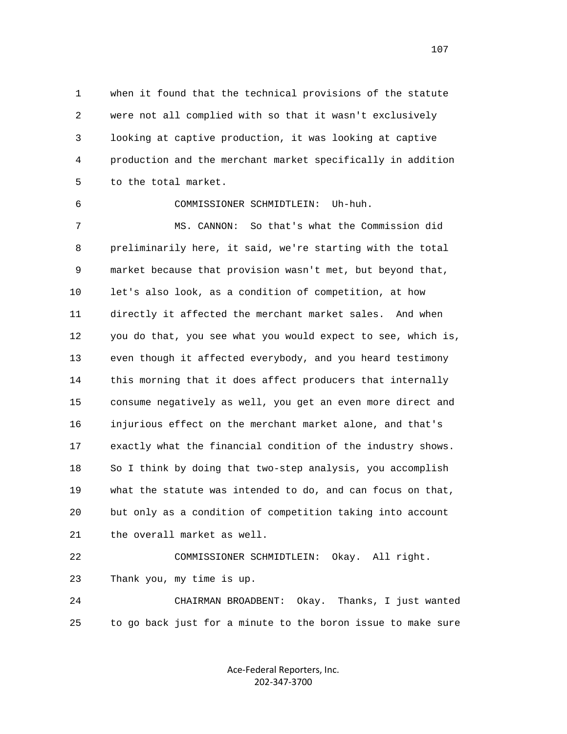when it found that the technical provisions of the statute were not all complied with so that it wasn't exclusively looking at captive production, it was looking at captive production and the merchant market specifically in addition to the total market.

COMMISSIONER SCHMIDTLEIN: Uh-huh.

MS. CANNON: So that's what the Commission did preliminarily here, it said, we're starting with the total market because that provision wasn't met, but beyond that, let's also look, as a condition of competition, at how directly it affected the merchant market sales. And when you do that, you see what you would expect to see, which is, even though it affected everybody, and you heard testimony this morning that it does affect producers that internally consume negatively as well, you get an even more direct and injurious effect on the merchant market alone, and that's exactly what the financial condition of the industry shows. So I think by doing that two-step analysis, you accomplish what the statute was intended to do, and can focus on that, but only as a condition of competition taking into account the overall market as well.

COMMISSIONER SCHMIDTLEIN: Okay. All right. Thank you, my time is up.

CHAIRMAN BROADBENT: Okay. Thanks, I just wanted to go back just for a minute to the boron issue to make sure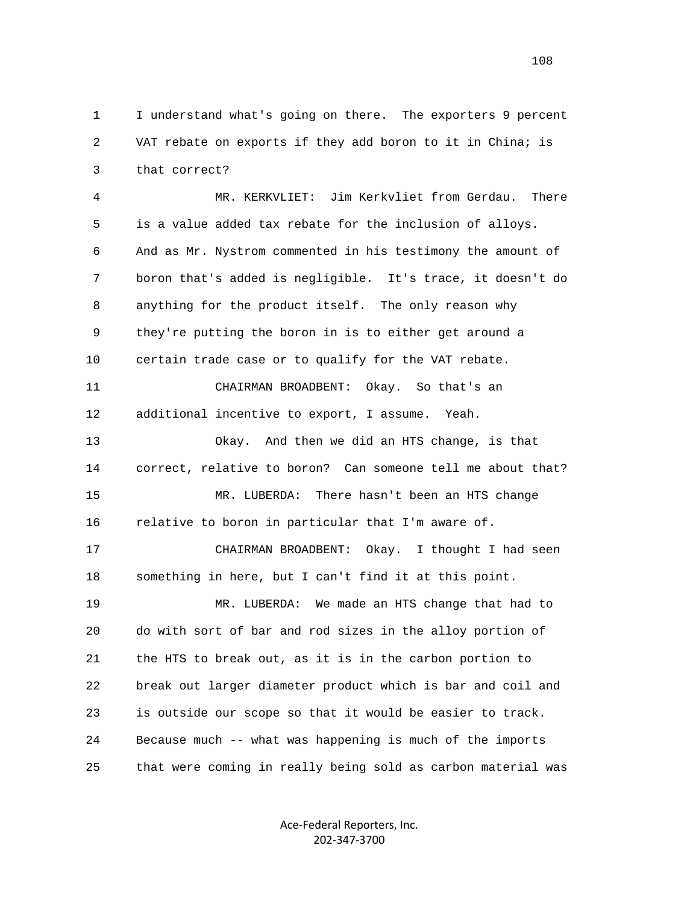1 I understand what's going on there. The exporters 9 percent
2 VAT rebate on exports if they add boron to it in China; is
3 that correct?

4 MR. KERKVLIET: Jim Kerkvliet from Gerdau. There
5 is a value added tax rebate for the inclusion of alloys.
6 And as Mr. Nystrom commented in his testimony the amount of
7 boron that's added is negligible. It's trace, it doesn't do
8 anything for the product itself. The only reason why
9 they're putting the boron in is to either get around a
10 certain trade case or to qualify for the VAT rebate.

11 CHAIRMAN BROADBENT: Okay. So that's an
12 additional incentive to export, I assume. Yeah.

13 Okay. And then we did an HTS change, is that
14 correct, relative to boron? Can someone tell me about that?

15 MR. LUBERDA: There hasn't been an HTS change
16 relative to boron in particular that I'm aware of.

17 CHAIRMAN BROADBENT: Okay. I thought I had seen
18 something in here, but I can't find it at this point.

19 MR. LUBERDA: We made an HTS change that had to
20 do with sort of bar and rod sizes in the alloy portion of
21 the HTS to break out, as it is in the carbon portion to
22 break out larger diameter product which is bar and coil and
23 is outside our scope so that it would be easier to track.
24 Because much -- what was happening is much of the imports
25 that were coming in really being sold as carbon material was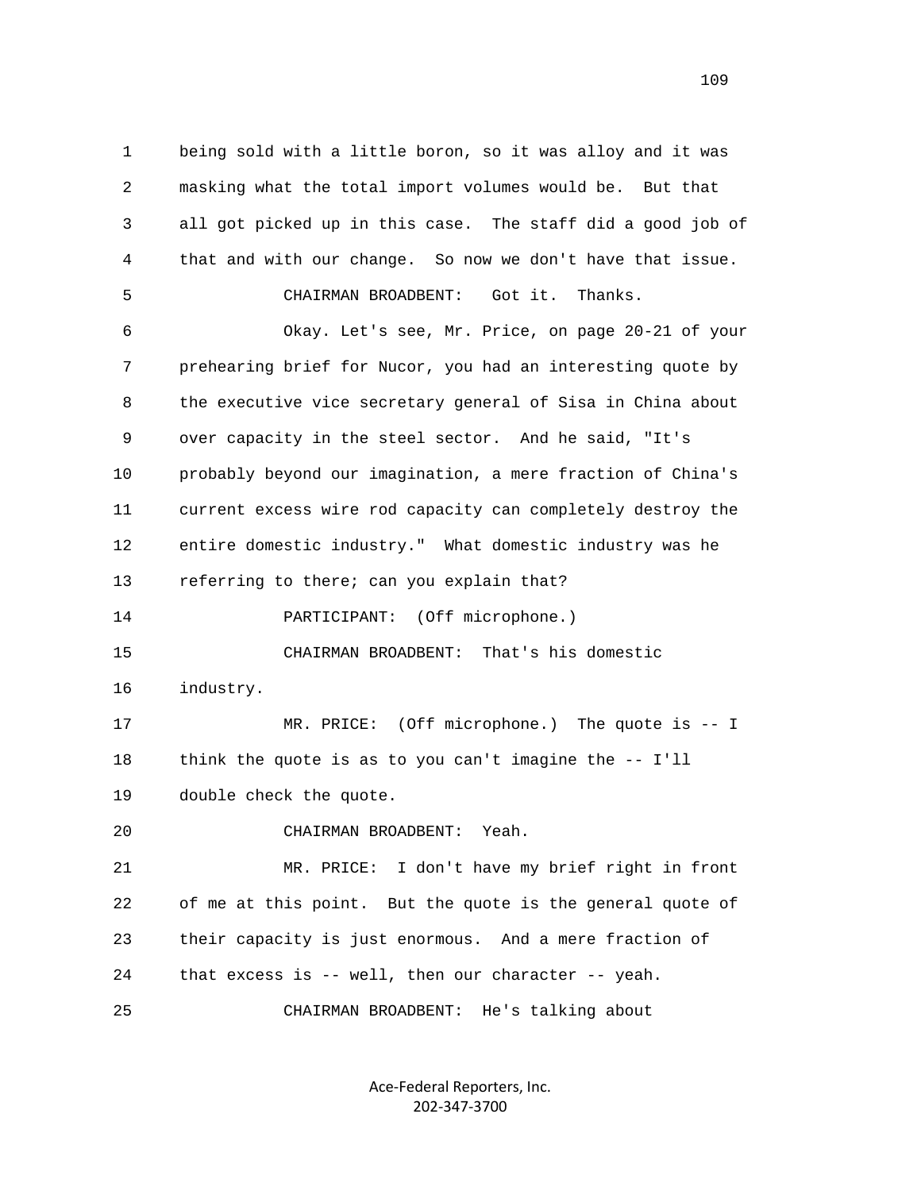being sold with a little boron, so it was alloy and it was masking what the total import volumes would be. But that all got picked up in this case. The staff did a good job of that and with our change. So now we don't have that issue.

CHAIRMAN BROADBENT: Got it. Thanks.

Okay. Let's see, Mr. Price, on page 20-21 of your prehearing brief for Nucor, you had an interesting quote by the executive vice secretary general of Sisa in China about over capacity in the steel sector. And he said, "It's probably beyond our imagination, a mere fraction of China's current excess wire rod capacity can completely destroy the entire domestic industry." What domestic industry was he referring to there; can you explain that?

PARTICIPANT: (Off microphone.)

CHAIRMAN BROADBENT: That's his domestic industry.

MR. PRICE: (Off microphone.) The quote is -- I think the quote is as to you can't imagine the -- I'll double check the quote.

CHAIRMAN BROADBENT: Yeah.

MR. PRICE: I don't have my brief right in front of me at this point. But the quote is the general quote of their capacity is just enormous. And a mere fraction of that excess is -- well, then our character -- yeah.

CHAIRMAN BROADBENT: He's talking about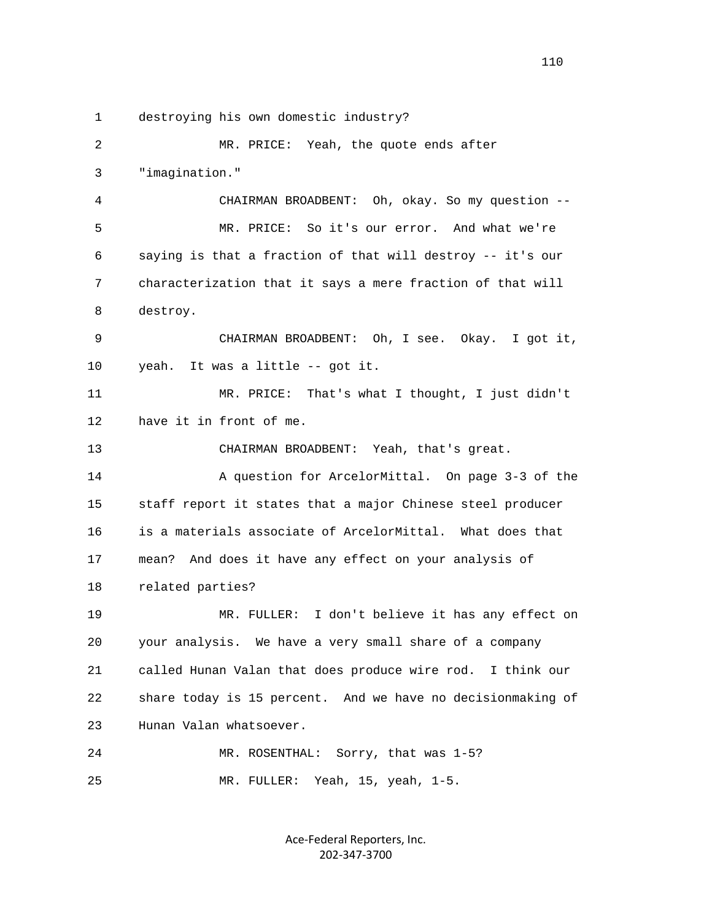1 destroying his own domestic industry?

2 MR. PRICE: Yeah, the quote ends after

3 "imagination."

4 CHAIRMAN BROADBENT: Oh, okay. So my question --

5 MR. PRICE: So it's our error. And what we're

6 saying is that a fraction of that will destroy -- it's our

7 characterization that it says a mere fraction of that will

8 destroy.

9 CHAIRMAN BROADBENT: Oh, I see. Okay. I got it,

10 yeah. It was a little -- got it.

11 MR. PRICE: That's what I thought, I just didn't

12 have it in front of me.

13 CHAIRMAN BROADBENT: Yeah, that's great.

14 A question for ArcelorMittal. On page 3-3 of the

15 staff report it states that a major Chinese steel producer

16 is a materials associate of ArcelorMittal. What does that

17 mean? And does it have any effect on your analysis of

18 related parties?

19 MR. FULLER: I don't believe it has any effect on

20 your analysis. We have a very small share of a company

21 called Hunan Valan that does produce wire rod. I think our

22 share today is 15 percent. And we have no decisionmaking of

23 Hunan Valan whatsoever.

24 MR. ROSENTHAL: Sorry, that was 1-5?

25 MR. FULLER: Yeah, 15, yeah, 1-5.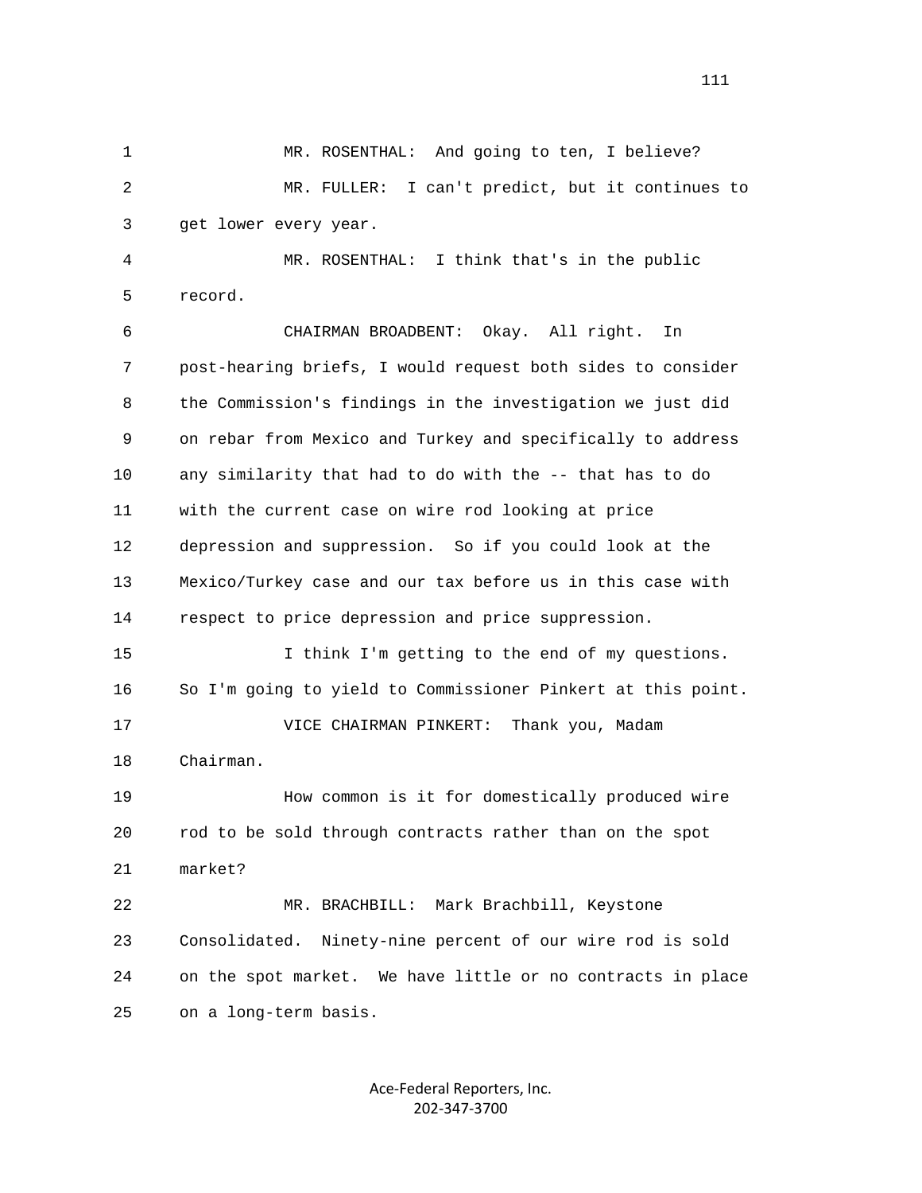MR. ROSENTHAL: And going to ten, I believe?

MR. FULLER: I can't predict, but it continues to get lower every year.

MR. ROSENTHAL: I think that's in the public record.

CHAIRMAN BROADBENT: Okay. All right. In post-hearing briefs, I would request both sides to consider the Commission's findings in the investigation we just did on rebar from Mexico and Turkey and specifically to address any similarity that had to do with the -- that has to do with the current case on wire rod looking at price depression and suppression. So if you could look at the Mexico/Turkey case and our tax before us in this case with respect to price depression and price suppression.

I think I'm getting to the end of my questions. So I'm going to yield to Commissioner Pinkert at this point.

VICE CHAIRMAN PINKERT: Thank you, Madam Chairman.

How common is it for domestically produced wire rod to be sold through contracts rather than on the spot market?

MR. BRACHBILL: Mark Brachbill, Keystone Consolidated. Ninety-nine percent of our wire rod is sold on the spot market. We have little or no contracts in place on a long-term basis.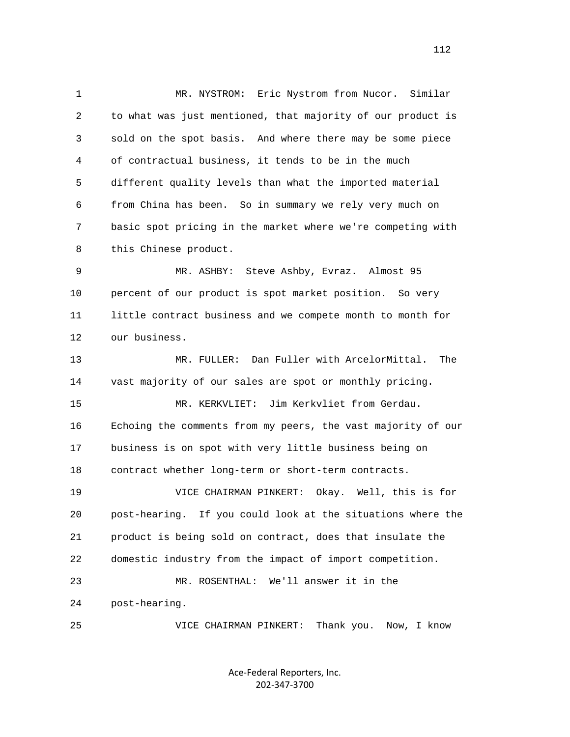MR. NYSTROM: Eric Nystrom from Nucor. Similar to what was just mentioned, that majority of our product is sold on the spot basis. And where there may be some piece of contractual business, it tends to be in the much different quality levels than what the imported material from China has been. So in summary we rely very much on basic spot pricing in the market where we're competing with this Chinese product.

MR. ASHBY: Steve Ashby, Evraz. Almost 95 percent of our product is spot market position. So very little contract business and we compete month to month for our business.

MR. FULLER: Dan Fuller with ArcelorMittal. The vast majority of our sales are spot or monthly pricing.

MR. KERKVLIET: Jim Kerkvliet from Gerdau. Echoing the comments from my peers, the vast majority of our business is on spot with very little business being on contract whether long-term or short-term contracts.

VICE CHAIRMAN PINKERT: Okay. Well, this is for post-hearing. If you could look at the situations where the product is being sold on contract, does that insulate the domestic industry from the impact of import competition.

MR. ROSENTHAL: We'll answer it in the post-hearing.

VICE CHAIRMAN PINKERT: Thank you. Now, I know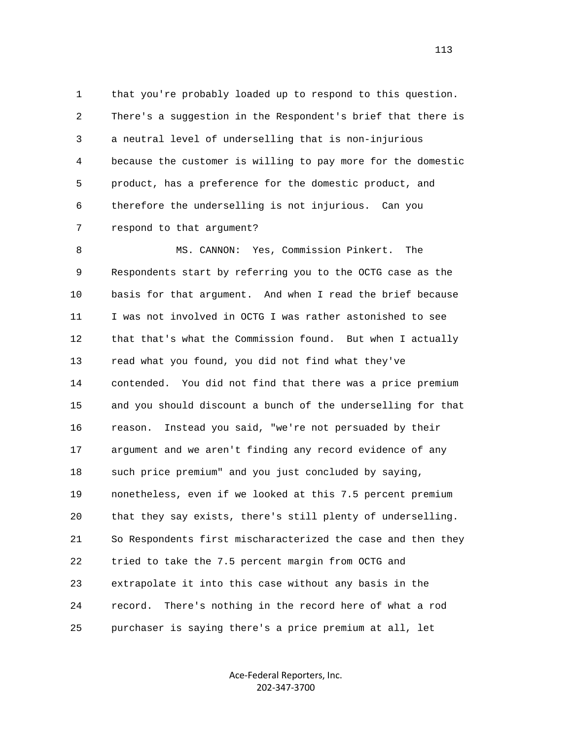that you're probably loaded up to respond to this question. There's a suggestion in the Respondent's brief that there is a neutral level of underselling that is non-injurious because the customer is willing to pay more for the domestic product, has a preference for the domestic product, and therefore the underselling is not injurious. Can you respond to that argument?

MS. CANNON: Yes, Commission Pinkert. The Respondents start by referring you to the OCTG case as the basis for that argument. And when I read the brief because I was not involved in OCTG I was rather astonished to see that that's what the Commission found. But when I actually read what you found, you did not find what they've contended. You did not find that there was a price premium and you should discount a bunch of the underselling for that reason. Instead you said, "we're not persuaded by their argument and we aren't finding any record evidence of any such price premium" and you just concluded by saying, nonetheless, even if we looked at this 7.5 percent premium that they say exists, there's still plenty of underselling. So Respondents first mischaracterized the case and then they tried to take the 7.5 percent margin from OCTG and extrapolate it into this case without any basis in the record. There's nothing in the record here of what a rod purchaser is saying there's a price premium at all, let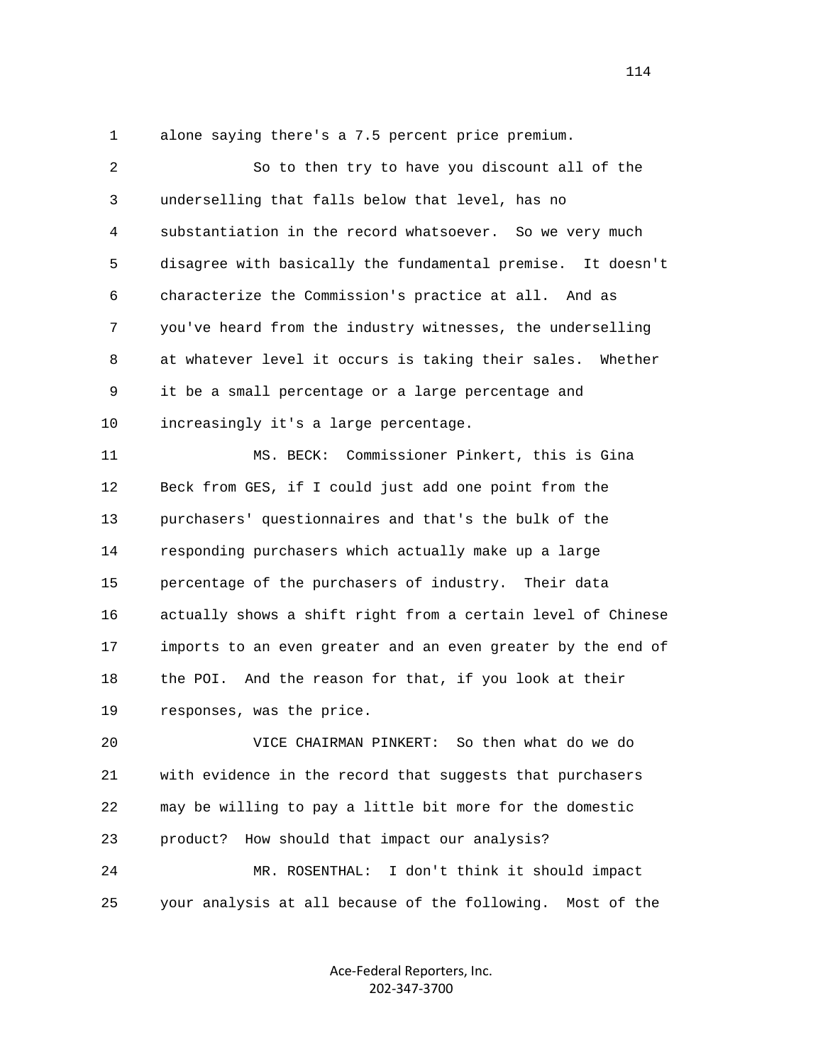alone saying there's a 7.5 percent price premium.

So to then try to have you discount all of the underselling that falls below that level, has no substantiation in the record whatsoever. So we very much disagree with basically the fundamental premise. It doesn't characterize the Commission's practice at all. And as you've heard from the industry witnesses, the underselling at whatever level it occurs is taking their sales. Whether it be a small percentage or a large percentage and increasingly it's a large percentage.

MS. BECK: Commissioner Pinkert, this is Gina Beck from GES, if I could just add one point from the purchasers' questionnaires and that's the bulk of the responding purchasers which actually make up a large percentage of the purchasers of industry. Their data actually shows a shift right from a certain level of Chinese imports to an even greater and an even greater by the end of the POI. And the reason for that, if you look at their responses, was the price.

VICE CHAIRMAN PINKERT: So then what do we do with evidence in the record that suggests that purchasers may be willing to pay a little bit more for the domestic product? How should that impact our analysis?

MR. ROSENTHAL: I don't think it should impact your analysis at all because of the following. Most of the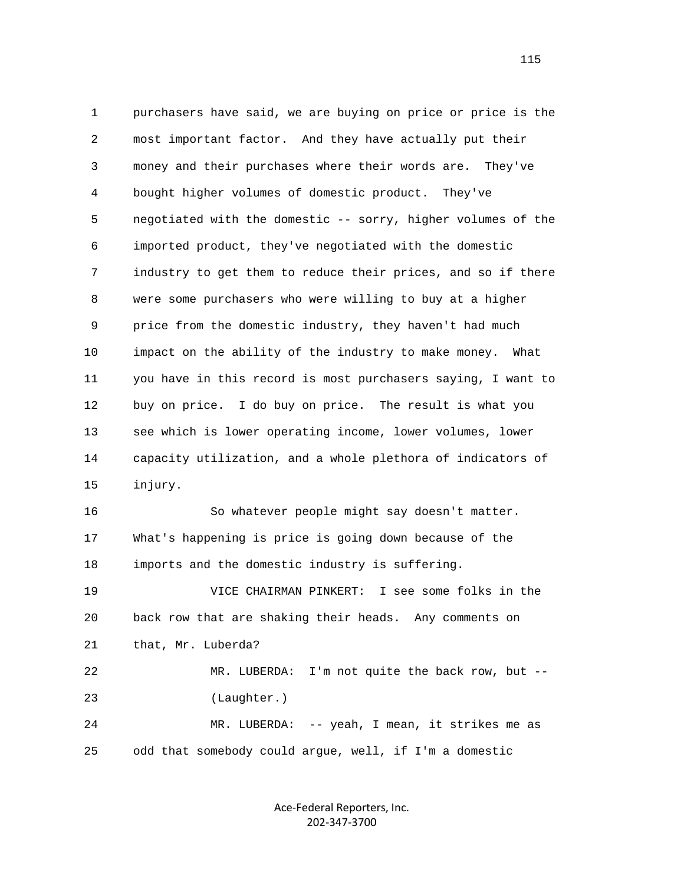purchasers have said, we are buying on price or price is the most important factor. And they have actually put their money and their purchases where their words are. They've bought higher volumes of domestic product. They've negotiated with the domestic -- sorry, higher volumes of the imported product, they've negotiated with the domestic industry to get them to reduce their prices, and so if there were some purchasers who were willing to buy at a higher price from the domestic industry, they haven't had much impact on the ability of the industry to make money. What you have in this record is most purchasers saying, I want to buy on price. I do buy on price. The result is what you see which is lower operating income, lower volumes, lower capacity utilization, and a whole plethora of indicators of injury.

So whatever people might say doesn't matter. What's happening is price is going down because of the imports and the domestic industry is suffering.

VICE CHAIRMAN PINKERT: I see some folks in the back row that are shaking their heads. Any comments on that, Mr. Luberda?

MR. LUBERDA: I'm not quite the back row, but --

(Laughter.)

MR. LUBERDA: -- yeah, I mean, it strikes me as odd that somebody could argue, well, if I'm a domestic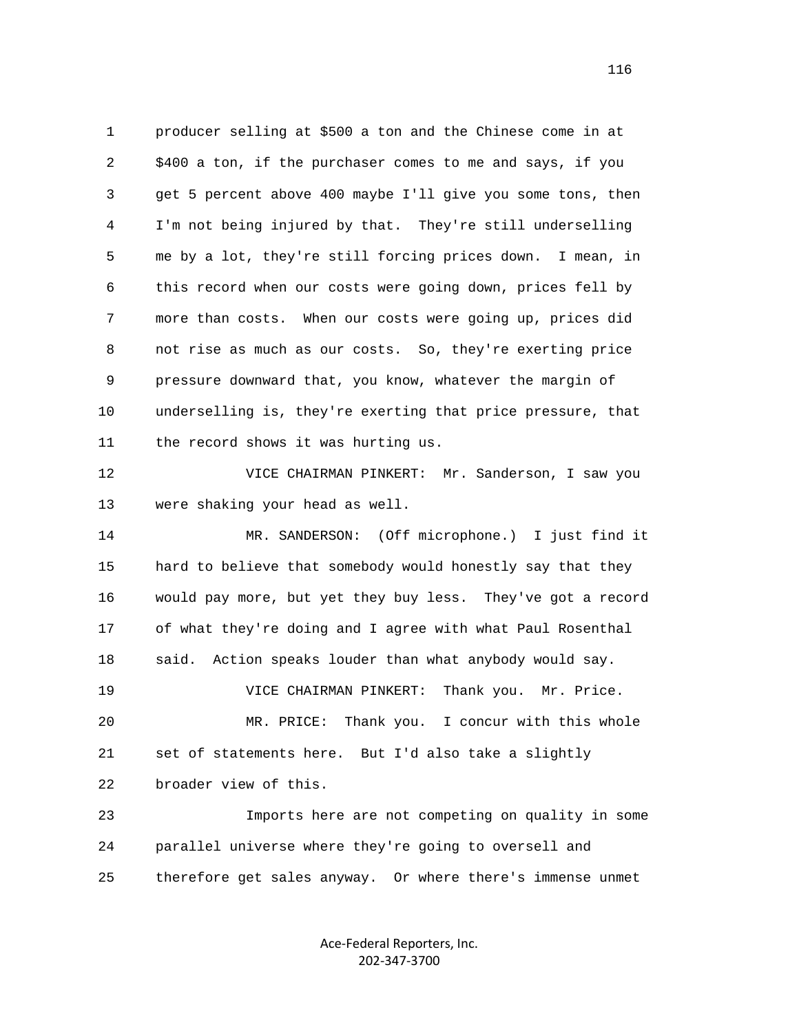producer selling at $500 a ton and the Chinese come in at $400 a ton, if the purchaser comes to me and says, if you get 5 percent above 400 maybe I'll give you some tons, then I'm not being injured by that. They're still underselling me by a lot, they're still forcing prices down. I mean, in this record when our costs were going down, prices fell by more than costs. When our costs were going up, prices did not rise as much as our costs. So, they're exerting price pressure downward that, you know, whatever the margin of underselling is, they're exerting that price pressure, that the record shows it was hurting us.

VICE CHAIRMAN PINKERT: Mr. Sanderson, I saw you were shaking your head as well.

MR. SANDERSON: (Off microphone.) I just find it hard to believe that somebody would honestly say that they would pay more, but yet they buy less. They've got a record of what they're doing and I agree with what Paul Rosenthal said. Action speaks louder than what anybody would say.

VICE CHAIRMAN PINKERT: Thank you. Mr. Price.

MR. PRICE: Thank you. I concur with this whole set of statements here. But I'd also take a slightly broader view of this.

Imports here are not competing on quality in some parallel universe where they're going to oversell and therefore get sales anyway. Or where there's immense unmet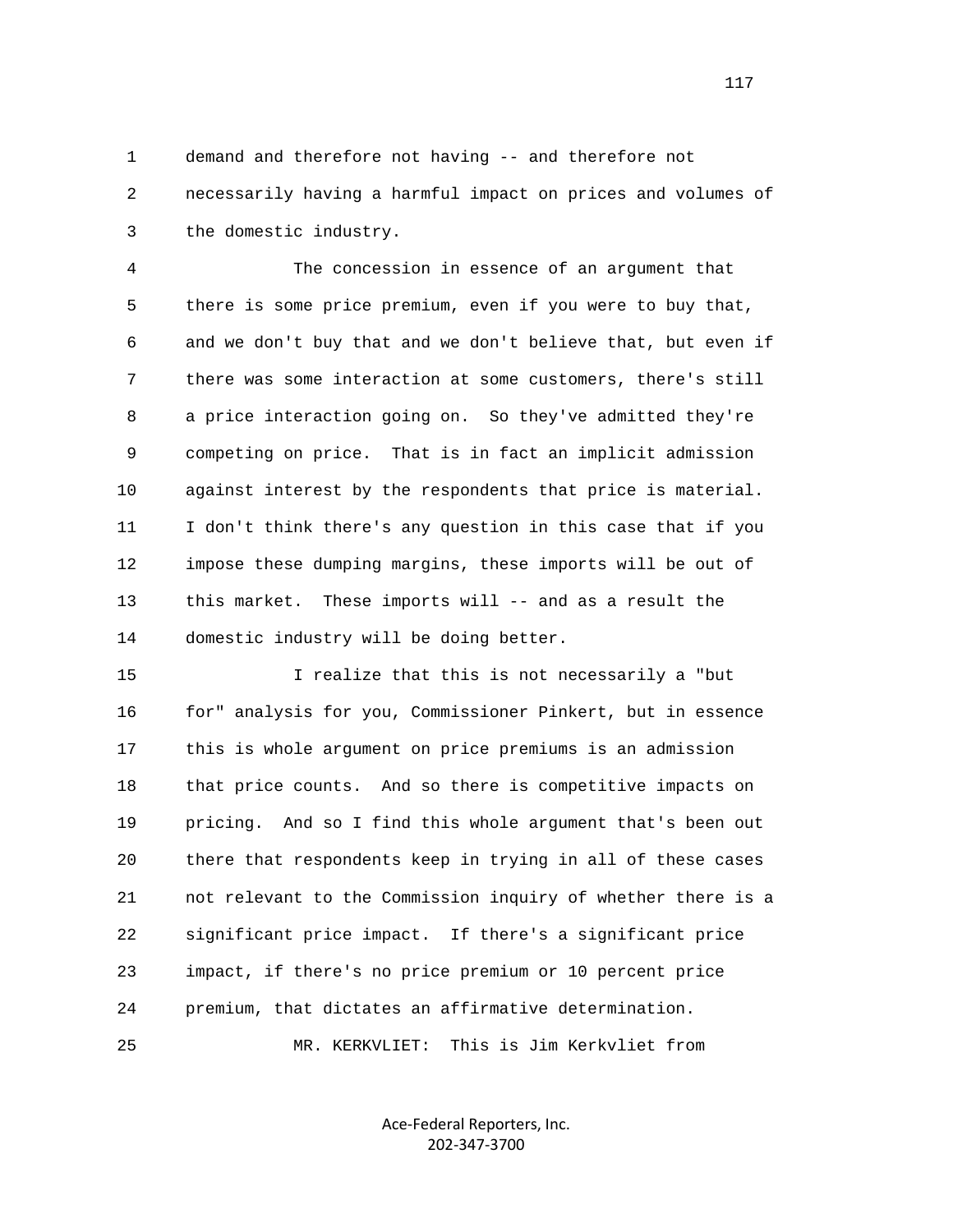1 demand and therefore not having -- and therefore not
2 necessarily having a harmful impact on prices and volumes of
3 the domestic industry.

4 The concession in essence of an argument that
5 there is some price premium, even if you were to buy that,
6 and we don't buy that and we don't believe that, but even if
7 there was some interaction at some customers, there's still
8 a price interaction going on. So they've admitted they're
9 competing on price. That is in fact an implicit admission
10 against interest by the respondents that price is material.
11 I don't think there's any question in this case that if you
12 impose these dumping margins, these imports will be out of
13 this market. These imports will -- and as a result the
14 domestic industry will be doing better.

15 I realize that this is not necessarily a "but
16 for" analysis for you, Commissioner Pinkert, but in essence
17 this is whole argument on price premiums is an admission
18 that price counts. And so there is competitive impacts on
19 pricing. And so I find this whole argument that's been out
20 there that respondents keep in trying in all of these cases
21 not relevant to the Commission inquiry of whether there is a
22 significant price impact. If there's a significant price
23 impact, if there's no price premium or 10 percent price
24 premium, that dictates an affirmative determination.

25 MR. KERKVLIET: This is Jim Kerkvliet from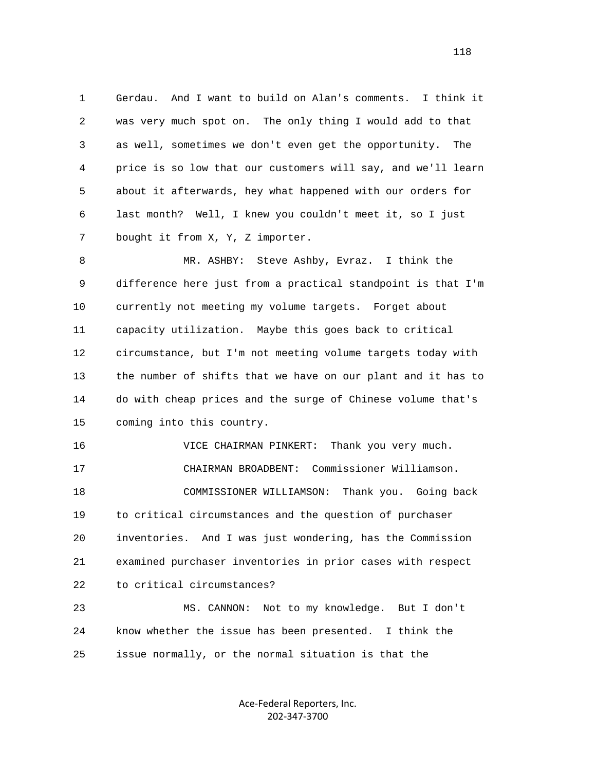Gerdau. And I want to build on Alan's comments. I think it was very much spot on. The only thing I would add to that as well, sometimes we don't even get the opportunity. The price is so low that our customers will say, and we'll learn about it afterwards, hey what happened with our orders for last month? Well, I knew you couldn't meet it, so I just bought it from X, Y, Z importer.

MR. ASHBY: Steve Ashby, Evraz. I think the difference here just from a practical standpoint is that I'm currently not meeting my volume targets. Forget about capacity utilization. Maybe this goes back to critical circumstance, but I'm not meeting volume targets today with the number of shifts that we have on our plant and it has to do with cheap prices and the surge of Chinese volume that's coming into this country.

VICE CHAIRMAN PINKERT: Thank you very much.

CHAIRMAN BROADBENT: Commissioner Williamson.

COMMISSIONER WILLIAMSON: Thank you. Going back to critical circumstances and the question of purchaser inventories. And I was just wondering, has the Commission examined purchaser inventories in prior cases with respect to critical circumstances?

MS. CANNON: Not to my knowledge. But I don't know whether the issue has been presented. I think the issue normally, or the normal situation is that the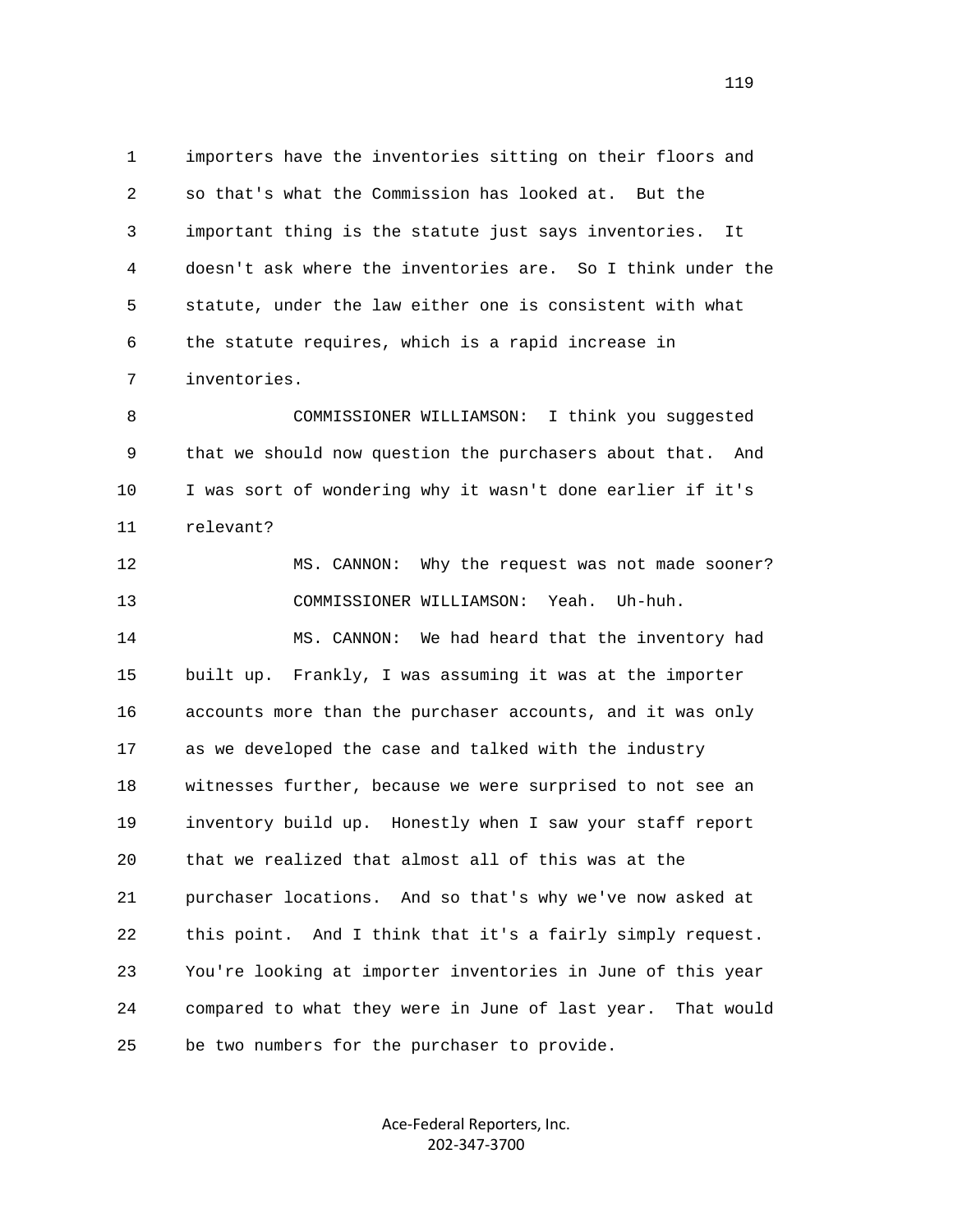1 importers have the inventories sitting on their floors and
2 so that's what the Commission has looked at. But the
3 important thing is the statute just says inventories. It
4 doesn't ask where the inventories are. So I think under the
5 statute, under the law either one is consistent with what
6 the statute requires, which is a rapid increase in
7 inventories.

8 COMMISSIONER WILLIAMSON: I think you suggested
9 that we should now question the purchasers about that. And
10 I was sort of wondering why it wasn't done earlier if it's
11 relevant?

12 MS. CANNON: Why the request was not made sooner?

13 COMMISSIONER WILLIAMSON: Yeah. Uh-huh.

14 MS. CANNON: We had heard that the inventory had
15 built up. Frankly, I was assuming it was at the importer
16 accounts more than the purchaser accounts, and it was only
17 as we developed the case and talked with the industry
18 witnesses further, because we were surprised to not see an
19 inventory build up. Honestly when I saw your staff report
20 that we realized that almost all of this was at the
21 purchaser locations. And so that's why we've now asked at
22 this point. And I think that it's a fairly simply request.
23 You're looking at importer inventories in June of this year
24 compared to what they were in June of last year. That would
25 be two numbers for the purchaser to provide.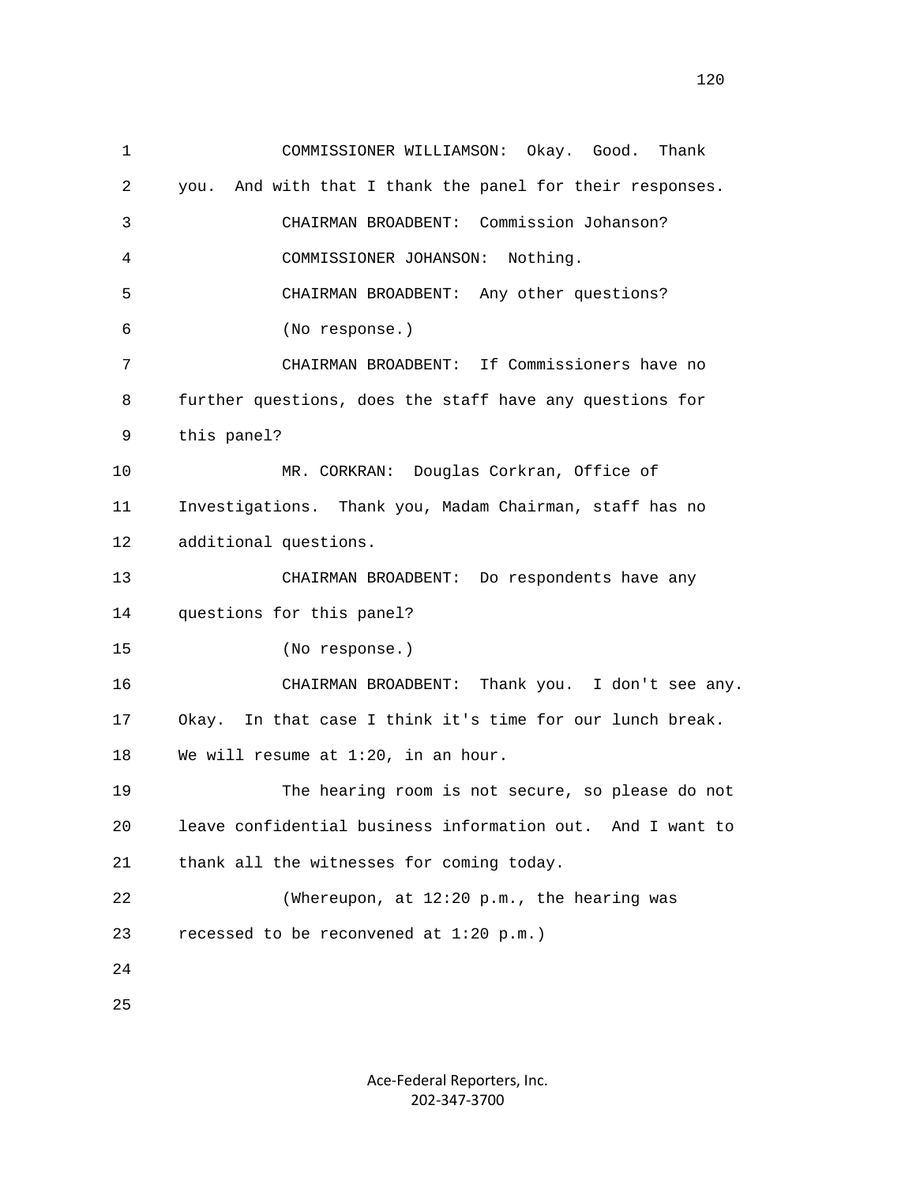COMMISSIONER WILLIAMSON: Okay. Good. Thank you. And with that I thank the panel for their responses.

CHAIRMAN BROADBENT: Commission Johanson?

COMMISSIONER JOHANSON: Nothing.

CHAIRMAN BROADBENT: Any other questions?

(No response.)

CHAIRMAN BROADBENT: If Commissioners have no further questions, does the staff have any questions for this panel?

MR. CORKRAN: Douglas Corkran, Office of Investigations. Thank you, Madam Chairman, staff has no additional questions.

CHAIRMAN BROADBENT: Do respondents have any questions for this panel?

(No response.)

CHAIRMAN BROADBENT: Thank you. I don't see any. Okay. In that case I think it's time for our lunch break. We will resume at 1:20, in an hour.

The hearing room is not secure, so please do not leave confidential business information out. And I want to thank all the witnesses for coming today.

(Whereupon, at 12:20 p.m., the hearing was recessed to be reconvened at 1:20 p.m.)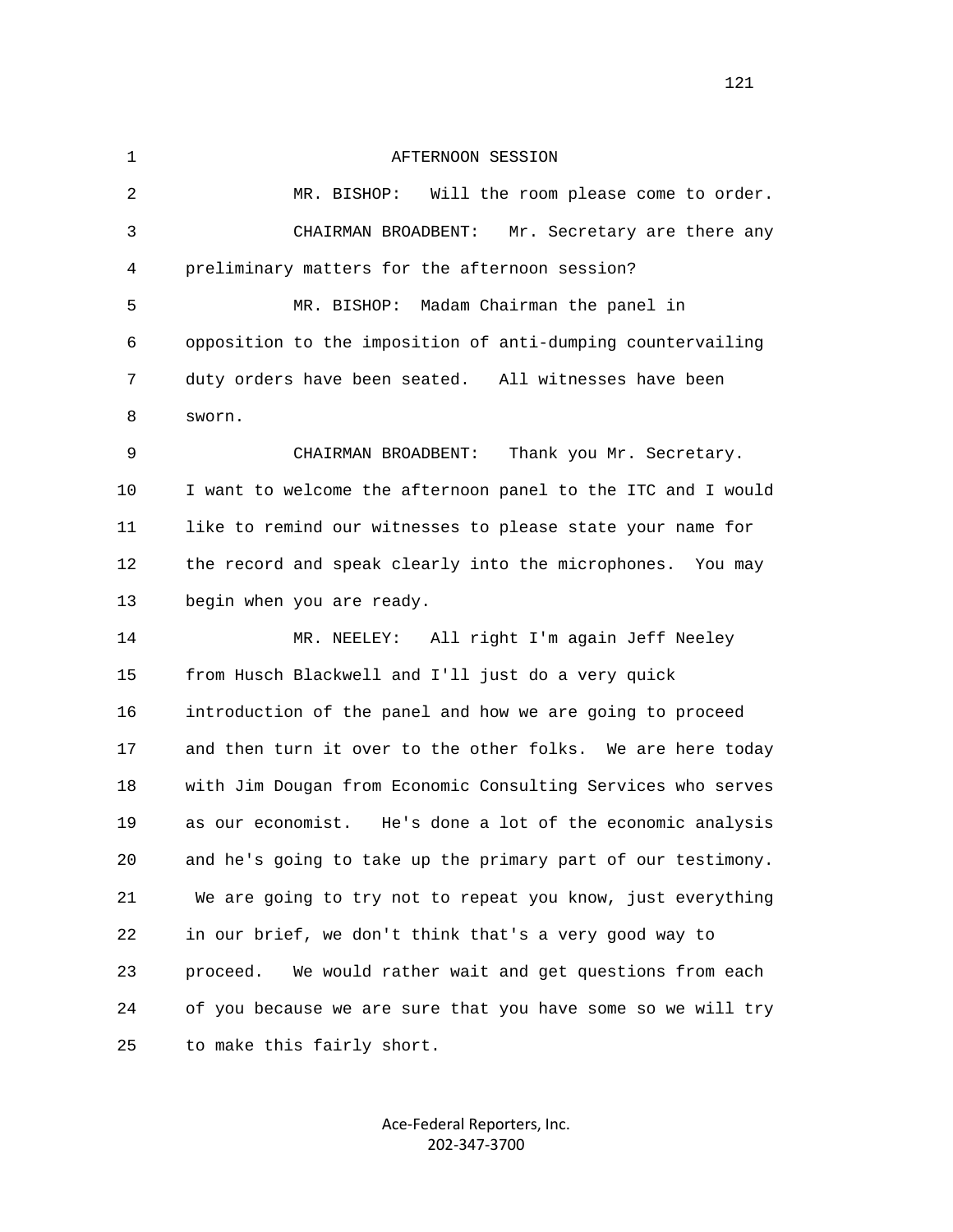AFTERNOON SESSION

MR. BISHOP: Will the room please come to order.

CHAIRMAN BROADBENT: Mr. Secretary are there any preliminary matters for the afternoon session?

MR. BISHOP: Madam Chairman the panel in opposition to the imposition of anti-dumping countervailing duty orders have been seated. All witnesses have been sworn.

CHAIRMAN BROADBENT: Thank you Mr. Secretary. I want to welcome the afternoon panel to the ITC and I would like to remind our witnesses to please state your name for the record and speak clearly into the microphones. You may begin when you are ready.

MR. NEELEY: All right I'm again Jeff Neeley from Husch Blackwell and I'll just do a very quick introduction of the panel and how we are going to proceed and then turn it over to the other folks. We are here today with Jim Dougan from Economic Consulting Services who serves as our economist. He's done a lot of the economic analysis and he's going to take up the primary part of our testimony. We are going to try not to repeat you know, just everything in our brief, we don't think that's a very good way to proceed. We would rather wait and get questions from each of you because we are sure that you have some so we will try to make this fairly short.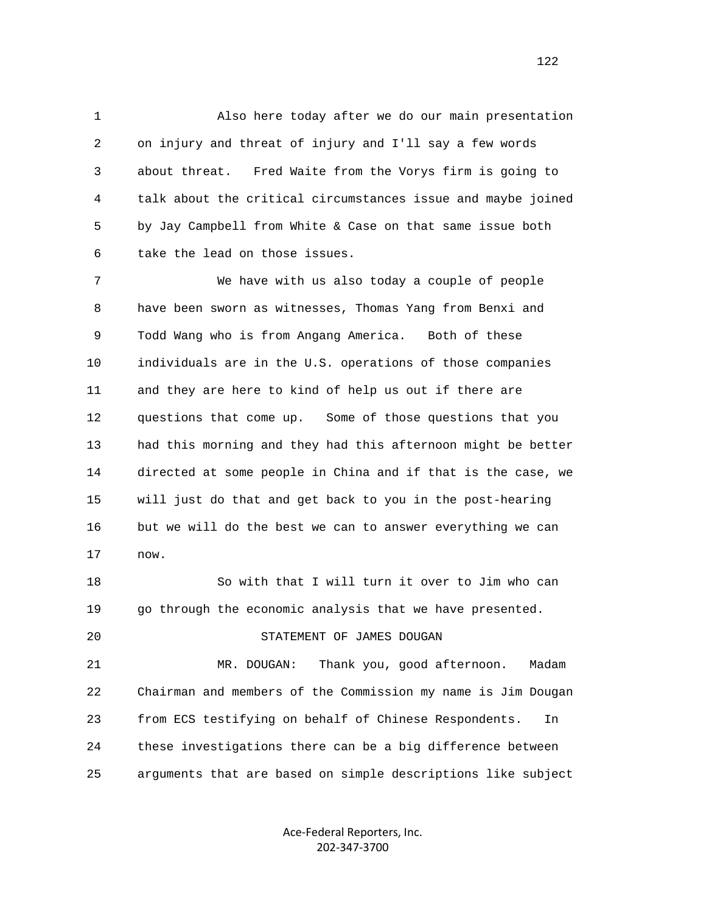Also here today after we do our main presentation on injury and threat of injury and I'll say a few words about threat. Fred Waite from the Vorys firm is going to talk about the critical circumstances issue and maybe joined by Jay Campbell from White & Case on that same issue both take the lead on those issues.

We have with us also today a couple of people have been sworn as witnesses, Thomas Yang from Benxi and Todd Wang who is from Angang America. Both of these individuals are in the U.S. operations of those companies and they are here to kind of help us out if there are questions that come up. Some of those questions that you had this morning and they had this afternoon might be better directed at some people in China and if that is the case, we will just do that and get back to you in the post-hearing but we will do the best we can to answer everything we can now.

So with that I will turn it over to Jim who can go through the economic analysis that we have presented.

STATEMENT OF JAMES DOUGAN

MR. DOUGAN: Thank you, good afternoon. Madam Chairman and members of the Commission my name is Jim Dougan from ECS testifying on behalf of Chinese Respondents. In these investigations there can be a big difference between arguments that are based on simple descriptions like subject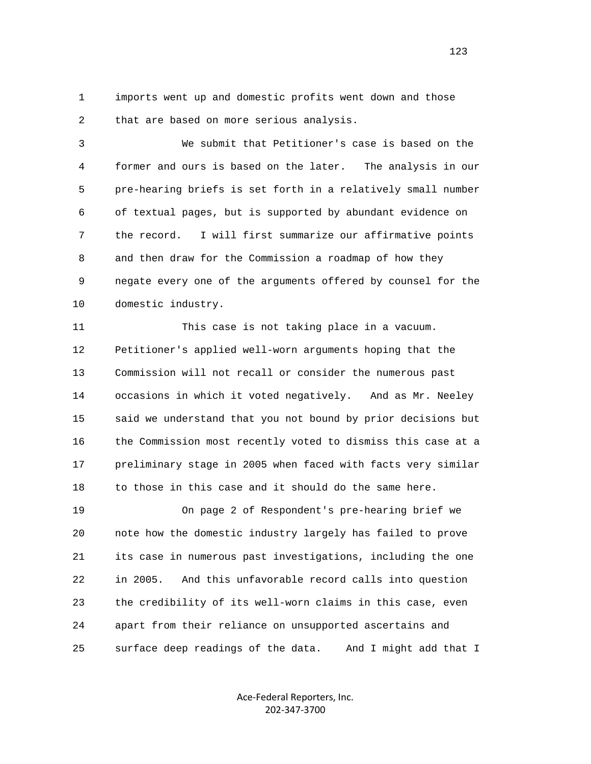imports went up and domestic profits went down and those that are based on more serious analysis.

We submit that Petitioner's case is based on the former and ours is based on the later. The analysis in our pre-hearing briefs is set forth in a relatively small number of textual pages, but is supported by abundant evidence on the record. I will first summarize our affirmative points and then draw for the Commission a roadmap of how they negate every one of the arguments offered by counsel for the domestic industry.

This case is not taking place in a vacuum. Petitioner's applied well-worn arguments hoping that the Commission will not recall or consider the numerous past occasions in which it voted negatively. And as Mr. Neeley said we understand that you not bound by prior decisions but the Commission most recently voted to dismiss this case at a preliminary stage in 2005 when faced with facts very similar to those in this case and it should do the same here.

On page 2 of Respondent's pre-hearing brief we note how the domestic industry largely has failed to prove its case in numerous past investigations, including the one in 2005. And this unfavorable record calls into question the credibility of its well-worn claims in this case, even apart from their reliance on unsupported ascertains and surface deep readings of the data. And I might add that I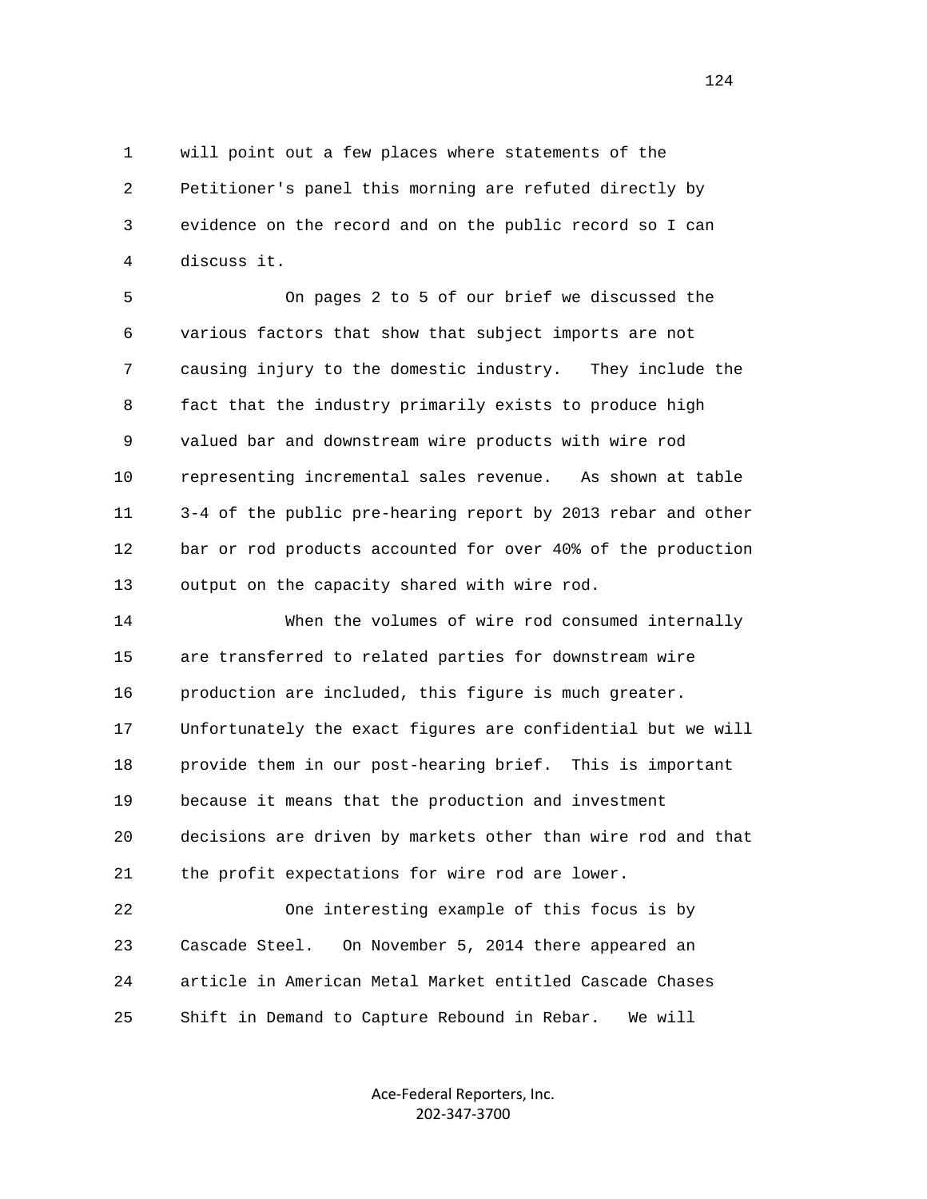will point out a few places where statements of the Petitioner's panel this morning are refuted directly by evidence on the record and on the public record so I can discuss it.

On pages 2 to 5 of our brief we discussed the various factors that show that subject imports are not causing injury to the domestic industry. They include the fact that the industry primarily exists to produce high valued bar and downstream wire products with wire rod representing incremental sales revenue. As shown at table 3-4 of the public pre-hearing report by 2013 rebar and other bar or rod products accounted for over 40% of the production output on the capacity shared with wire rod.

When the volumes of wire rod consumed internally are transferred to related parties for downstream wire production are included, this figure is much greater. Unfortunately the exact figures are confidential but we will provide them in our post-hearing brief. This is important because it means that the production and investment decisions are driven by markets other than wire rod and that the profit expectations for wire rod are lower.

One interesting example of this focus is by Cascade Steel. On November 5, 2014 there appeared an article in American Metal Market entitled Cascade Chases Shift in Demand to Capture Rebound in Rebar. We will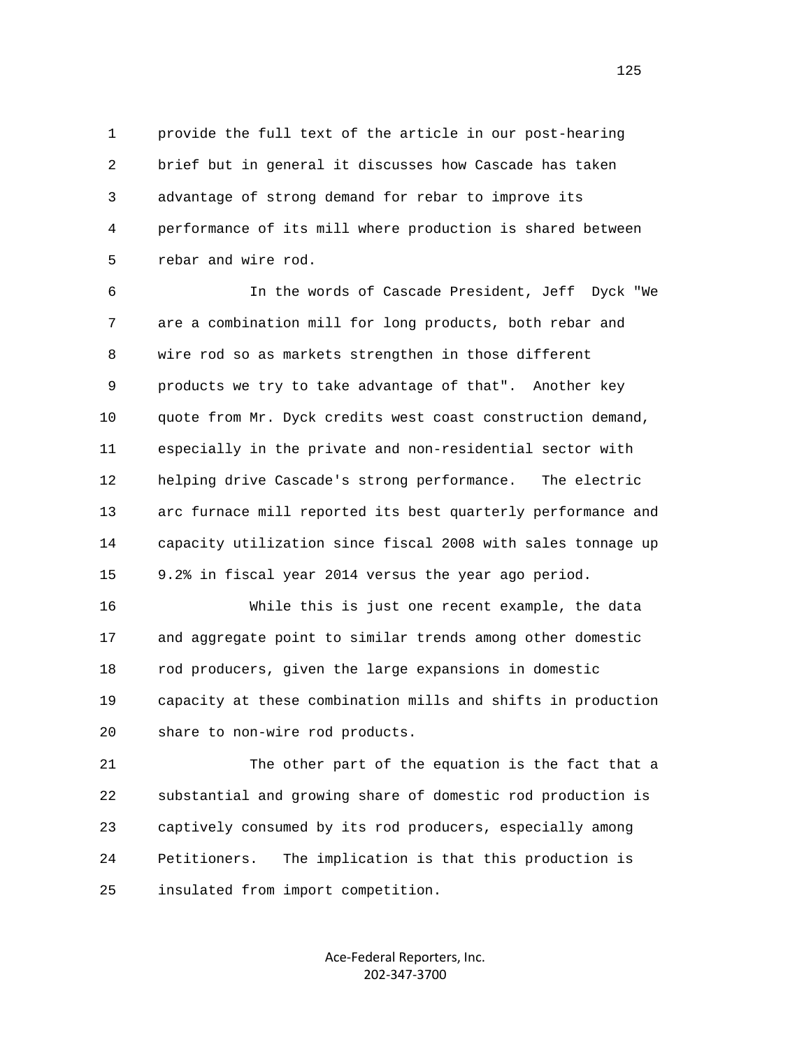provide the full text of the article in our post-hearing brief but in general it discusses how Cascade has taken advantage of strong demand for rebar to improve its performance of its mill where production is shared between rebar and wire rod.

In the words of Cascade President, Jeff Dyck "We are a combination mill for long products, both rebar and wire rod so as markets strengthen in those different products we try to take advantage of that". Another key quote from Mr. Dyck credits west coast construction demand, especially in the private and non-residential sector with helping drive Cascade's strong performance. The electric arc furnace mill reported its best quarterly performance and capacity utilization since fiscal 2008 with sales tonnage up 9.2% in fiscal year 2014 versus the year ago period.

While this is just one recent example, the data and aggregate point to similar trends among other domestic rod producers, given the large expansions in domestic capacity at these combination mills and shifts in production share to non-wire rod products.

The other part of the equation is the fact that a substantial and growing share of domestic rod production is captively consumed by its rod producers, especially among Petitioners. The implication is that this production is insulated from import competition.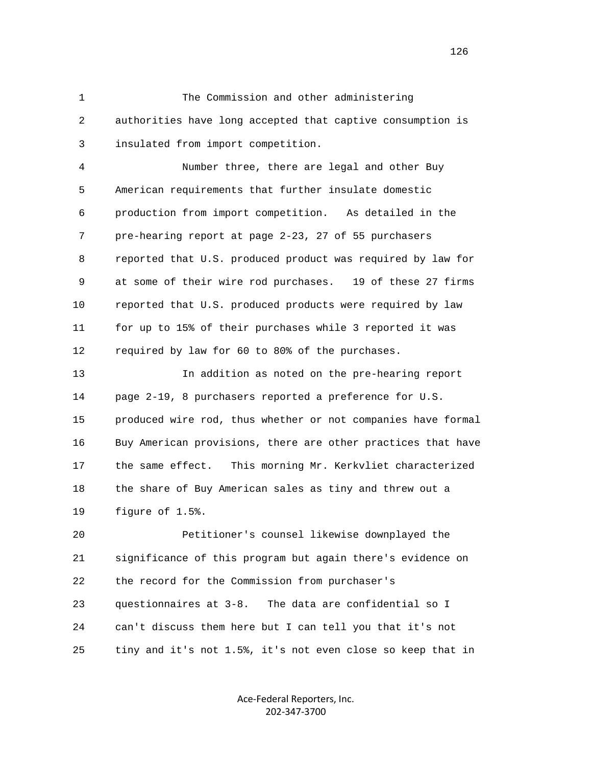The Commission and other administering authorities have long accepted that captive consumption is insulated from import competition.

Number three, there are legal and other Buy American requirements that further insulate domestic production from import competition. As detailed in the pre-hearing report at page 2-23, 27 of 55 purchasers reported that U.S. produced product was required by law for at some of their wire rod purchases. 19 of these 27 firms reported that U.S. produced products were required by law for up to 15% of their purchases while 3 reported it was required by law for 60 to 80% of the purchases.

In addition as noted on the pre-hearing report page 2-19, 8 purchasers reported a preference for U.S. produced wire rod, thus whether or not companies have formal Buy American provisions, there are other practices that have the same effect. This morning Mr. Kerkvliet characterized the share of Buy American sales as tiny and threw out a figure of 1.5%.

Petitioner's counsel likewise downplayed the significance of this program but again there's evidence on the record for the Commission from purchaser's questionnaires at 3-8. The data are confidential so I can't discuss them here but I can tell you that it's not tiny and it's not 1.5%, it's not even close so keep that in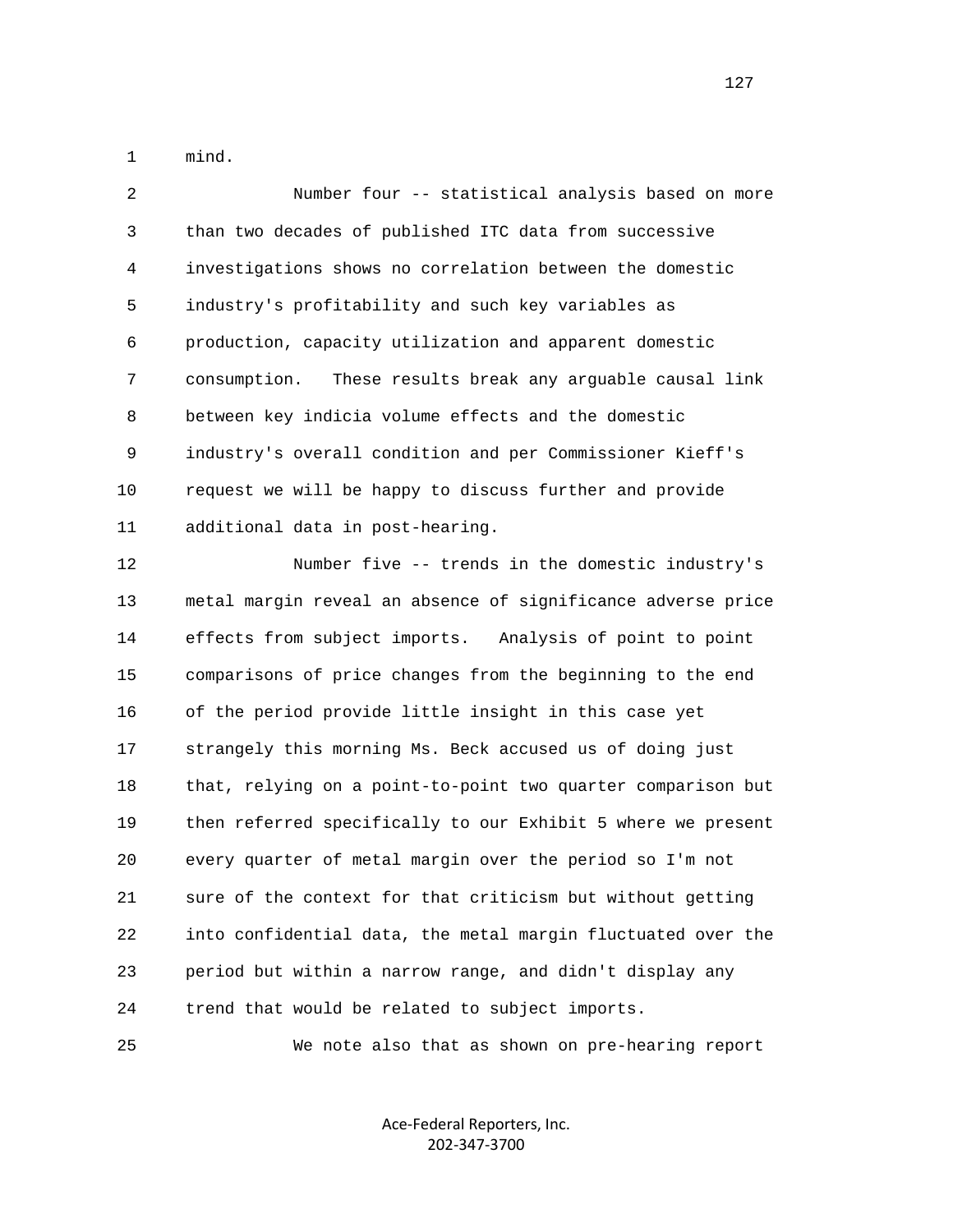mind.

Number four -- statistical analysis based on more than two decades of published ITC data from successive investigations shows no correlation between the domestic industry's profitability and such key variables as production, capacity utilization and apparent domestic consumption. These results break any arguable causal link between key indicia volume effects and the domestic industry's overall condition and per Commissioner Kieff's request we will be happy to discuss further and provide additional data in post-hearing.

Number five -- trends in the domestic industry's metal margin reveal an absence of significance adverse price effects from subject imports. Analysis of point to point comparisons of price changes from the beginning to the end of the period provide little insight in this case yet strangely this morning Ms. Beck accused us of doing just that, relying on a point-to-point two quarter comparison but then referred specifically to our Exhibit 5 where we present every quarter of metal margin over the period so I'm not sure of the context for that criticism but without getting into confidential data, the metal margin fluctuated over the period but within a narrow range, and didn't display any trend that would be related to subject imports.

We note also that as shown on pre-hearing report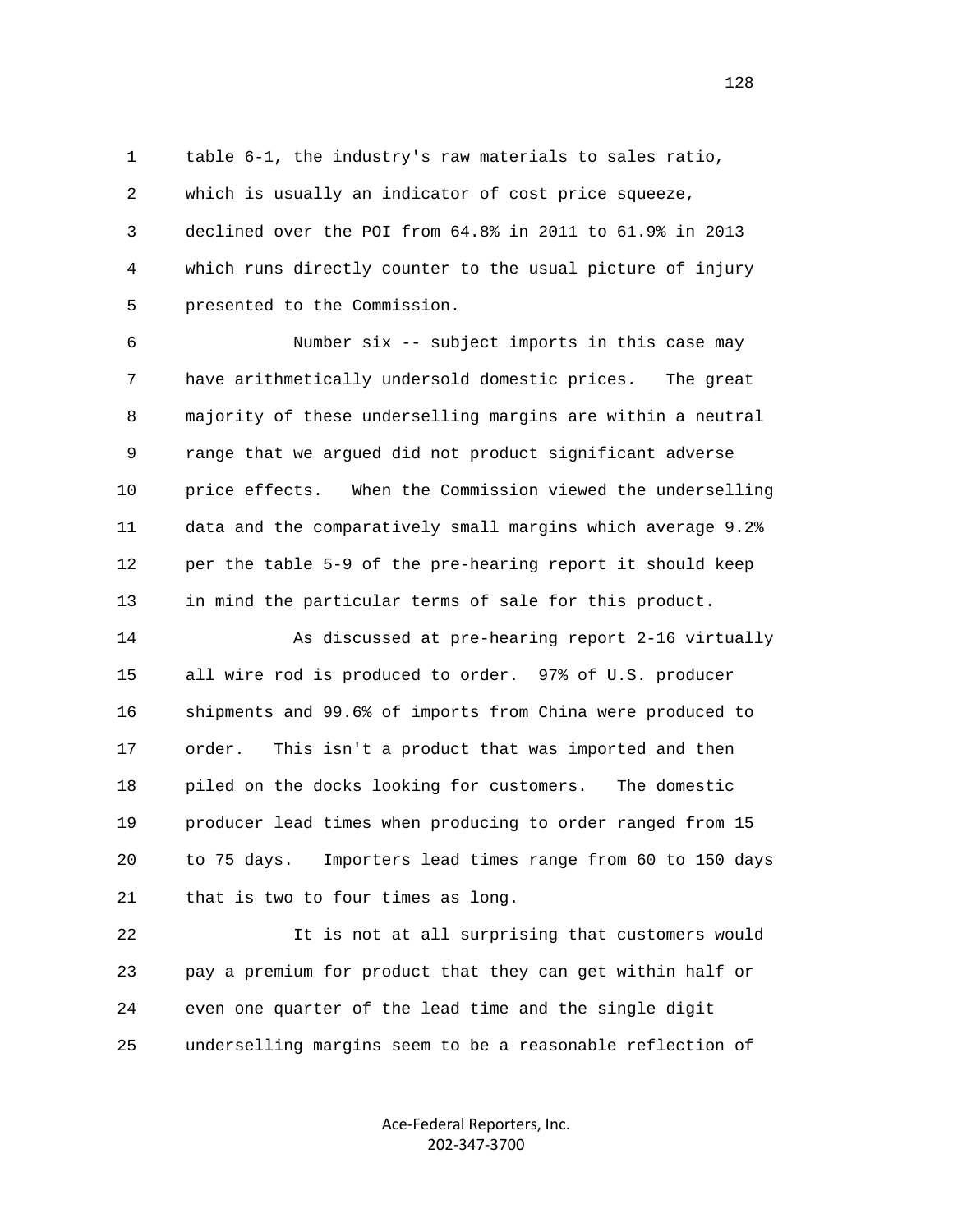table 6-1, the industry's raw materials to sales ratio, which is usually an indicator of cost price squeeze, declined over the POI from 64.8% in 2011 to 61.9% in 2013 which runs directly counter to the usual picture of injury presented to the Commission.

Number six -- subject imports in this case may have arithmetically undersold domestic prices. The great majority of these underselling margins are within a neutral range that we argued did not product significant adverse price effects. When the Commission viewed the underselling data and the comparatively small margins which average 9.2% per the table 5-9 of the pre-hearing report it should keep in mind the particular terms of sale for this product.

As discussed at pre-hearing report 2-16 virtually all wire rod is produced to order. 97% of U.S. producer shipments and 99.6% of imports from China were produced to order. This isn't a product that was imported and then piled on the docks looking for customers. The domestic producer lead times when producing to order ranged from 15 to 75 days. Importers lead times range from 60 to 150 days that is two to four times as long.

It is not at all surprising that customers would pay a premium for product that they can get within half or even one quarter of the lead time and the single digit underselling margins seem to be a reasonable reflection of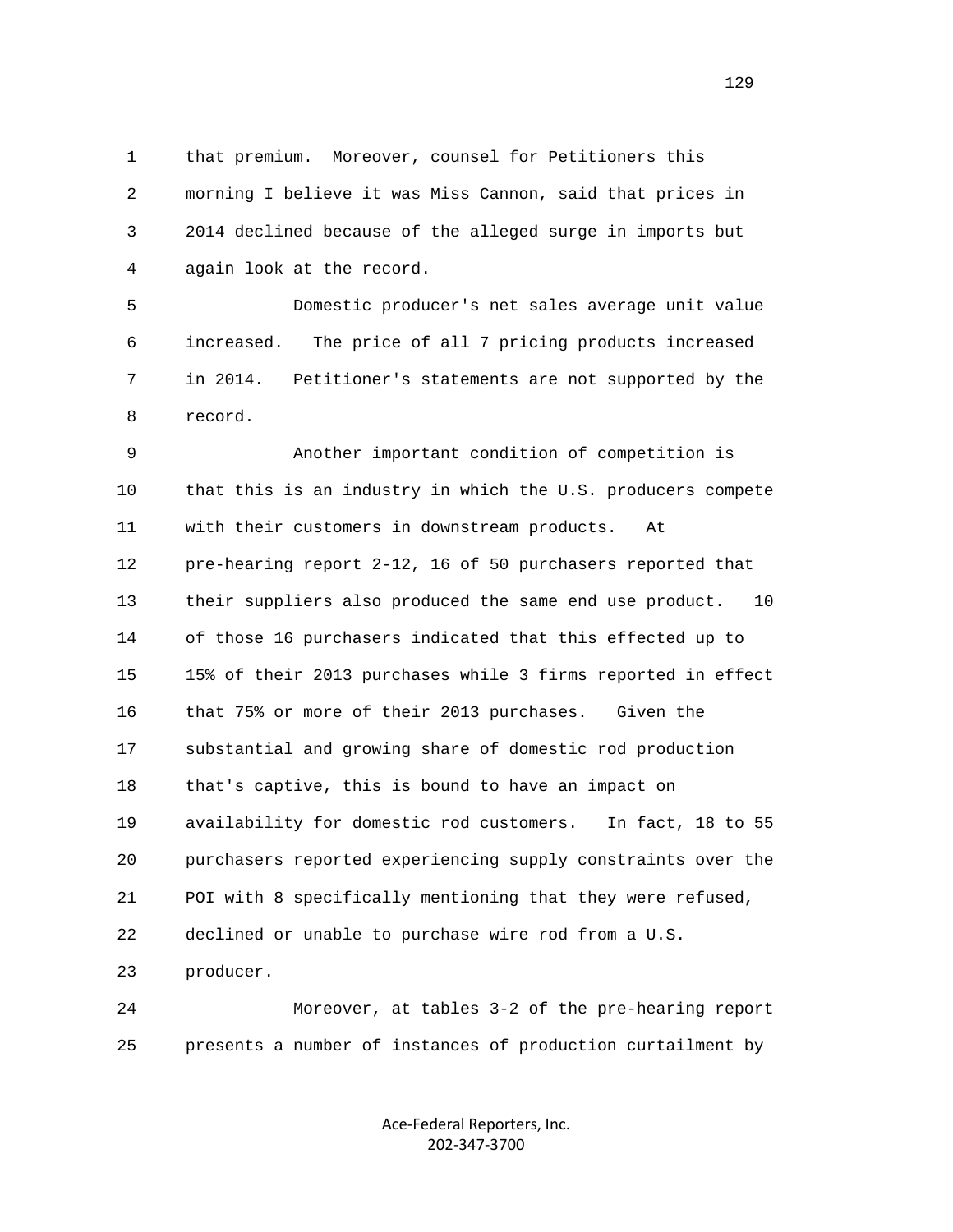1 that premium. Moreover, counsel for Petitioners this
2 morning I believe it was Miss Cannon, said that prices in
3 2014 declined because of the alleged surge in imports but
4 again look at the record.

5 Domestic producer's net sales average unit value
6 increased. The price of all 7 pricing products increased
7 in 2014. Petitioner's statements are not supported by the
8 record.

9 Another important condition of competition is
10 that this is an industry in which the U.S. producers compete
11 with their customers in downstream products. At
12 pre-hearing report 2-12, 16 of 50 purchasers reported that
13 their suppliers also produced the same end use product. 10
14 of those 16 purchasers indicated that this effected up to
15 15% of their 2013 purchases while 3 firms reported in effect
16 that 75% or more of their 2013 purchases. Given the
17 substantial and growing share of domestic rod production
18 that's captive, this is bound to have an impact on
19 availability for domestic rod customers. In fact, 18 to 55
20 purchasers reported experiencing supply constraints over the
21 POI with 8 specifically mentioning that they were refused,
22 declined or unable to purchase wire rod from a U.S.
23 producer.

24 Moreover, at tables 3-2 of the pre-hearing report
25 presents a number of instances of production curtailment by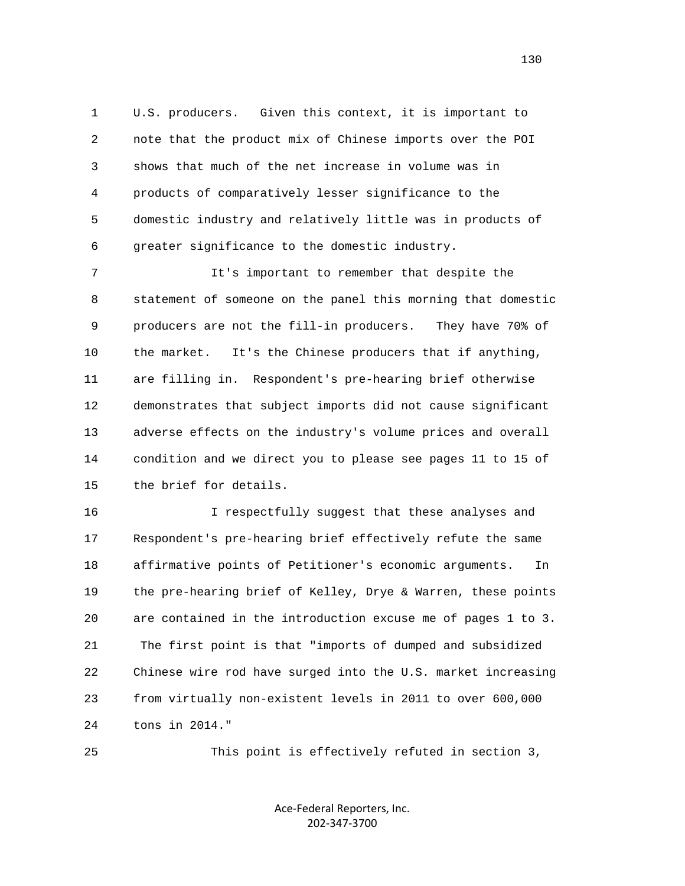1 U.S. producers. Given this context, it is important to
2 note that the product mix of Chinese imports over the POI
3 shows that much of the net increase in volume was in
4 products of comparatively lesser significance to the
5 domestic industry and relatively little was in products of
6 greater significance to the domestic industry.

7 It's important to remember that despite the
8 statement of someone on the panel this morning that domestic
9 producers are not the fill-in producers. They have 70% of
10 the market. It's the Chinese producers that if anything,
11 are filling in. Respondent's pre-hearing brief otherwise
12 demonstrates that subject imports did not cause significant
13 adverse effects on the industry's volume prices and overall
14 condition and we direct you to please see pages 11 to 15 of
15 the brief for details.

16 I respectfully suggest that these analyses and
17 Respondent's pre-hearing brief effectively refute the same
18 affirmative points of Petitioner's economic arguments. In
19 the pre-hearing brief of Kelley, Drye & Warren, these points
20 are contained in the introduction excuse me of pages 1 to 3.
21 The first point is that "imports of dumped and subsidized
22 Chinese wire rod have surged into the U.S. market increasing
23 from virtually non-existent levels in 2011 to over 600,000
24 tons in 2014."

25 This point is effectively refuted in section 3,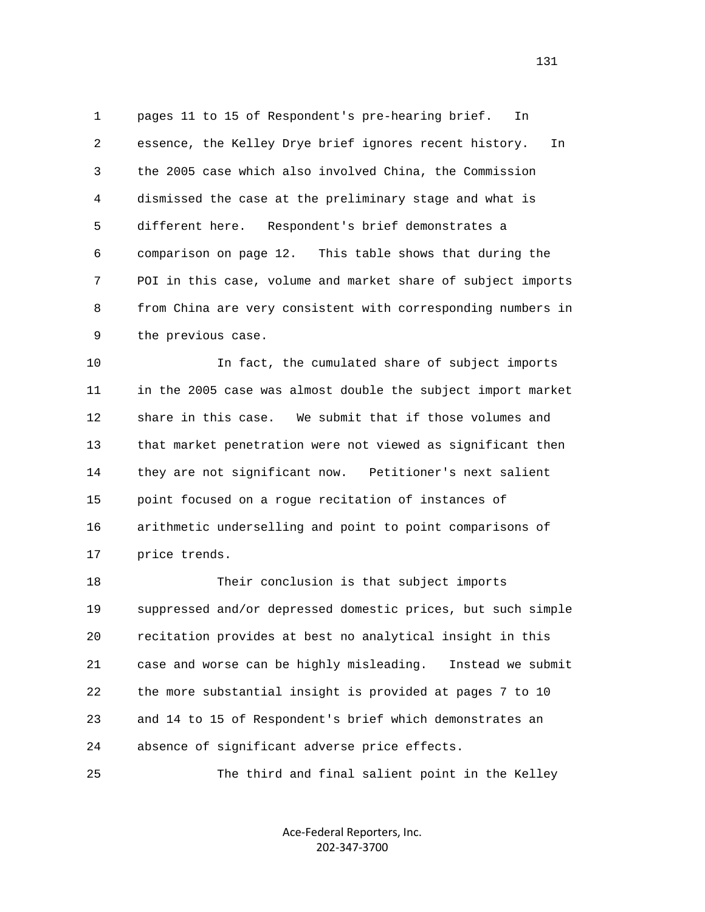pages 11 to 15 of Respondent's pre-hearing brief. In essence, the Kelley Drye brief ignores recent history. In the 2005 case which also involved China, the Commission dismissed the case at the preliminary stage and what is different here. Respondent's brief demonstrates a comparison on page 12. This table shows that during the POI in this case, volume and market share of subject imports from China are very consistent with corresponding numbers in the previous case.

In fact, the cumulated share of subject imports in the 2005 case was almost double the subject import market share in this case. We submit that if those volumes and that market penetration were not viewed as significant then they are not significant now. Petitioner's next salient point focused on a rogue recitation of instances of arithmetic underselling and point to point comparisons of price trends.

Their conclusion is that subject imports suppressed and/or depressed domestic prices, but such simple recitation provides at best no analytical insight in this case and worse can be highly misleading. Instead we submit the more substantial insight is provided at pages 7 to 10 and 14 to 15 of Respondent's brief which demonstrates an absence of significant adverse price effects.

The third and final salient point in the Kelley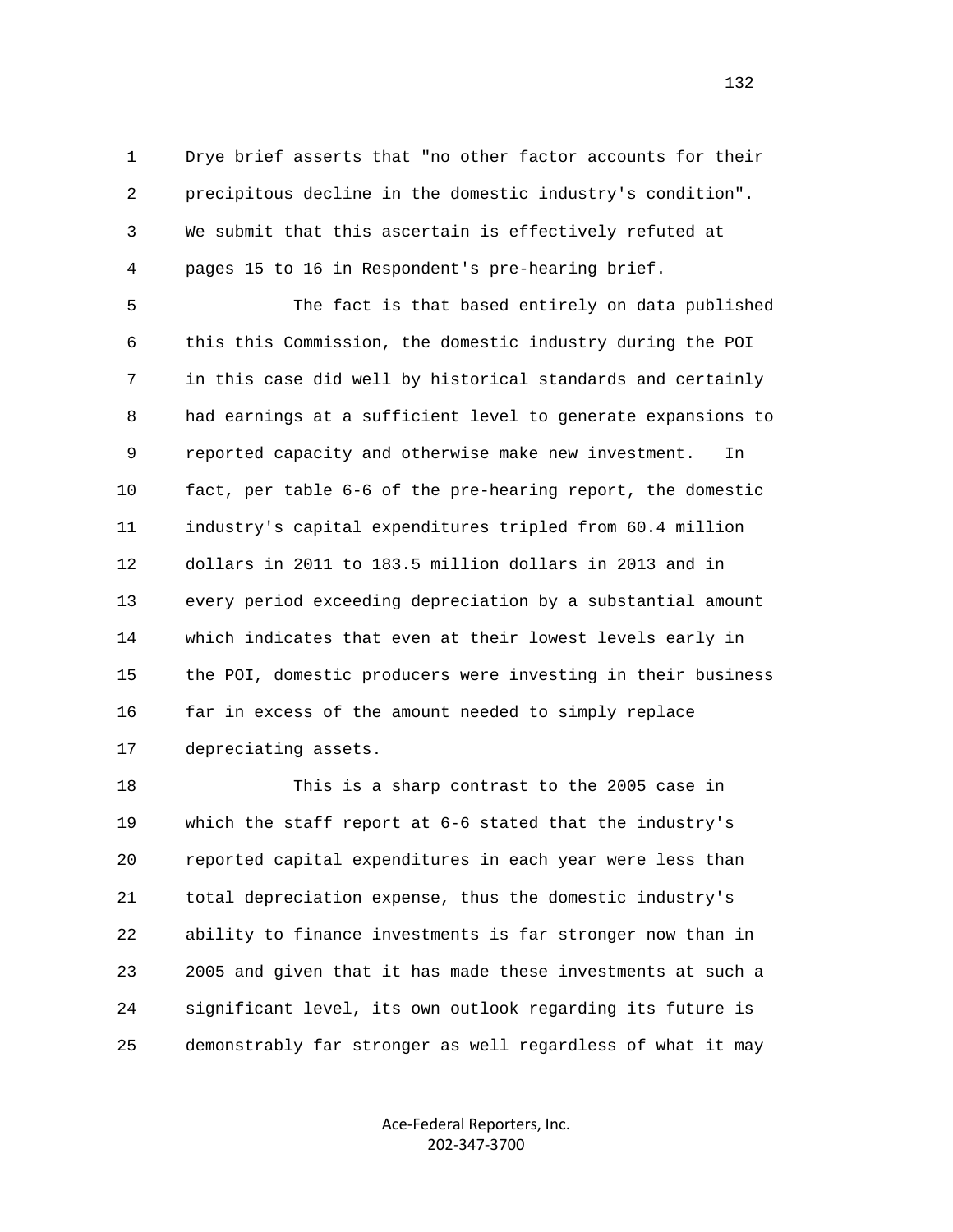Drye brief asserts that "no other factor accounts for their precipitous decline in the domestic industry's condition". We submit that this ascertain is effectively refuted at pages 15 to 16 in Respondent's pre-hearing brief.

The fact is that based entirely on data published this this Commission, the domestic industry during the POI in this case did well by historical standards and certainly had earnings at a sufficient level to generate expansions to reported capacity and otherwise make new investment. In fact, per table 6-6 of the pre-hearing report, the domestic industry's capital expenditures tripled from 60.4 million dollars in 2011 to 183.5 million dollars in 2013 and in every period exceeding depreciation by a substantial amount which indicates that even at their lowest levels early in the POI, domestic producers were investing in their business far in excess of the amount needed to simply replace depreciating assets.

This is a sharp contrast to the 2005 case in which the staff report at 6-6 stated that the industry's reported capital expenditures in each year were less than total depreciation expense, thus the domestic industry's ability to finance investments is far stronger now than in 2005 and given that it has made these investments at such a significant level, its own outlook regarding its future is demonstrably far stronger as well regardless of what it may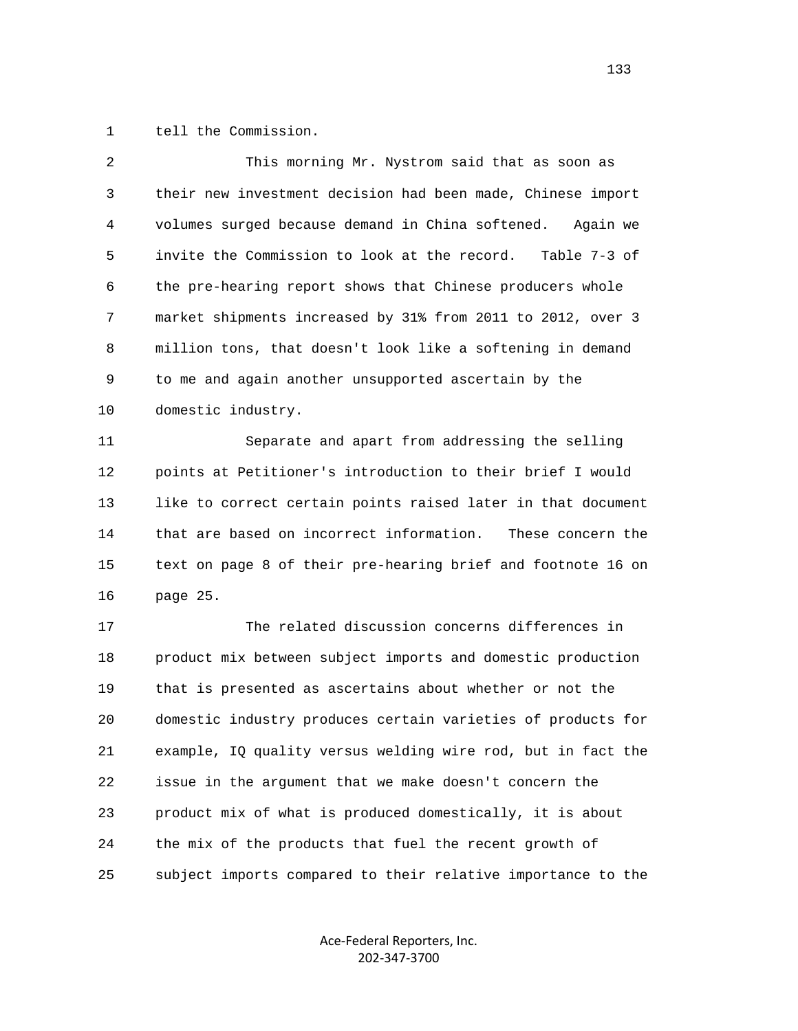1 tell the Commission.

2 This morning Mr. Nystrom said that as soon as
3 their new investment decision had been made, Chinese import
4 volumes surged because demand in China softened. Again we
5 invite the Commission to look at the record. Table 7-3 of
6 the pre-hearing report shows that Chinese producers whole
7 market shipments increased by 31% from 2011 to 2012, over 3
8 million tons, that doesn't look like a softening in demand
9 to me and again another unsupported ascertain by the
10 domestic industry.

11 Separate and apart from addressing the selling
12 points at Petitioner's introduction to their brief I would
13 like to correct certain points raised later in that document
14 that are based on incorrect information. These concern the
15 text on page 8 of their pre-hearing brief and footnote 16 on
16 page 25.

17 The related discussion concerns differences in
18 product mix between subject imports and domestic production
19 that is presented as ascertains about whether or not the
20 domestic industry produces certain varieties of products for
21 example, IQ quality versus welding wire rod, but in fact the
22 issue in the argument that we make doesn't concern the
23 product mix of what is produced domestically, it is about
24 the mix of the products that fuel the recent growth of
25 subject imports compared to their relative importance to the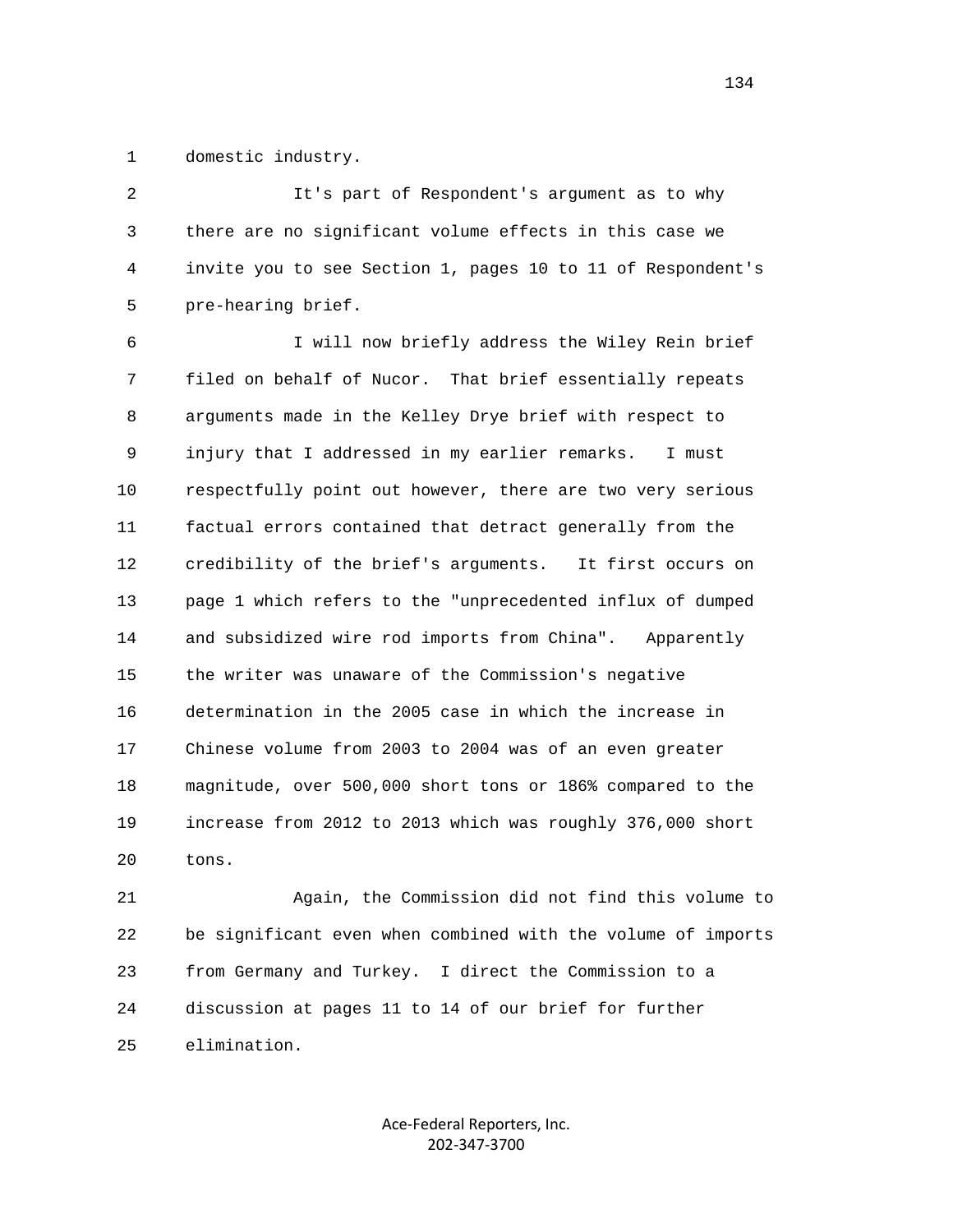domestic industry.

It's part of Respondent's argument as to why there are no significant volume effects in this case we invite you to see Section 1, pages 10 to 11 of Respondent's pre-hearing brief.

I will now briefly address the Wiley Rein brief filed on behalf of Nucor. That brief essentially repeats arguments made in the Kelley Drye brief with respect to injury that I addressed in my earlier remarks. I must respectfully point out however, there are two very serious factual errors contained that detract generally from the credibility of the brief's arguments. It first occurs on page 1 which refers to the "unprecedented influx of dumped and subsidized wire rod imports from China". Apparently the writer was unaware of the Commission's negative determination in the 2005 case in which the increase in Chinese volume from 2003 to 2004 was of an even greater magnitude, over 500,000 short tons or 186% compared to the increase from 2012 to 2013 which was roughly 376,000 short tons.

Again, the Commission did not find this volume to be significant even when combined with the volume of imports from Germany and Turkey. I direct the Commission to a discussion at pages 11 to 14 of our brief for further elimination.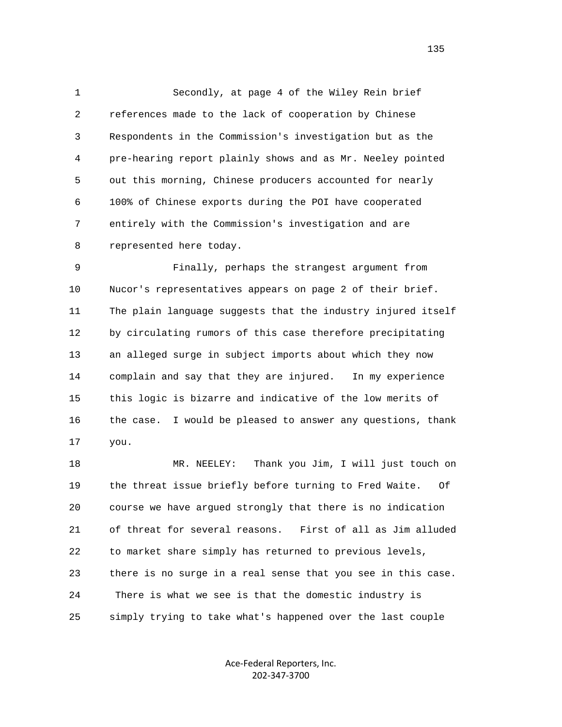Secondly, at page 4 of the Wiley Rein brief references made to the lack of cooperation by Chinese Respondents in the Commission's investigation but as the pre-hearing report plainly shows and as Mr. Neeley pointed out this morning, Chinese producers accounted for nearly 100% of Chinese exports during the POI have cooperated entirely with the Commission's investigation and are represented here today.

Finally, perhaps the strangest argument from Nucor's representatives appears on page 2 of their brief. The plain language suggests that the industry injured itself by circulating rumors of this case therefore precipitating an alleged surge in subject imports about which they now complain and say that they are injured. In my experience this logic is bizarre and indicative of the low merits of the case. I would be pleased to answer any questions, thank you.

MR. NEELEY: Thank you Jim, I will just touch on the threat issue briefly before turning to Fred Waite. Of course we have argued strongly that there is no indication of threat for several reasons. First of all as Jim alluded to market share simply has returned to previous levels, there is no surge in a real sense that you see in this case. There is what we see is that the domestic industry is simply trying to take what's happened over the last couple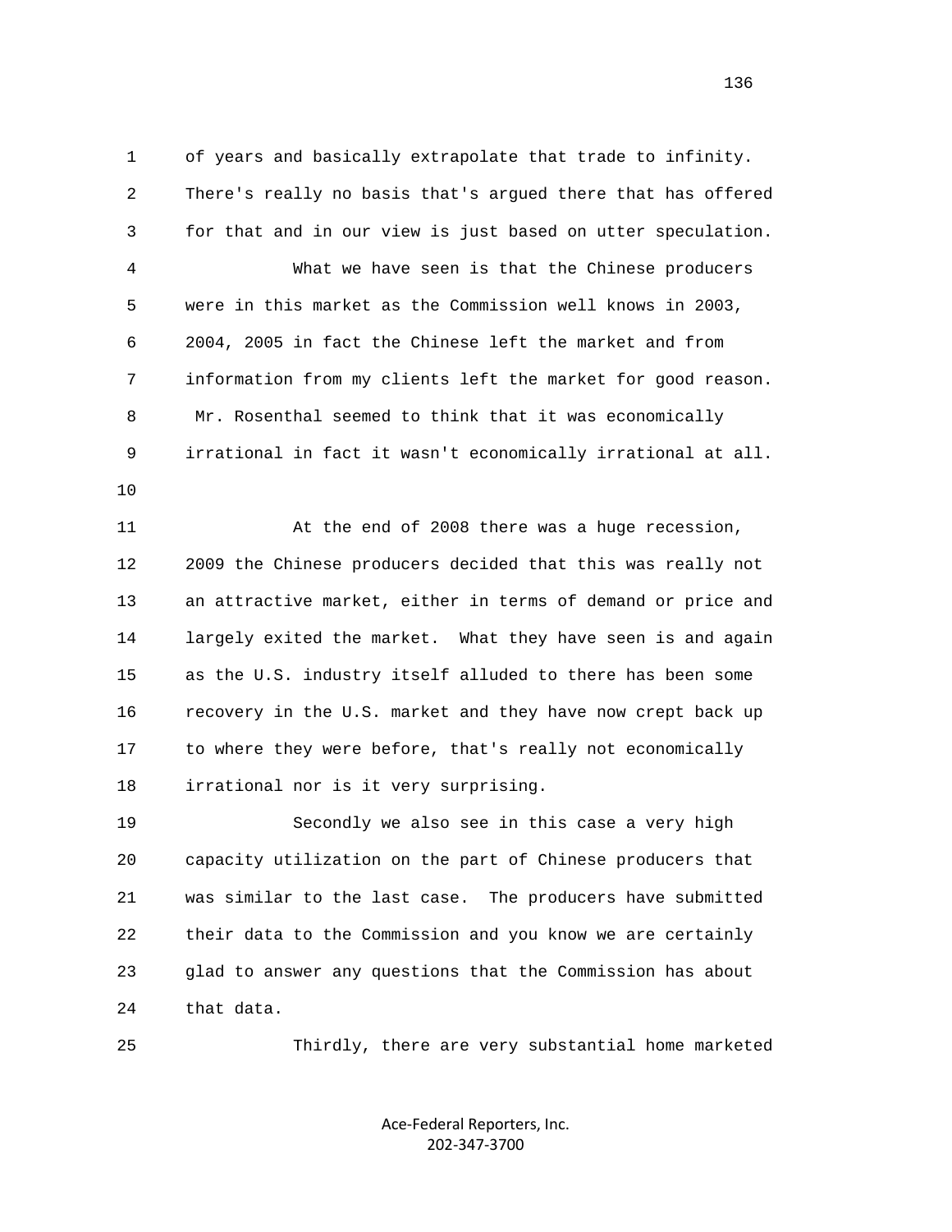of years and basically extrapolate that trade to infinity. There's really no basis that's argued there that has offered for that and in our view is just based on utter speculation.

What we have seen is that the Chinese producers were in this market as the Commission well knows in 2003, 2004, 2005 in fact the Chinese left the market and from information from my clients left the market for good reason. Mr. Rosenthal seemed to think that it was economically irrational in fact it wasn't economically irrational at all.

At the end of 2008 there was a huge recession, 2009 the Chinese producers decided that this was really not an attractive market, either in terms of demand or price and largely exited the market. What they have seen is and again as the U.S. industry itself alluded to there has been some recovery in the U.S. market and they have now crept back up to where they were before, that's really not economically irrational nor is it very surprising.

Secondly we also see in this case a very high capacity utilization on the part of Chinese producers that was similar to the last case. The producers have submitted their data to the Commission and you know we are certainly glad to answer any questions that the Commission has about that data.

Thirdly, there are very substantial home marketed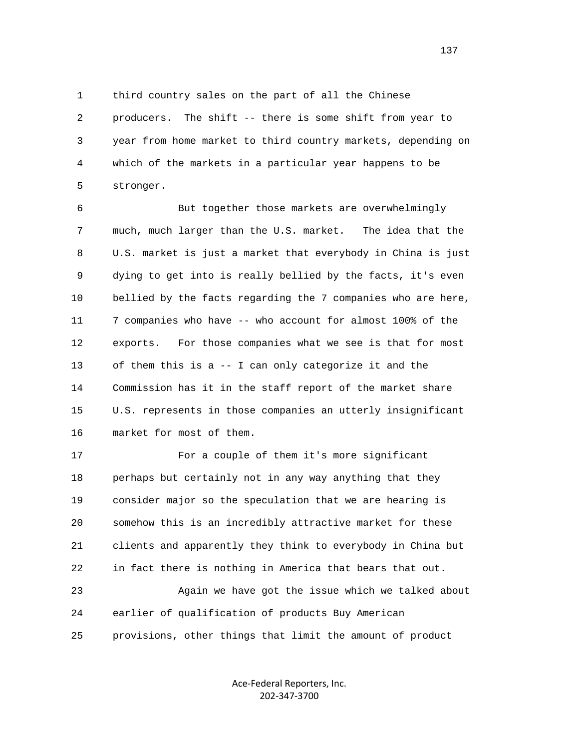third country sales on the part of all the Chinese producers. The shift -- there is some shift from year to year from home market to third country markets, depending on which of the markets in a particular year happens to be stronger.

But together those markets are overwhelmingly much, much larger than the U.S. market. The idea that the U.S. market is just a market that everybody in China is just dying to get into is really bellied by the facts, it's even bellied by the facts regarding the 7 companies who are here, 7 companies who have -- who account for almost 100% of the exports. For those companies what we see is that for most of them this is a -- I can only categorize it and the Commission has it in the staff report of the market share U.S. represents in those companies an utterly insignificant market for most of them.

For a couple of them it's more significant perhaps but certainly not in any way anything that they consider major so the speculation that we are hearing is somehow this is an incredibly attractive market for these clients and apparently they think to everybody in China but in fact there is nothing in America that bears that out.

Again we have got the issue which we talked about earlier of qualification of products Buy American provisions, other things that limit the amount of product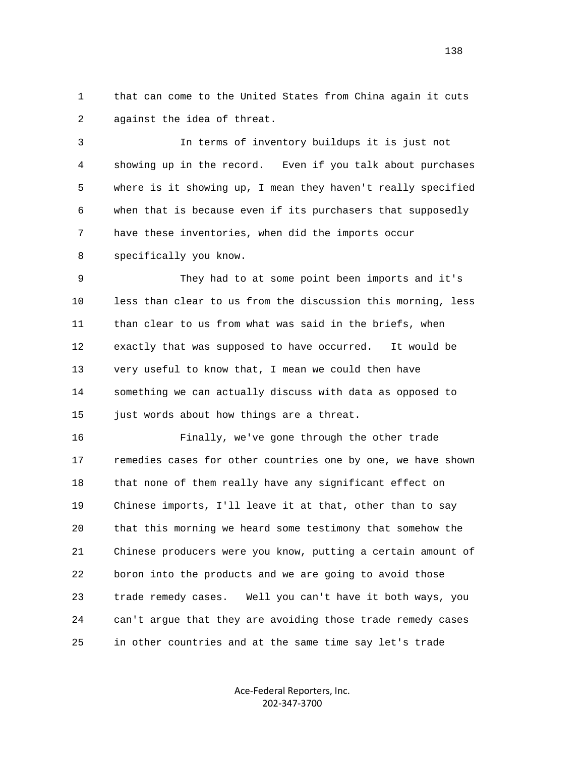that can come to the United States from China again it cuts against the idea of threat.

In terms of inventory buildups it is just not showing up in the record. Even if you talk about purchases where is it showing up, I mean they haven't really specified when that is because even if its purchasers that supposedly have these inventories, when did the imports occur specifically you know.

They had to at some point been imports and it's less than clear to us from the discussion this morning, less than clear to us from what was said in the briefs, when exactly that was supposed to have occurred. It would be very useful to know that, I mean we could then have something we can actually discuss with data as opposed to just words about how things are a threat.

Finally, we've gone through the other trade remedies cases for other countries one by one, we have shown that none of them really have any significant effect on Chinese imports, I'll leave it at that, other than to say that this morning we heard some testimony that somehow the Chinese producers were you know, putting a certain amount of boron into the products and we are going to avoid those trade remedy cases. Well you can't have it both ways, you can't argue that they are avoiding those trade remedy cases in other countries and at the same time say let's trade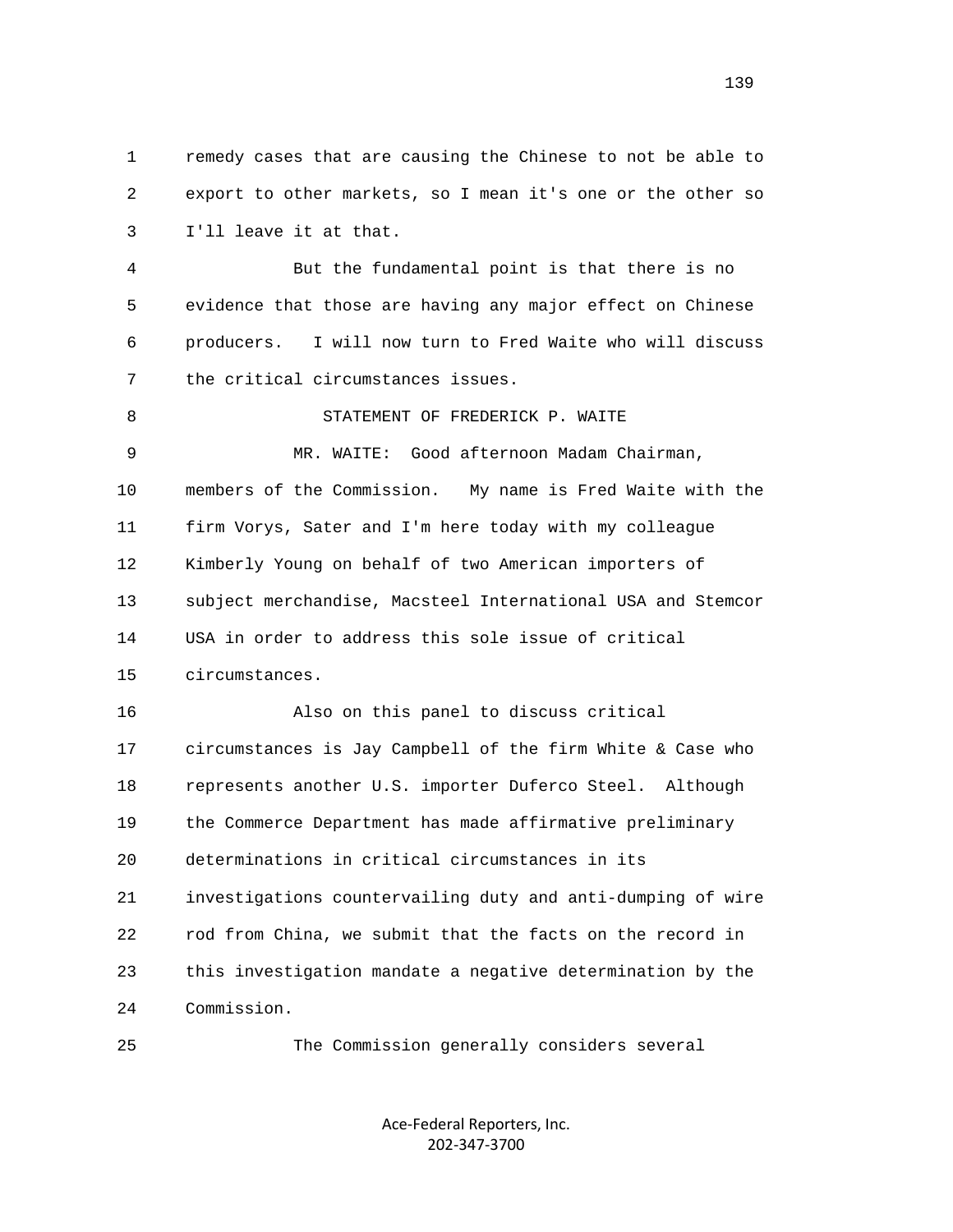remedy cases that are causing the Chinese to not be able to export to other markets, so I mean it's one or the other so I'll leave it at that.

But the fundamental point is that there is no evidence that those are having any major effect on Chinese producers. I will now turn to Fred Waite who will discuss the critical circumstances issues.

STATEMENT OF FREDERICK P. WAITE

MR. WAITE: Good afternoon Madam Chairman, members of the Commission. My name is Fred Waite with the firm Vorys, Sater and I'm here today with my colleague Kimberly Young on behalf of two American importers of subject merchandise, Macsteel International USA and Stemcor USA in order to address this sole issue of critical circumstances.

Also on this panel to discuss critical circumstances is Jay Campbell of the firm White & Case who represents another U.S. importer Duferco Steel. Although the Commerce Department has made affirmative preliminary determinations in critical circumstances in its investigations countervailing duty and anti-dumping of wire rod from China, we submit that the facts on the record in this investigation mandate a negative determination by the Commission.

The Commission generally considers several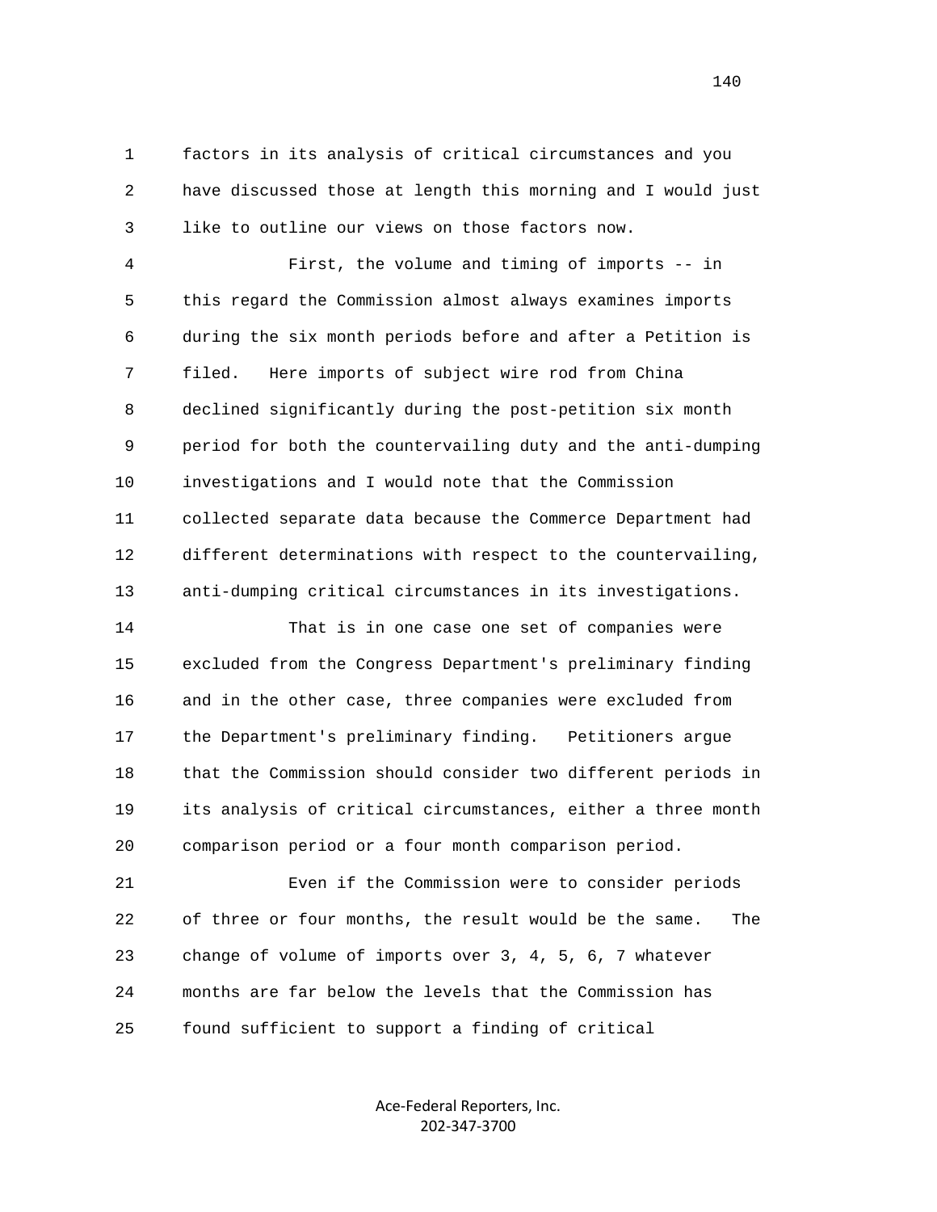factors in its analysis of critical circumstances and you have discussed those at length this morning and I would just like to outline our views on those factors now.

First, the volume and timing of imports -- in this regard the Commission almost always examines imports during the six month periods before and after a Petition is filed. Here imports of subject wire rod from China declined significantly during the post-petition six month period for both the countervailing duty and the anti-dumping investigations and I would note that the Commission collected separate data because the Commerce Department had different determinations with respect to the countervailing, anti-dumping critical circumstances in its investigations.

That is in one case one set of companies were excluded from the Congress Department's preliminary finding and in the other case, three companies were excluded from the Department's preliminary finding. Petitioners argue that the Commission should consider two different periods in its analysis of critical circumstances, either a three month comparison period or a four month comparison period.

Even if the Commission were to consider periods of three or four months, the result would be the same. The change of volume of imports over 3, 4, 5, 6, 7 whatever months are far below the levels that the Commission has found sufficient to support a finding of critical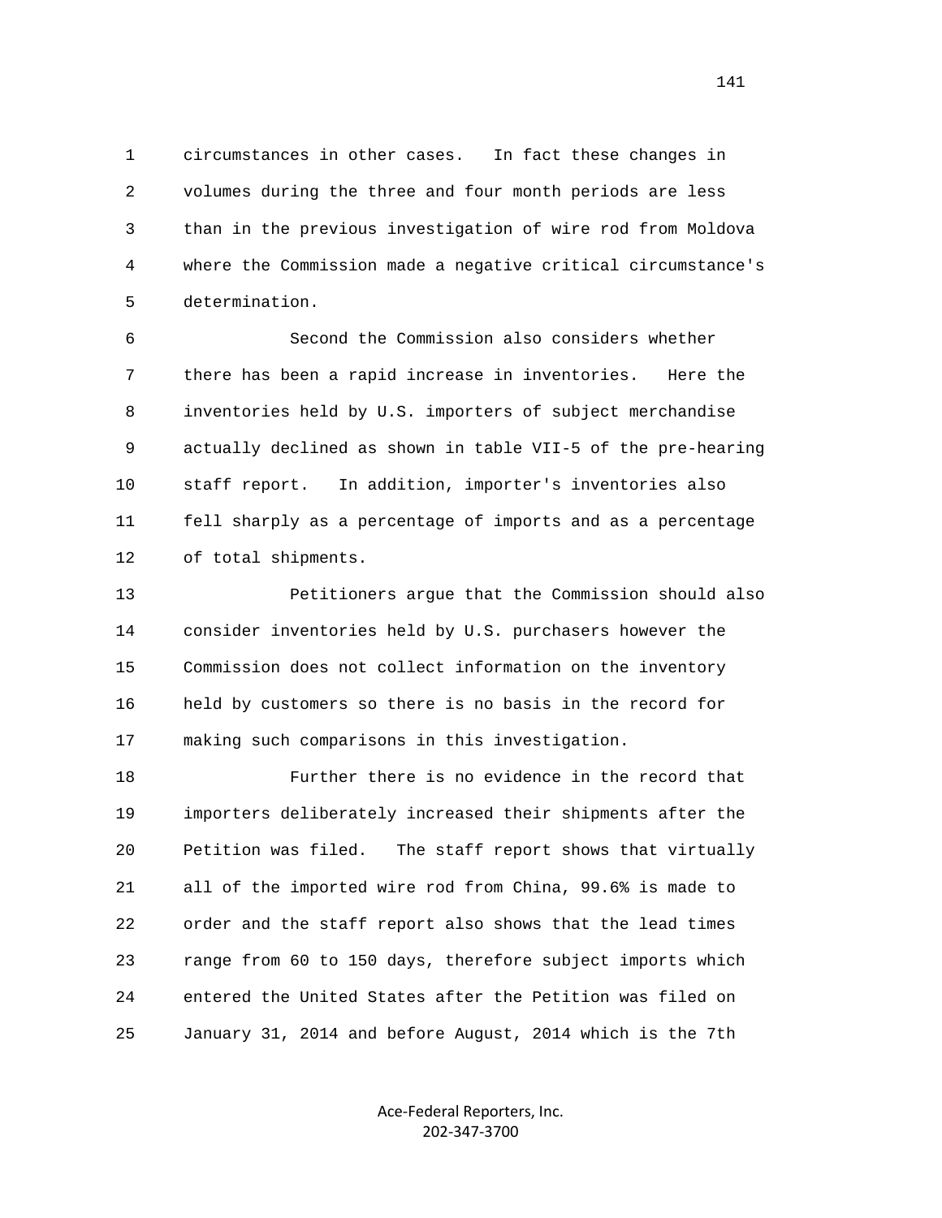circumstances in other cases. In fact these changes in volumes during the three and four month periods are less than in the previous investigation of wire rod from Moldova where the Commission made a negative critical circumstance's determination.

Second the Commission also considers whether there has been a rapid increase in inventories. Here the inventories held by U.S. importers of subject merchandise actually declined as shown in table VII-5 of the pre-hearing staff report. In addition, importer's inventories also fell sharply as a percentage of imports and as a percentage of total shipments.

Petitioners argue that the Commission should also consider inventories held by U.S. purchasers however the Commission does not collect information on the inventory held by customers so there is no basis in the record for making such comparisons in this investigation.

Further there is no evidence in the record that importers deliberately increased their shipments after the Petition was filed. The staff report shows that virtually all of the imported wire rod from China, 99.6% is made to order and the staff report also shows that the lead times range from 60 to 150 days, therefore subject imports which entered the United States after the Petition was filed on January 31, 2014 and before August, 2014 which is the 7th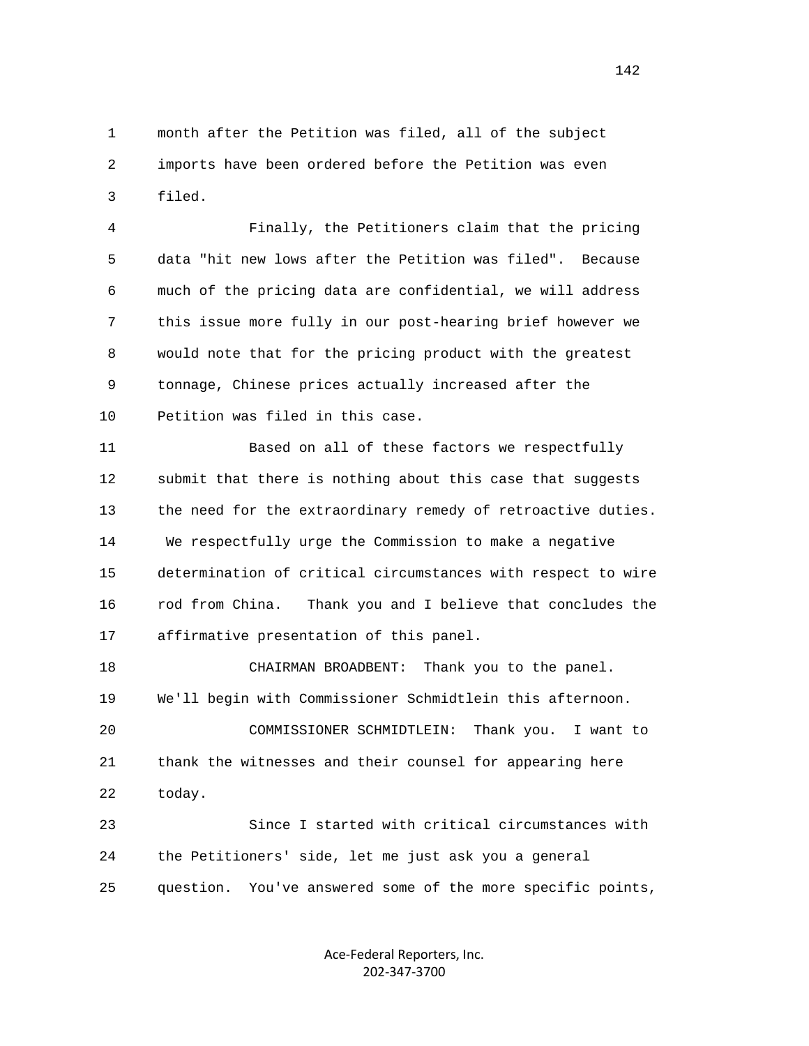month after the Petition was filed, all of the subject imports have been ordered before the Petition was even filed.

Finally, the Petitioners claim that the pricing data "hit new lows after the Petition was filed". Because much of the pricing data are confidential, we will address this issue more fully in our post-hearing brief however we would note that for the pricing product with the greatest tonnage, Chinese prices actually increased after the Petition was filed in this case.

Based on all of these factors we respectfully submit that there is nothing about this case that suggests the need for the extraordinary remedy of retroactive duties. We respectfully urge the Commission to make a negative determination of critical circumstances with respect to wire rod from China. Thank you and I believe that concludes the affirmative presentation of this panel.

CHAIRMAN BROADBENT: Thank you to the panel. We'll begin with Commissioner Schmidtlein this afternoon.

COMMISSIONER SCHMIDTLEIN: Thank you. I want to thank the witnesses and their counsel for appearing here today.

Since I started with critical circumstances with the Petitioners' side, let me just ask you a general question. You've answered some of the more specific points,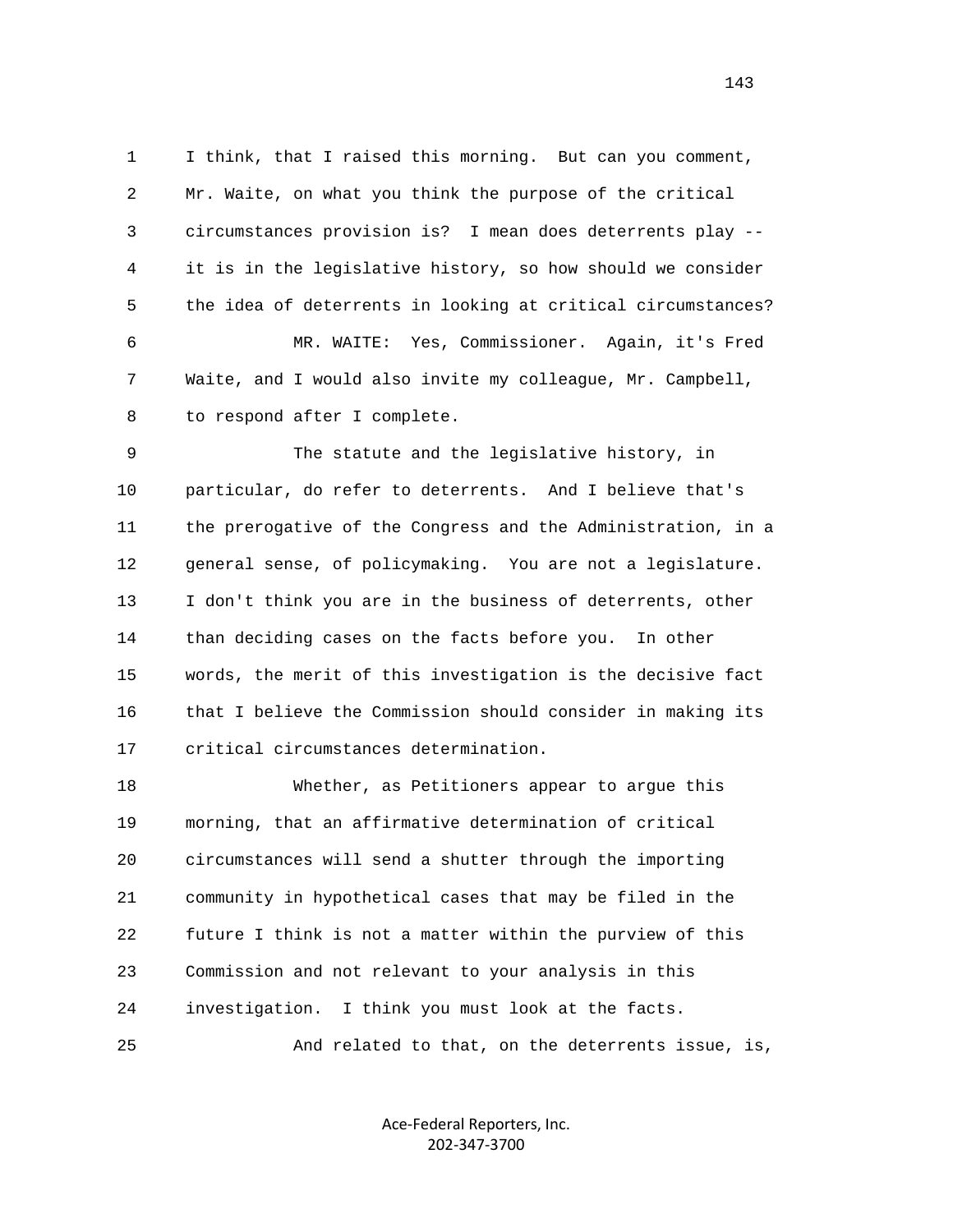1 I think, that I raised this morning. But can you comment,
2 Mr. Waite, on what you think the purpose of the critical
3 circumstances provision is? I mean does deterrents play --
4 it is in the legislative history, so how should we consider
5 the idea of deterrents in looking at critical circumstances?
6 MR. WAITE: Yes, Commissioner. Again, it's Fred
7 Waite, and I would also invite my colleague, Mr. Campbell,
8 to respond after I complete.
9 The statute and the legislative history, in
10 particular, do refer to deterrents. And I believe that's
11 the prerogative of the Congress and the Administration, in a
12 general sense, of policymaking. You are not a legislature.
13 I don't think you are in the business of deterrents, other
14 than deciding cases on the facts before you. In other
15 words, the merit of this investigation is the decisive fact
16 that I believe the Commission should consider in making its
17 critical circumstances determination.
18 Whether, as Petitioners appear to argue this
19 morning, that an affirmative determination of critical
20 circumstances will send a shutter through the importing
21 community in hypothetical cases that may be filed in the
22 future I think is not a matter within the purview of this
23 Commission and not relevant to your analysis in this
24 investigation. I think you must look at the facts.
25 And related to that, on the deterrents issue, is,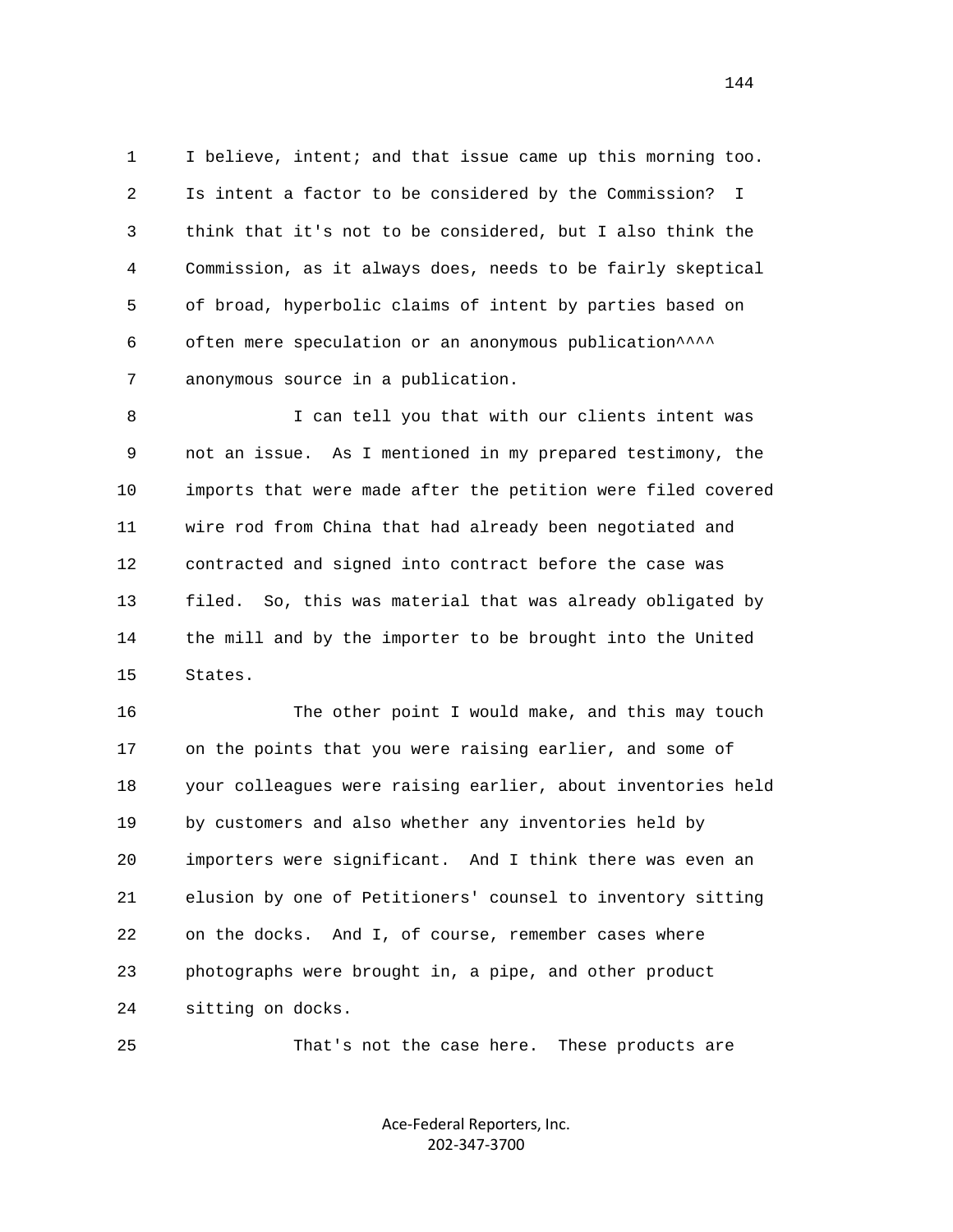I believe, intent; and that issue came up this morning too. Is intent a factor to be considered by the Commission? I think that it's not to be considered, but I also think the Commission, as it always does, needs to be fairly skeptical of broad, hyperbolic claims of intent by parties based on often mere speculation or an anonymous publication^^^^ anonymous source in a publication.

I can tell you that with our clients intent was not an issue. As I mentioned in my prepared testimony, the imports that were made after the petition were filed covered wire rod from China that had already been negotiated and contracted and signed into contract before the case was filed. So, this was material that was already obligated by the mill and by the importer to be brought into the United States.

The other point I would make, and this may touch on the points that you were raising earlier, and some of your colleagues were raising earlier, about inventories held by customers and also whether any inventories held by importers were significant. And I think there was even an elusion by one of Petitioners' counsel to inventory sitting on the docks. And I, of course, remember cases where photographs were brought in, a pipe, and other product sitting on docks.

That's not the case here. These products are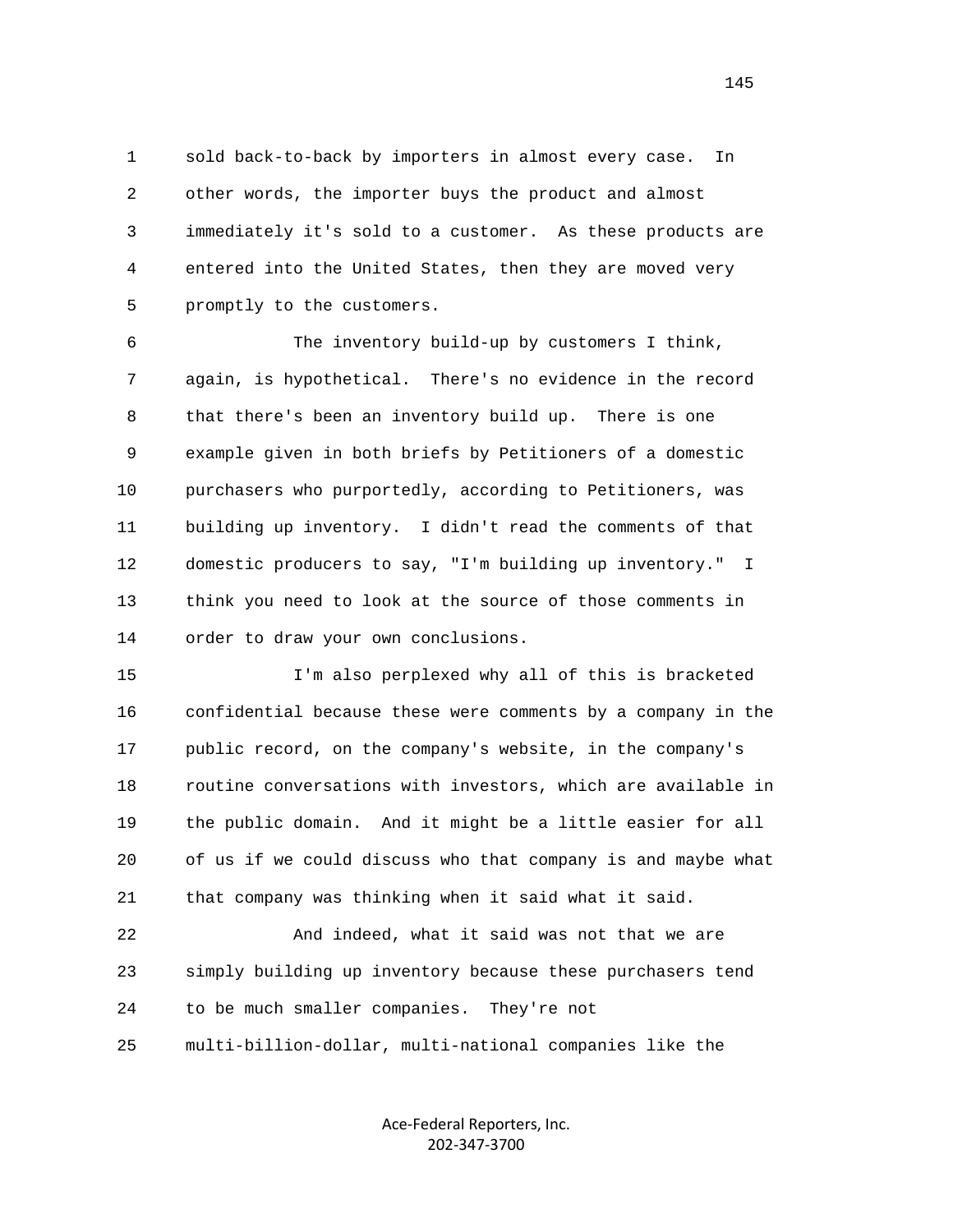sold back-to-back by importers in almost every case. In other words, the importer buys the product and almost immediately it's sold to a customer. As these products are entered into the United States, then they are moved very promptly to the customers.

The inventory build-up by customers I think, again, is hypothetical. There's no evidence in the record that there's been an inventory build up. There is one example given in both briefs by Petitioners of a domestic purchasers who purportedly, according to Petitioners, was building up inventory. I didn't read the comments of that domestic producers to say, "I'm building up inventory." I think you need to look at the source of those comments in order to draw your own conclusions.

I'm also perplexed why all of this is bracketed confidential because these were comments by a company in the public record, on the company's website, in the company's routine conversations with investors, which are available in the public domain. And it might be a little easier for all of us if we could discuss who that company is and maybe what that company was thinking when it said what it said.

And indeed, what it said was not that we are simply building up inventory because these purchasers tend to be much smaller companies. They're not multi-billion-dollar, multi-national companies like the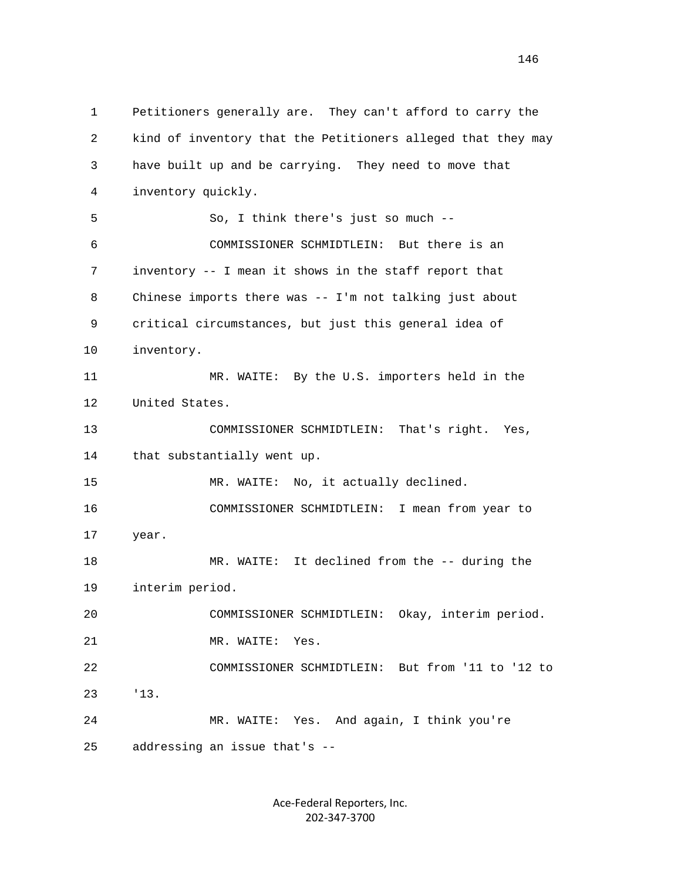Petitioners generally are. They can't afford to carry the kind of inventory that the Petitioners alleged that they may have built up and be carrying. They need to move that inventory quickly.

So, I think there's just so much --

COMMISSIONER SCHMIDTLEIN: But there is an inventory -- I mean it shows in the staff report that Chinese imports there was -- I'm not talking just about critical circumstances, but just this general idea of inventory.

MR. WAITE: By the U.S. importers held in the United States.

COMMISSIONER SCHMIDTLEIN: That's right. Yes, that substantially went up.

MR. WAITE: No, it actually declined.

COMMISSIONER SCHMIDTLEIN: I mean from year to year.

MR. WAITE: It declined from the -- during the interim period.

COMMISSIONER SCHMIDTLEIN: Okay, interim period.

MR. WAITE: Yes.

COMMISSIONER SCHMIDTLEIN: But from '11 to '12 to '13.

MR. WAITE: Yes. And again, I think you're addressing an issue that's --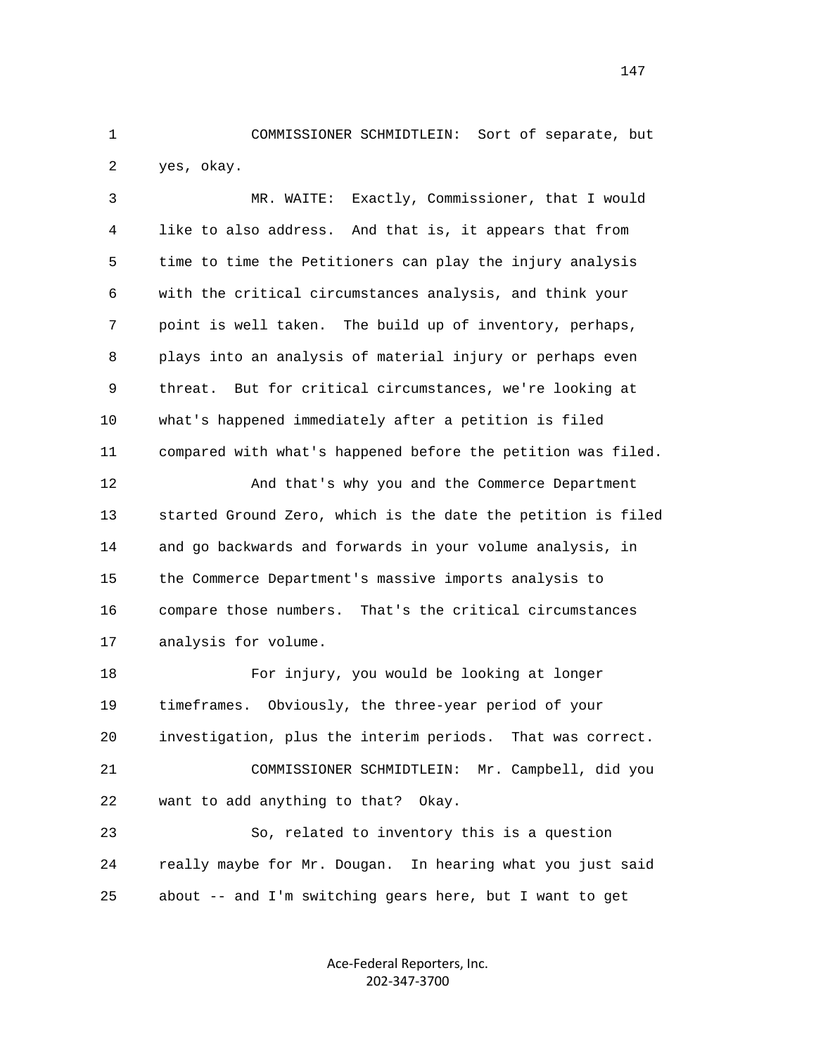COMMISSIONER SCHMIDTLEIN: Sort of separate, but yes, okay.

MR. WAITE: Exactly, Commissioner, that I would like to also address. And that is, it appears that from time to time the Petitioners can play the injury analysis with the critical circumstances analysis, and think your point is well taken. The build up of inventory, perhaps, plays into an analysis of material injury or perhaps even threat. But for critical circumstances, we're looking at what's happened immediately after a petition is filed compared with what's happened before the petition was filed.

And that's why you and the Commerce Department started Ground Zero, which is the date the petition is filed and go backwards and forwards in your volume analysis, in the Commerce Department's massive imports analysis to compare those numbers. That's the critical circumstances analysis for volume.

For injury, you would be looking at longer timeframes. Obviously, the three-year period of your investigation, plus the interim periods. That was correct.

COMMISSIONER SCHMIDTLEIN: Mr. Campbell, did you want to add anything to that? Okay.

So, related to inventory this is a question really maybe for Mr. Dougan. In hearing what you just said about -- and I'm switching gears here, but I want to get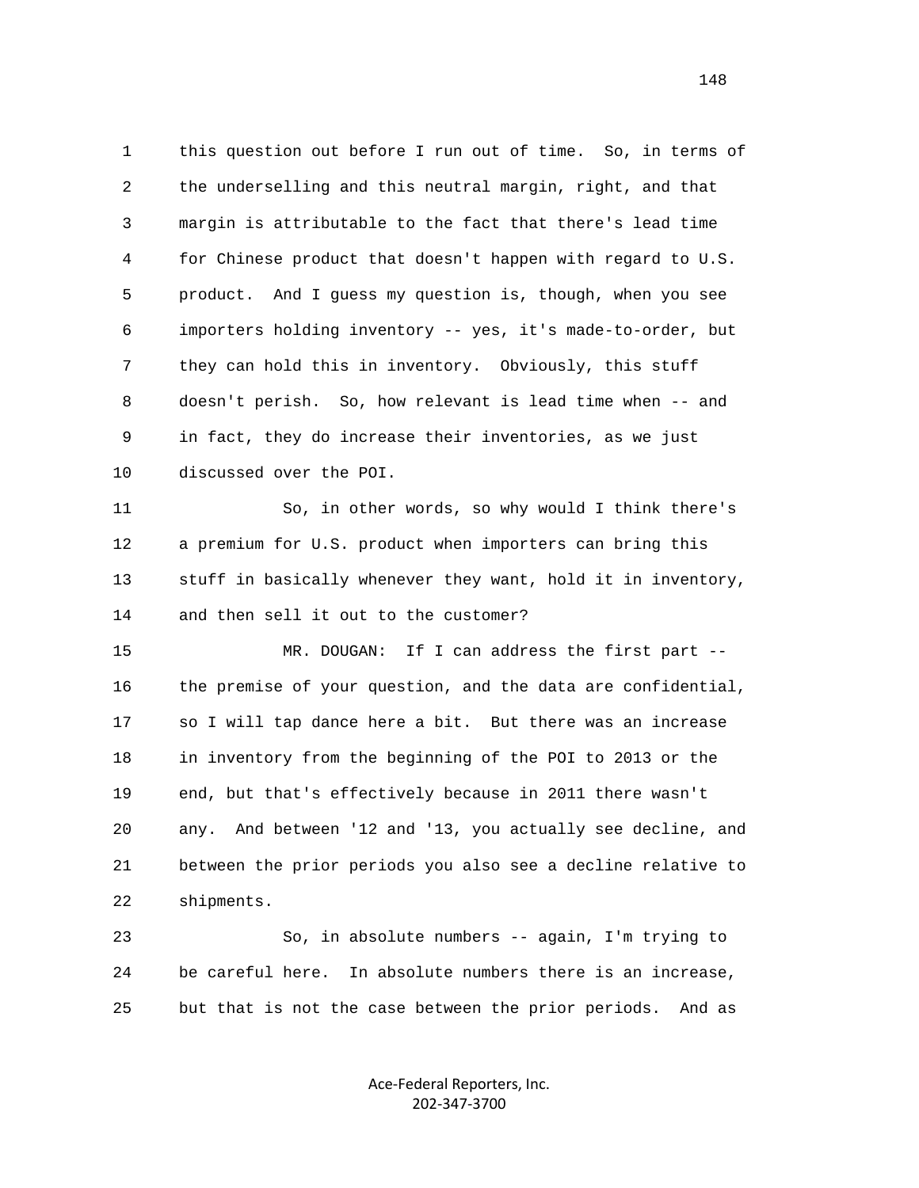1 this question out before I run out of time. So, in terms of
2 the underselling and this neutral margin, right, and that
3 margin is attributable to the fact that there's lead time
4 for Chinese product that doesn't happen with regard to U.S.
5 product. And I guess my question is, though, when you see
6 importers holding inventory -- yes, it's made-to-order, but
7 they can hold this in inventory. Obviously, this stuff
8 doesn't perish. So, how relevant is lead time when -- and
9 in fact, they do increase their inventories, as we just
10 discussed over the POI.

11 So, in other words, so why would I think there's
12 a premium for U.S. product when importers can bring this
13 stuff in basically whenever they want, hold it in inventory,
14 and then sell it out to the customer?

15 MR. DOUGAN: If I can address the first part --
16 the premise of your question, and the data are confidential,
17 so I will tap dance here a bit. But there was an increase
18 in inventory from the beginning of the POI to 2013 or the
19 end, but that's effectively because in 2011 there wasn't
20 any. And between '12 and '13, you actually see decline, and
21 between the prior periods you also see a decline relative to
22 shipments.

23 So, in absolute numbers -- again, I'm trying to
24 be careful here. In absolute numbers there is an increase,
25 but that is not the case between the prior periods. And as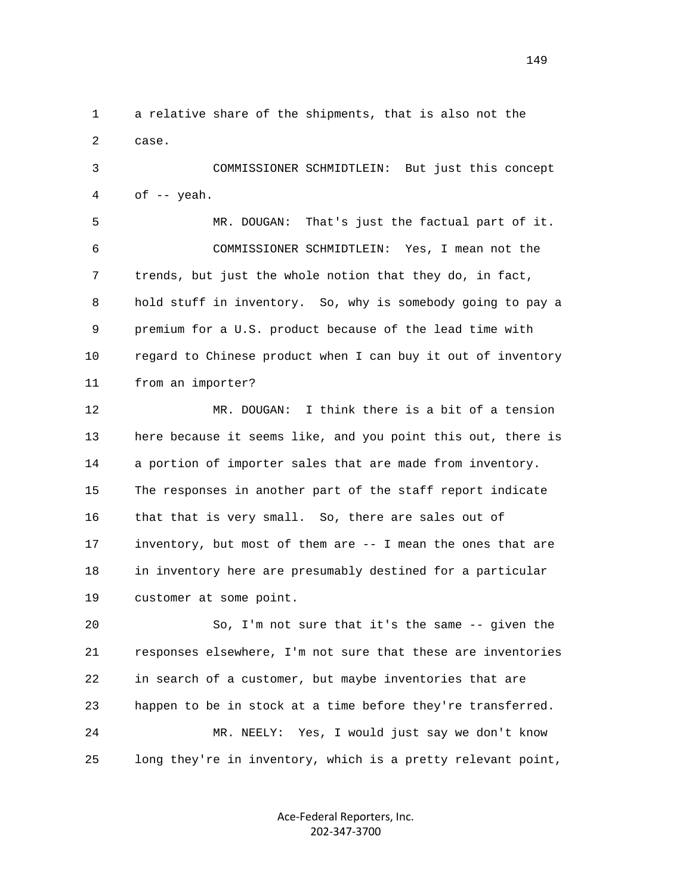a relative share of the shipments, that is also not the case.

COMMISSIONER SCHMIDTLEIN: But just this concept of -- yeah.

MR. DOUGAN: That's just the factual part of it.

COMMISSIONER SCHMIDTLEIN: Yes, I mean not the trends, but just the whole notion that they do, in fact, hold stuff in inventory. So, why is somebody going to pay a premium for a U.S. product because of the lead time with regard to Chinese product when I can buy it out of inventory from an importer?

MR. DOUGAN: I think there is a bit of a tension here because it seems like, and you point this out, there is a portion of importer sales that are made from inventory. The responses in another part of the staff report indicate that that is very small. So, there are sales out of inventory, but most of them are -- I mean the ones that are in inventory here are presumably destined for a particular customer at some point.

So, I'm not sure that it's the same -- given the responses elsewhere, I'm not sure that these are inventories in search of a customer, but maybe inventories that are happen to be in stock at a time before they're transferred.

MR. NEELY: Yes, I would just say we don't know long they're in inventory, which is a pretty relevant point,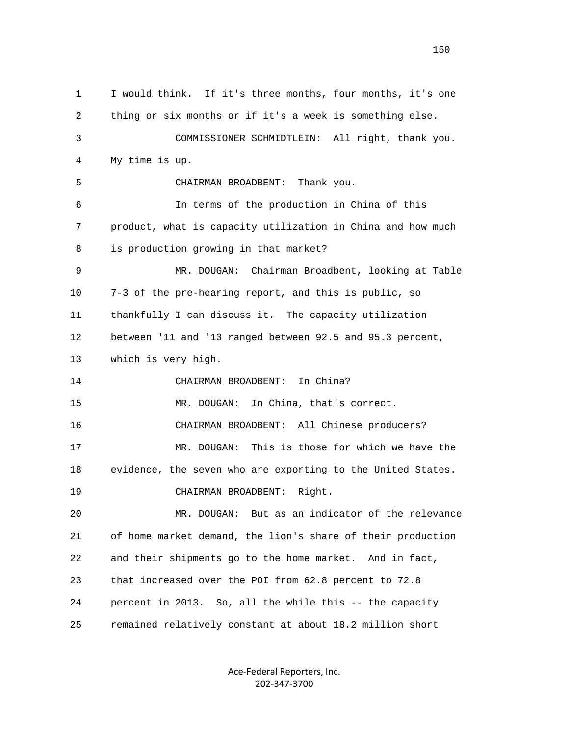1 I would think. If it's three months, four months, it's one
2 thing or six months or if it's a week is something else.
3 COMMISSIONER SCHMIDTLEIN: All right, thank you.
4 My time is up.
5 CHAIRMAN BROADBENT: Thank you.
6 In terms of the production in China of this
7 product, what is capacity utilization in China and how much
8 is production growing in that market?
9 MR. DOUGAN: Chairman Broadbent, looking at Table
10 7-3 of the pre-hearing report, and this is public, so
11 thankfully I can discuss it. The capacity utilization
12 between '11 and '13 ranged between 92.5 and 95.3 percent,
13 which is very high.
14 CHAIRMAN BROADBENT: In China?
15 MR. DOUGAN: In China, that's correct.
16 CHAIRMAN BROADBENT: All Chinese producers?
17 MR. DOUGAN: This is those for which we have the
18 evidence, the seven who are exporting to the United States.
19 CHAIRMAN BROADBENT: Right.
20 MR. DOUGAN: But as an indicator of the relevance
21 of home market demand, the lion's share of their production
22 and their shipments go to the home market. And in fact,
23 that increased over the POI from 62.8 percent to 72.8
24 percent in 2013. So, all the while this -- the capacity
25 remained relatively constant at about 18.2 million short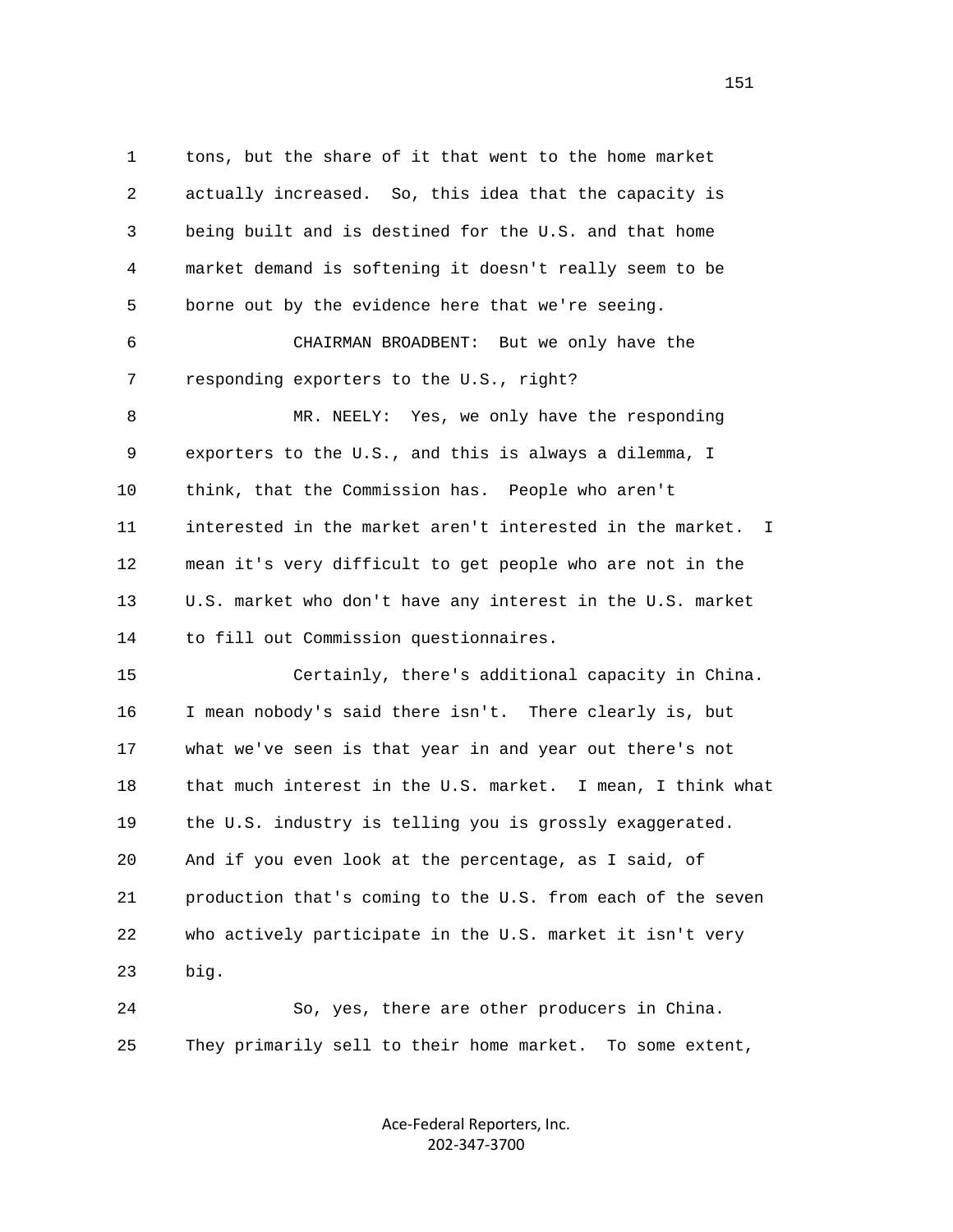tons, but the share of it that went to the home market actually increased. So, this idea that the capacity is being built and is destined for the U.S. and that home market demand is softening it doesn't really seem to be borne out by the evidence here that we're seeing.

CHAIRMAN BROADBENT: But we only have the responding exporters to the U.S., right?

MR. NEELY: Yes, we only have the responding exporters to the U.S., and this is always a dilemma, I think, that the Commission has. People who aren't interested in the market aren't interested in the market. I mean it's very difficult to get people who are not in the U.S. market who don't have any interest in the U.S. market to fill out Commission questionnaires.

Certainly, there's additional capacity in China. I mean nobody's said there isn't. There clearly is, but what we've seen is that year in and year out there's not that much interest in the U.S. market. I mean, I think what the U.S. industry is telling you is grossly exaggerated. And if you even look at the percentage, as I said, of production that's coming to the U.S. from each of the seven who actively participate in the U.S. market it isn't very big.

So, yes, there are other producers in China. They primarily sell to their home market. To some extent,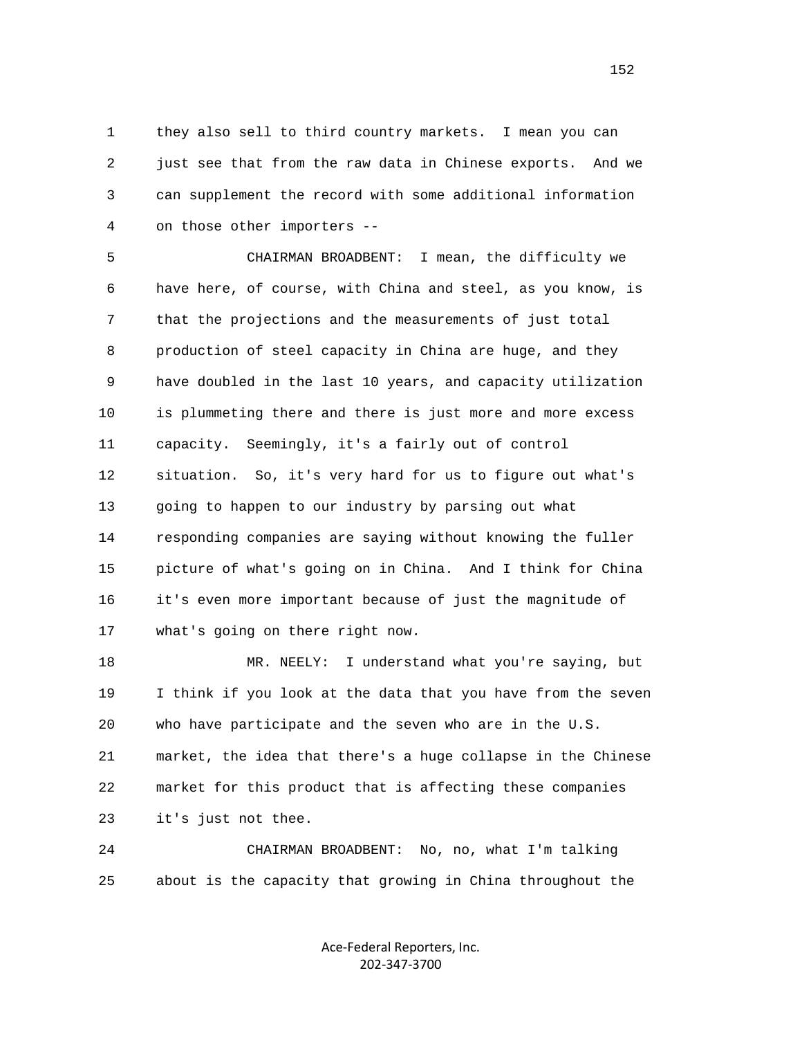they also sell to third country markets. I mean you can just see that from the raw data in Chinese exports. And we can supplement the record with some additional information on those other importers --

CHAIRMAN BROADBENT: I mean, the difficulty we have here, of course, with China and steel, as you know, is that the projections and the measurements of just total production of steel capacity in China are huge, and they have doubled in the last 10 years, and capacity utilization is plummeting there and there is just more and more excess capacity. Seemingly, it's a fairly out of control situation. So, it's very hard for us to figure out what's going to happen to our industry by parsing out what responding companies are saying without knowing the fuller picture of what's going on in China. And I think for China it's even more important because of just the magnitude of what's going on there right now.

MR. NEELY: I understand what you're saying, but I think if you look at the data that you have from the seven who have participate and the seven who are in the U.S. market, the idea that there's a huge collapse in the Chinese market for this product that is affecting these companies it's just not thee.

CHAIRMAN BROADBENT: No, no, what I'm talking about is the capacity that growing in China throughout the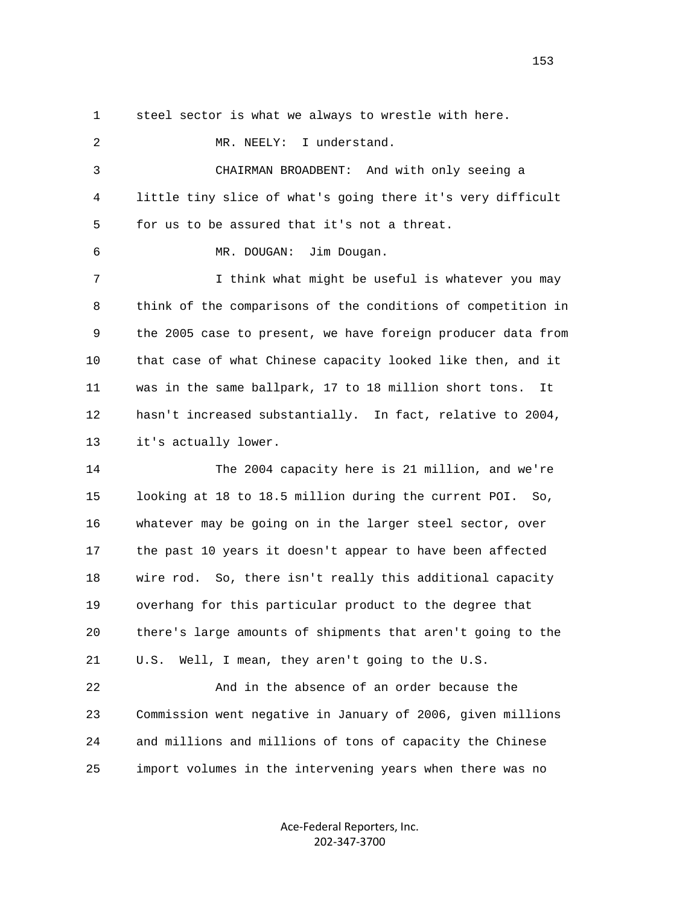1 steel sector is what we always to wrestle with here.

2 MR. NEELY: I understand.

3 CHAIRMAN BROADBENT: And with only seeing a

4 little tiny slice of what's going there it's very difficult

5 for us to be assured that it's not a threat.

6 MR. DOUGAN: Jim Dougan.

7 I think what might be useful is whatever you may

8 think of the comparisons of the conditions of competition in

9 the 2005 case to present, we have foreign producer data from

10 that case of what Chinese capacity looked like then, and it

11 was in the same ballpark, 17 to 18 million short tons. It

12 hasn't increased substantially. In fact, relative to 2004,

13 it's actually lower.

14 The 2004 capacity here is 21 million, and we're

15 looking at 18 to 18.5 million during the current POI. So,

16 whatever may be going on in the larger steel sector, over

17 the past 10 years it doesn't appear to have been affected

18 wire rod. So, there isn't really this additional capacity

19 overhang for this particular product to the degree that

20 there's large amounts of shipments that aren't going to the

21 U.S. Well, I mean, they aren't going to the U.S.

22 And in the absence of an order because the

23 Commission went negative in January of 2006, given millions

24 and millions and millions of tons of capacity the Chinese

25 import volumes in the intervening years when there was no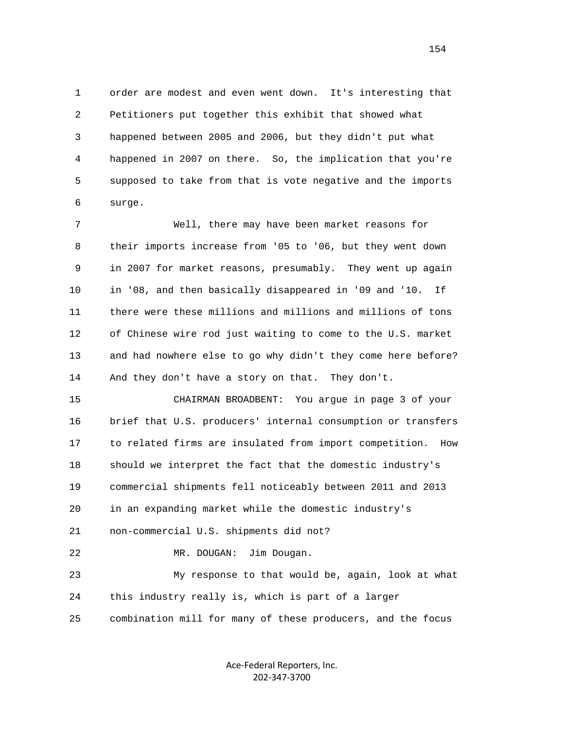order are modest and even went down. It's interesting that Petitioners put together this exhibit that showed what happened between 2005 and 2006, but they didn't put what happened in 2007 on there. So, the implication that you're supposed to take from that is vote negative and the imports surge.

Well, there may have been market reasons for their imports increase from '05 to '06, but they went down in 2007 for market reasons, presumably. They went up again in '08, and then basically disappeared in '09 and '10. If there were these millions and millions and millions of tons of Chinese wire rod just waiting to come to the U.S. market and had nowhere else to go why didn't they come here before? And they don't have a story on that. They don't.

CHAIRMAN BROADBENT: You argue in page 3 of your brief that U.S. producers' internal consumption or transfers to related firms are insulated from import competition. How should we interpret the fact that the domestic industry's commercial shipments fell noticeably between 2011 and 2013 in an expanding market while the domestic industry's non-commercial U.S. shipments did not?

MR. DOUGAN: Jim Dougan.

My response to that would be, again, look at what this industry really is, which is part of a larger combination mill for many of these producers, and the focus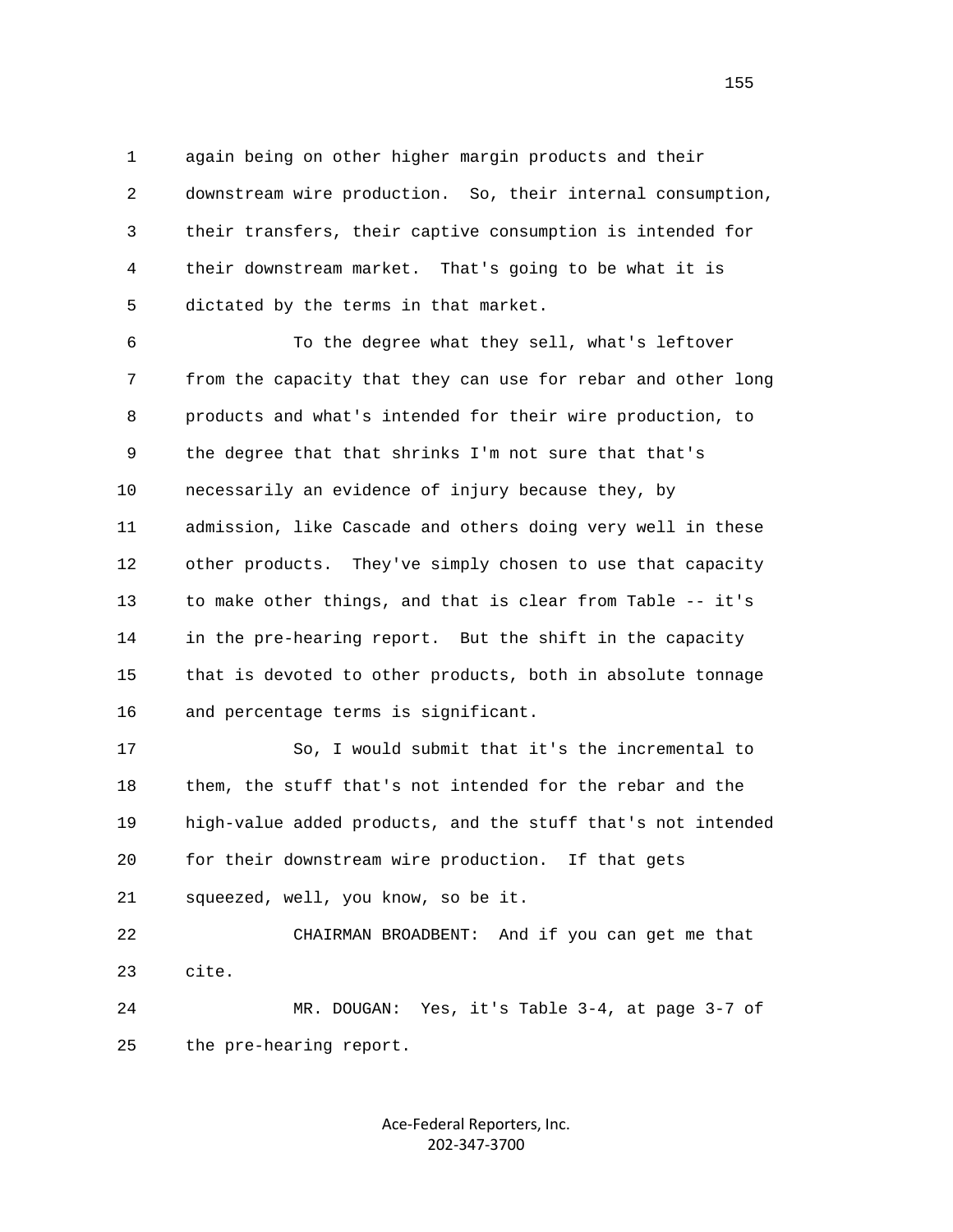again being on other higher margin products and their downstream wire production. So, their internal consumption, their transfers, their captive consumption is intended for their downstream market. That's going to be what it is dictated by the terms in that market.

To the degree what they sell, what's leftover from the capacity that they can use for rebar and other long products and what's intended for their wire production, to the degree that that shrinks I'm not sure that that's necessarily an evidence of injury because they, by admission, like Cascade and others doing very well in these other products. They've simply chosen to use that capacity to make other things, and that is clear from Table -- it's in the pre-hearing report. But the shift in the capacity that is devoted to other products, both in absolute tonnage and percentage terms is significant.

So, I would submit that it's the incremental to them, the stuff that's not intended for the rebar and the high-value added products, and the stuff that's not intended for their downstream wire production. If that gets squeezed, well, you know, so be it.

CHAIRMAN BROADBENT: And if you can get me that cite.

MR. DOUGAN: Yes, it's Table 3-4, at page 3-7 of the pre-hearing report.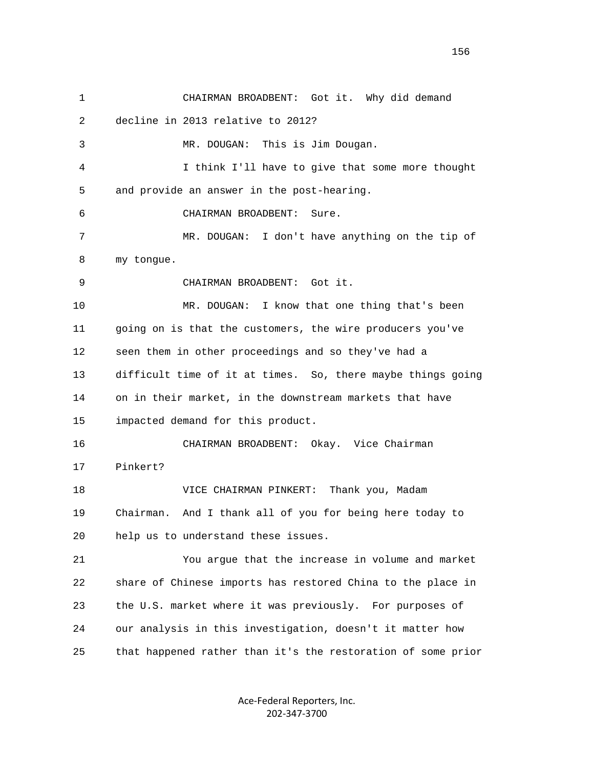CHAIRMAN BROADBENT: Got it. Why did demand decline in 2013 relative to 2012?

MR. DOUGAN: This is Jim Dougan.

I think I'll have to give that some more thought and provide an answer in the post-hearing.

CHAIRMAN BROADBENT: Sure.

MR. DOUGAN: I don't have anything on the tip of my tongue.

CHAIRMAN BROADBENT: Got it.

MR. DOUGAN: I know that one thing that's been going on is that the customers, the wire producers you've seen them in other proceedings and so they've had a difficult time of it at times. So, there maybe things going on in their market, in the downstream markets that have impacted demand for this product.

CHAIRMAN BROADBENT: Okay. Vice Chairman Pinkert?

VICE CHAIRMAN PINKERT: Thank you, Madam Chairman. And I thank all of you for being here today to help us to understand these issues.

You argue that the increase in volume and market share of Chinese imports has restored China to the place in the U.S. market where it was previously. For purposes of our analysis in this investigation, doesn't it matter how that happened rather than it's the restoration of some prior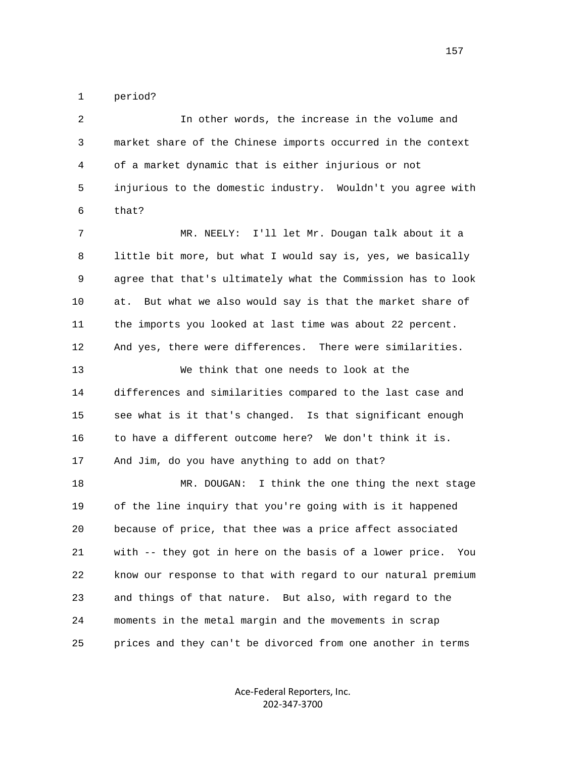period?

In other words, the increase in the volume and market share of the Chinese imports occurred in the context of a market dynamic that is either injurious or not injurious to the domestic industry. Wouldn't you agree with that?

MR. NEELY: I'll let Mr. Dougan talk about it a little bit more, but what I would say is, yes, we basically agree that that's ultimately what the Commission has to look at. But what we also would say is that the market share of the imports you looked at last time was about 22 percent. And yes, there were differences. There were similarities.

We think that one needs to look at the differences and similarities compared to the last case and see what is it that's changed. Is that significant enough to have a different outcome here? We don't think it is. And Jim, do you have anything to add on that?

MR. DOUGAN: I think the one thing the next stage of the line inquiry that you're going with is it happened because of price, that thee was a price affect associated with -- they got in here on the basis of a lower price. You know our response to that with regard to our natural premium and things of that nature. But also, with regard to the moments in the metal margin and the movements in scrap prices and they can't be divorced from one another in terms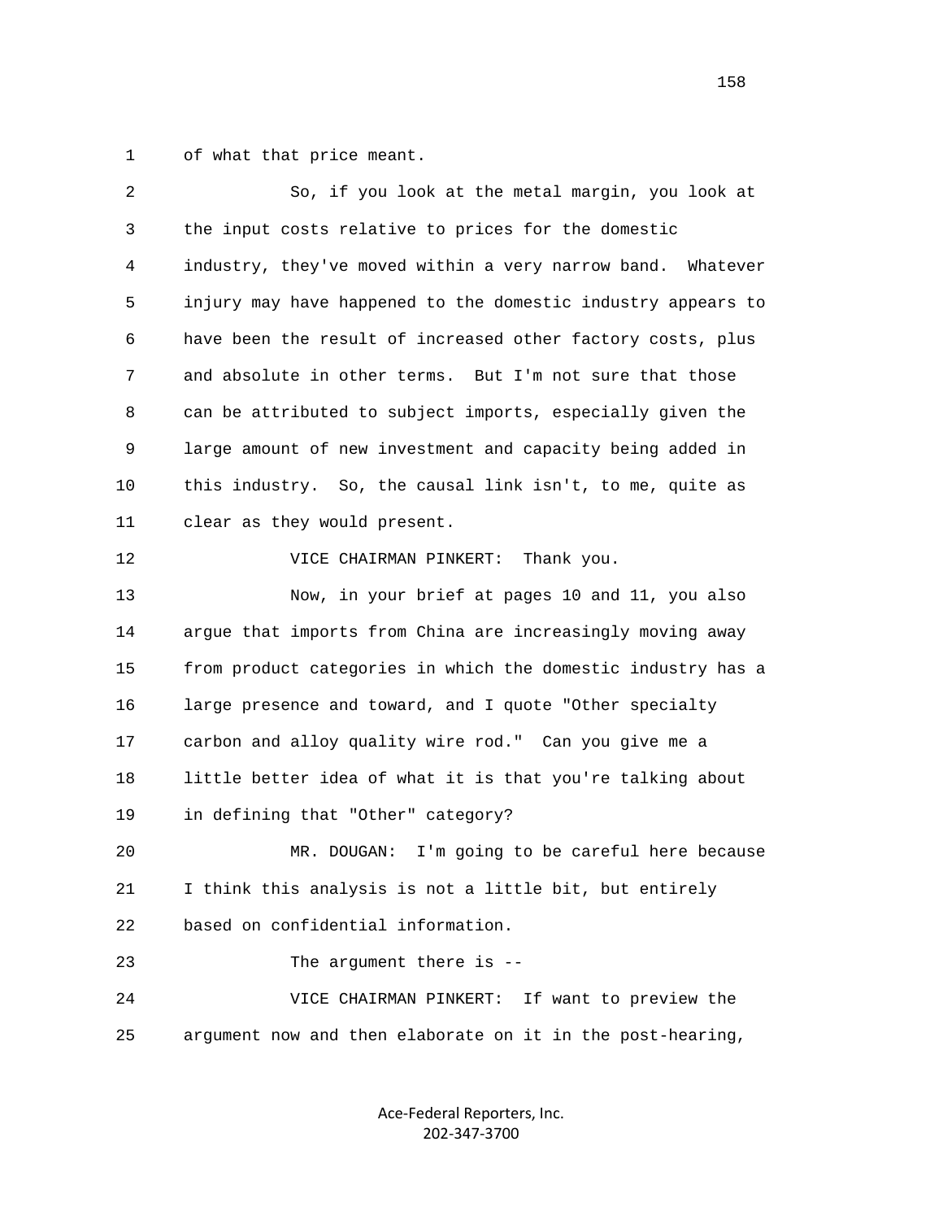of what that price meant.

So, if you look at the metal margin, you look at the input costs relative to prices for the domestic industry, they've moved within a very narrow band. Whatever injury may have happened to the domestic industry appears to have been the result of increased other factory costs, plus and absolute in other terms. But I'm not sure that those can be attributed to subject imports, especially given the large amount of new investment and capacity being added in this industry. So, the causal link isn't, to me, quite as clear as they would present.

VICE CHAIRMAN PINKERT: Thank you.

Now, in your brief at pages 10 and 11, you also argue that imports from China are increasingly moving away from product categories in which the domestic industry has a large presence and toward, and I quote "Other specialty carbon and alloy quality wire rod." Can you give me a little better idea of what it is that you're talking about in defining that "Other" category?

MR. DOUGAN: I'm going to be careful here because I think this analysis is not a little bit, but entirely based on confidential information.

The argument there is --

VICE CHAIRMAN PINKERT: If want to preview the argument now and then elaborate on it in the post-hearing,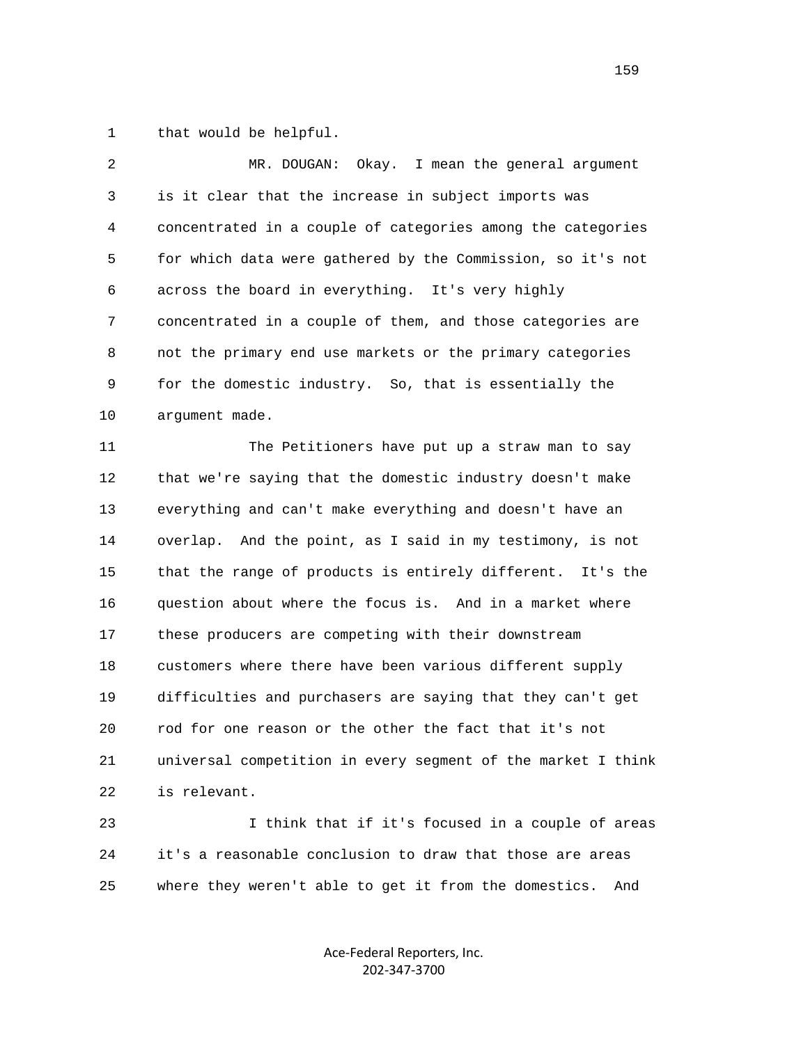that would be helpful.

MR. DOUGAN: Okay. I mean the general argument is it clear that the increase in subject imports was concentrated in a couple of categories among the categories for which data were gathered by the Commission, so it's not across the board in everything. It's very highly concentrated in a couple of them, and those categories are not the primary end use markets or the primary categories for the domestic industry. So, that is essentially the argument made.

The Petitioners have put up a straw man to say that we're saying that the domestic industry doesn't make everything and can't make everything and doesn't have an overlap. And the point, as I said in my testimony, is not that the range of products is entirely different. It's the question about where the focus is. And in a market where these producers are competing with their downstream customers where there have been various different supply difficulties and purchasers are saying that they can't get rod for one reason or the other the fact that it's not universal competition in every segment of the market I think is relevant.

I think that if it's focused in a couple of areas it's a reasonable conclusion to draw that those are areas where they weren't able to get it from the domestics. And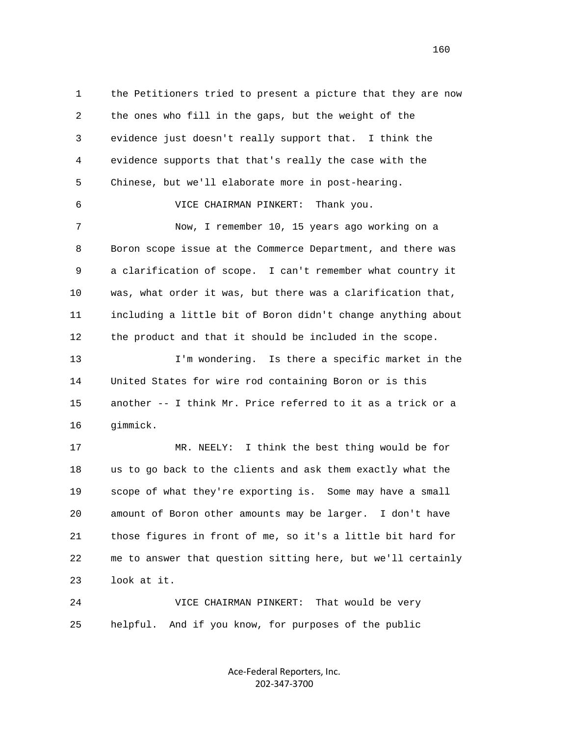1 the Petitioners tried to present a picture that they are now
2 the ones who fill in the gaps, but the weight of the
3 evidence just doesn't really support that. I think the
4 evidence supports that that's really the case with the
5 Chinese, but we'll elaborate more in post-hearing.
6 VICE CHAIRMAN PINKERT: Thank you.
7 Now, I remember 10, 15 years ago working on a
8 Boron scope issue at the Commerce Department, and there was
9 a clarification of scope. I can't remember what country it
10 was, what order it was, but there was a clarification that,
11 including a little bit of Boron didn't change anything about
12 the product and that it should be included in the scope.
13 I'm wondering. Is there a specific market in the
14 United States for wire rod containing Boron or is this
15 another -- I think Mr. Price referred to it as a trick or a
16 gimmick.
17 MR. NEELY: I think the best thing would be for
18 us to go back to the clients and ask them exactly what the
19 scope of what they're exporting is. Some may have a small
20 amount of Boron other amounts may be larger. I don't have
21 those figures in front of me, so it's a little bit hard for
22 me to answer that question sitting here, but we'll certainly
23 look at it.
24 VICE CHAIRMAN PINKERT: That would be very
25 helpful. And if you know, for purposes of the public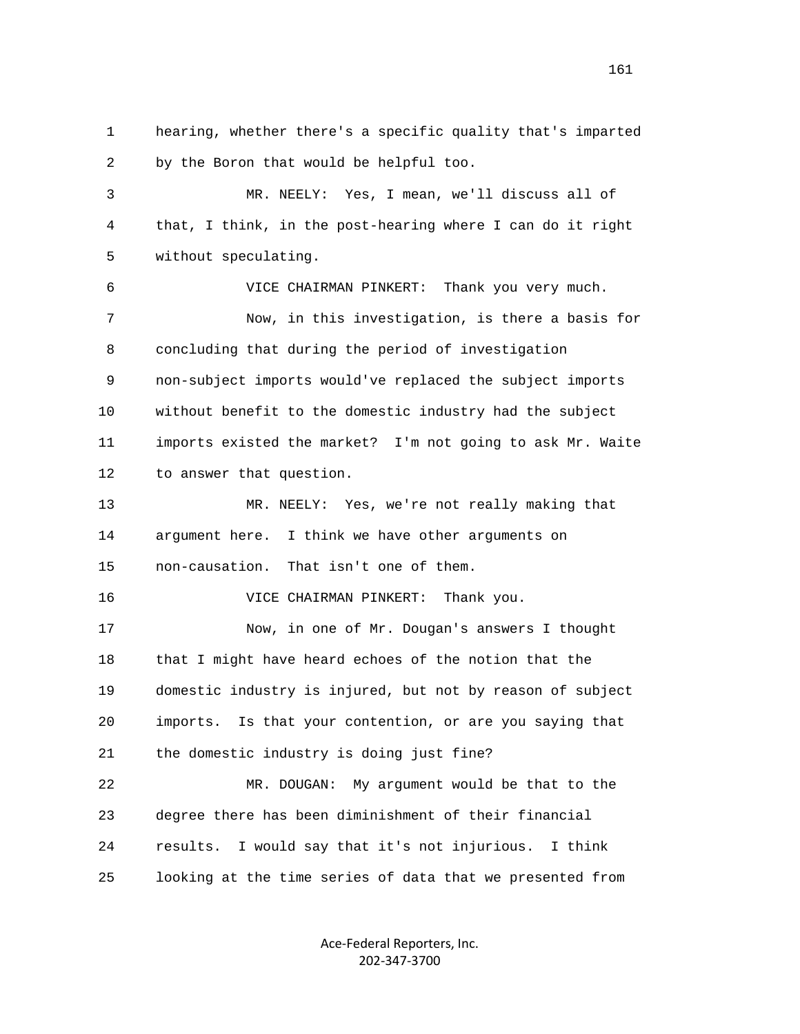1 hearing, whether there's a specific quality that's imparted
2 by the Boron that would be helpful too.

3 MR. NEELY: Yes, I mean, we'll discuss all of
4 that, I think, in the post-hearing where I can do it right
5 without speculating.

6 VICE CHAIRMAN PINKERT: Thank you very much.

7 Now, in this investigation, is there a basis for
8 concluding that during the period of investigation
9 non-subject imports would've replaced the subject imports
10 without benefit to the domestic industry had the subject
11 imports existed the market? I'm not going to ask Mr. Waite
12 to answer that question.

13 MR. NEELY: Yes, we're not really making that
14 argument here. I think we have other arguments on
15 non-causation. That isn't one of them.

16 VICE CHAIRMAN PINKERT: Thank you.

17 Now, in one of Mr. Dougan's answers I thought
18 that I might have heard echoes of the notion that the
19 domestic industry is injured, but not by reason of subject
20 imports. Is that your contention, or are you saying that
21 the domestic industry is doing just fine?

22 MR. DOUGAN: My argument would be that to the
23 degree there has been diminishment of their financial
24 results. I would say that it's not injurious. I think
25 looking at the time series of data that we presented from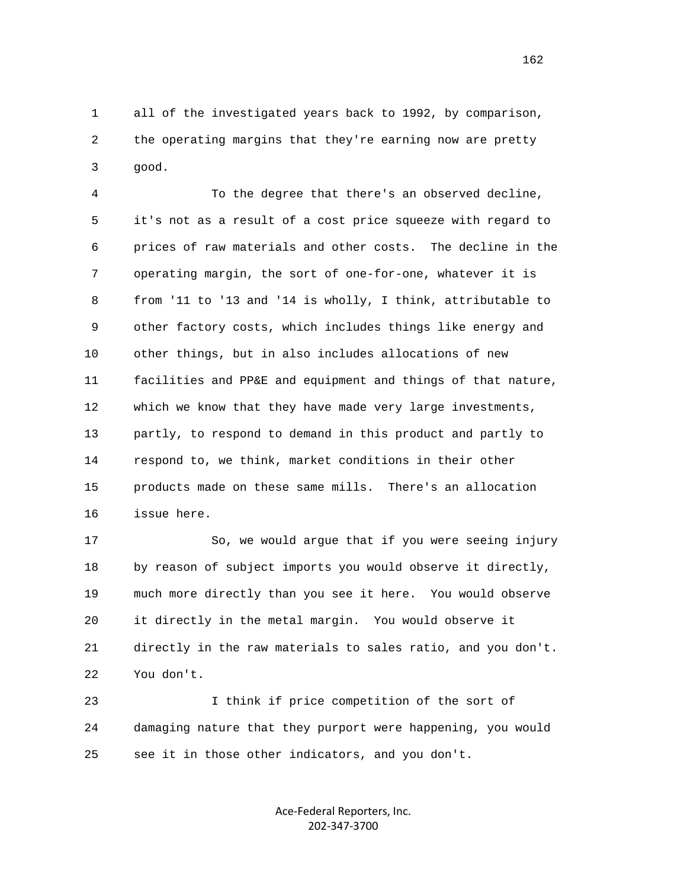all of the investigated years back to 1992, by comparison, the operating margins that they're earning now are pretty good.

To the degree that there's an observed decline, it's not as a result of a cost price squeeze with regard to prices of raw materials and other costs. The decline in the operating margin, the sort of one-for-one, whatever it is from '11 to '13 and '14 is wholly, I think, attributable to other factory costs, which includes things like energy and other things, but in also includes allocations of new facilities and PP&E and equipment and things of that nature, which we know that they have made very large investments, partly, to respond to demand in this product and partly to respond to, we think, market conditions in their other products made on these same mills. There's an allocation issue here.

So, we would argue that if you were seeing injury by reason of subject imports you would observe it directly, much more directly than you see it here. You would observe it directly in the metal margin. You would observe it directly in the raw materials to sales ratio, and you don't. You don't.

I think if price competition of the sort of damaging nature that they purport were happening, you would see it in those other indicators, and you don't.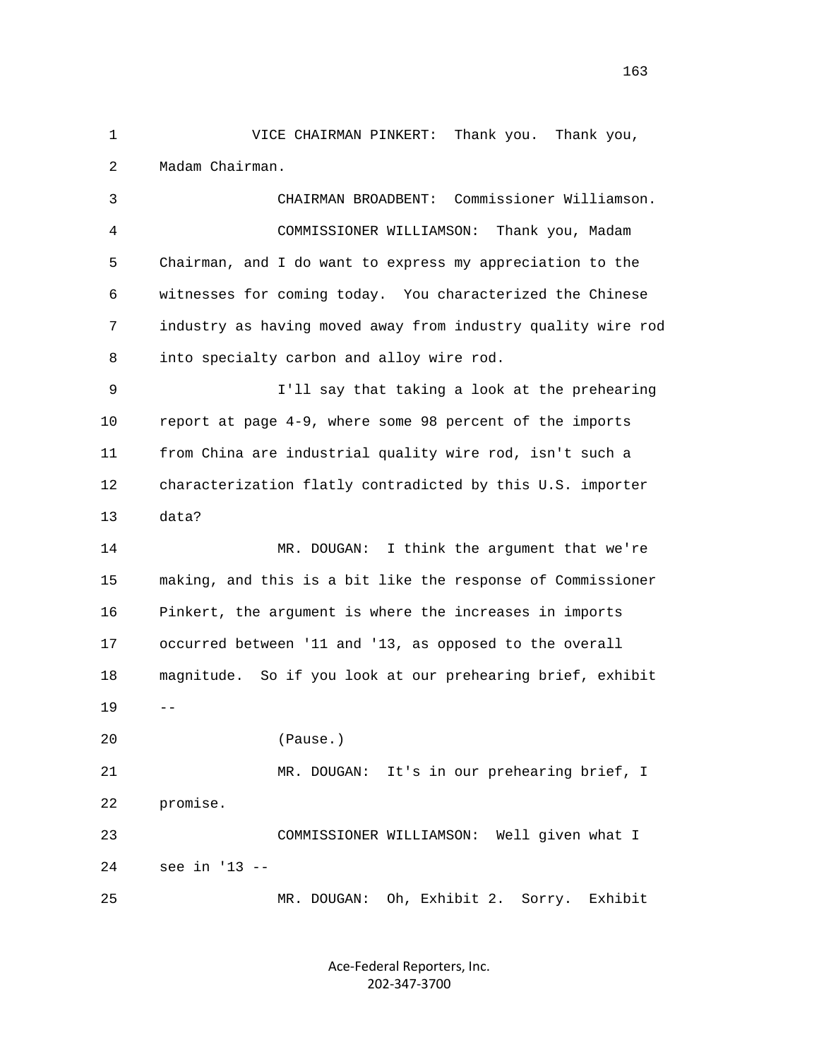VICE CHAIRMAN PINKERT: Thank you. Thank you, Madam Chairman.

CHAIRMAN BROADBENT: Commissioner Williamson.

COMMISSIONER WILLIAMSON: Thank you, Madam Chairman, and I do want to express my appreciation to the witnesses for coming today. You characterized the Chinese industry as having moved away from industry quality wire rod into specialty carbon and alloy wire rod.

I'll say that taking a look at the prehearing report at page 4-9, where some 98 percent of the imports from China are industrial quality wire rod, isn't such a characterization flatly contradicted by this U.S. importer data?

MR. DOUGAN: I think the argument that we're making, and this is a bit like the response of Commissioner Pinkert, the argument is where the increases in imports occurred between '11 and '13, as opposed to the overall magnitude. So if you look at our prehearing brief, exhibit --

(Pause.)

MR. DOUGAN: It's in our prehearing brief, I promise.

COMMISSIONER WILLIAMSON: Well given what I see in '13 --

MR. DOUGAN: Oh, Exhibit 2. Sorry. Exhibit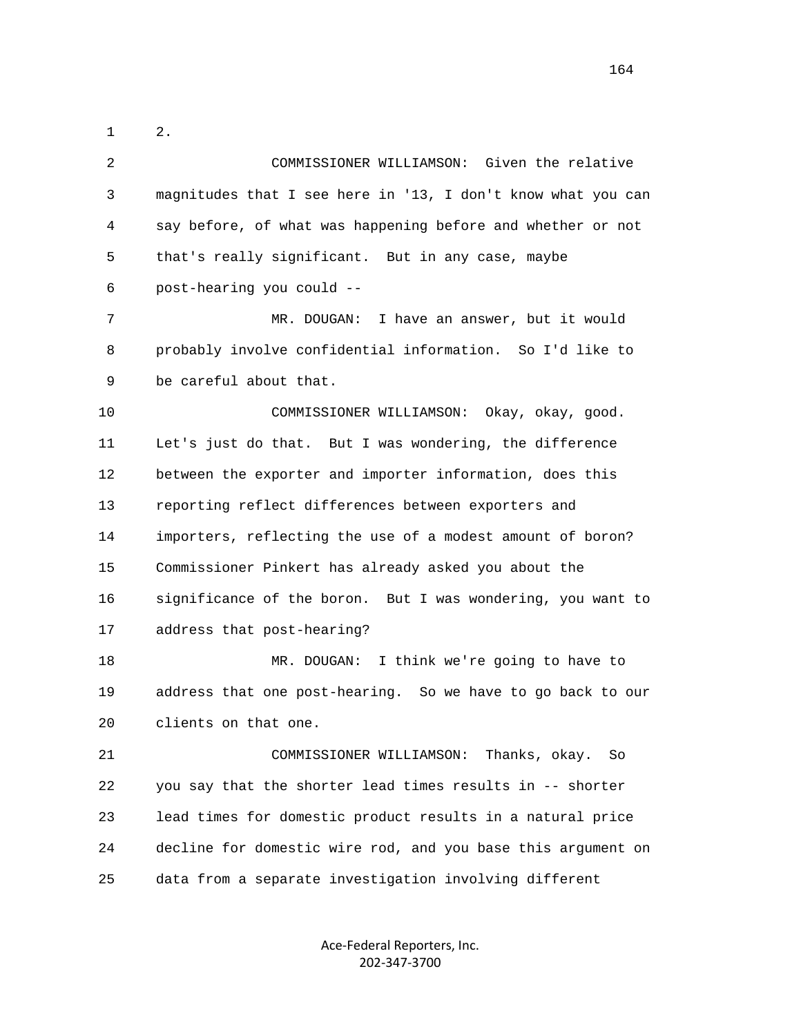2.

COMMISSIONER WILLIAMSON: Given the relative magnitudes that I see here in '13, I don't know what you can say before, of what was happening before and whether or not that's really significant. But in any case, maybe post-hearing you could --

MR. DOUGAN: I have an answer, but it would probably involve confidential information. So I'd like to be careful about that.

COMMISSIONER WILLIAMSON: Okay, okay, good. Let's just do that. But I was wondering, the difference between the exporter and importer information, does this reporting reflect differences between exporters and importers, reflecting the use of a modest amount of boron? Commissioner Pinkert has already asked you about the significance of the boron. But I was wondering, you want to address that post-hearing?

MR. DOUGAN: I think we're going to have to address that one post-hearing. So we have to go back to our clients on that one.

COMMISSIONER WILLIAMSON: Thanks, okay. So you say that the shorter lead times results in -- shorter lead times for domestic product results in a natural price decline for domestic wire rod, and you base this argument on data from a separate investigation involving different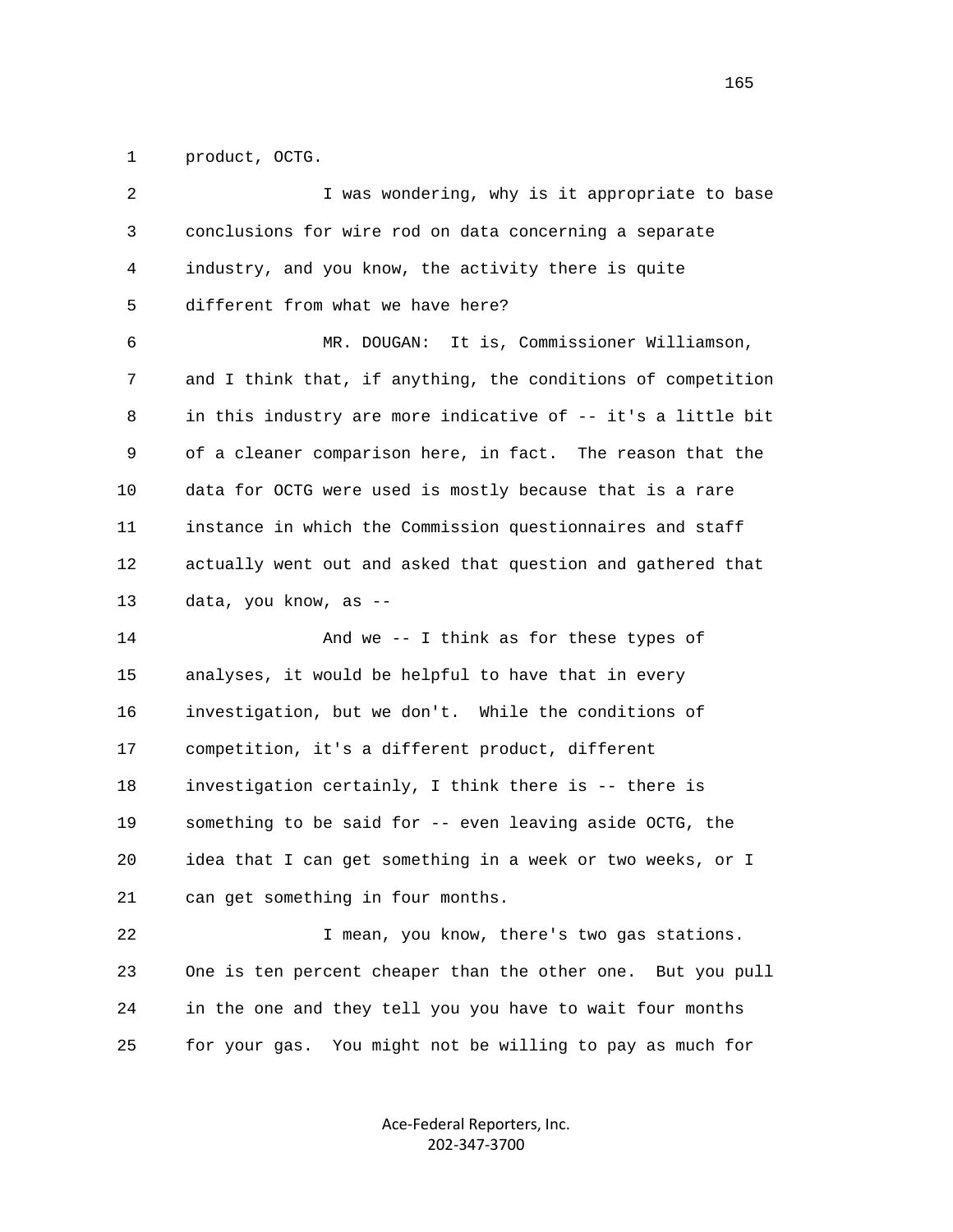product, OCTG.

I was wondering, why is it appropriate to base conclusions for wire rod on data concerning a separate industry, and you know, the activity there is quite different from what we have here?

MR. DOUGAN: It is, Commissioner Williamson, and I think that, if anything, the conditions of competition in this industry are more indicative of -- it's a little bit of a cleaner comparison here, in fact. The reason that the data for OCTG were used is mostly because that is a rare instance in which the Commission questionnaires and staff actually went out and asked that question and gathered that data, you know, as --

And we -- I think as for these types of analyses, it would be helpful to have that in every investigation, but we don't. While the conditions of competition, it's a different product, different investigation certainly, I think there is -- there is something to be said for -- even leaving aside OCTG, the idea that I can get something in a week or two weeks, or I can get something in four months.

I mean, you know, there's two gas stations. One is ten percent cheaper than the other one. But you pull in the one and they tell you you have to wait four months for your gas. You might not be willing to pay as much for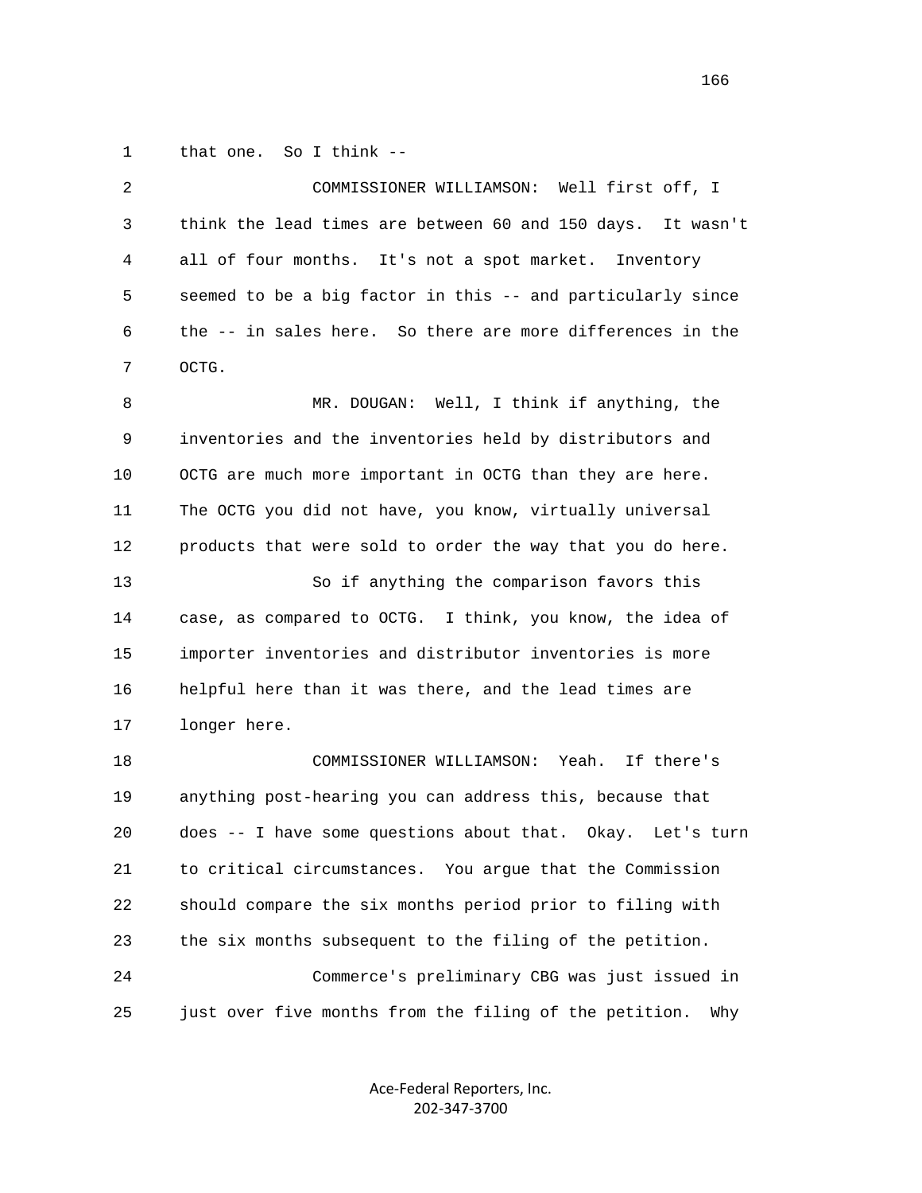that one. So I think --

COMMISSIONER WILLIAMSON: Well first off, I think the lead times are between 60 and 150 days. It wasn't all of four months. It's not a spot market. Inventory seemed to be a big factor in this -- and particularly since the -- in sales here. So there are more differences in the OCTG.

MR. DOUGAN: Well, I think if anything, the inventories and the inventories held by distributors and OCTG are much more important in OCTG than they are here. The OCTG you did not have, you know, virtually universal products that were sold to order the way that you do here.

So if anything the comparison favors this case, as compared to OCTG. I think, you know, the idea of importer inventories and distributor inventories is more helpful here than it was there, and the lead times are longer here.

COMMISSIONER WILLIAMSON: Yeah. If there's anything post-hearing you can address this, because that does -- I have some questions about that. Okay. Let's turn to critical circumstances. You argue that the Commission should compare the six months period prior to filing with the six months subsequent to the filing of the petition.

Commerce's preliminary CBG was just issued in just over five months from the filing of the petition. Why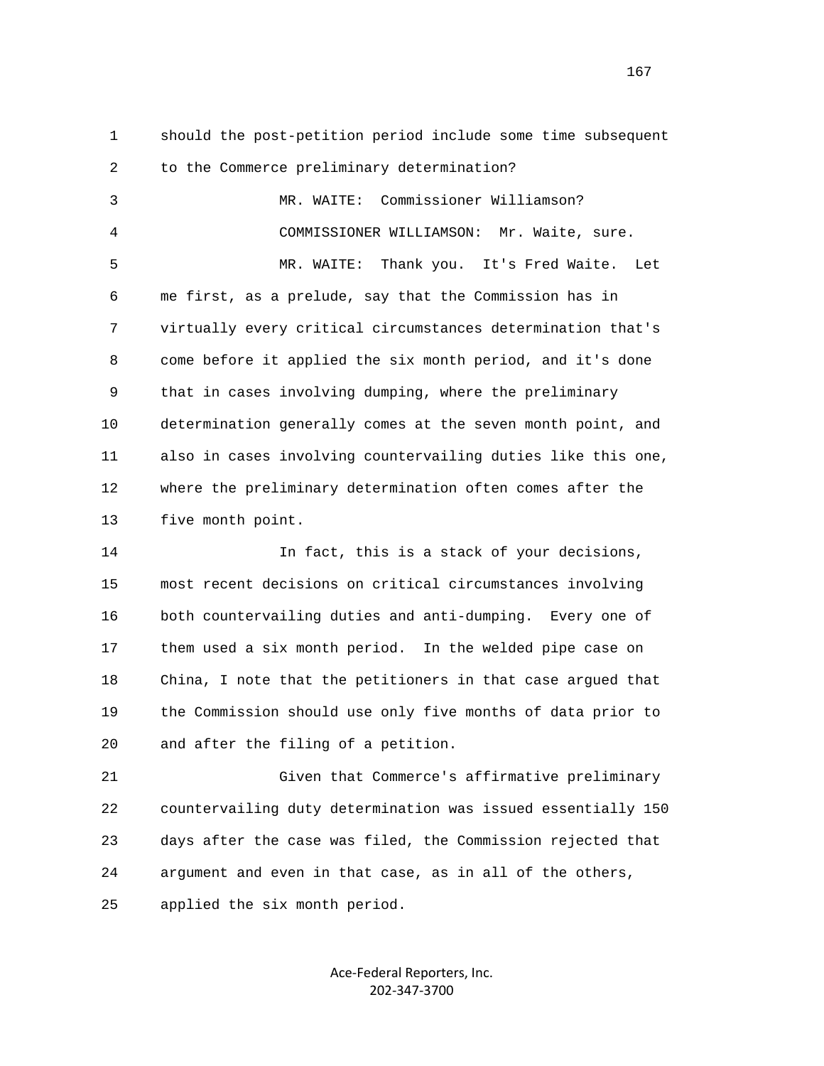should the post-petition period include some time subsequent to the Commerce preliminary determination?

MR. WAITE: Commissioner Williamson?

COMMISSIONER WILLIAMSON: Mr. Waite, sure.

MR. WAITE: Thank you. It's Fred Waite. Let me first, as a prelude, say that the Commission has in virtually every critical circumstances determination that's come before it applied the six month period, and it's done that in cases involving dumping, where the preliminary determination generally comes at the seven month point, and also in cases involving countervailing duties like this one, where the preliminary determination often comes after the five month point.

In fact, this is a stack of your decisions, most recent decisions on critical circumstances involving both countervailing duties and anti-dumping. Every one of them used a six month period. In the welded pipe case on China, I note that the petitioners in that case argued that the Commission should use only five months of data prior to and after the filing of a petition.

Given that Commerce's affirmative preliminary countervailing duty determination was issued essentially 150 days after the case was filed, the Commission rejected that argument and even in that case, as in all of the others, applied the six month period.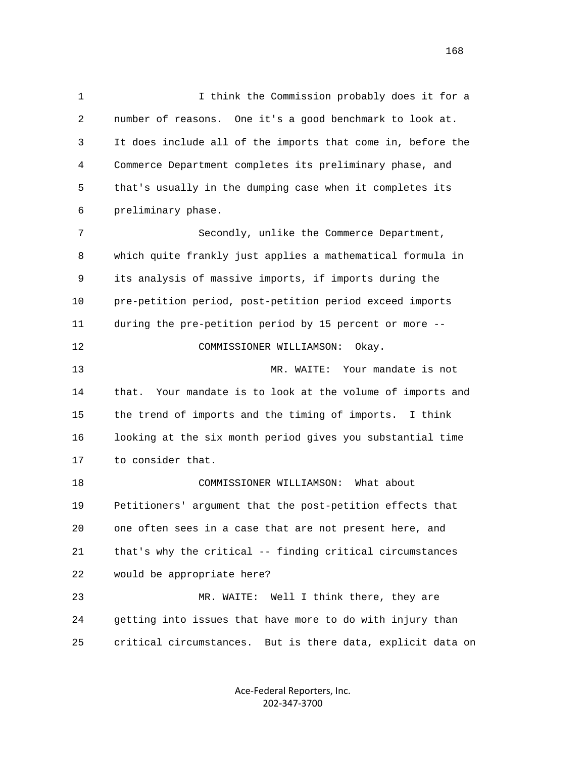I think the Commission probably does it for a number of reasons. One it's a good benchmark to look at. It does include all of the imports that come in, before the Commerce Department completes its preliminary phase, and that's usually in the dumping case when it completes its preliminary phase.

Secondly, unlike the Commerce Department, which quite frankly just applies a mathematical formula in its analysis of massive imports, if imports during the pre-petition period, post-petition period exceed imports during the pre-petition period by 15 percent or more --

COMMISSIONER WILLIAMSON: Okay.

MR. WAITE: Your mandate is not that. Your mandate is to look at the volume of imports and the trend of imports and the timing of imports. I think looking at the six month period gives you substantial time to consider that.

COMMISSIONER WILLIAMSON: What about Petitioners' argument that the post-petition effects that one often sees in a case that are not present here, and that's why the critical -- finding critical circumstances would be appropriate here?

MR. WAITE: Well I think there, they are getting into issues that have more to do with injury than critical circumstances. But is there data, explicit data on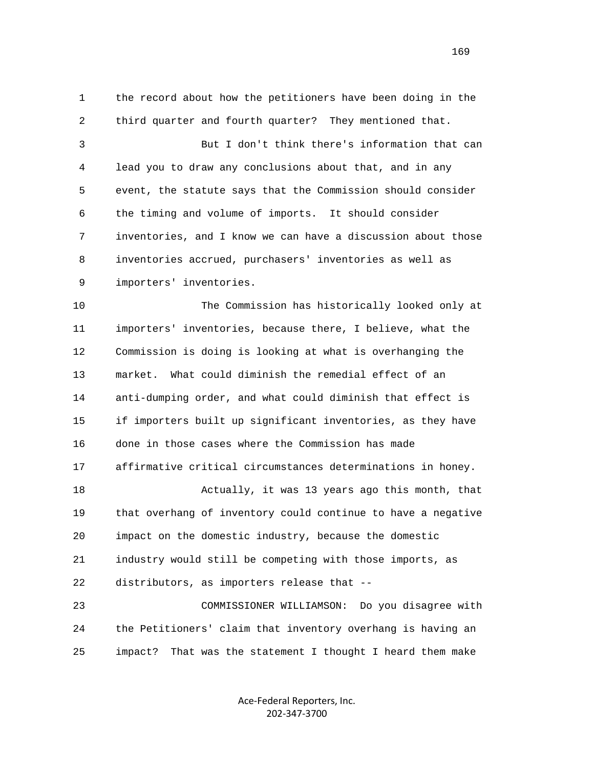the record about how the petitioners have been doing in the third quarter and fourth quarter? They mentioned that.

But I don't think there's information that can lead you to draw any conclusions about that, and in any event, the statute says that the Commission should consider the timing and volume of imports. It should consider inventories, and I know we can have a discussion about those inventories accrued, purchasers' inventories as well as importers' inventories.

The Commission has historically looked only at importers' inventories, because there, I believe, what the Commission is doing is looking at what is overhanging the market. What could diminish the remedial effect of an anti-dumping order, and what could diminish that effect is if importers built up significant inventories, as they have done in those cases where the Commission has made affirmative critical circumstances determinations in honey.

Actually, it was 13 years ago this month, that that overhang of inventory could continue to have a negative impact on the domestic industry, because the domestic industry would still be competing with those imports, as distributors, as importers release that --

COMMISSIONER WILLIAMSON: Do you disagree with the Petitioners' claim that inventory overhang is having an impact? That was the statement I thought I heard them make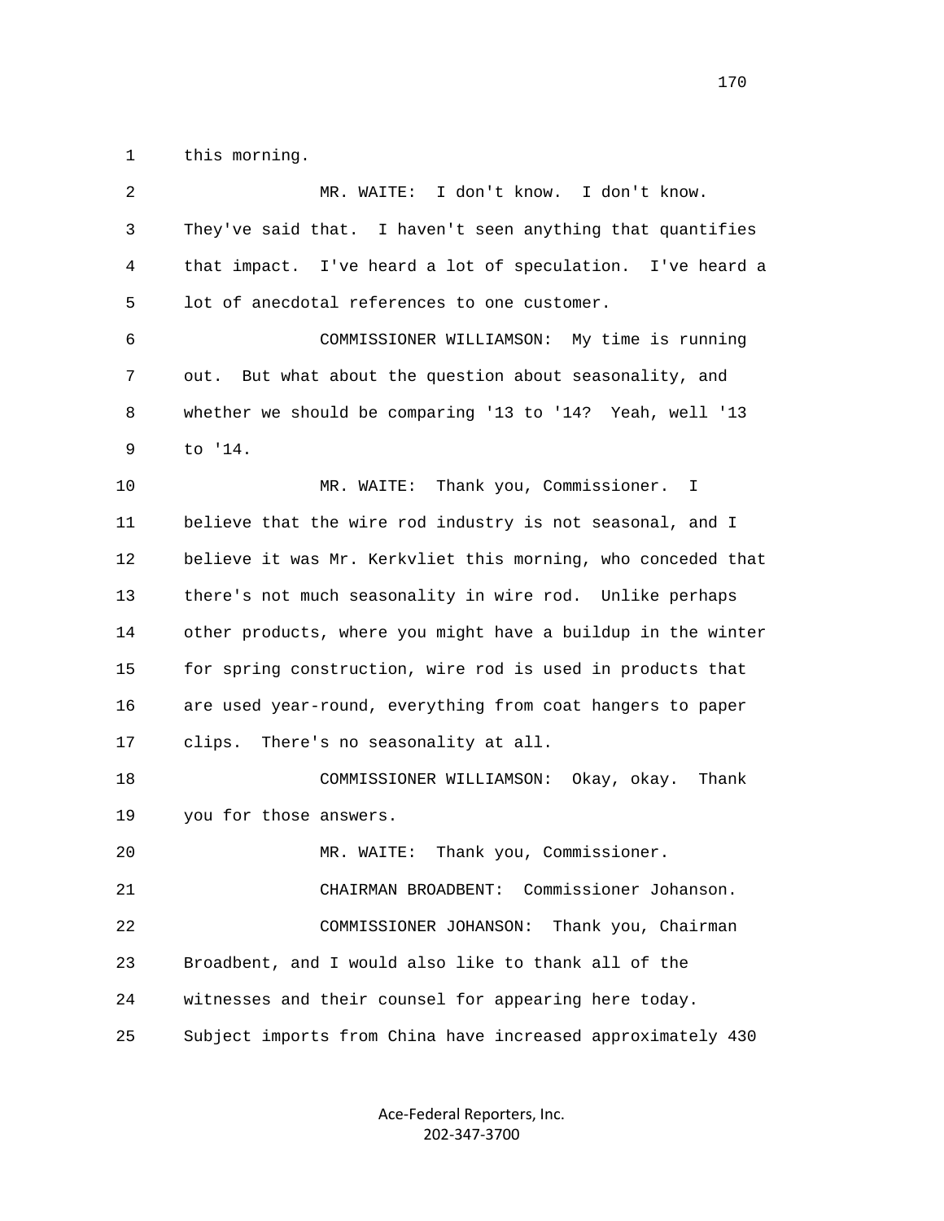this morning.

MR. WAITE: I don't know. I don't know. They've said that. I haven't seen anything that quantifies that impact. I've heard a lot of speculation. I've heard a lot of anecdotal references to one customer.

COMMISSIONER WILLIAMSON: My time is running out. But what about the question about seasonality, and whether we should be comparing '13 to '14? Yeah, well '13 to '14.

MR. WAITE: Thank you, Commissioner. I believe that the wire rod industry is not seasonal, and I believe it was Mr. Kerkvliet this morning, who conceded that there's not much seasonality in wire rod. Unlike perhaps other products, where you might have a buildup in the winter for spring construction, wire rod is used in products that are used year-round, everything from coat hangers to paper clips. There's no seasonality at all.

COMMISSIONER WILLIAMSON: Okay, okay. Thank you for those answers.

MR. WAITE: Thank you, Commissioner.

CHAIRMAN BROADBENT: Commissioner Johanson.

COMMISSIONER JOHANSON: Thank you, Chairman Broadbent, and I would also like to thank all of the witnesses and their counsel for appearing here today. Subject imports from China have increased approximately 430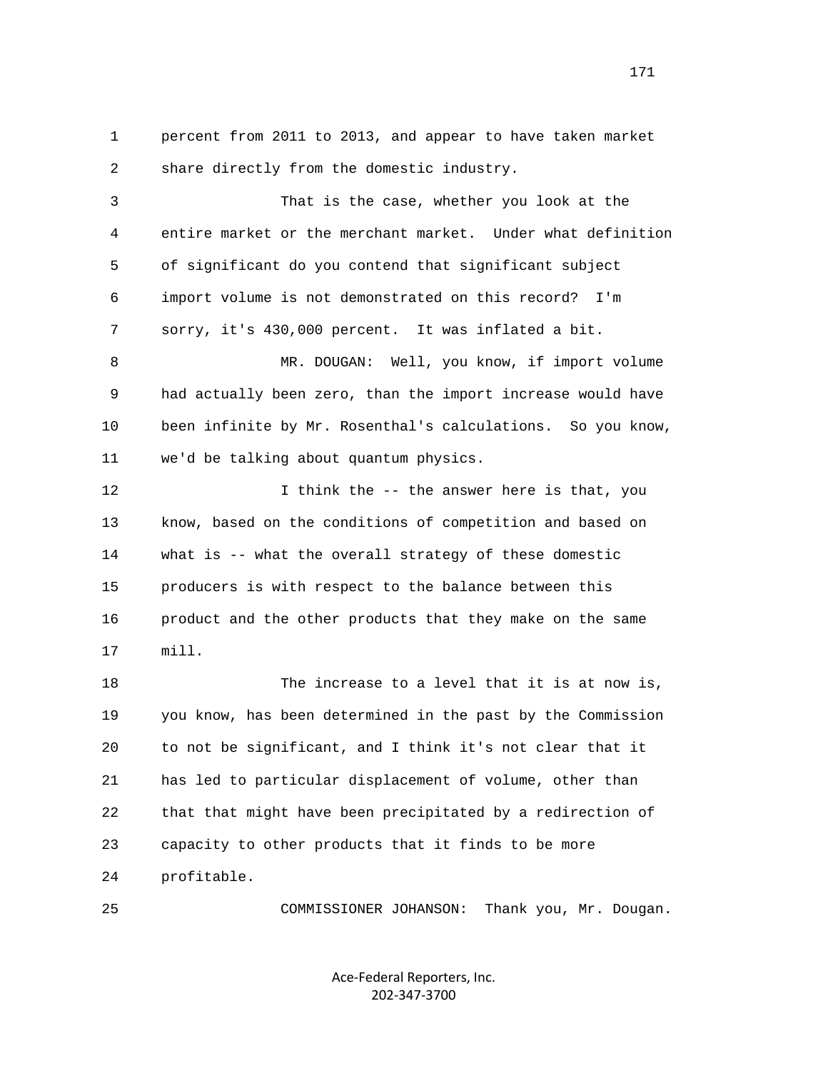percent from 2011 to 2013, and appear to have taken market share directly from the domestic industry.

That is the case, whether you look at the entire market or the merchant market. Under what definition of significant do you contend that significant subject import volume is not demonstrated on this record? I'm sorry, it's 430,000 percent. It was inflated a bit.

MR. DOUGAN: Well, you know, if import volume had actually been zero, than the import increase would have been infinite by Mr. Rosenthal's calculations. So you know, we'd be talking about quantum physics.

I think the -- the answer here is that, you know, based on the conditions of competition and based on what is -- what the overall strategy of these domestic producers is with respect to the balance between this product and the other products that they make on the same mill.

The increase to a level that it is at now is, you know, has been determined in the past by the Commission to not be significant, and I think it's not clear that it has led to particular displacement of volume, other than that that might have been precipitated by a redirection of capacity to other products that it finds to be more profitable.

COMMISSIONER JOHANSON: Thank you, Mr. Dougan.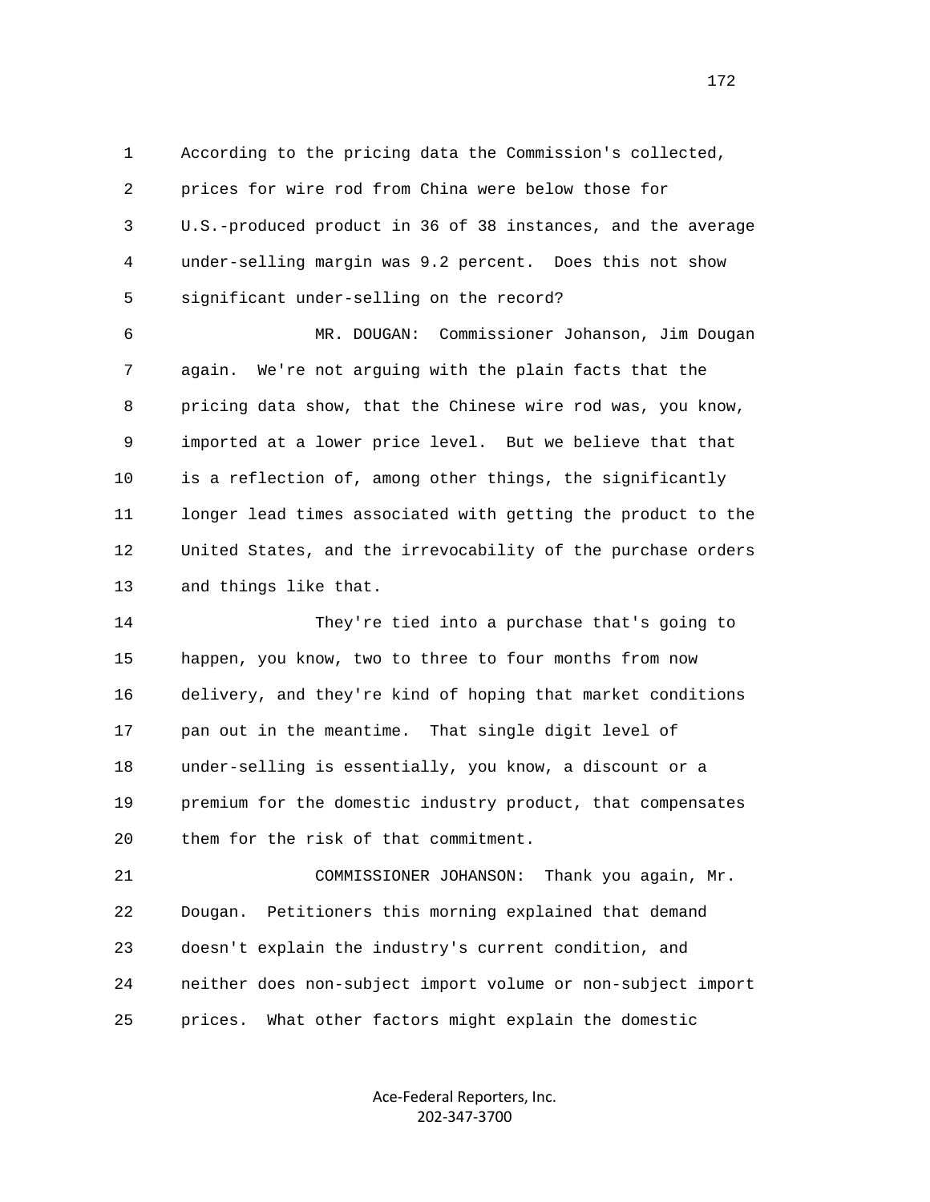According to the pricing data the Commission's collected, prices for wire rod from China were below those for U.S.-produced product in 36 of 38 instances, and the average under-selling margin was 9.2 percent. Does this not show significant under-selling on the record?

MR. DOUGAN: Commissioner Johanson, Jim Dougan again. We're not arguing with the plain facts that the pricing data show, that the Chinese wire rod was, you know, imported at a lower price level. But we believe that that is a reflection of, among other things, the significantly longer lead times associated with getting the product to the United States, and the irrevocability of the purchase orders and things like that.

They're tied into a purchase that's going to happen, you know, two to three to four months from now delivery, and they're kind of hoping that market conditions pan out in the meantime. That single digit level of under-selling is essentially, you know, a discount or a premium for the domestic industry product, that compensates them for the risk of that commitment.

COMMISSIONER JOHANSON: Thank you again, Mr. Dougan. Petitioners this morning explained that demand doesn't explain the industry's current condition, and neither does non-subject import volume or non-subject import prices. What other factors might explain the domestic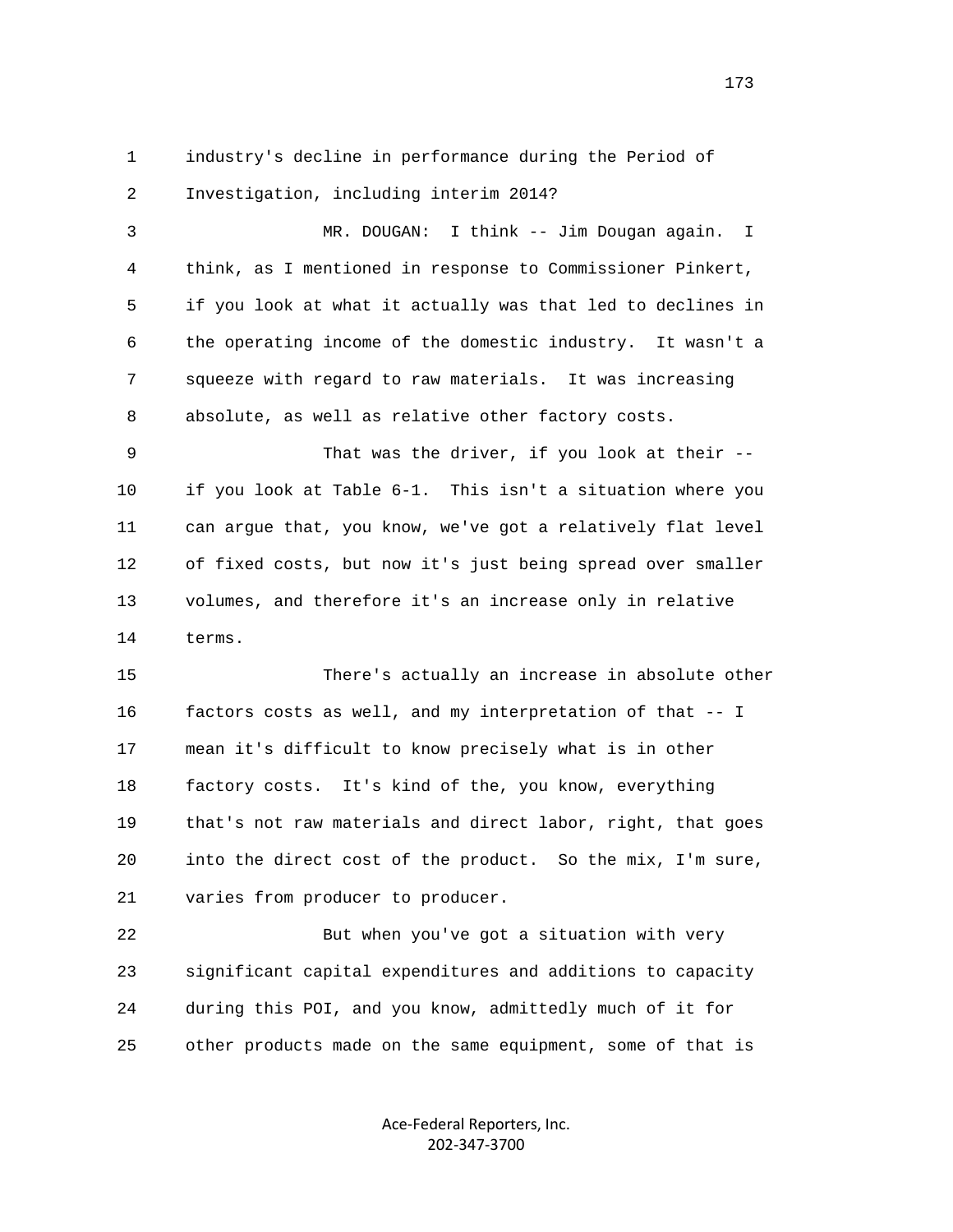industry's decline in performance during the Period of Investigation, including interim 2014?

MR. DOUGAN: I think -- Jim Dougan again. I think, as I mentioned in response to Commissioner Pinkert, if you look at what it actually was that led to declines in the operating income of the domestic industry. It wasn't a squeeze with regard to raw materials. It was increasing absolute, as well as relative other factory costs.

That was the driver, if you look at their -- if you look at Table 6-1. This isn't a situation where you can argue that, you know, we've got a relatively flat level of fixed costs, but now it's just being spread over smaller volumes, and therefore it's an increase only in relative terms.

There's actually an increase in absolute other factors costs as well, and my interpretation of that -- I mean it's difficult to know precisely what is in other factory costs. It's kind of the, you know, everything that's not raw materials and direct labor, right, that goes into the direct cost of the product. So the mix, I'm sure, varies from producer to producer.

But when you've got a situation with very significant capital expenditures and additions to capacity during this POI, and you know, admittedly much of it for other products made on the same equipment, some of that is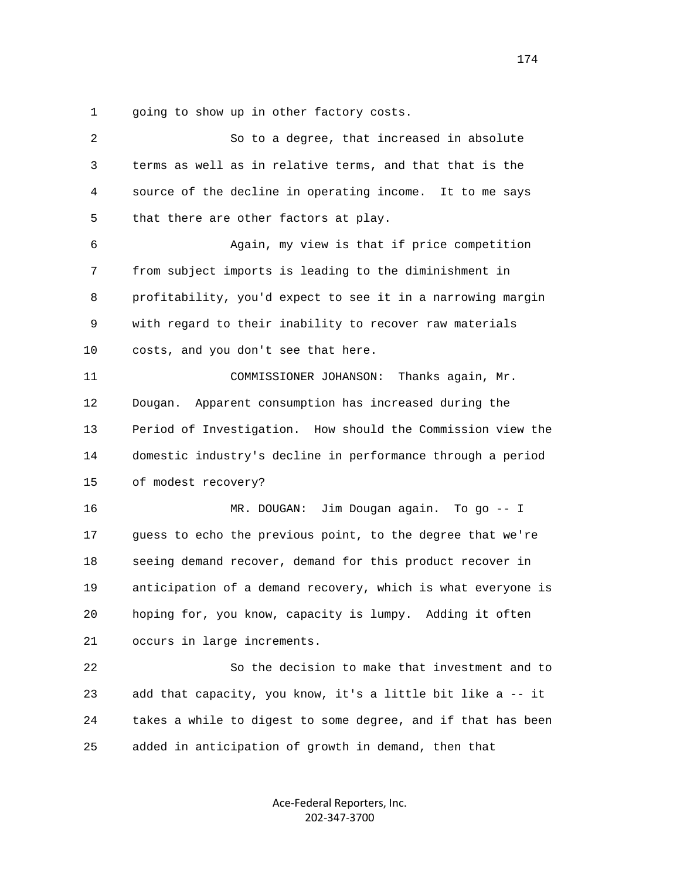going to show up in other factory costs.

So to a degree, that increased in absolute terms as well as in relative terms, and that that is the source of the decline in operating income. It to me says that there are other factors at play.

Again, my view is that if price competition from subject imports is leading to the diminishment in profitability, you'd expect to see it in a narrowing margin with regard to their inability to recover raw materials costs, and you don't see that here.

COMMISSIONER JOHANSON: Thanks again, Mr. Dougan. Apparent consumption has increased during the Period of Investigation. How should the Commission view the domestic industry's decline in performance through a period of modest recovery?

MR. DOUGAN: Jim Dougan again. To go -- I guess to echo the previous point, to the degree that we're seeing demand recover, demand for this product recover in anticipation of a demand recovery, which is what everyone is hoping for, you know, capacity is lumpy. Adding it often occurs in large increments.

So the decision to make that investment and to add that capacity, you know, it's a little bit like a -- it takes a while to digest to some degree, and if that has been added in anticipation of growth in demand, then that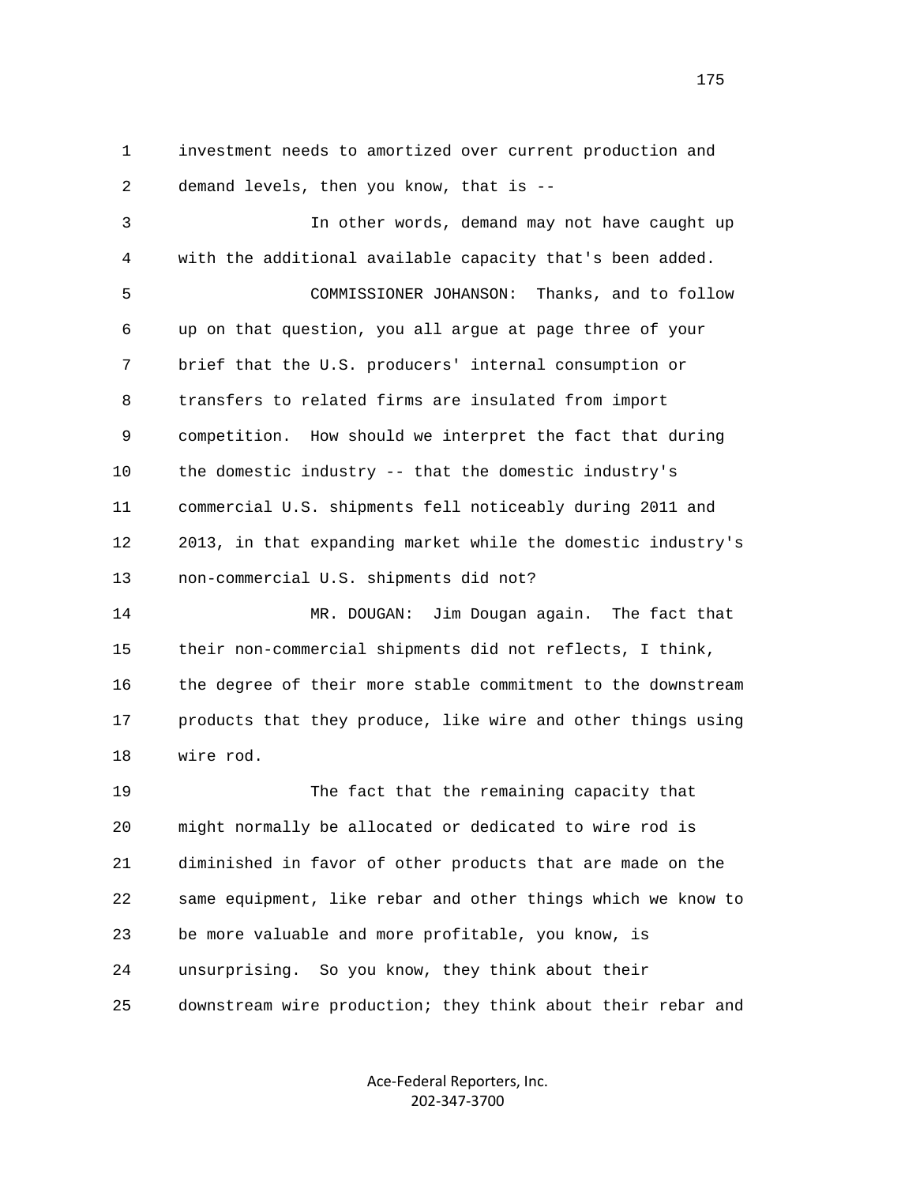investment needs to amortized over current production and demand levels, then you know, that is --

In other words, demand may not have caught up with the additional available capacity that's been added.

COMMISSIONER JOHANSON: Thanks, and to follow up on that question, you all argue at page three of your brief that the U.S. producers' internal consumption or transfers to related firms are insulated from import competition. How should we interpret the fact that during the domestic industry -- that the domestic industry's commercial U.S. shipments fell noticeably during 2011 and 2013, in that expanding market while the domestic industry's non-commercial U.S. shipments did not?

MR. DOUGAN: Jim Dougan again. The fact that their non-commercial shipments did not reflects, I think, the degree of their more stable commitment to the downstream products that they produce, like wire and other things using wire rod.

The fact that the remaining capacity that might normally be allocated or dedicated to wire rod is diminished in favor of other products that are made on the same equipment, like rebar and other things which we know to be more valuable and more profitable, you know, is unsurprising. So you know, they think about their downstream wire production; they think about their rebar and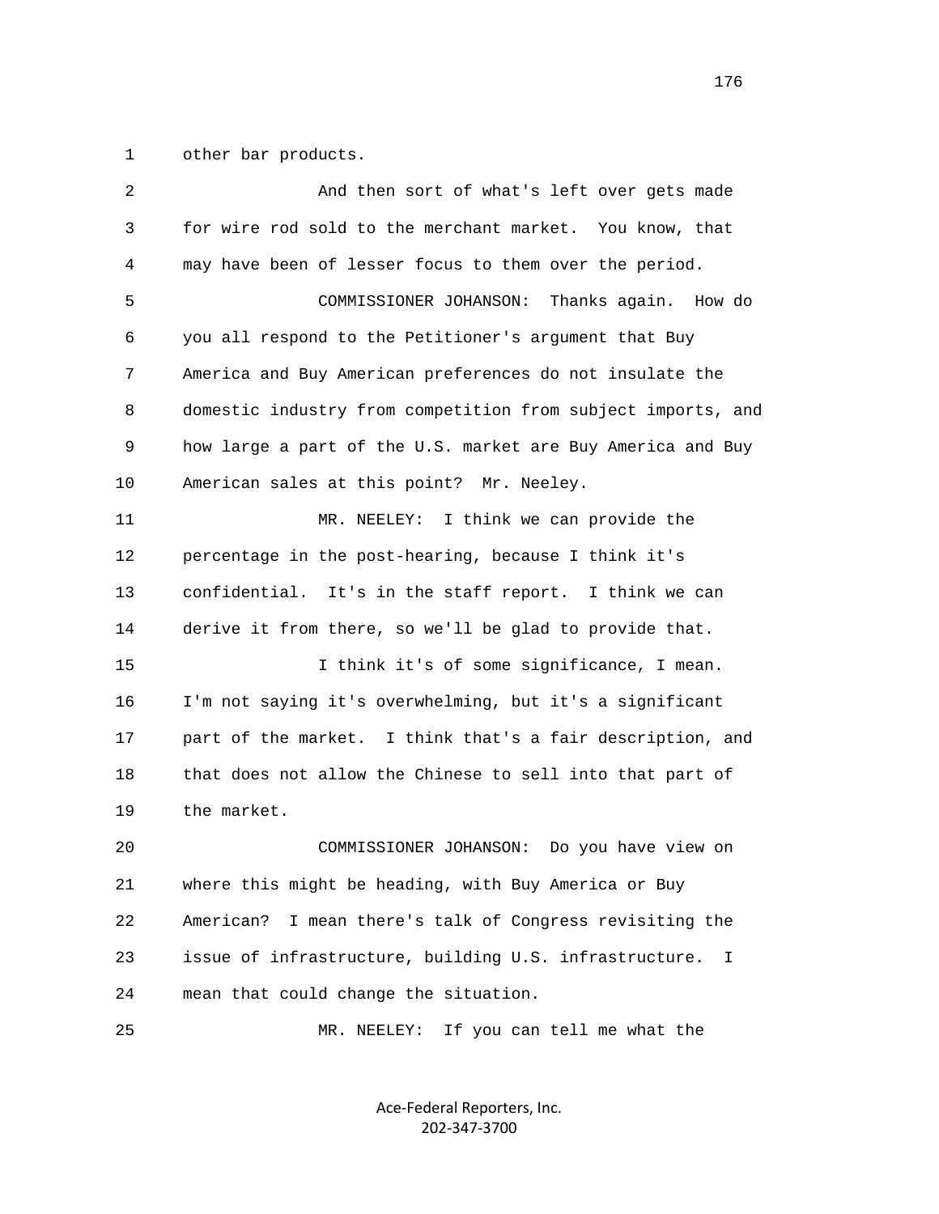other bar products.

And then sort of what's left over gets made for wire rod sold to the merchant market. You know, that may have been of lesser focus to them over the period.

COMMISSIONER JOHANSON: Thanks again. How do you all respond to the Petitioner's argument that Buy America and Buy American preferences do not insulate the domestic industry from competition from subject imports, and how large a part of the U.S. market are Buy America and Buy American sales at this point? Mr. Neeley.

MR. NEELEY: I think we can provide the percentage in the post-hearing, because I think it's confidential. It's in the staff report. I think we can derive it from there, so we'll be glad to provide that.

I think it's of some significance, I mean. I'm not saying it's overwhelming, but it's a significant part of the market. I think that's a fair description, and that does not allow the Chinese to sell into that part of the market.

COMMISSIONER JOHANSON: Do you have view on where this might be heading, with Buy America or Buy American? I mean there's talk of Congress revisiting the issue of infrastructure, building U.S. infrastructure. I mean that could change the situation.

MR. NEELEY: If you can tell me what the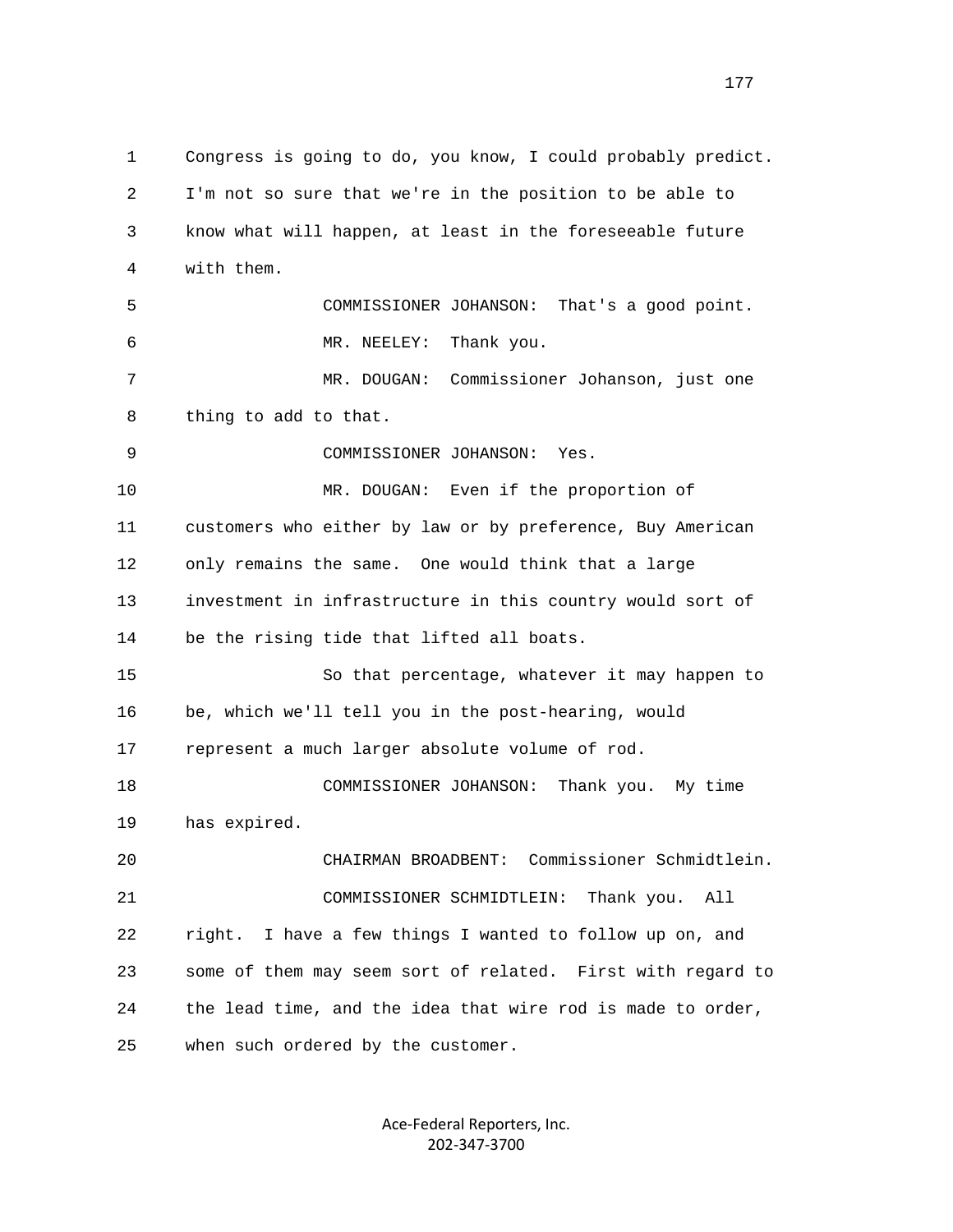Congress is going to do, you know, I could probably predict. I'm not so sure that we're in the position to be able to know what will happen, at least in the foreseeable future with them.

COMMISSIONER JOHANSON: That's a good point.

MR. NEELEY: Thank you.

MR. DOUGAN: Commissioner Johanson, just one thing to add to that.

COMMISSIONER JOHANSON: Yes.

MR. DOUGAN: Even if the proportion of customers who either by law or by preference, Buy American only remains the same. One would think that a large investment in infrastructure in this country would sort of be the rising tide that lifted all boats.

So that percentage, whatever it may happen to be, which we'll tell you in the post-hearing, would represent a much larger absolute volume of rod.

COMMISSIONER JOHANSON: Thank you. My time has expired.

CHAIRMAN BROADBENT: Commissioner Schmidtlein.

COMMISSIONER SCHMIDTLEIN: Thank you. All right. I have a few things I wanted to follow up on, and some of them may seem sort of related. First with regard to the lead time, and the idea that wire rod is made to order, when such ordered by the customer.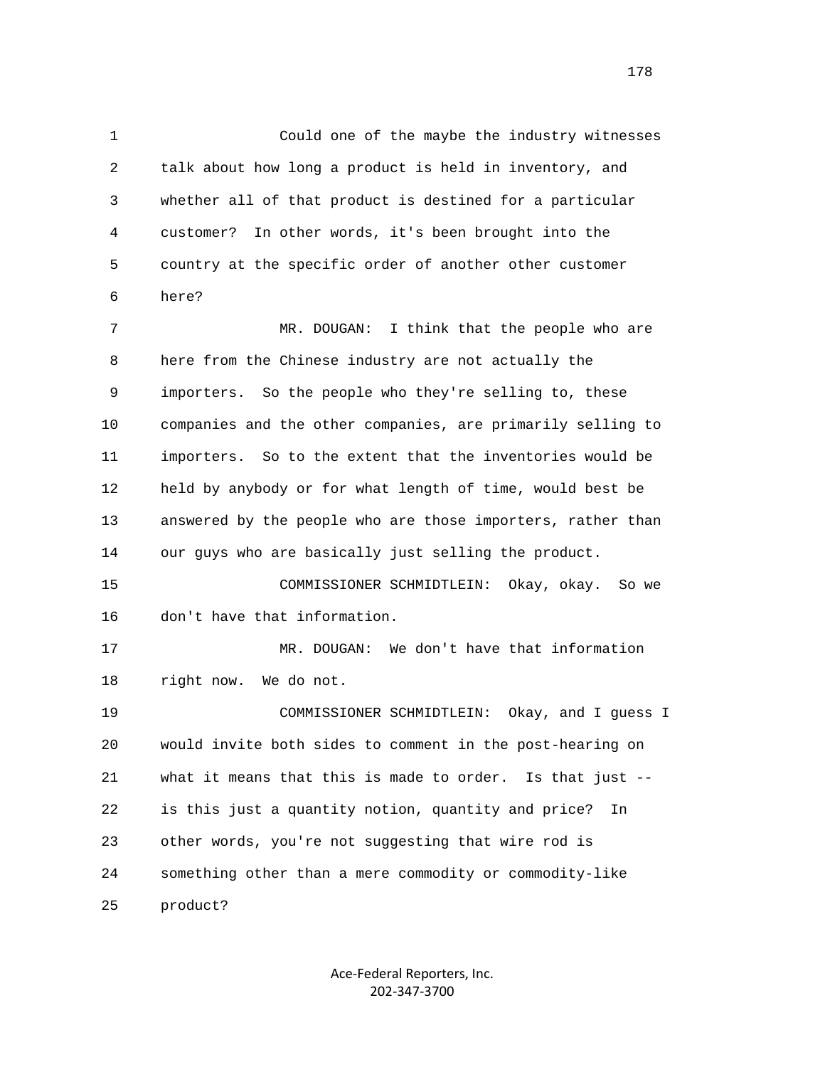Could one of the maybe the industry witnesses talk about how long a product is held in inventory, and whether all of that product is destined for a particular customer? In other words, it's been brought into the country at the specific order of another other customer here?

MR. DOUGAN: I think that the people who are here from the Chinese industry are not actually the importers. So the people who they're selling to, these companies and the other companies, are primarily selling to importers. So to the extent that the inventories would be held by anybody or for what length of time, would best be answered by the people who are those importers, rather than our guys who are basically just selling the product.

COMMISSIONER SCHMIDTLEIN: Okay, okay. So we don't have that information.

MR. DOUGAN: We don't have that information right now. We do not.

COMMISSIONER SCHMIDTLEIN: Okay, and I guess I would invite both sides to comment in the post-hearing on what it means that this is made to order. Is that just -- is this just a quantity notion, quantity and price? In other words, you're not suggesting that wire rod is something other than a mere commodity or commodity-like product?

Ace-Federal Reporters, Inc.
202-347-3700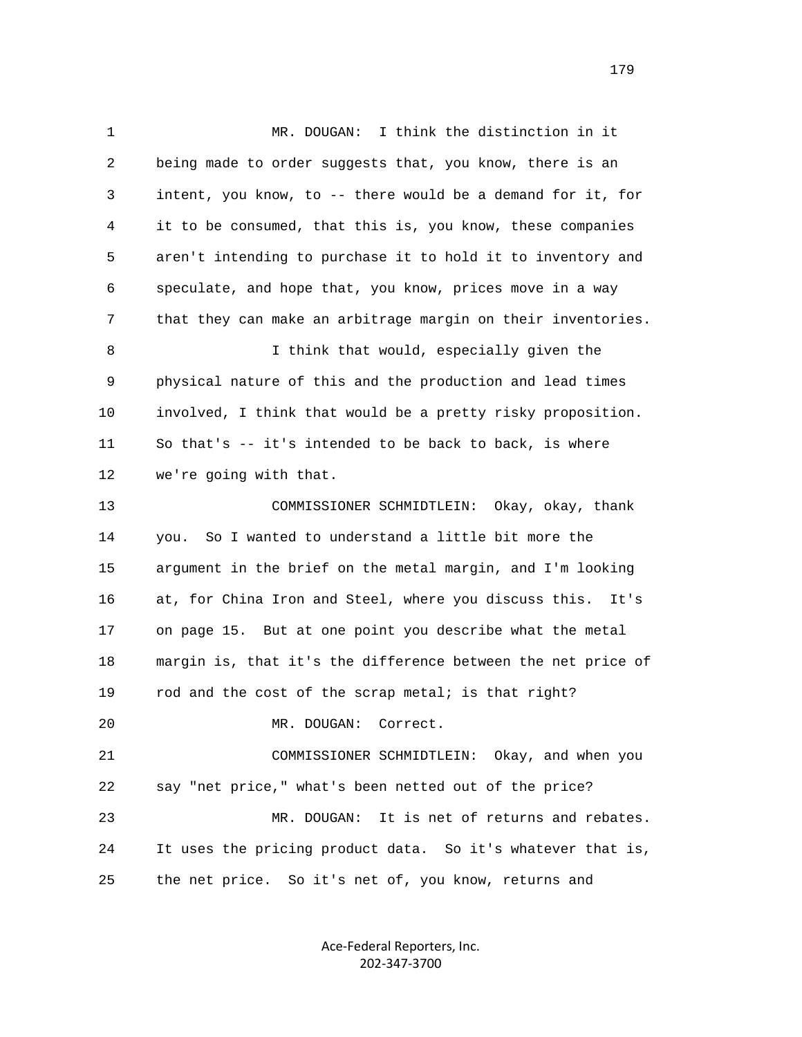MR. DOUGAN: I think the distinction in it being made to order suggests that, you know, there is an intent, you know, to -- there would be a demand for it, for it to be consumed, that this is, you know, these companies aren't intending to purchase it to hold it to inventory and speculate, and hope that, you know, prices move in a way that they can make an arbitrage margin on their inventories.

I think that would, especially given the physical nature of this and the production and lead times involved, I think that would be a pretty risky proposition. So that's -- it's intended to be back to back, is where we're going with that.

COMMISSIONER SCHMIDTLEIN: Okay, okay, thank you. So I wanted to understand a little bit more the argument in the brief on the metal margin, and I'm looking at, for China Iron and Steel, where you discuss this. It's on page 15. But at one point you describe what the metal margin is, that it's the difference between the net price of rod and the cost of the scrap metal; is that right?

MR. DOUGAN: Correct.

COMMISSIONER SCHMIDTLEIN: Okay, and when you say "net price," what's been netted out of the price?

MR. DOUGAN: It is net of returns and rebates. It uses the pricing product data. So it's whatever that is, the net price. So it's net of, you know, returns and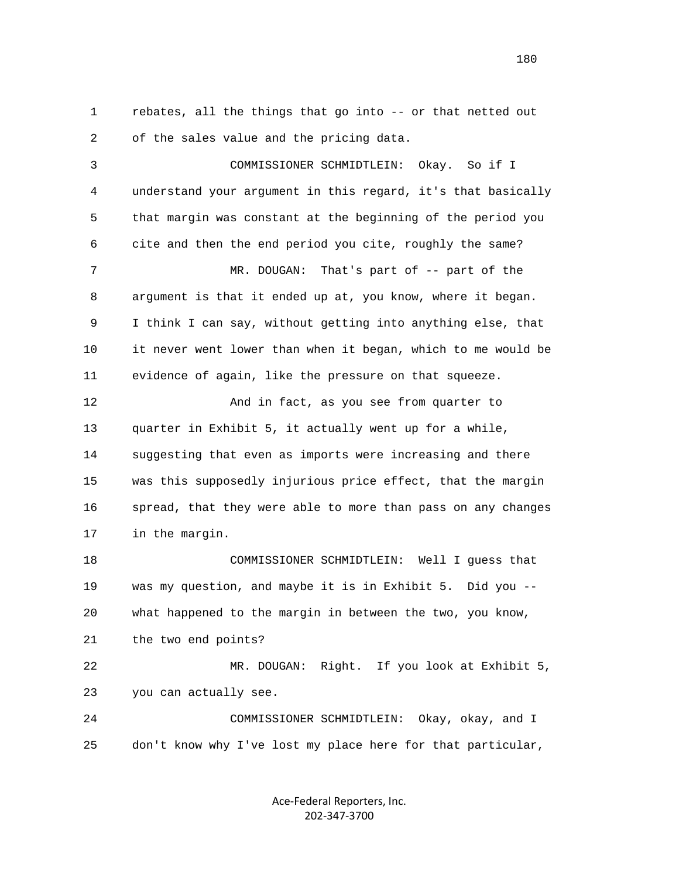1 rebates, all the things that go into -- or that netted out
2 of the sales value and the pricing data.

3 COMMISSIONER SCHMIDTLEIN: Okay. So if I
4 understand your argument in this regard, it's that basically
5 that margin was constant at the beginning of the period you
6 cite and then the end period you cite, roughly the same?

7 MR. DOUGAN: That's part of -- part of the
8 argument is that it ended up at, you know, where it began.
9 I think I can say, without getting into anything else, that
10 it never went lower than when it began, which to me would be
11 evidence of again, like the pressure on that squeeze.

12 And in fact, as you see from quarter to
13 quarter in Exhibit 5, it actually went up for a while,
14 suggesting that even as imports were increasing and there
15 was this supposedly injurious price effect, that the margin
16 spread, that they were able to more than pass on any changes
17 in the margin.

18 COMMISSIONER SCHMIDTLEIN: Well I guess that
19 was my question, and maybe it is in Exhibit 5. Did you --
20 what happened to the margin in between the two, you know,
21 the two end points?

22 MR. DOUGAN: Right. If you look at Exhibit 5,
23 you can actually see.

24 COMMISSIONER SCHMIDTLEIN: Okay, okay, and I
25 don't know why I've lost my place here for that particular,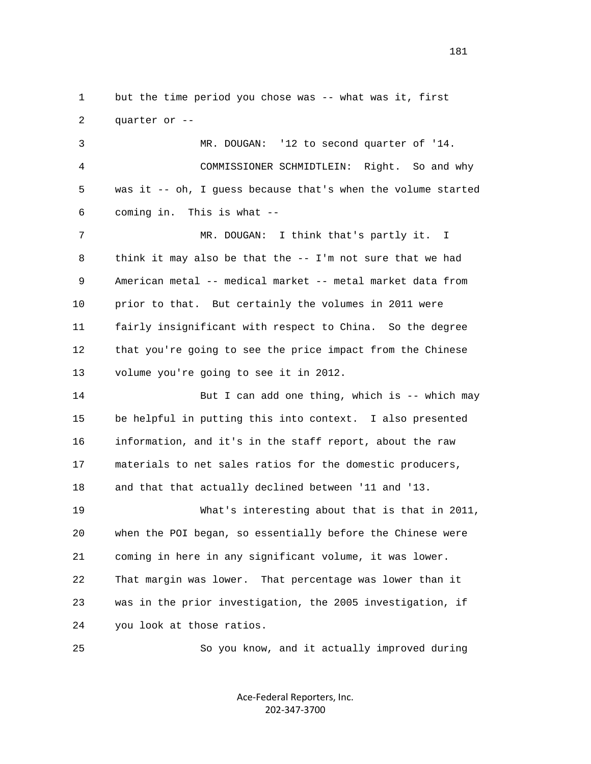1 but the time period you chose was -- what was it, first
2 quarter or --

3 MR. DOUGAN: '12 to second quarter of '14.

4 COMMISSIONER SCHMIDTLEIN: Right. So and why
5 was it -- oh, I guess because that's when the volume started
6 coming in. This is what --

7 MR. DOUGAN: I think that's partly it. I
8 think it may also be that the -- I'm not sure that we had
9 American metal -- medical market -- metal market data from
10 prior to that. But certainly the volumes in 2011 were
11 fairly insignificant with respect to China. So the degree
12 that you're going to see the price impact from the Chinese
13 volume you're going to see it in 2012.

14 But I can add one thing, which is -- which may
15 be helpful in putting this into context. I also presented
16 information, and it's in the staff report, about the raw
17 materials to net sales ratios for the domestic producers,
18 and that that actually declined between '11 and '13.

19 What's interesting about that is that in 2011,
20 when the POI began, so essentially before the Chinese were
21 coming in here in any significant volume, it was lower.
22 That margin was lower. That percentage was lower than it
23 was in the prior investigation, the 2005 investigation, if
24 you look at those ratios.

25 So you know, and it actually improved during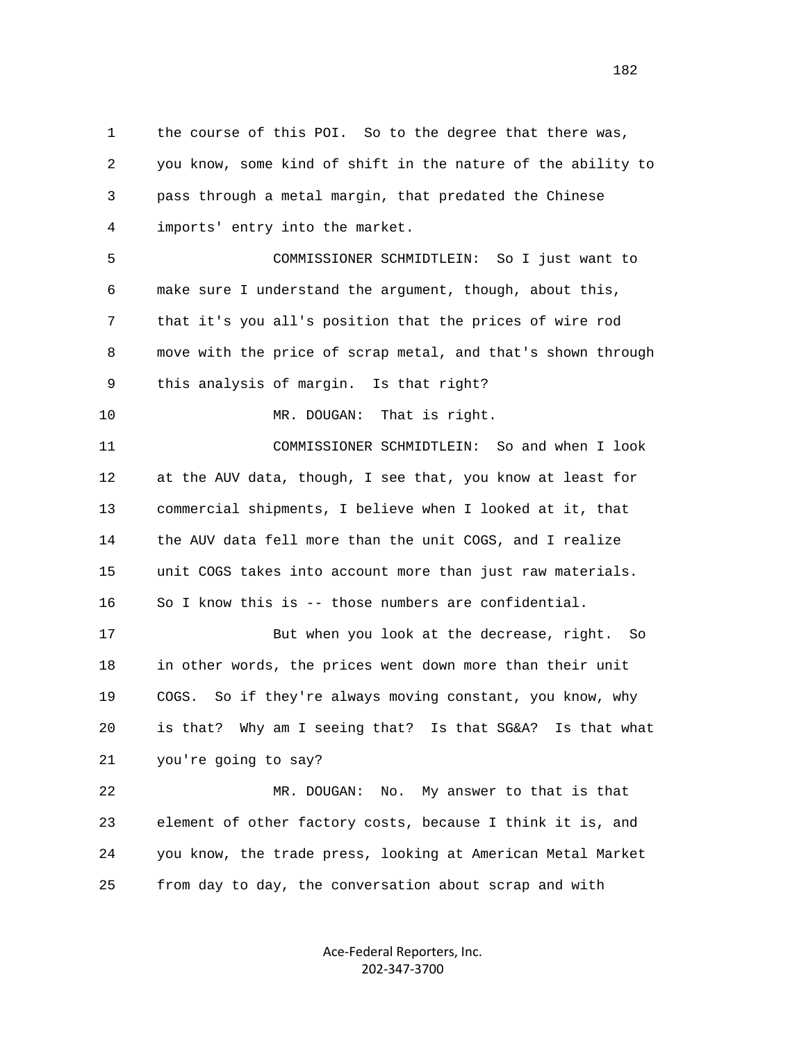the course of this POI. So to the degree that there was, you know, some kind of shift in the nature of the ability to pass through a metal margin, that predated the Chinese imports' entry into the market.

COMMISSIONER SCHMIDTLEIN: So I just want to make sure I understand the argument, though, about this, that it's you all's position that the prices of wire rod move with the price of scrap metal, and that's shown through this analysis of margin. Is that right?

MR. DOUGAN: That is right.

COMMISSIONER SCHMIDTLEIN: So and when I look at the AUV data, though, I see that, you know at least for commercial shipments, I believe when I looked at it, that the AUV data fell more than the unit COGS, and I realize unit COGS takes into account more than just raw materials. So I know this is -- those numbers are confidential.

But when you look at the decrease, right. So in other words, the prices went down more than their unit COGS. So if they're always moving constant, you know, why is that? Why am I seeing that? Is that SG&A? Is that what you're going to say?

MR. DOUGAN: No. My answer to that is that element of other factory costs, because I think it is, and you know, the trade press, looking at American Metal Market from day to day, the conversation about scrap and with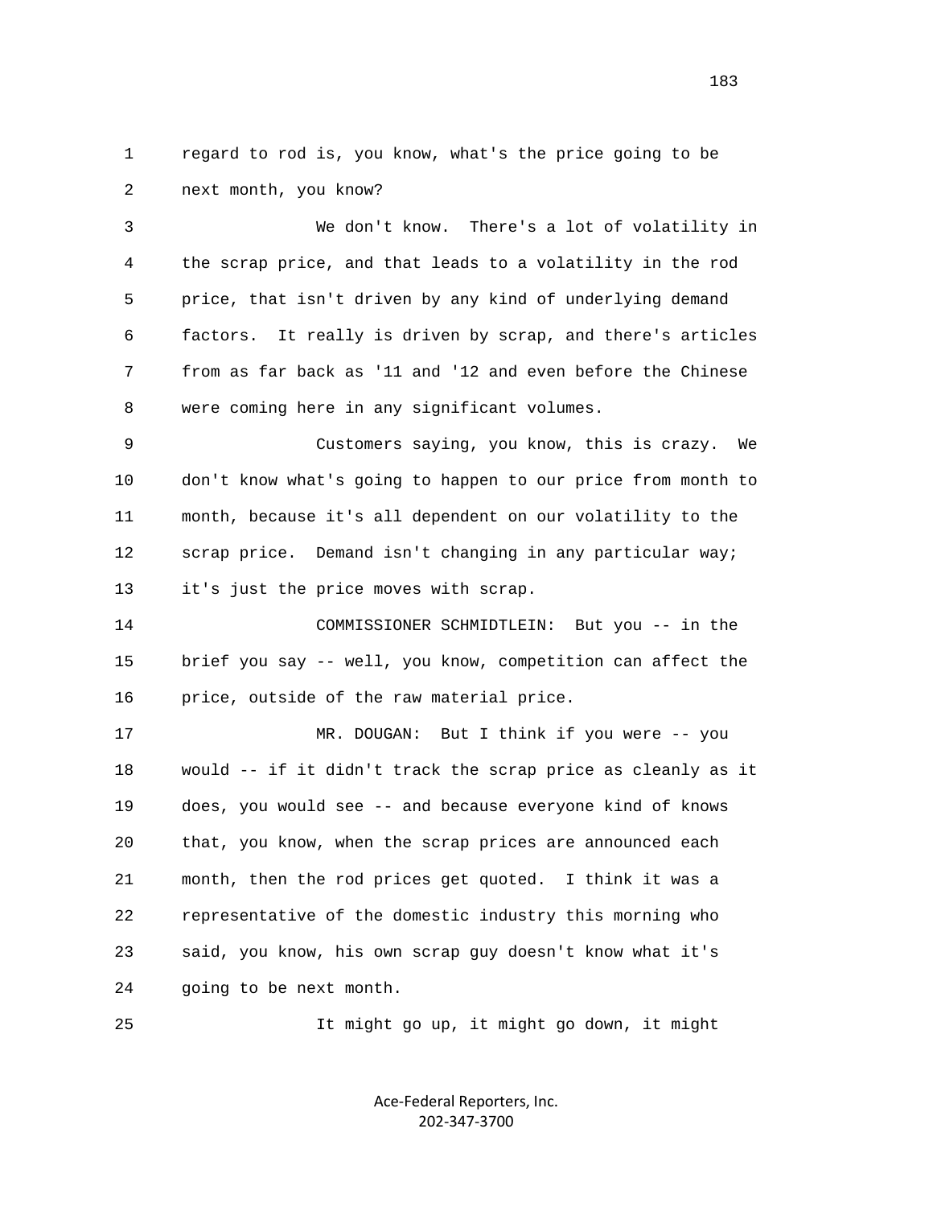regard to rod is, you know, what's the price going to be next month, you know?

We don't know. There's a lot of volatility in the scrap price, and that leads to a volatility in the rod price, that isn't driven by any kind of underlying demand factors. It really is driven by scrap, and there's articles from as far back as '11 and '12 and even before the Chinese were coming here in any significant volumes.

Customers saying, you know, this is crazy. We don't know what's going to happen to our price from month to month, because it's all dependent on our volatility to the scrap price. Demand isn't changing in any particular way; it's just the price moves with scrap.

COMMISSIONER SCHMIDTLEIN: But you -- in the brief you say -- well, you know, competition can affect the price, outside of the raw material price.

MR. DOUGAN: But I think if you were -- you would -- if it didn't track the scrap price as cleanly as it does, you would see -- and because everyone kind of knows that, you know, when the scrap prices are announced each month, then the rod prices get quoted. I think it was a representative of the domestic industry this morning who said, you know, his own scrap guy doesn't know what it's going to be next month.

It might go up, it might go down, it might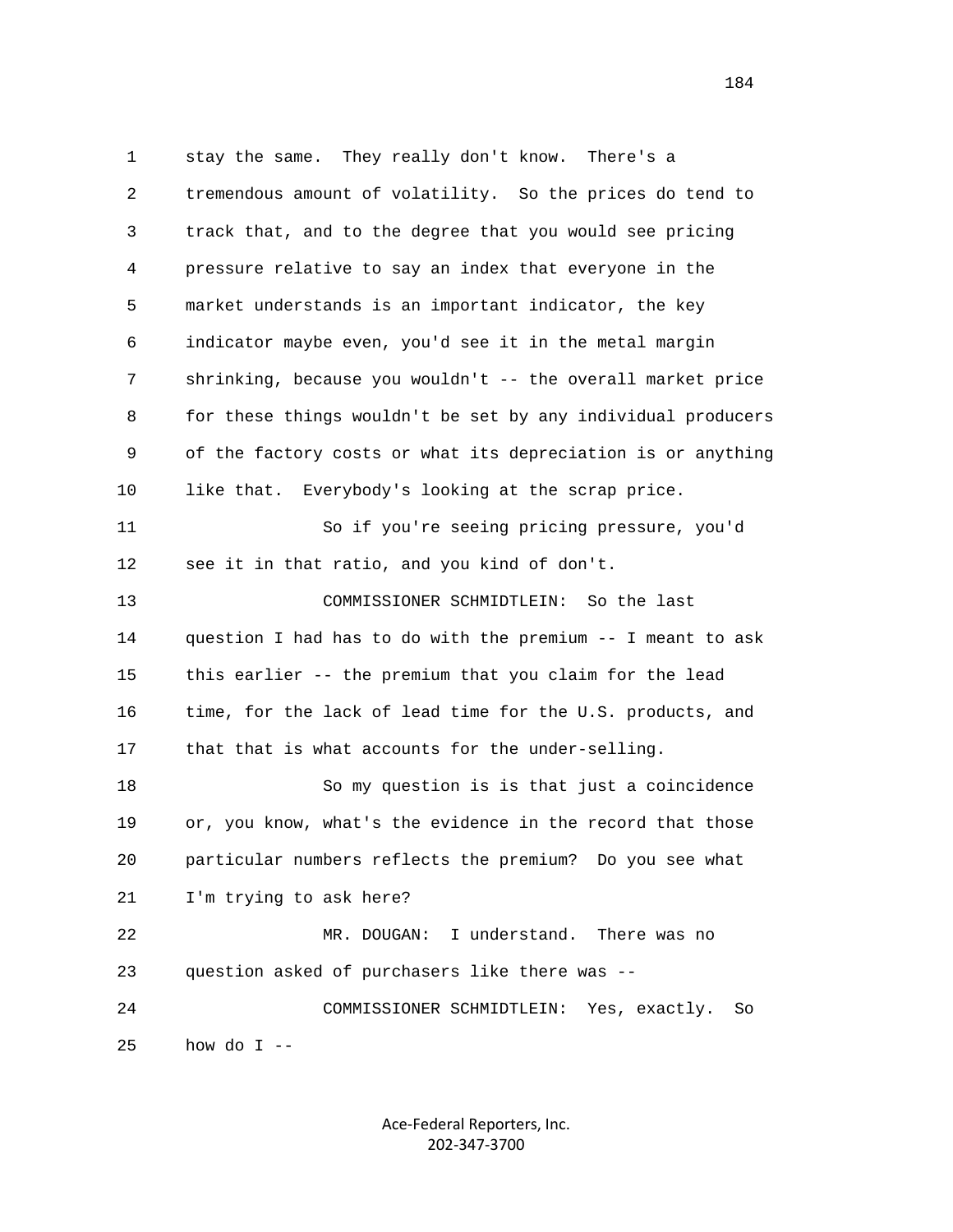stay the same. They really don't know. There's a tremendous amount of volatility. So the prices do tend to track that, and to the degree that you would see pricing pressure relative to say an index that everyone in the market understands is an important indicator, the key indicator maybe even, you'd see it in the metal margin shrinking, because you wouldn't -- the overall market price for these things wouldn't be set by any individual producers of the factory costs or what its depreciation is or anything like that. Everybody's looking at the scrap price.

So if you're seeing pricing pressure, you'd see it in that ratio, and you kind of don't.

COMMISSIONER SCHMIDTLEIN: So the last question I had has to do with the premium -- I meant to ask this earlier -- the premium that you claim for the lead time, for the lack of lead time for the U.S. products, and that that is what accounts for the under-selling.

So my question is is that just a coincidence or, you know, what's the evidence in the record that those particular numbers reflects the premium? Do you see what I'm trying to ask here?

MR. DOUGAN: I understand. There was no question asked of purchasers like there was --

COMMISSIONER SCHMIDTLEIN: Yes, exactly. So how do I --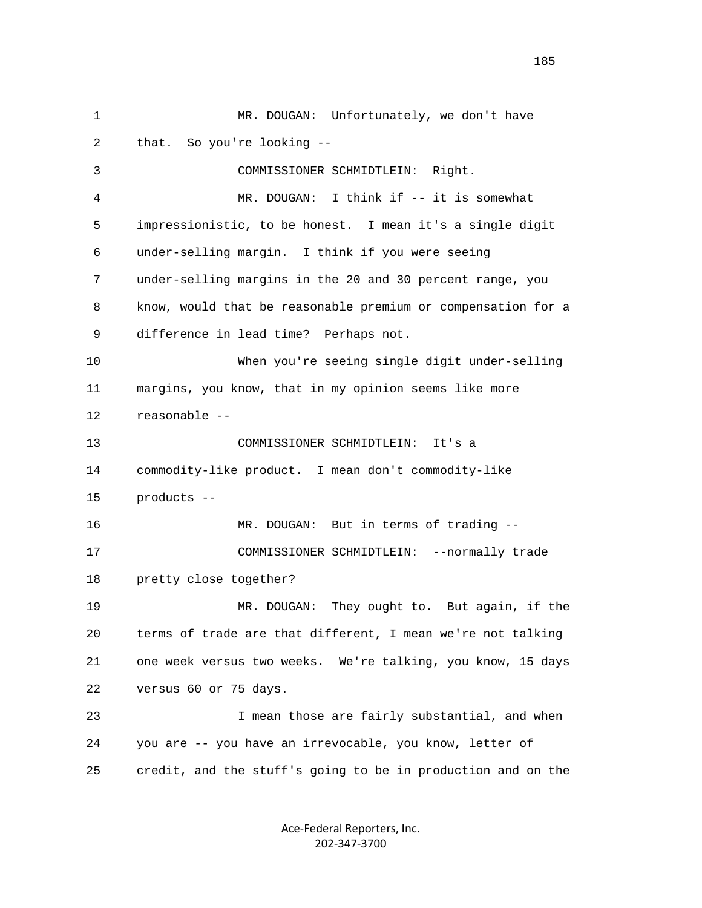MR. DOUGAN: Unfortunately, we don't have that. So you're looking --

COMMISSIONER SCHMIDTLEIN: Right.

MR. DOUGAN: I think if -- it is somewhat impressionistic, to be honest. I mean it's a single digit under-selling margin. I think if you were seeing under-selling margins in the 20 and 30 percent range, you know, would that be reasonable premium or compensation for a difference in lead time? Perhaps not.

When you're seeing single digit under-selling margins, you know, that in my opinion seems like more reasonable --

COMMISSIONER SCHMIDTLEIN: It's a commodity-like product. I mean don't commodity-like products --

MR. DOUGAN: But in terms of trading --

COMMISSIONER SCHMIDTLEIN: --normally trade pretty close together?

MR. DOUGAN: They ought to. But again, if the terms of trade are that different, I mean we're not talking one week versus two weeks. We're talking, you know, 15 days versus 60 or 75 days.

I mean those are fairly substantial, and when you are -- you have an irrevocable, you know, letter of credit, and the stuff's going to be in production and on the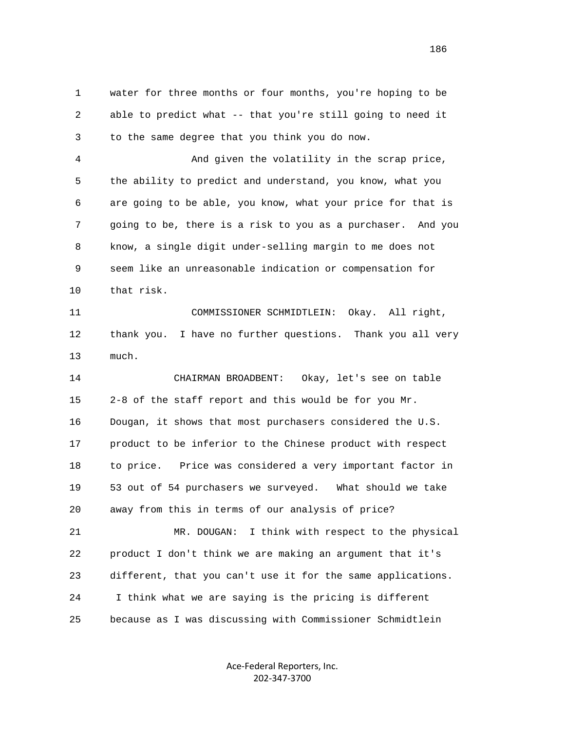water for three months or four months, you're hoping to be able to predict what -- that you're still going to need it to the same degree that you think you do now.

And given the volatility in the scrap price, the ability to predict and understand, you know, what you are going to be able, you know, what your price for that is going to be, there is a risk to you as a purchaser. And you know, a single digit under-selling margin to me does not seem like an unreasonable indication or compensation for that risk.

COMMISSIONER SCHMIDTLEIN: Okay. All right, thank you. I have no further questions. Thank you all very much.

CHAIRMAN BROADBENT: Okay, let's see on table 2-8 of the staff report and this would be for you Mr. Dougan, it shows that most purchasers considered the U.S. product to be inferior to the Chinese product with respect to price. Price was considered a very important factor in 53 out of 54 purchasers we surveyed. What should we take away from this in terms of our analysis of price?

MR. DOUGAN: I think with respect to the physical product I don't think we are making an argument that it's different, that you can't use it for the same applications. I think what we are saying is the pricing is different because as I was discussing with Commissioner Schmidtlein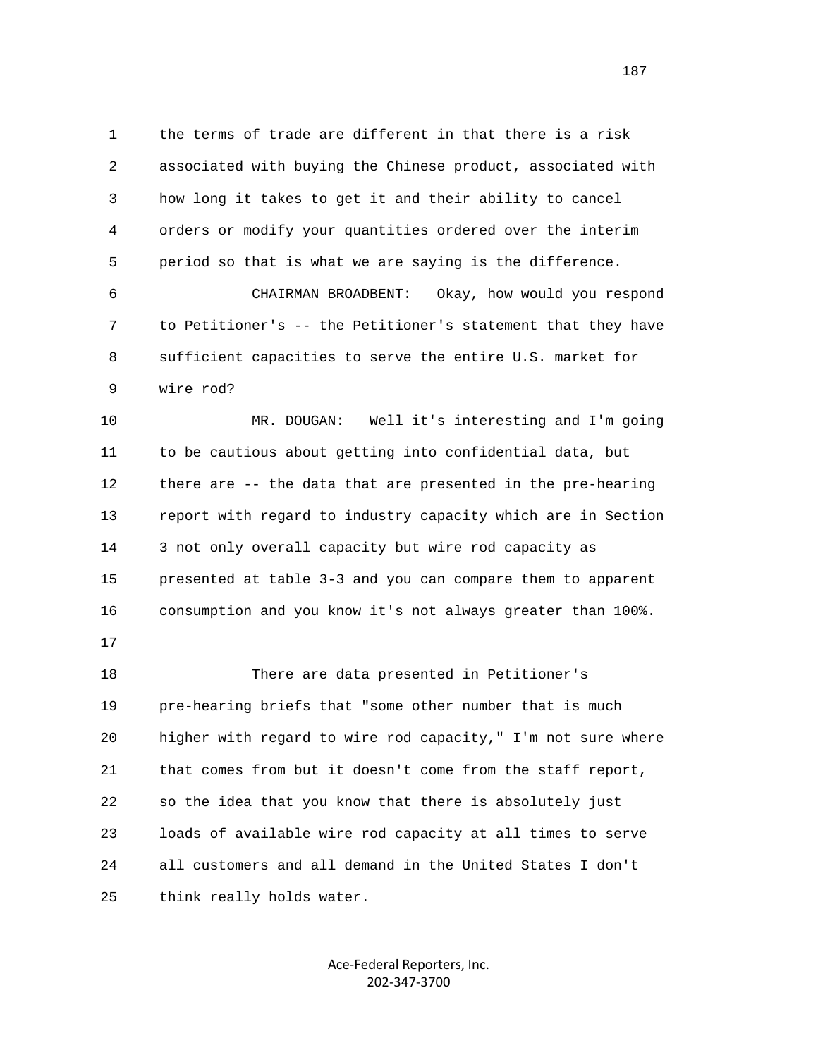the terms of trade are different in that there is a risk associated with buying the Chinese product, associated with how long it takes to get it and their ability to cancel orders or modify your quantities ordered over the interim period so that is what we are saying is the difference.

CHAIRMAN BROADBENT: Okay, how would you respond to Petitioner's -- the Petitioner's statement that they have sufficient capacities to serve the entire U.S. market for wire rod?

MR. DOUGAN: Well it's interesting and I'm going to be cautious about getting into confidential data, but there are -- the data that are presented in the pre-hearing report with regard to industry capacity which are in Section 3 not only overall capacity but wire rod capacity as presented at table 3-3 and you can compare them to apparent consumption and you know it's not always greater than 100%.

There are data presented in Petitioner's pre-hearing briefs that "some other number that is much higher with regard to wire rod capacity," I'm not sure where that comes from but it doesn't come from the staff report, so the idea that you know that there is absolutely just loads of available wire rod capacity at all times to serve all customers and all demand in the United States I don't think really holds water.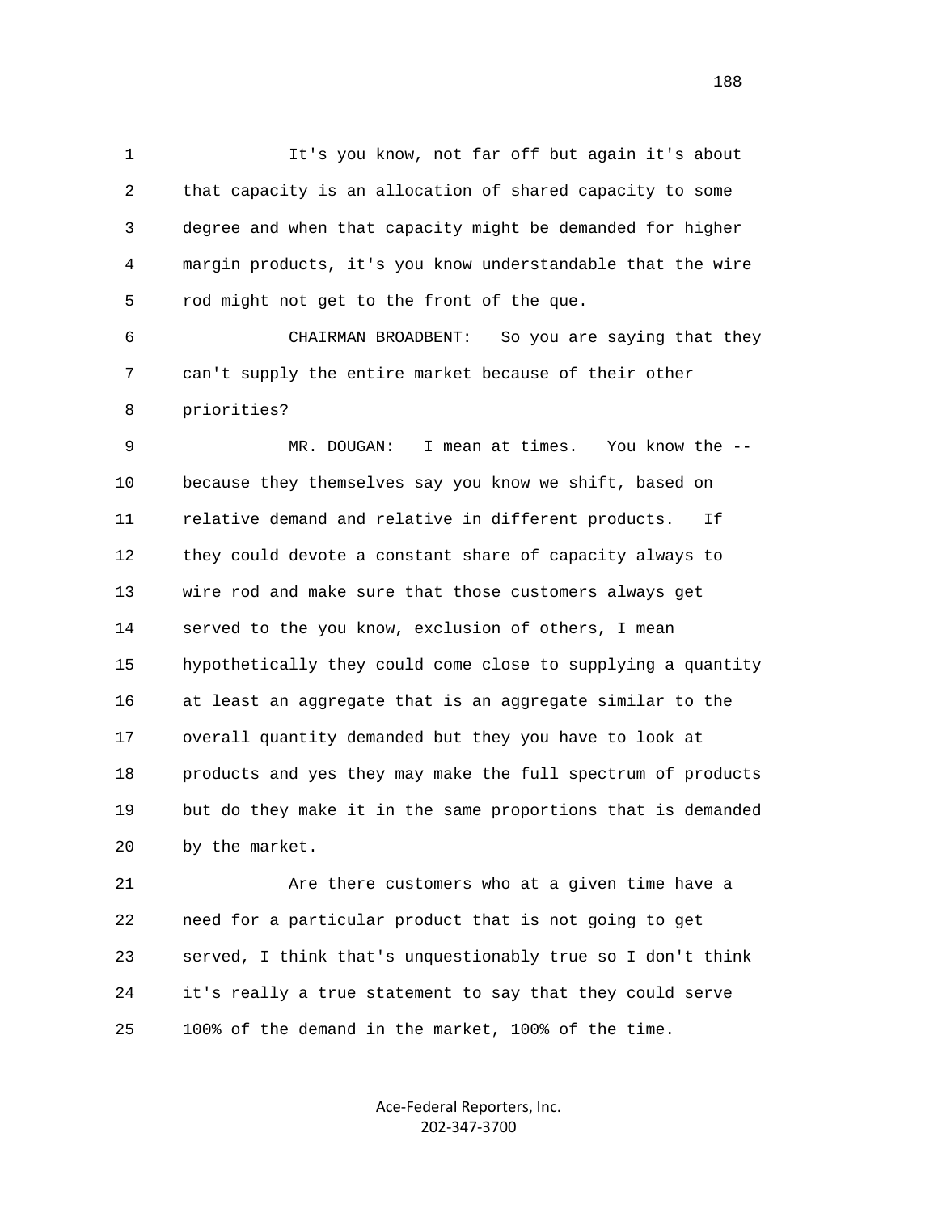It's you know, not far off but again it's about that capacity is an allocation of shared capacity to some degree and when that capacity might be demanded for higher margin products, it's you know understandable that the wire rod might not get to the front of the que.

CHAIRMAN BROADBENT: So you are saying that they can't supply the entire market because of their other priorities?

MR. DOUGAN: I mean at times. You know the -- because they themselves say you know we shift, based on relative demand and relative in different products. If they could devote a constant share of capacity always to wire rod and make sure that those customers always get served to the you know, exclusion of others, I mean hypothetically they could come close to supplying a quantity at least an aggregate that is an aggregate similar to the overall quantity demanded but they you have to look at products and yes they may make the full spectrum of products but do they make it in the same proportions that is demanded by the market.

Are there customers who at a given time have a need for a particular product that is not going to get served, I think that's unquestionably true so I don't think it's really a true statement to say that they could serve 100% of the demand in the market, 100% of the time.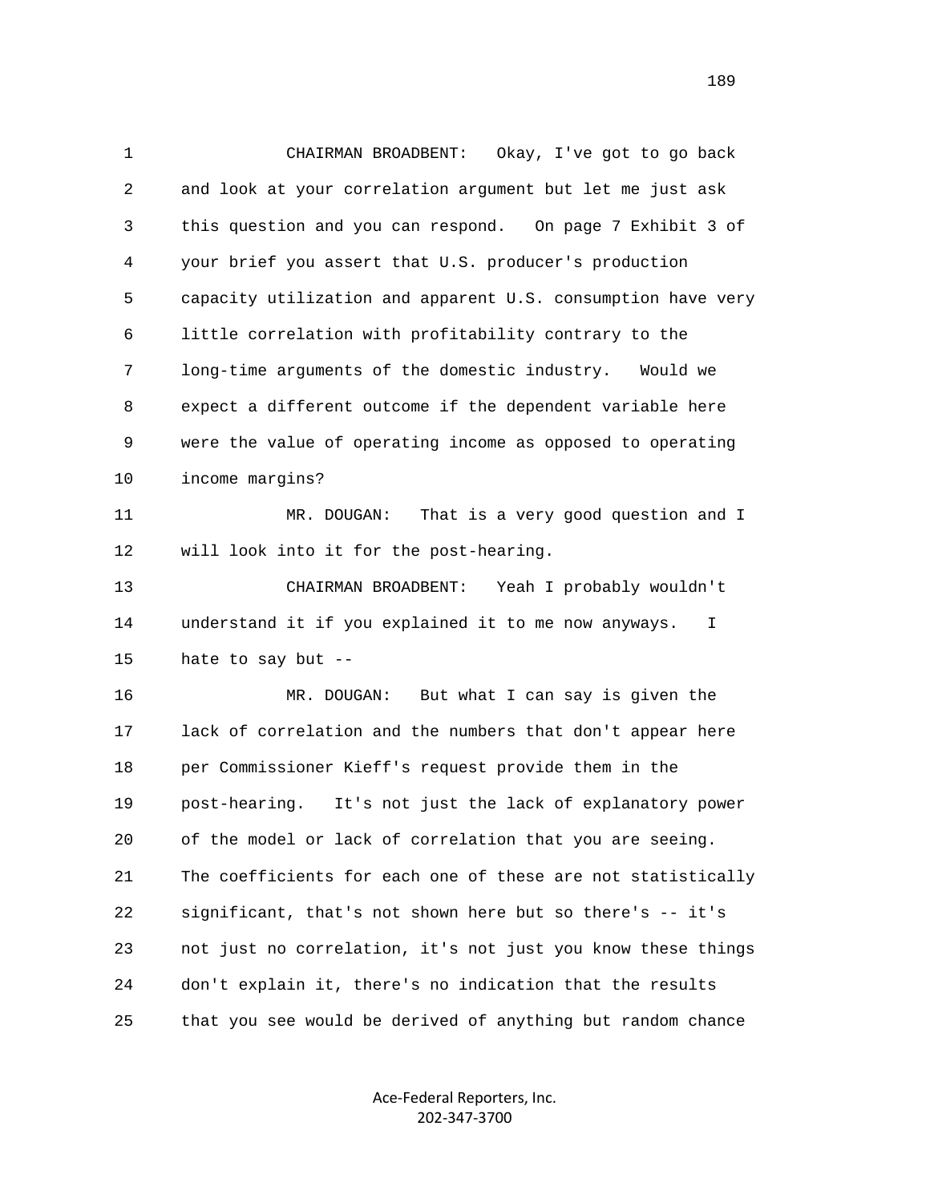CHAIRMAN BROADBENT: Okay, I've got to go back and look at your correlation argument but let me just ask this question and you can respond. On page 7 Exhibit 3 of your brief you assert that U.S. producer's production capacity utilization and apparent U.S. consumption have very little correlation with profitability contrary to the long-time arguments of the domestic industry. Would we expect a different outcome if the dependent variable here were the value of operating income as opposed to operating income margins?

MR. DOUGAN: That is a very good question and I will look into it for the post-hearing.

CHAIRMAN BROADBENT: Yeah I probably wouldn't understand it if you explained it to me now anyways. I hate to say but --

MR. DOUGAN: But what I can say is given the lack of correlation and the numbers that don't appear here per Commissioner Kieff's request provide them in the post-hearing. It's not just the lack of explanatory power of the model or lack of correlation that you are seeing. The coefficients for each one of these are not statistically significant, that's not shown here but so there's -- it's not just no correlation, it's not just you know these things don't explain it, there's no indication that the results that you see would be derived of anything but random chance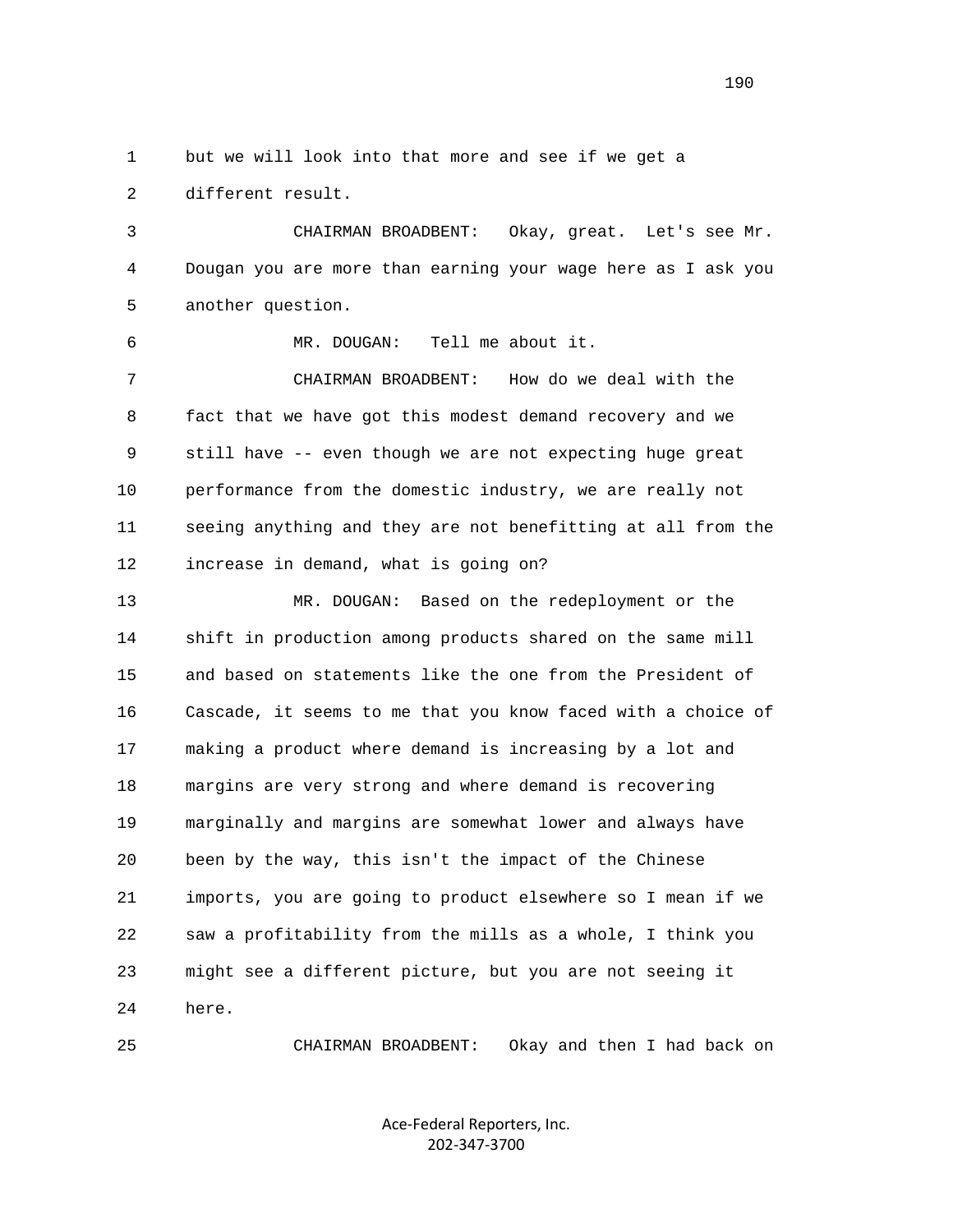but we will look into that more and see if we get a different result.

CHAIRMAN BROADBENT: Okay, great. Let's see Mr. Dougan you are more than earning your wage here as I ask you another question.

MR. DOUGAN: Tell me about it.

CHAIRMAN BROADBENT: How do we deal with the fact that we have got this modest demand recovery and we still have -- even though we are not expecting huge great performance from the domestic industry, we are really not seeing anything and they are not benefitting at all from the increase in demand, what is going on?

MR. DOUGAN: Based on the redeployment or the shift in production among products shared on the same mill and based on statements like the one from the President of Cascade, it seems to me that you know faced with a choice of making a product where demand is increasing by a lot and margins are very strong and where demand is recovering marginally and margins are somewhat lower and always have been by the way, this isn't the impact of the Chinese imports, you are going to product elsewhere so I mean if we saw a profitability from the mills as a whole, I think you might see a different picture, but you are not seeing it here.

CHAIRMAN BROADBENT: Okay and then I had back on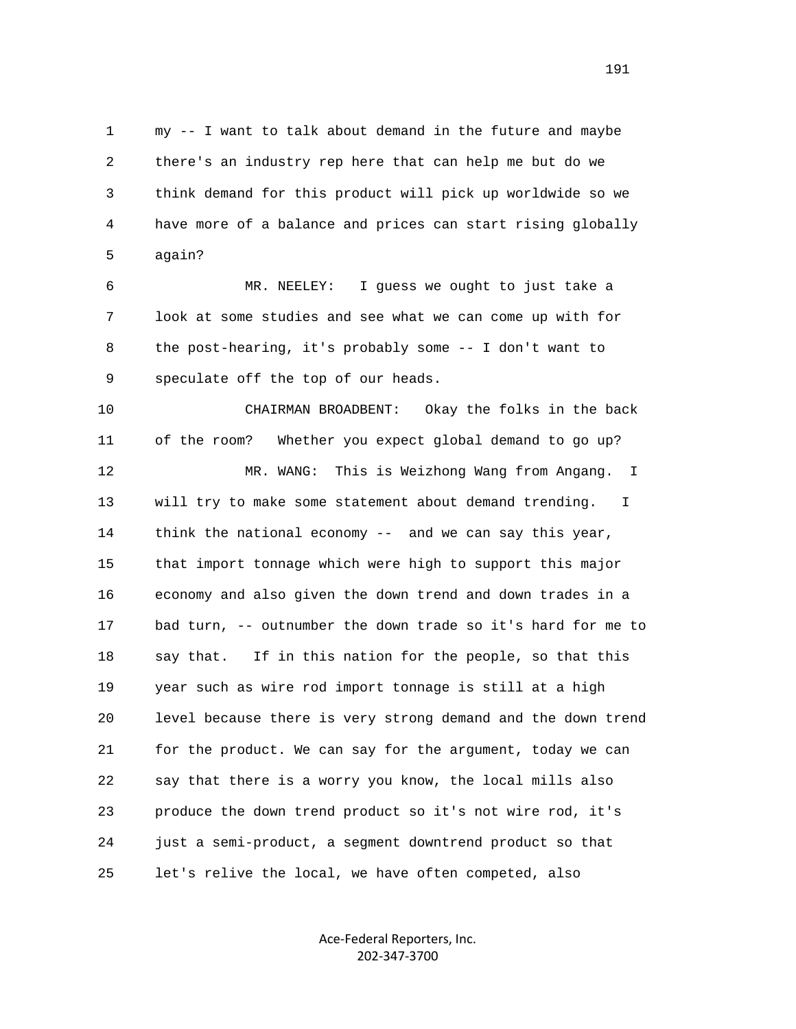my -- I want to talk about demand in the future and maybe there's an industry rep here that can help me but do we think demand for this product will pick up worldwide so we have more of a balance and prices can start rising globally again?

MR. NEELEY: I guess we ought to just take a look at some studies and see what we can come up with for the post-hearing, it's probably some -- I don't want to speculate off the top of our heads.

CHAIRMAN BROADBENT: Okay the folks in the back of the room? Whether you expect global demand to go up?

MR. WANG: This is Weizhong Wang from Angang. I will try to make some statement about demand trending. I think the national economy -- and we can say this year, that import tonnage which were high to support this major economy and also given the down trend and down trades in a bad turn, -- outnumber the down trade so it's hard for me to say that. If in this nation for the people, so that this year such as wire rod import tonnage is still at a high level because there is very strong demand and the down trend for the product. We can say for the argument, today we can say that there is a worry you know, the local mills also produce the down trend product so it's not wire rod, it's just a semi-product, a segment downtrend product so that let's relive the local, we have often competed, also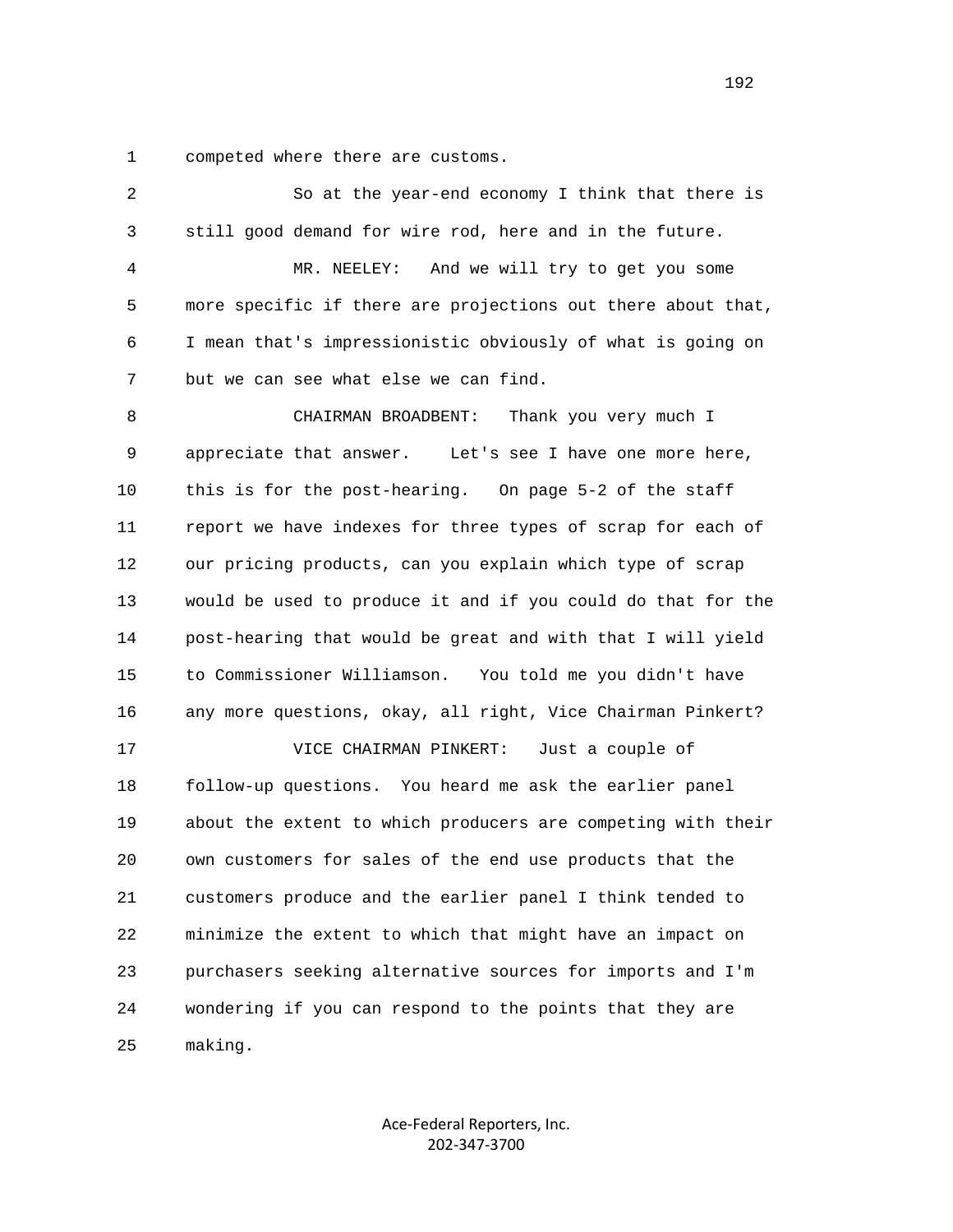competed where there are customs.

So at the year-end economy I think that there is still good demand for wire rod, here and in the future.

MR. NEELEY: And we will try to get you some more specific if there are projections out there about that, I mean that's impressionistic obviously of what is going on but we can see what else we can find.

CHAIRMAN BROADBENT: Thank you very much I appreciate that answer. Let's see I have one more here, this is for the post-hearing. On page 5-2 of the staff report we have indexes for three types of scrap for each of our pricing products, can you explain which type of scrap would be used to produce it and if you could do that for the post-hearing that would be great and with that I will yield to Commissioner Williamson. You told me you didn't have any more questions, okay, all right, Vice Chairman Pinkert?

VICE CHAIRMAN PINKERT: Just a couple of follow-up questions. You heard me ask the earlier panel about the extent to which producers are competing with their own customers for sales of the end use products that the customers produce and the earlier panel I think tended to minimize the extent to which that might have an impact on purchasers seeking alternative sources for imports and I'm wondering if you can respond to the points that they are making.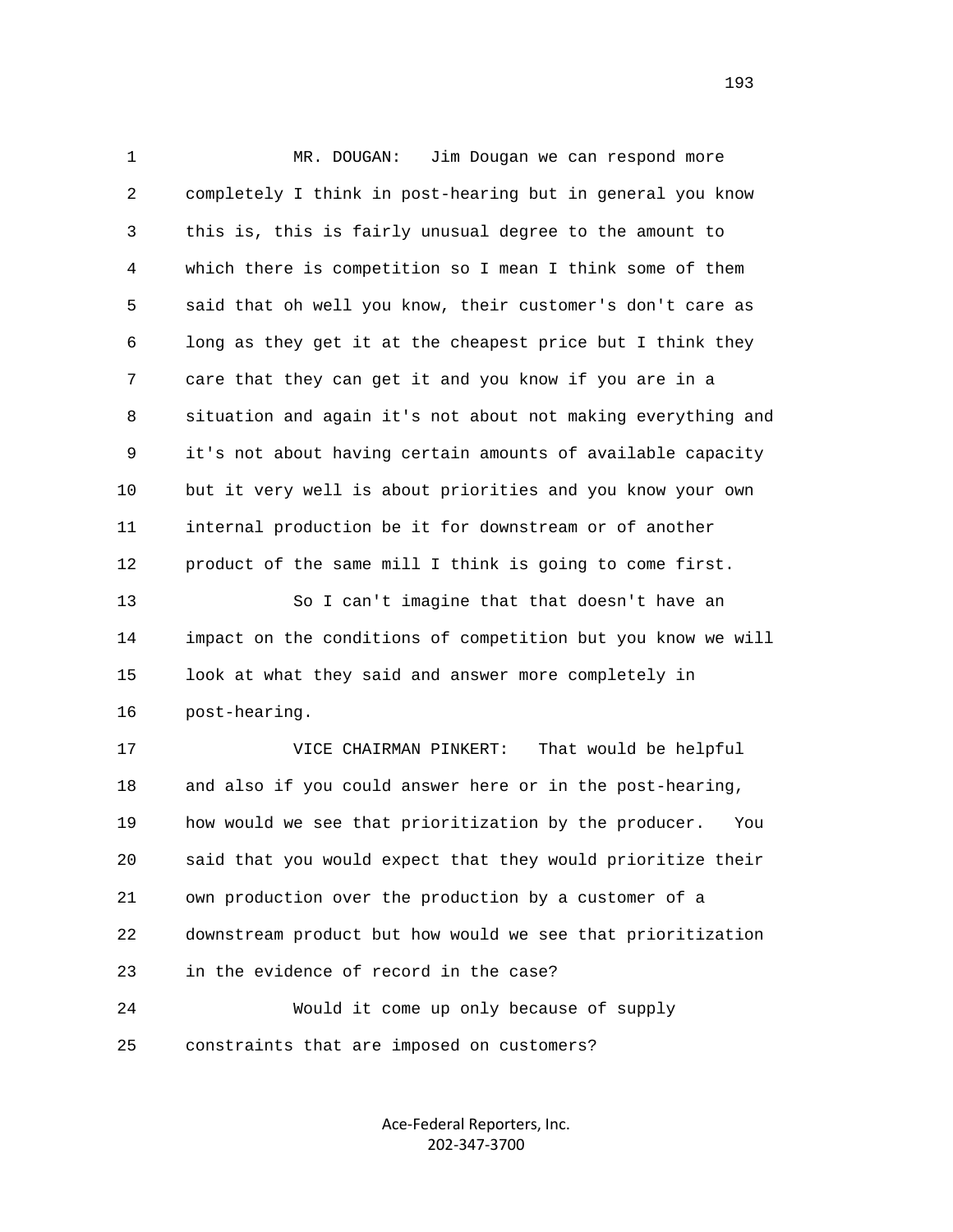MR. DOUGAN: Jim Dougan we can respond more completely I think in post-hearing but in general you know this is, this is fairly unusual degree to the amount to which there is competition so I mean I think some of them said that oh well you know, their customer's don't care as long as they get it at the cheapest price but I think they care that they can get it and you know if you are in a situation and again it's not about not making everything and it's not about having certain amounts of available capacity but it very well is about priorities and you know your own internal production be it for downstream or of another product of the same mill I think is going to come first.

So I can't imagine that that doesn't have an impact on the conditions of competition but you know we will look at what they said and answer more completely in post-hearing.

VICE CHAIRMAN PINKERT: That would be helpful and also if you could answer here or in the post-hearing, how would we see that prioritization by the producer. You said that you would expect that they would prioritize their own production over the production by a customer of a downstream product but how would we see that prioritization in the evidence of record in the case?

Would it come up only because of supply constraints that are imposed on customers?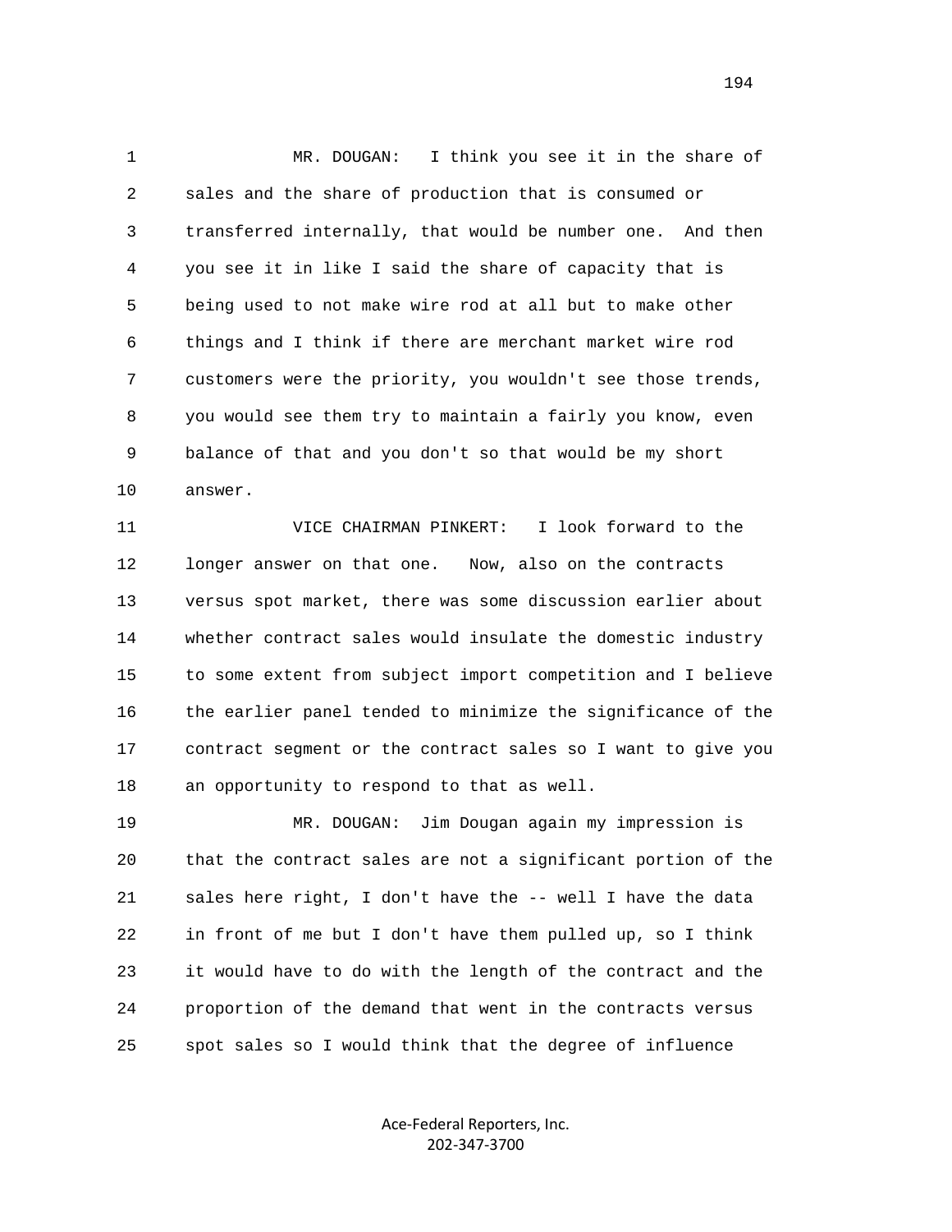MR. DOUGAN: I think you see it in the share of sales and the share of production that is consumed or transferred internally, that would be number one. And then you see it in like I said the share of capacity that is being used to not make wire rod at all but to make other things and I think if there are merchant market wire rod customers were the priority, you wouldn't see those trends, you would see them try to maintain a fairly you know, even balance of that and you don't so that would be my short answer.

VICE CHAIRMAN PINKERT: I look forward to the longer answer on that one. Now, also on the contracts versus spot market, there was some discussion earlier about whether contract sales would insulate the domestic industry to some extent from subject import competition and I believe the earlier panel tended to minimize the significance of the contract segment or the contract sales so I want to give you an opportunity to respond to that as well.

MR. DOUGAN: Jim Dougan again my impression is that the contract sales are not a significant portion of the sales here right, I don't have the -- well I have the data in front of me but I don't have them pulled up, so I think it would have to do with the length of the contract and the proportion of the demand that went in the contracts versus spot sales so I would think that the degree of influence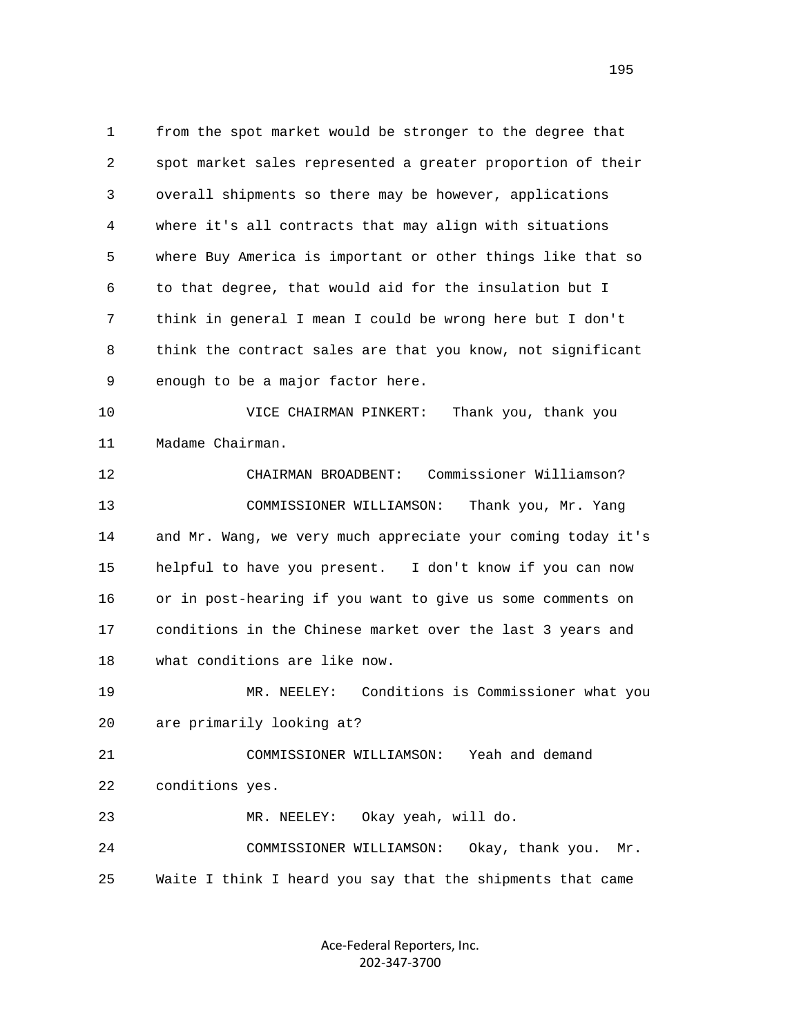1 from the spot market would be stronger to the degree that
2 spot market sales represented a greater proportion of their
3 overall shipments so there may be however, applications
4 where it's all contracts that may align with situations
5 where Buy America is important or other things like that so
6 to that degree, that would aid for the insulation but I
7 think in general I mean I could be wrong here but I don't
8 think the contract sales are that you know, not significant
9 enough to be a major factor here.

10 VICE CHAIRMAN PINKERT: Thank you, thank you
11 Madame Chairman.

12 CHAIRMAN BROADBENT: Commissioner Williamson?

13 COMMISSIONER WILLIAMSON: Thank you, Mr. Yang
14 and Mr. Wang, we very much appreciate your coming today it's
15 helpful to have you present. I don't know if you can now
16 or in post-hearing if you want to give us some comments on
17 conditions in the Chinese market over the last 3 years and
18 what conditions are like now.

19 MR. NEELEY: Conditions is Commissioner what you
20 are primarily looking at?

21 COMMISSIONER WILLIAMSON: Yeah and demand
22 conditions yes.

23 MR. NEELEY: Okay yeah, will do.

24 COMMISSIONER WILLIAMSON: Okay, thank you. Mr.
25 Waite I think I heard you say that the shipments that came

Ace-Federal Reporters, Inc.
202-347-3700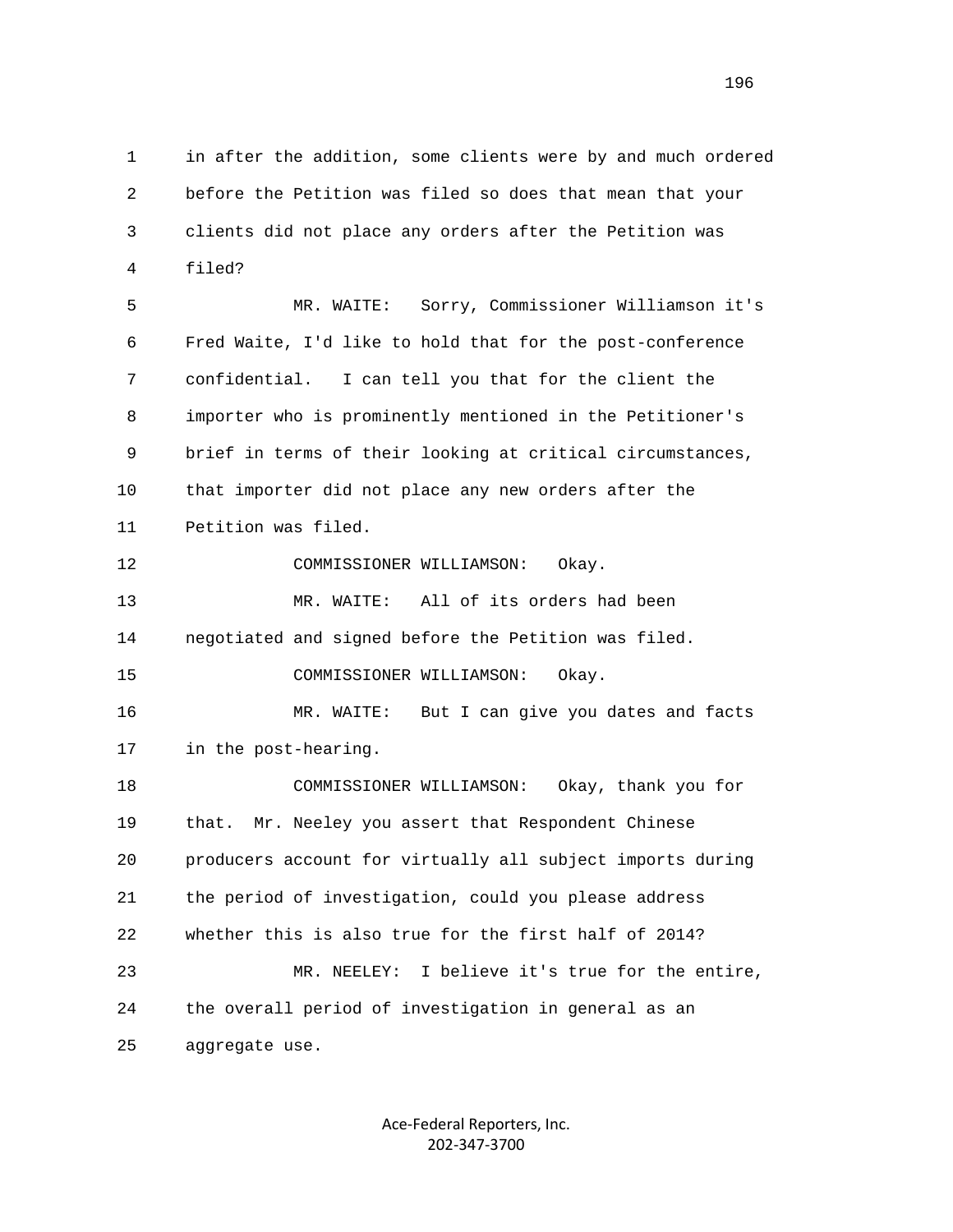1 in after the addition, some clients were by and much ordered
2 before the Petition was filed so does that mean that your
3 clients did not place any orders after the Petition was
4 filed?

5 MR. WAITE: Sorry, Commissioner Williamson it's
6 Fred Waite, I'd like to hold that for the post-conference
7 confidential. I can tell you that for the client the
8 importer who is prominently mentioned in the Petitioner's
9 brief in terms of their looking at critical circumstances,
10 that importer did not place any new orders after the
11 Petition was filed.

12 COMMISSIONER WILLIAMSON: Okay.

13 MR. WAITE: All of its orders had been
14 negotiated and signed before the Petition was filed.

15 COMMISSIONER WILLIAMSON: Okay.

16 MR. WAITE: But I can give you dates and facts
17 in the post-hearing.

18 COMMISSIONER WILLIAMSON: Okay, thank you for
19 that. Mr. Neeley you assert that Respondent Chinese
20 producers account for virtually all subject imports during
21 the period of investigation, could you please address
22 whether this is also true for the first half of 2014?

23 MR. NEELEY: I believe it's true for the entire,
24 the overall period of investigation in general as an
25 aggregate use.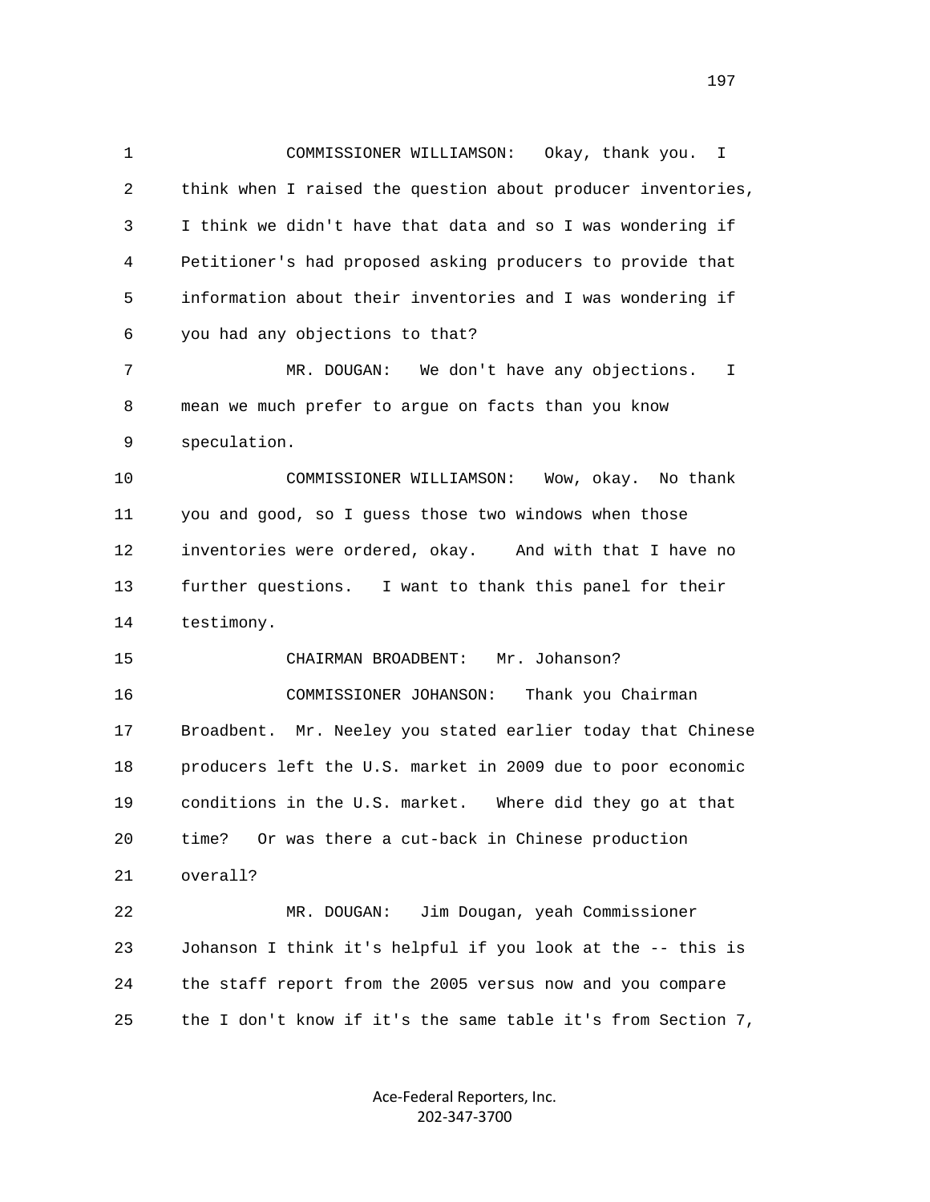1 COMMISSIONER WILLIAMSON: Okay, thank you. I
2 think when I raised the question about producer inventories,
3 I think we didn't have that data and so I was wondering if
4 Petitioner's had proposed asking producers to provide that
5 information about their inventories and I was wondering if
6 you had any objections to that?
7 MR. DOUGAN: We don't have any objections. I
8 mean we much prefer to argue on facts than you know
9 speculation.
10 COMMISSIONER WILLIAMSON: Wow, okay. No thank
11 you and good, so I guess those two windows when those
12 inventories were ordered, okay. And with that I have no
13 further questions. I want to thank this panel for their
14 testimony.
15 CHAIRMAN BROADBENT: Mr. Johanson?
16 COMMISSIONER JOHANSON: Thank you Chairman
17 Broadbent. Mr. Neeley you stated earlier today that Chinese
18 producers left the U.S. market in 2009 due to poor economic
19 conditions in the U.S. market. Where did they go at that
20 time? Or was there a cut-back in Chinese production
21 overall?
22 MR. DOUGAN: Jim Dougan, yeah Commissioner
23 Johanson I think it's helpful if you look at the -- this is
24 the staff report from the 2005 versus now and you compare
25 the I don't know if it's the same table it's from Section 7,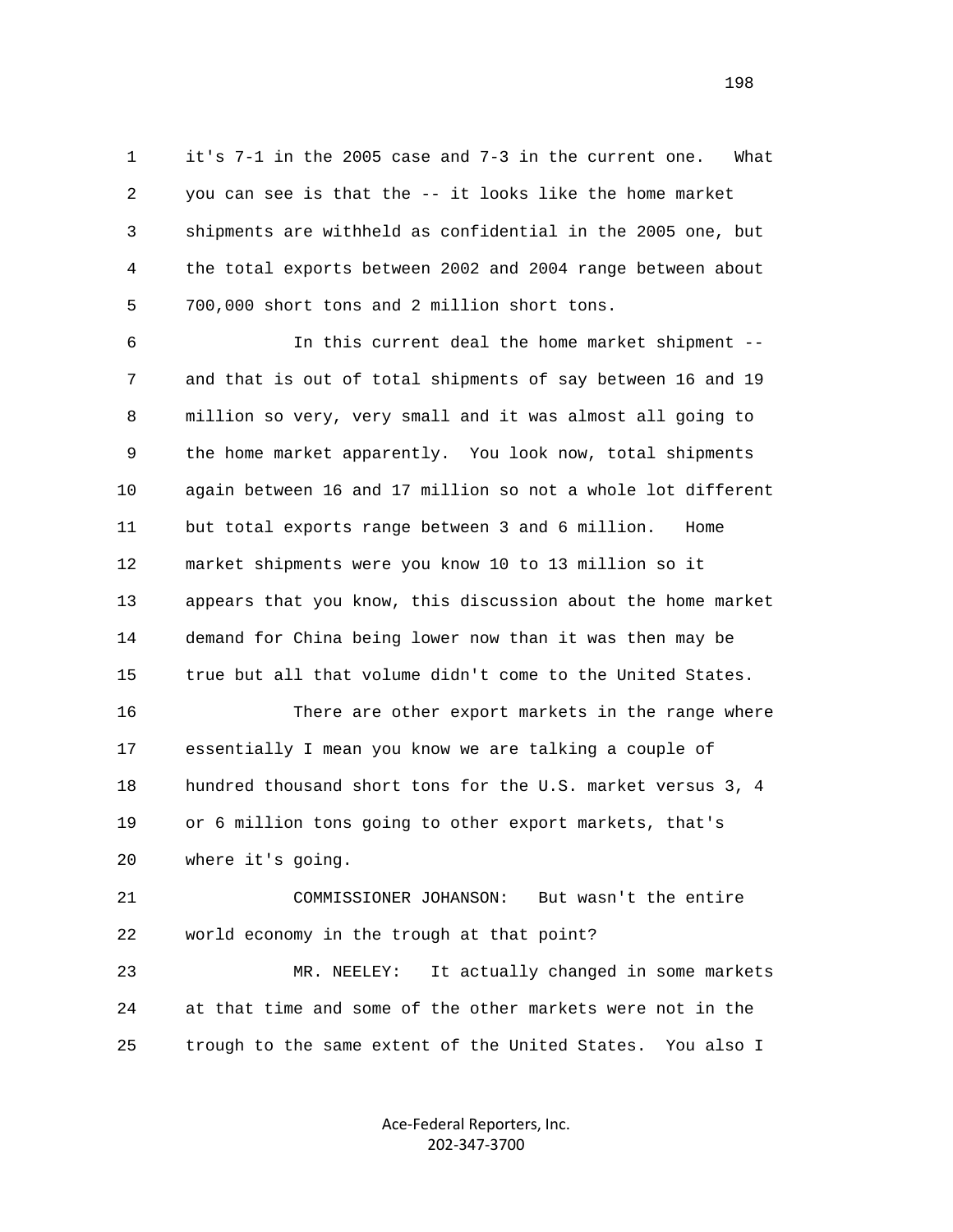it's 7-1 in the 2005 case and 7-3 in the current one. What you can see is that the -- it looks like the home market shipments are withheld as confidential in the 2005 one, but the total exports between 2002 and 2004 range between about 700,000 short tons and 2 million short tons.

In this current deal the home market shipment -- and that is out of total shipments of say between 16 and 19 million so very, very small and it was almost all going to the home market apparently. You look now, total shipments again between 16 and 17 million so not a whole lot different but total exports range between 3 and 6 million. Home market shipments were you know 10 to 13 million so it appears that you know, this discussion about the home market demand for China being lower now than it was then may be true but all that volume didn't come to the United States.

There are other export markets in the range where essentially I mean you know we are talking a couple of hundred thousand short tons for the U.S. market versus 3, 4 or 6 million tons going to other export markets, that's where it's going.

COMMISSIONER JOHANSON: But wasn't the entire world economy in the trough at that point?

MR. NEELEY: It actually changed in some markets at that time and some of the other markets were not in the trough to the same extent of the United States. You also I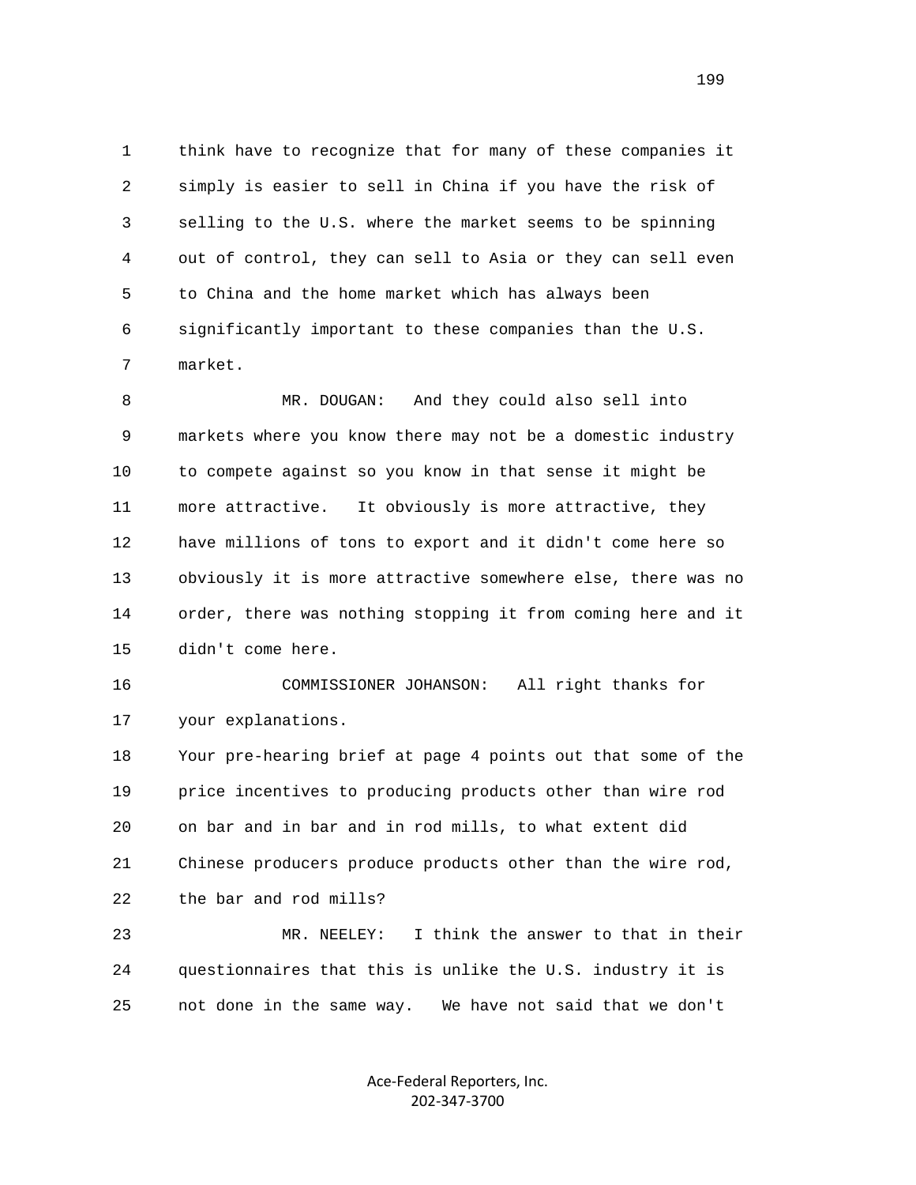think have to recognize that for many of these companies it simply is easier to sell in China if you have the risk of selling to the U.S. where the market seems to be spinning out of control, they can sell to Asia or they can sell even to China and the home market which has always been significantly important to these companies than the U.S. market.

MR. DOUGAN: And they could also sell into markets where you know there may not be a domestic industry to compete against so you know in that sense it might be more attractive. It obviously is more attractive, they have millions of tons to export and it didn't come here so obviously it is more attractive somewhere else, there was no order, there was nothing stopping it from coming here and it didn't come here.

COMMISSIONER JOHANSON: All right thanks for your explanations.

Your pre-hearing brief at page 4 points out that some of the price incentives to producing products other than wire rod on bar and in bar and in rod mills, to what extent did Chinese producers produce products other than the wire rod, the bar and rod mills?

MR. NEELEY: I think the answer to that in their questionnaires that this is unlike the U.S. industry it is not done in the same way. We have not said that we don't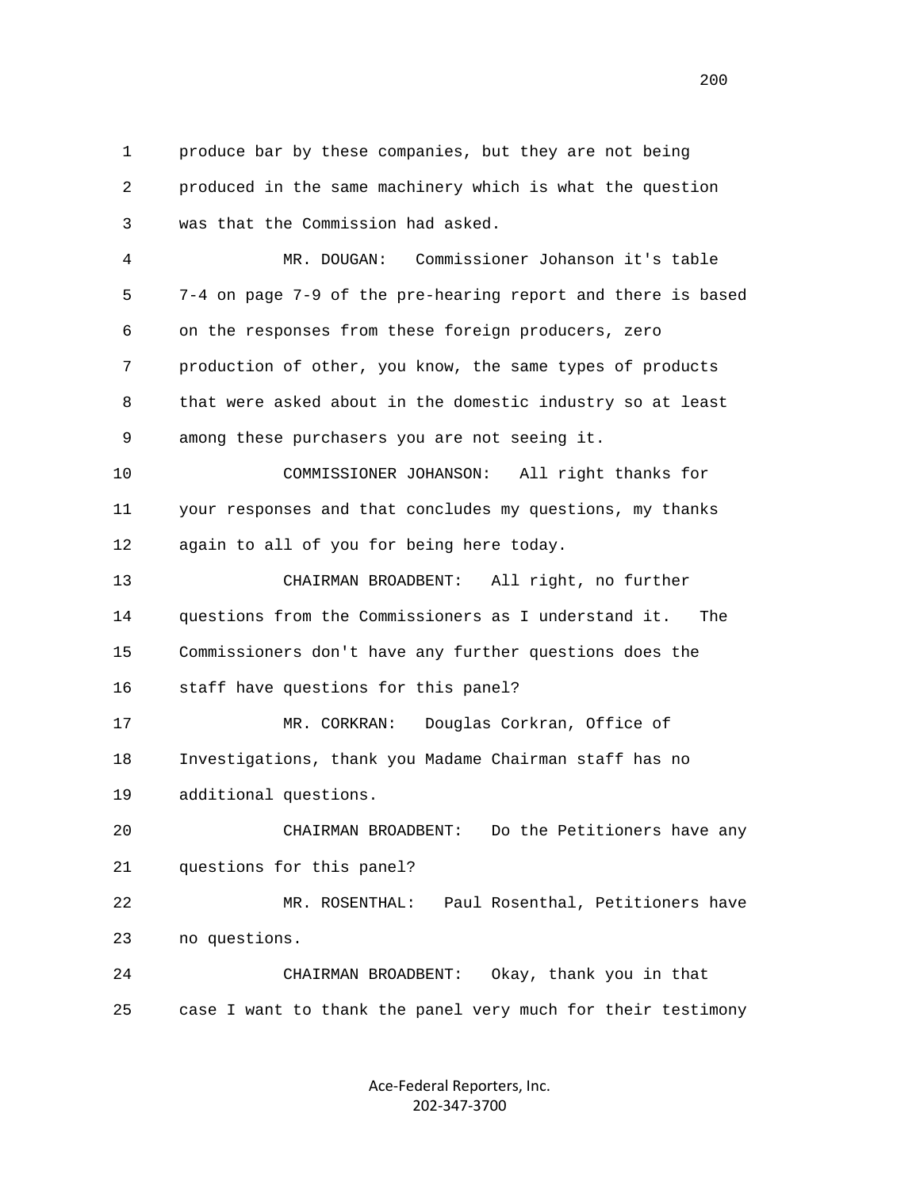1 produce bar by these companies, but they are not being
2 produced in the same machinery which is what the question
3 was that the Commission had asked.

4 MR. DOUGAN: Commissioner Johanson it's table
5 7-4 on page 7-9 of the pre-hearing report and there is based
6 on the responses from these foreign producers, zero
7 production of other, you know, the same types of products
8 that were asked about in the domestic industry so at least
9 among these purchasers you are not seeing it.

10 COMMISSIONER JOHANSON: All right thanks for
11 your responses and that concludes my questions, my thanks
12 again to all of you for being here today.

13 CHAIRMAN BROADBENT: All right, no further
14 questions from the Commissioners as I understand it. The
15 Commissioners don't have any further questions does the
16 staff have questions for this panel?

17 MR. CORKRAN: Douglas Corkran, Office of
18 Investigations, thank you Madame Chairman staff has no
19 additional questions.

20 CHAIRMAN BROADBENT: Do the Petitioners have any
21 questions for this panel?

22 MR. ROSENTHAL: Paul Rosenthal, Petitioners have
23 no questions.

24 CHAIRMAN BROADBENT: Okay, thank you in that
25 case I want to thank the panel very much for their testimony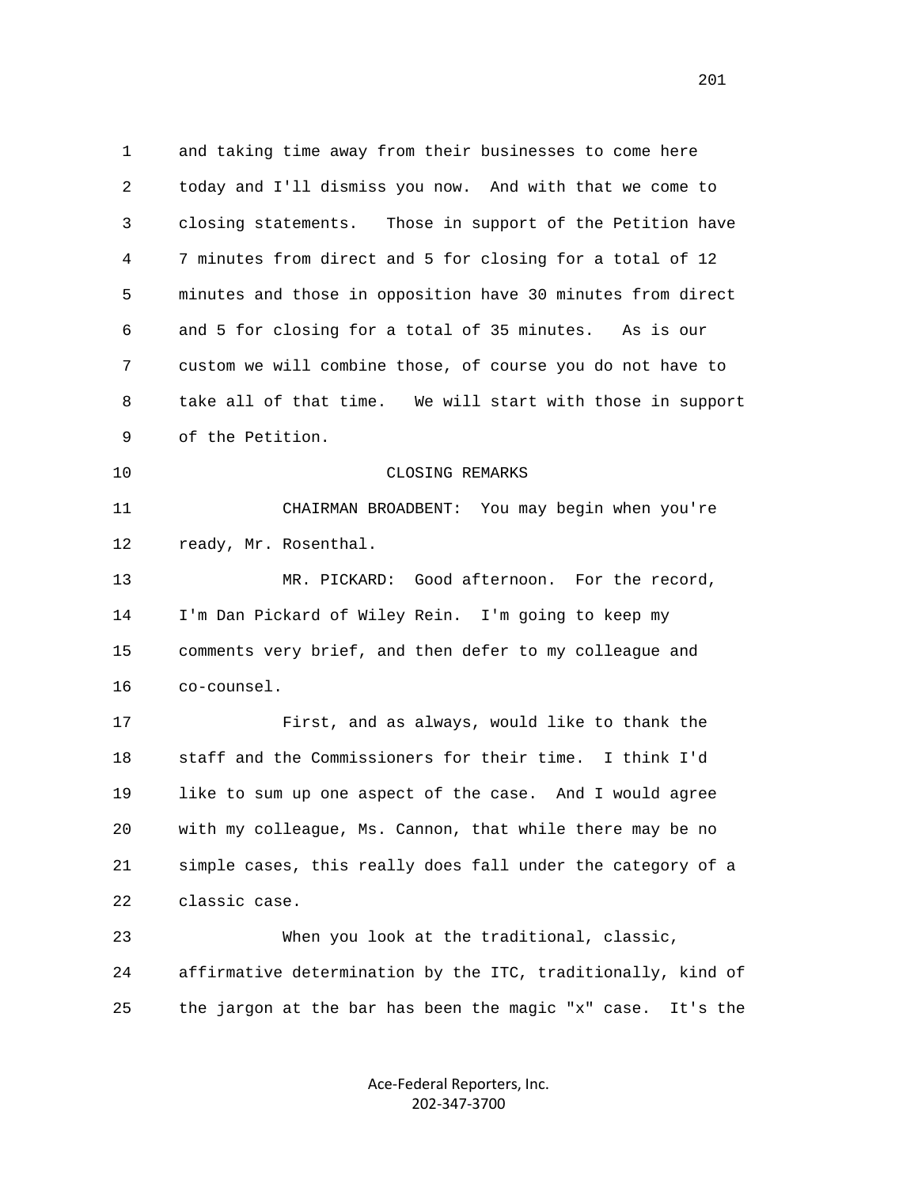1 and taking time away from their businesses to come here
2 today and I'll dismiss you now. And with that we come to
3 closing statements. Those in support of the Petition have
4 7 minutes from direct and 5 for closing for a total of 12
5 minutes and those in opposition have 30 minutes from direct
6 and 5 for closing for a total of 35 minutes. As is our
7 custom we will combine those, of course you do not have to
8 take all of that time. We will start with those in support
9 of the Petition.

10 CLOSING REMARKS

11 CHAIRMAN BROADBENT: You may begin when you're
12 ready, Mr. Rosenthal.

13 MR. PICKARD: Good afternoon. For the record,
14 I'm Dan Pickard of Wiley Rein. I'm going to keep my
15 comments very brief, and then defer to my colleague and
16 co-counsel.

17 First, and as always, would like to thank the
18 staff and the Commissioners for their time. I think I'd
19 like to sum up one aspect of the case. And I would agree
20 with my colleague, Ms. Cannon, that while there may be no
21 simple cases, this really does fall under the category of a
22 classic case.

23 When you look at the traditional, classic,
24 affirmative determination by the ITC, traditionally, kind of
25 the jargon at the bar has been the magic "x" case. It's the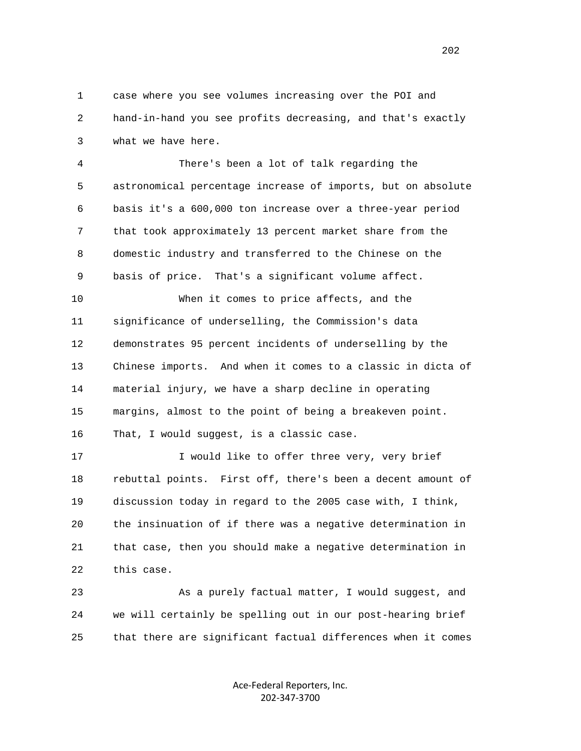case where you see volumes increasing over the POI and hand-in-hand you see profits decreasing, and that's exactly what we have here.

There's been a lot of talk regarding the astronomical percentage increase of imports, but on absolute basis it's a 600,000 ton increase over a three-year period that took approximately 13 percent market share from the domestic industry and transferred to the Chinese on the basis of price. That's a significant volume affect.

When it comes to price affects, and the significance of underselling, the Commission's data demonstrates 95 percent incidents of underselling by the Chinese imports. And when it comes to a classic in dicta of material injury, we have a sharp decline in operating margins, almost to the point of being a breakeven point. That, I would suggest, is a classic case.

I would like to offer three very, very brief rebuttal points. First off, there's been a decent amount of discussion today in regard to the 2005 case with, I think, the insinuation of if there was a negative determination in that case, then you should make a negative determination in this case.

As a purely factual matter, I would suggest, and we will certainly be spelling out in our post-hearing brief that there are significant factual differences when it comes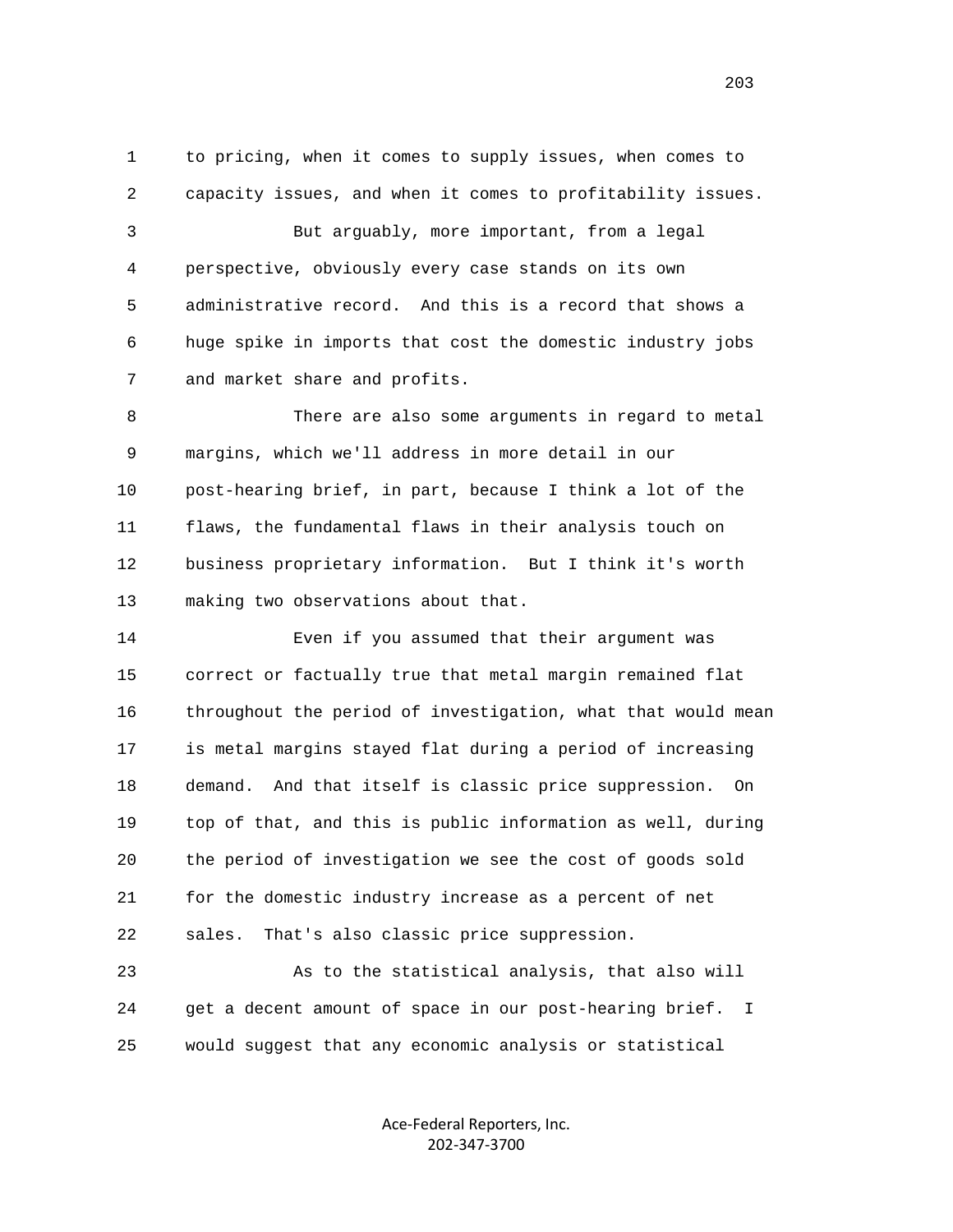to pricing, when it comes to supply issues, when comes to capacity issues, and when it comes to profitability issues.

But arguably, more important, from a legal perspective, obviously every case stands on its own administrative record. And this is a record that shows a huge spike in imports that cost the domestic industry jobs and market share and profits.

There are also some arguments in regard to metal margins, which we'll address in more detail in our post-hearing brief, in part, because I think a lot of the flaws, the fundamental flaws in their analysis touch on business proprietary information. But I think it's worth making two observations about that.

Even if you assumed that their argument was correct or factually true that metal margin remained flat throughout the period of investigation, what that would mean is metal margins stayed flat during a period of increasing demand. And that itself is classic price suppression. On top of that, and this is public information as well, during the period of investigation we see the cost of goods sold for the domestic industry increase as a percent of net sales. That's also classic price suppression.

As to the statistical analysis, that also will get a decent amount of space in our post-hearing brief. I would suggest that any economic analysis or statistical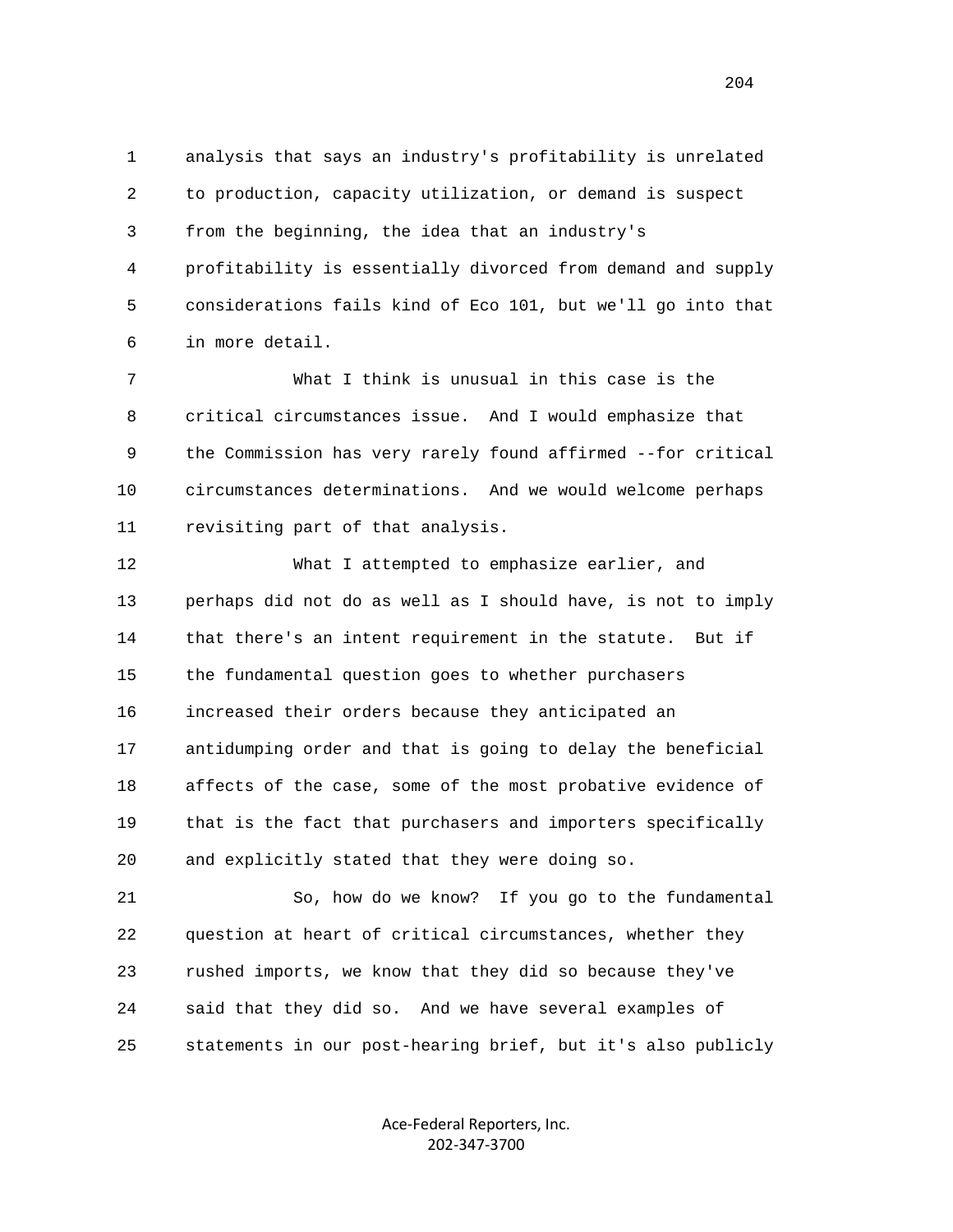analysis that says an industry's profitability is unrelated to production, capacity utilization, or demand is suspect from the beginning, the idea that an industry's profitability is essentially divorced from demand and supply considerations fails kind of Eco 101, but we'll go into that in more detail.

What I think is unusual in this case is the critical circumstances issue. And I would emphasize that the Commission has very rarely found affirmed --for critical circumstances determinations. And we would welcome perhaps revisiting part of that analysis.

What I attempted to emphasize earlier, and perhaps did not do as well as I should have, is not to imply that there's an intent requirement in the statute. But if the fundamental question goes to whether purchasers increased their orders because they anticipated an antidumping order and that is going to delay the beneficial affects of the case, some of the most probative evidence of that is the fact that purchasers and importers specifically and explicitly stated that they were doing so.

So, how do we know? If you go to the fundamental question at heart of critical circumstances, whether they rushed imports, we know that they did so because they've said that they did so. And we have several examples of statements in our post-hearing brief, but it's also publicly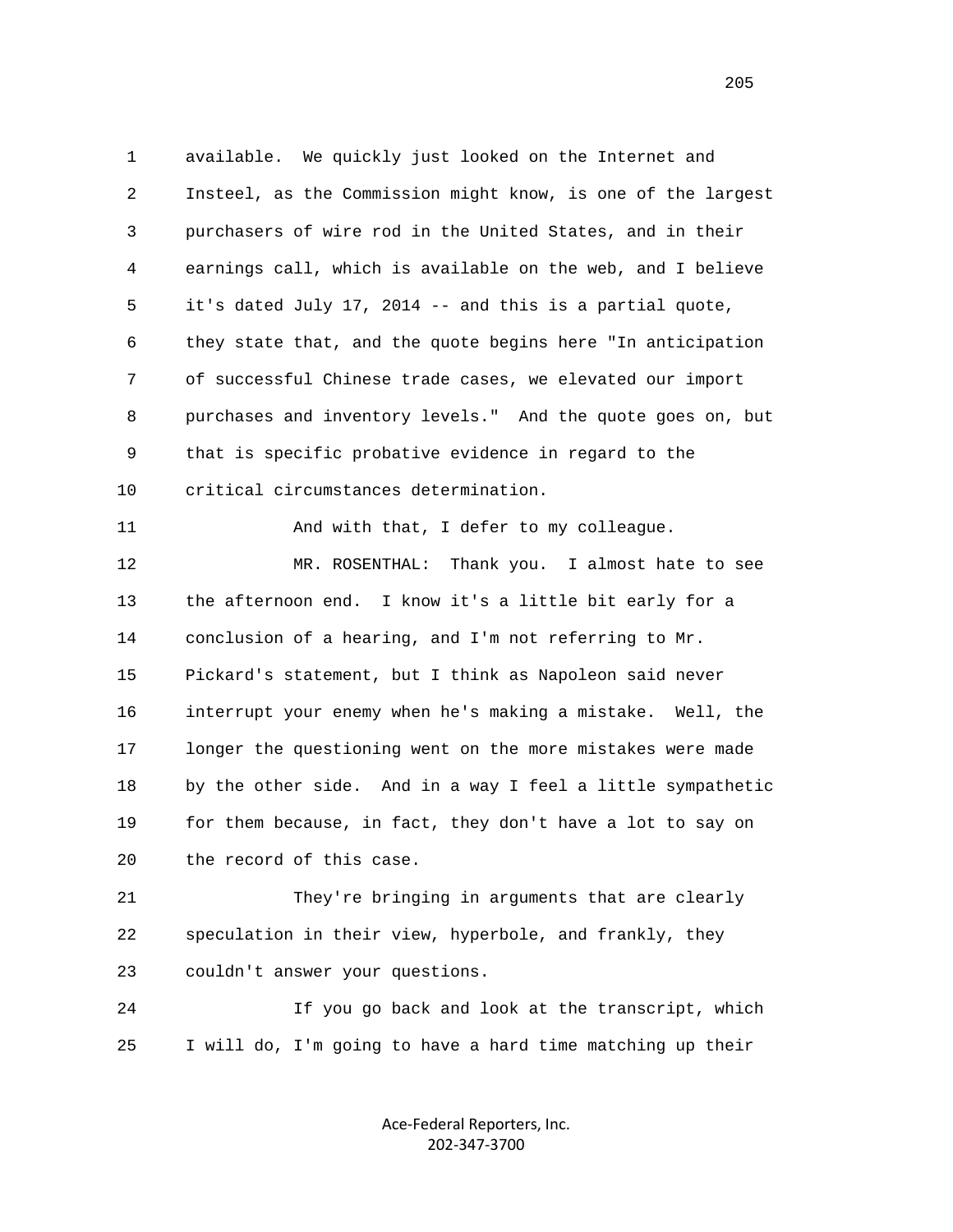available. We quickly just looked on the Internet and Insteel, as the Commission might know, is one of the largest purchasers of wire rod in the United States, and in their earnings call, which is available on the web, and I believe it's dated July 17, 2014 -- and this is a partial quote, they state that, and the quote begins here "In anticipation of successful Chinese trade cases, we elevated our import purchases and inventory levels." And the quote goes on, but that is specific probative evidence in regard to the critical circumstances determination.

And with that, I defer to my colleague.

MR. ROSENTHAL: Thank you. I almost hate to see the afternoon end. I know it's a little bit early for a conclusion of a hearing, and I'm not referring to Mr. Pickard's statement, but I think as Napoleon said never interrupt your enemy when he's making a mistake. Well, the longer the questioning went on the more mistakes were made by the other side. And in a way I feel a little sympathetic for them because, in fact, they don't have a lot to say on the record of this case.

They're bringing in arguments that are clearly speculation in their view, hyperbole, and frankly, they couldn't answer your questions.

If you go back and look at the transcript, which I will do, I'm going to have a hard time matching up their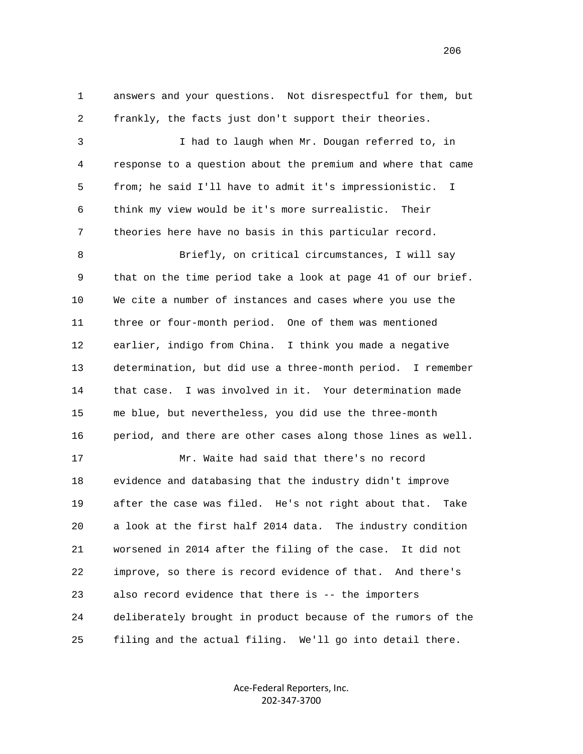answers and your questions. Not disrespectful for them, but frankly, the facts just don't support their theories.

I had to laugh when Mr. Dougan referred to, in response to a question about the premium and where that came from; he said I'll have to admit it's impressionistic. I think my view would be it's more surrealistic. Their theories here have no basis in this particular record.

Briefly, on critical circumstances, I will say that on the time period take a look at page 41 of our brief. We cite a number of instances and cases where you use the three or four-month period. One of them was mentioned earlier, indigo from China. I think you made a negative determination, but did use a three-month period. I remember that case. I was involved in it. Your determination made me blue, but nevertheless, you did use the three-month period, and there are other cases along those lines as well.

Mr. Waite had said that there's no record evidence and databasing that the industry didn't improve after the case was filed. He's not right about that. Take a look at the first half 2014 data. The industry condition worsened in 2014 after the filing of the case. It did not improve, so there is record evidence of that. And there's also record evidence that there is -- the importers deliberately brought in product because of the rumors of the filing and the actual filing. We'll go into detail there.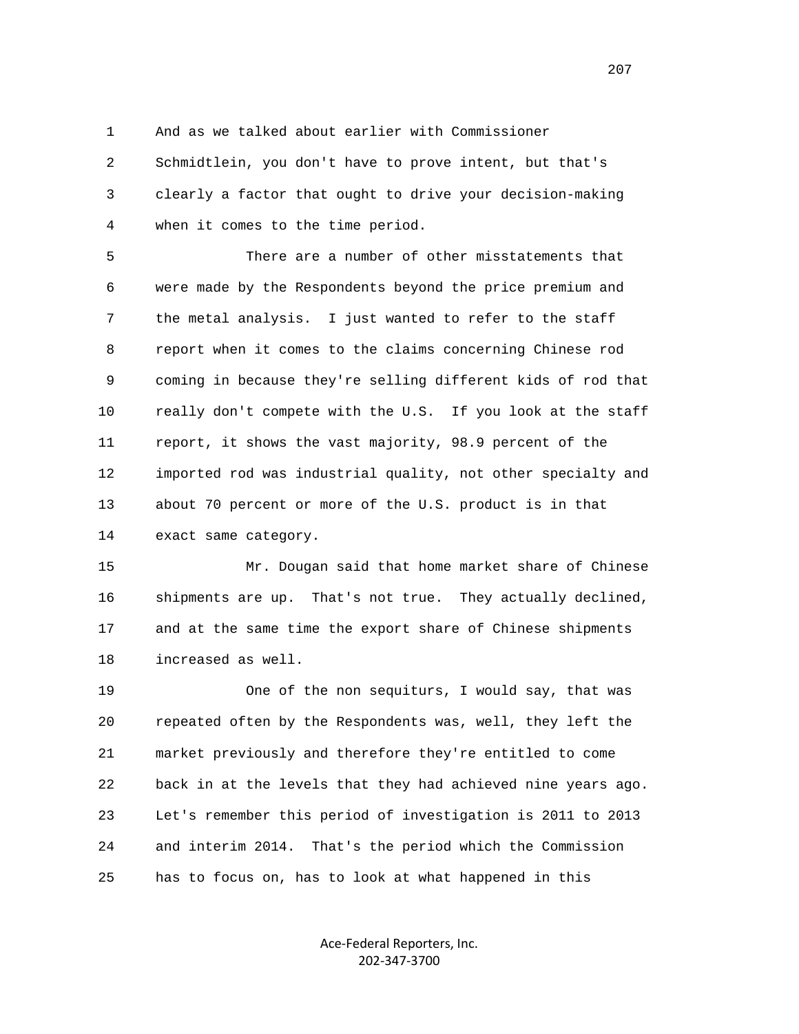And as we talked about earlier with Commissioner Schmidtlein, you don't have to prove intent, but that's clearly a factor that ought to drive your decision-making when it comes to the time period.

There are a number of other misstatements that were made by the Respondents beyond the price premium and the metal analysis. I just wanted to refer to the staff report when it comes to the claims concerning Chinese rod coming in because they're selling different kids of rod that really don't compete with the U.S. If you look at the staff report, it shows the vast majority, 98.9 percent of the imported rod was industrial quality, not other specialty and about 70 percent or more of the U.S. product is in that exact same category.

Mr. Dougan said that home market share of Chinese shipments are up. That's not true. They actually declined, and at the same time the export share of Chinese shipments increased as well.

One of the non sequiturs, I would say, that was repeated often by the Respondents was, well, they left the market previously and therefore they're entitled to come back in at the levels that they had achieved nine years ago. Let's remember this period of investigation is 2011 to 2013 and interim 2014. That's the period which the Commission has to focus on, has to look at what happened in this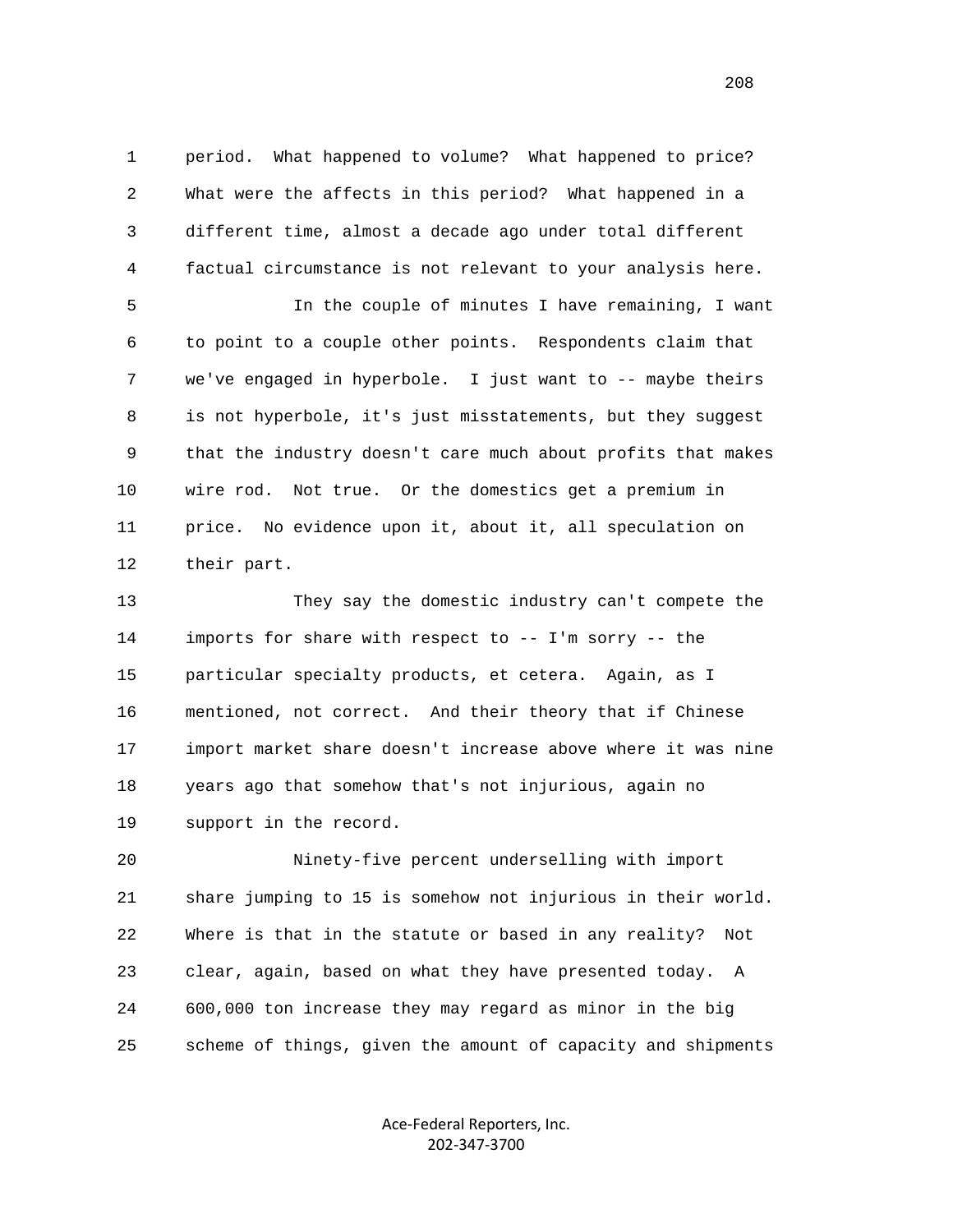1 period. What happened to volume? What happened to price?
2 What were the affects in this period? What happened in a
3 different time, almost a decade ago under total different
4 factual circumstance is not relevant to your analysis here.

5 In the couple of minutes I have remaining, I want
6 to point to a couple other points. Respondents claim that
7 we've engaged in hyperbole. I just want to -- maybe theirs
8 is not hyperbole, it's just misstatements, but they suggest
9 that the industry doesn't care much about profits that makes
10 wire rod. Not true. Or the domestics get a premium in
11 price. No evidence upon it, about it, all speculation on
12 their part.

13 They say the domestic industry can't compete the
14 imports for share with respect to -- I'm sorry -- the
15 particular specialty products, et cetera. Again, as I
16 mentioned, not correct. And their theory that if Chinese
17 import market share doesn't increase above where it was nine
18 years ago that somehow that's not injurious, again no
19 support in the record.

20 Ninety-five percent underselling with import
21 share jumping to 15 is somehow not injurious in their world.
22 Where is that in the statute or based in any reality? Not
23 clear, again, based on what they have presented today. A
24 600,000 ton increase they may regard as minor in the big
25 scheme of things, given the amount of capacity and shipments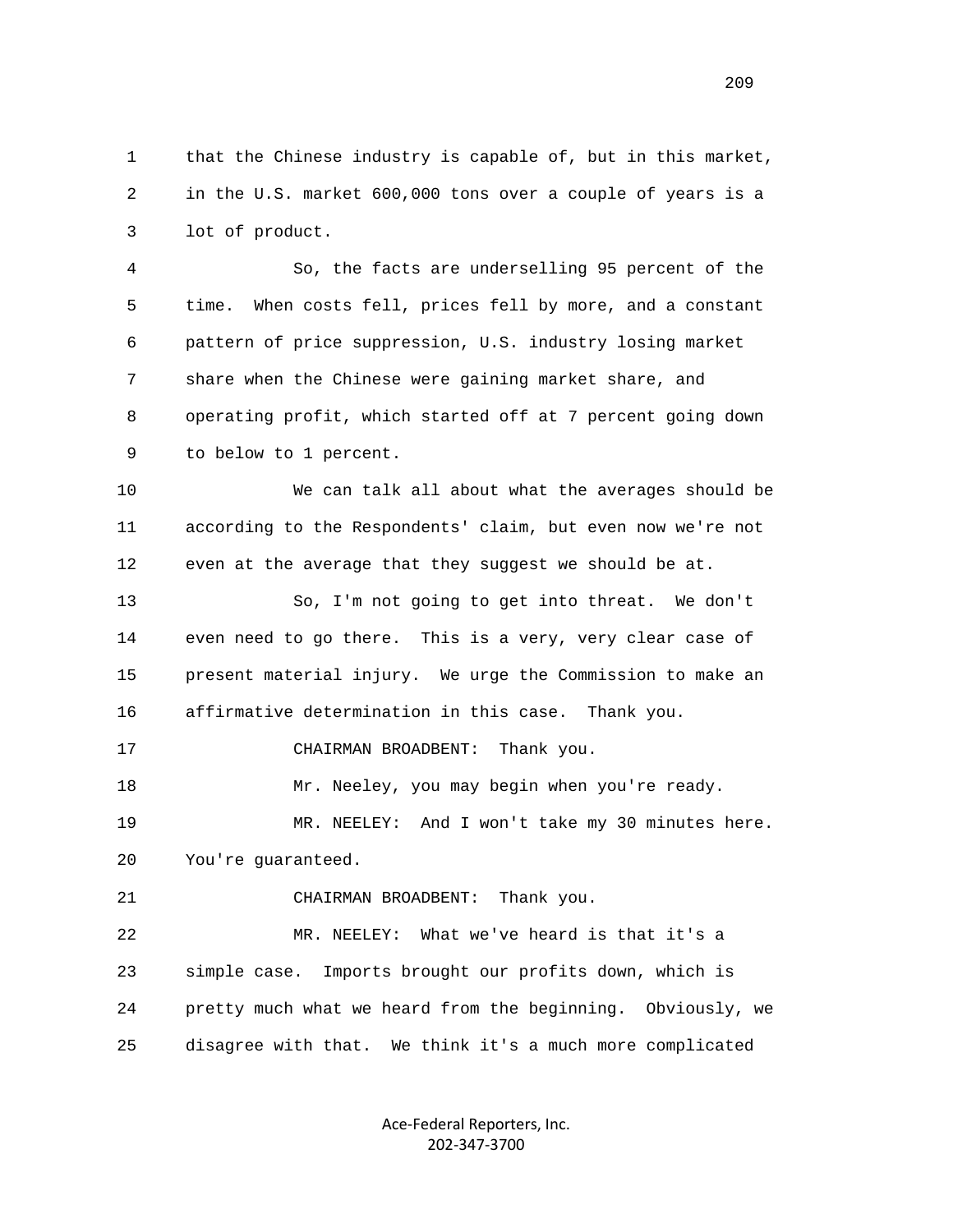that the Chinese industry is capable of, but in this market, in the U.S. market 600,000 tons over a couple of years is a lot of product.

So, the facts are underselling 95 percent of the time. When costs fell, prices fell by more, and a constant pattern of price suppression, U.S. industry losing market share when the Chinese were gaining market share, and operating profit, which started off at 7 percent going down to below to 1 percent.

We can talk all about what the averages should be according to the Respondents' claim, but even now we're not even at the average that they suggest we should be at.

So, I'm not going to get into threat. We don't even need to go there. This is a very, very clear case of present material injury. We urge the Commission to make an affirmative determination in this case. Thank you.

CHAIRMAN BROADBENT: Thank you.

Mr. Neeley, you may begin when you're ready.

MR. NEELEY: And I won't take my 30 minutes here. You're guaranteed.

CHAIRMAN BROADBENT: Thank you.

MR. NEELEY: What we've heard is that it's a simple case. Imports brought our profits down, which is pretty much what we heard from the beginning. Obviously, we disagree with that. We think it's a much more complicated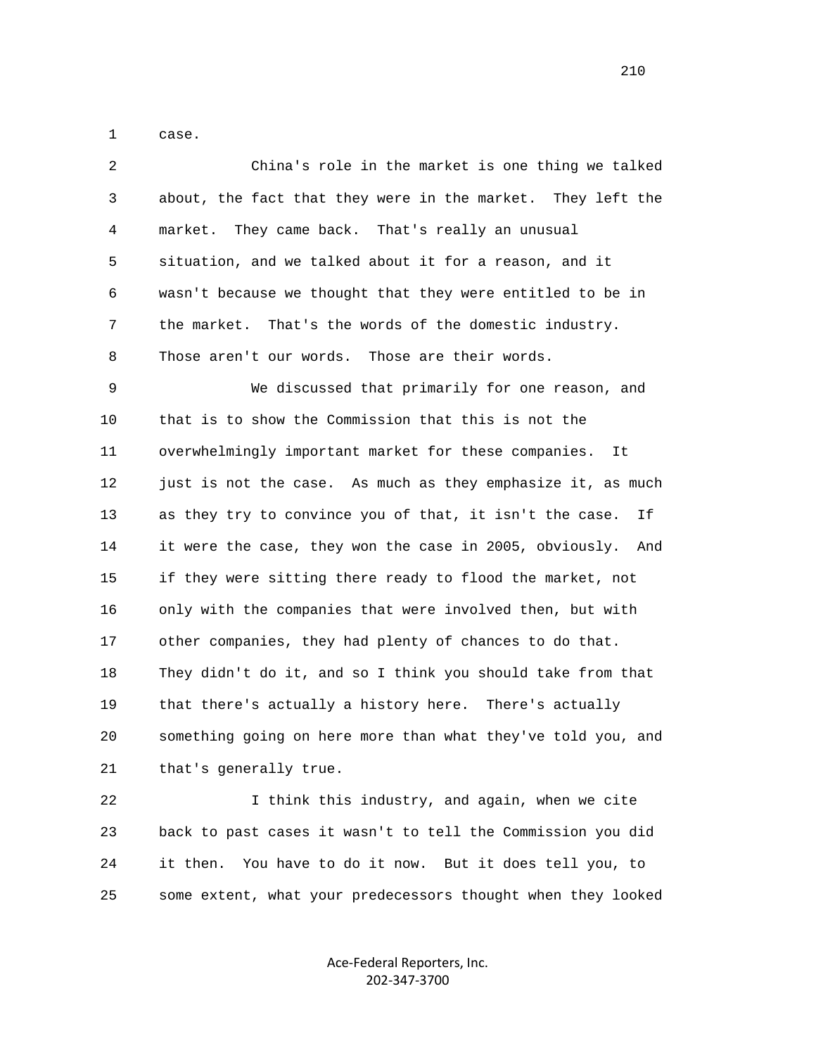case.

China's role in the market is one thing we talked about, the fact that they were in the market. They left the market. They came back. That's really an unusual situation, and we talked about it for a reason, and it wasn't because we thought that they were entitled to be in the market. That's the words of the domestic industry. Those aren't our words. Those are their words.

We discussed that primarily for one reason, and that is to show the Commission that this is not the overwhelmingly important market for these companies. It just is not the case. As much as they emphasize it, as much as they try to convince you of that, it isn't the case. If it were the case, they won the case in 2005, obviously. And if they were sitting there ready to flood the market, not only with the companies that were involved then, but with other companies, they had plenty of chances to do that. They didn't do it, and so I think you should take from that that there's actually a history here. There's actually something going on here more than what they've told you, and that's generally true.

I think this industry, and again, when we cite back to past cases it wasn't to tell the Commission you did it then. You have to do it now. But it does tell you, to some extent, what your predecessors thought when they looked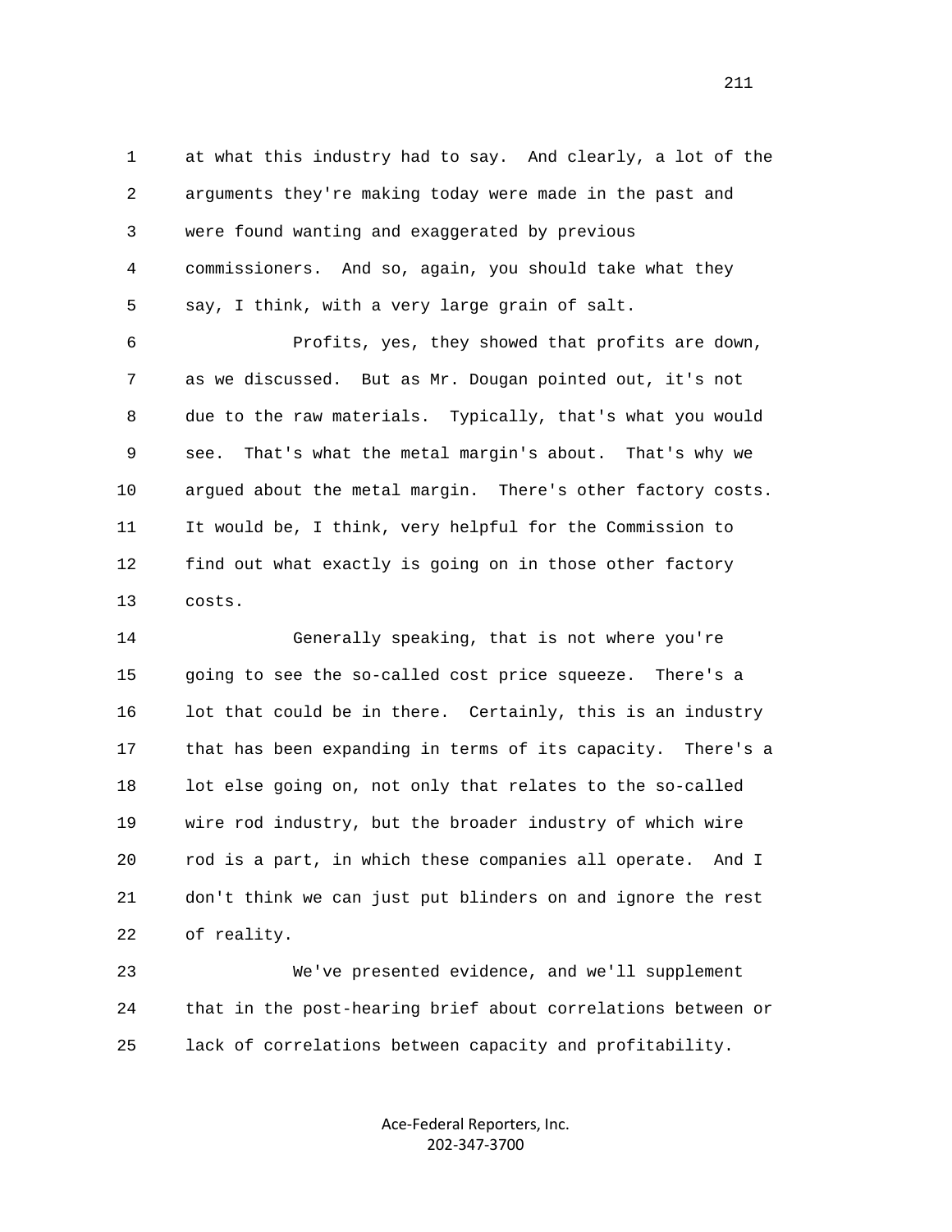at what this industry had to say. And clearly, a lot of the arguments they're making today were made in the past and were found wanting and exaggerated by previous commissioners. And so, again, you should take what they say, I think, with a very large grain of salt.

Profits, yes, they showed that profits are down, as we discussed. But as Mr. Dougan pointed out, it's not due to the raw materials. Typically, that's what you would see. That's what the metal margin's about. That's why we argued about the metal margin. There's other factory costs. It would be, I think, very helpful for the Commission to find out what exactly is going on in those other factory costs.

Generally speaking, that is not where you're going to see the so-called cost price squeeze. There's a lot that could be in there. Certainly, this is an industry that has been expanding in terms of its capacity. There's a lot else going on, not only that relates to the so-called wire rod industry, but the broader industry of which wire rod is a part, in which these companies all operate. And I don't think we can just put blinders on and ignore the rest of reality.

We've presented evidence, and we'll supplement that in the post-hearing brief about correlations between or lack of correlations between capacity and profitability.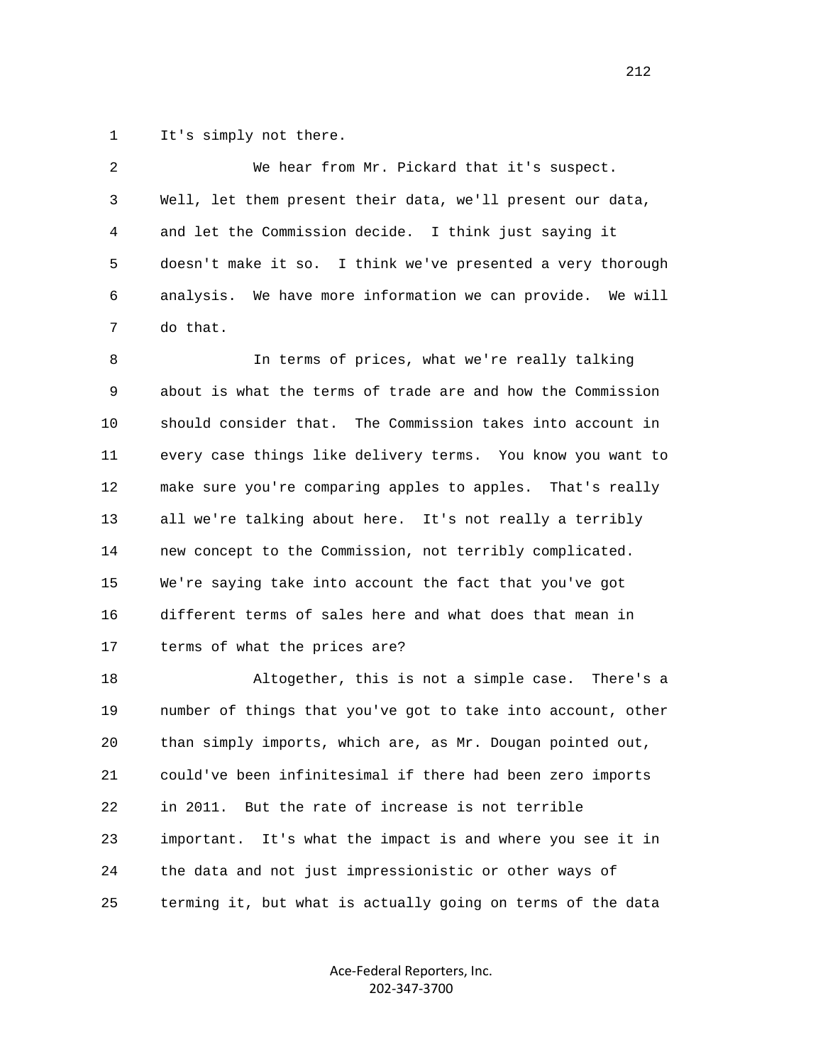It's simply not there.

We hear from Mr. Pickard that it's suspect. Well, let them present their data, we'll present our data, and let the Commission decide. I think just saying it doesn't make it so. I think we've presented a very thorough analysis. We have more information we can provide. We will do that.

In terms of prices, what we're really talking about is what the terms of trade are and how the Commission should consider that. The Commission takes into account in every case things like delivery terms. You know you want to make sure you're comparing apples to apples. That's really all we're talking about here. It's not really a terribly new concept to the Commission, not terribly complicated. We're saying take into account the fact that you've got different terms of sales here and what does that mean in terms of what the prices are?

Altogether, this is not a simple case. There's a number of things that you've got to take into account, other than simply imports, which are, as Mr. Dougan pointed out, could've been infinitesimal if there had been zero imports in 2011. But the rate of increase is not terrible important. It's what the impact is and where you see it in the data and not just impressionistic or other ways of terming it, but what is actually going on terms of the data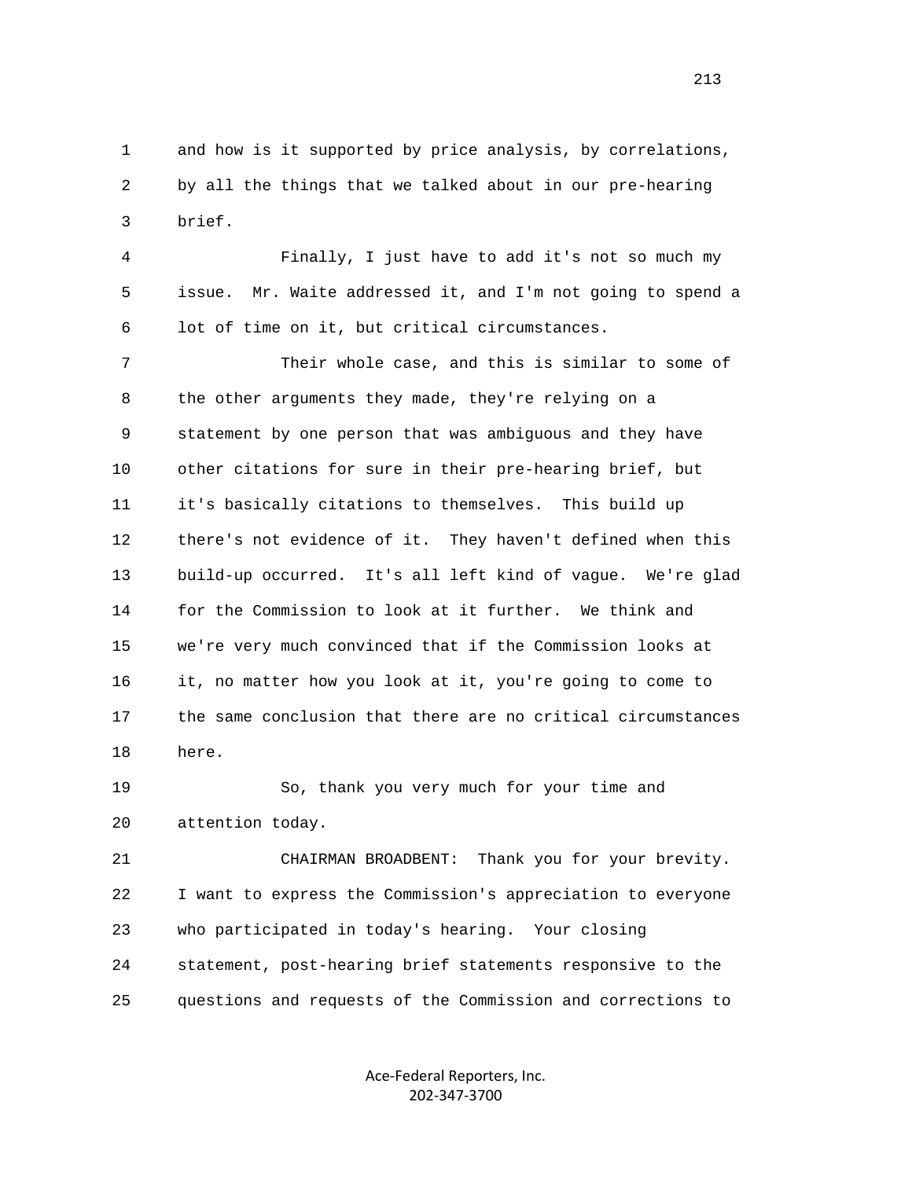and how is it supported by price analysis, by correlations, by all the things that we talked about in our pre-hearing brief.

Finally, I just have to add it's not so much my issue. Mr. Waite addressed it, and I'm not going to spend a lot of time on it, but critical circumstances.

Their whole case, and this is similar to some of the other arguments they made, they're relying on a statement by one person that was ambiguous and they have other citations for sure in their pre-hearing brief, but it's basically citations to themselves. This build up there's not evidence of it. They haven't defined when this build-up occurred. It's all left kind of vague. We're glad for the Commission to look at it further. We think and we're very much convinced that if the Commission looks at it, no matter how you look at it, you're going to come to the same conclusion that there are no critical circumstances here.

So, thank you very much for your time and attention today.

CHAIRMAN BROADBENT: Thank you for your brevity. I want to express the Commission's appreciation to everyone who participated in today's hearing. Your closing statement, post-hearing brief statements responsive to the questions and requests of the Commission and corrections to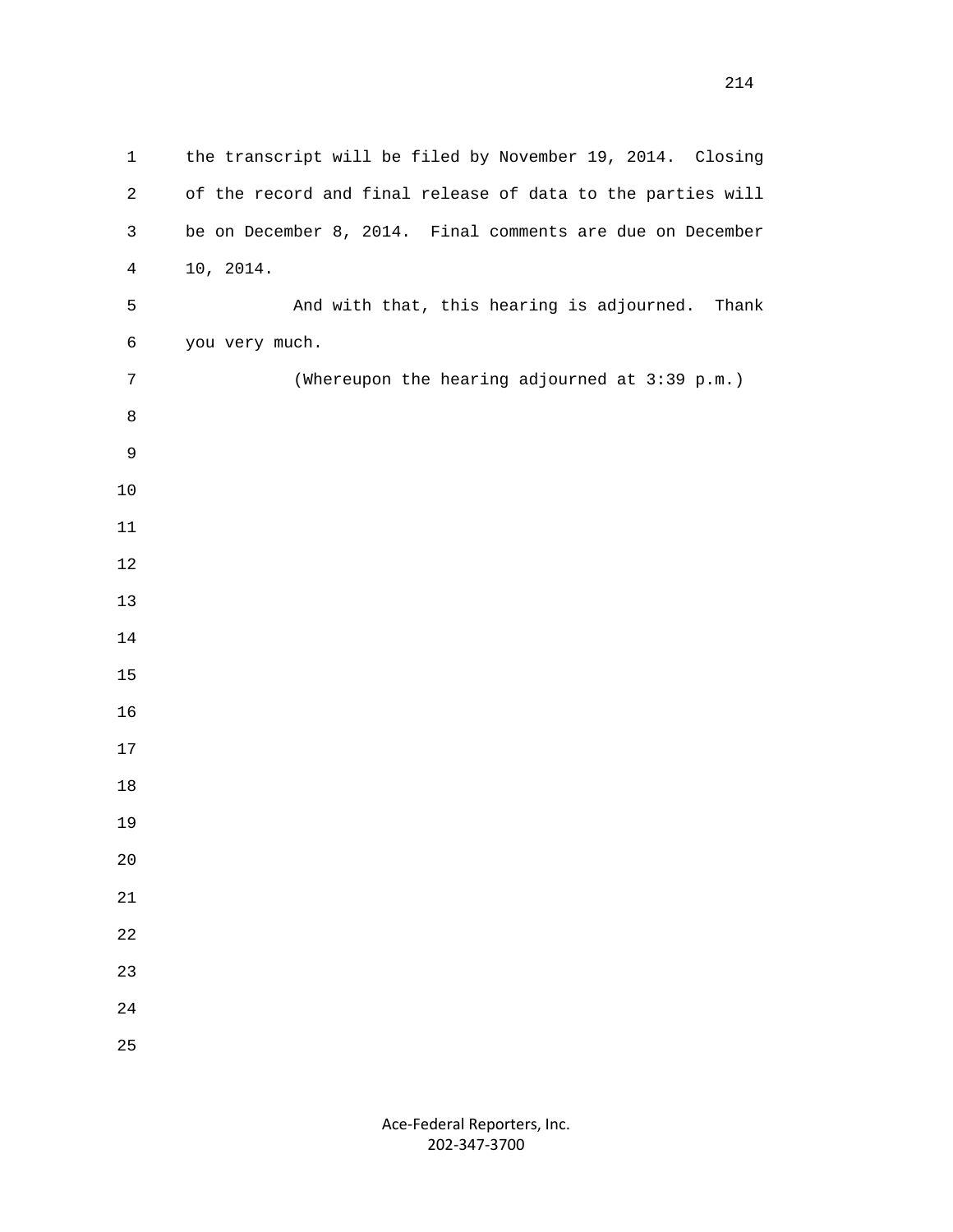the transcript will be filed by November 19, 2014. Closing of the record and final release of data to the parties will be on December 8, 2014. Final comments are due on December 10, 2014.

And with that, this hearing is adjourned. Thank you very much.

(Whereupon the hearing adjourned at 3:39 p.m.)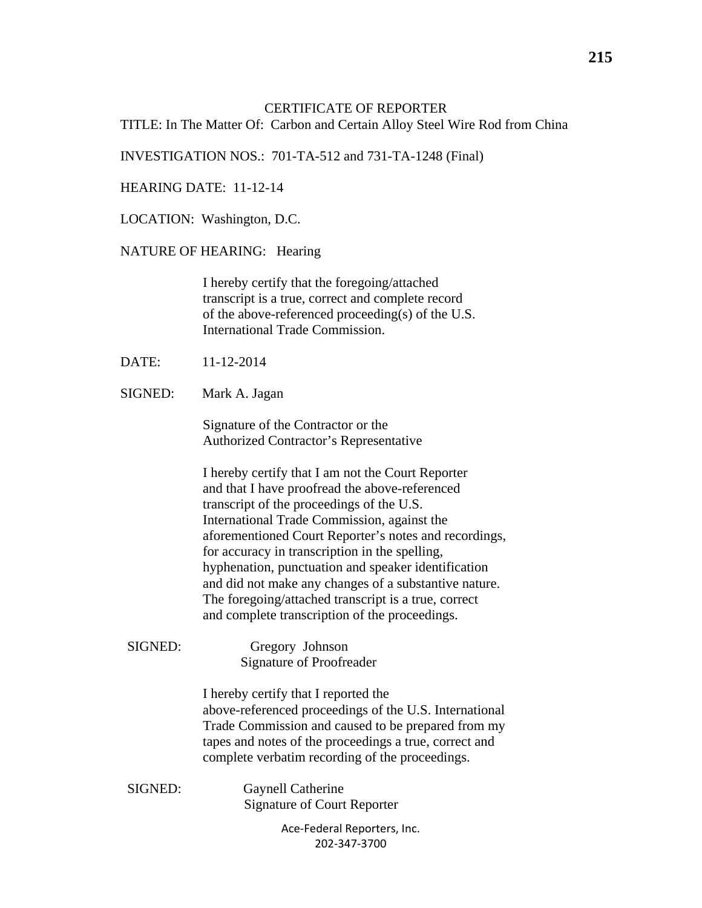# CERTIFICATE OF REPORTER

TITLE: In The Matter Of: Carbon and Certain Alloy Steel Wire Rod from China

INVESTIGATION NOS.: 701-TA-512 and 731-TA-1248 (Final)

HEARING DATE: 11-12-14

LOCATION: Washington, D.C.

NATURE OF HEARING: Hearing

I hereby certify that the foregoing/attached transcript is a true, correct and complete record of the above-referenced proceeding(s) of the U.S. International Trade Commission.

DATE: 11-12-2014

SIGNED: Mark A. Jagan

Signature of the Contractor or the Authorized Contractor's Representative

I hereby certify that I am not the Court Reporter and that I have proofread the above-referenced transcript of the proceedings of the U.S. International Trade Commission, against the aforementioned Court Reporter's notes and recordings, for accuracy in transcription in the spelling, hyphenation, punctuation and speaker identification and did not make any changes of a substantive nature. The foregoing/attached transcript is a true, correct and complete transcription of the proceedings.

SIGNED: Gregory Johnson
Signature of Proofreader

I hereby certify that I reported the above-referenced proceedings of the U.S. International Trade Commission and caused to be prepared from my tapes and notes of the proceedings a true, correct and complete verbatim recording of the proceedings.

SIGNED: Gaynell Catherine
Signature of Court Reporter